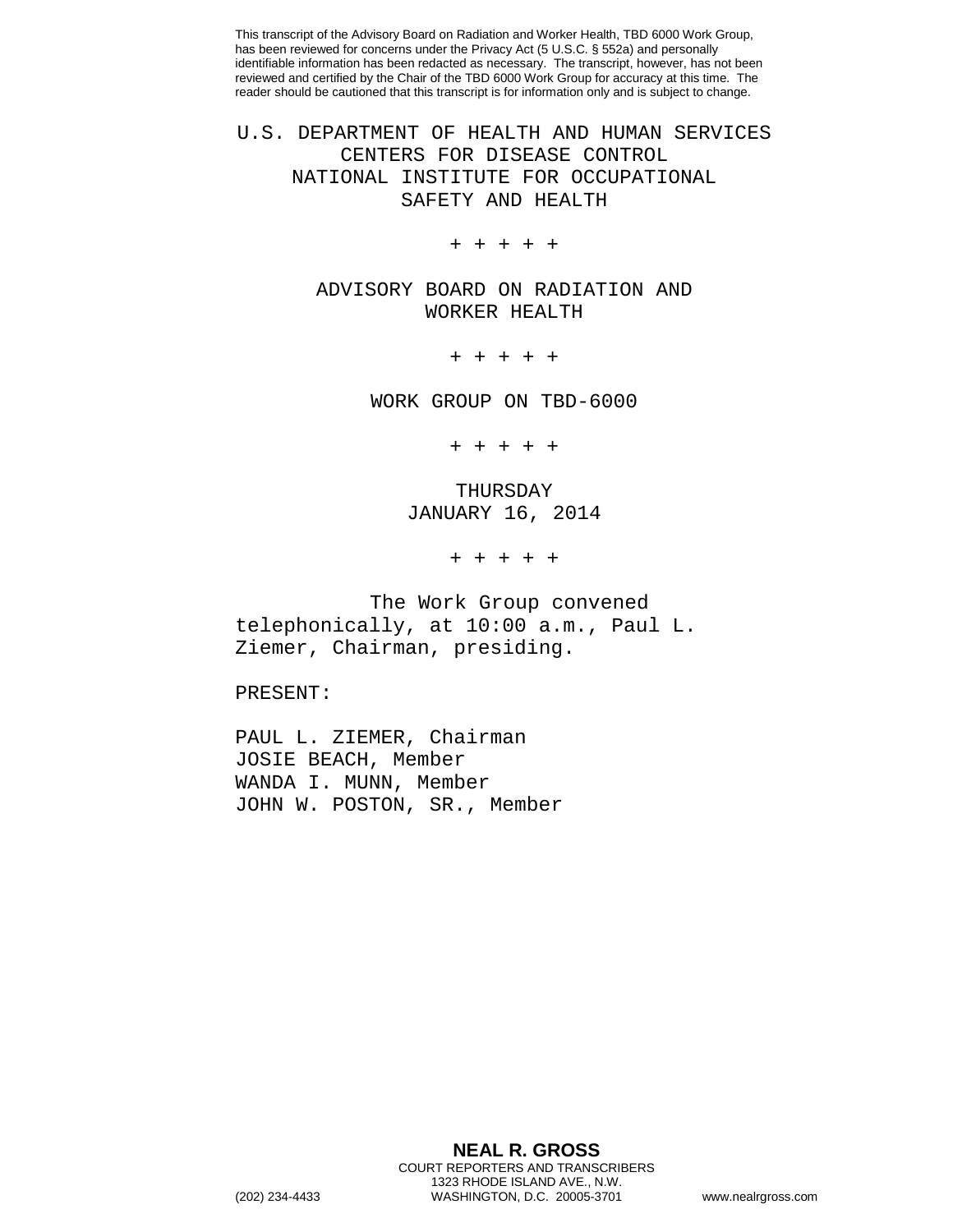This transcript of the Advisory Board on Radiation and Worker Health, TBD 6000 Work Group, has been reviewed for concerns under the Privacy Act (5 U.S.C. § 552a) and personally identifiable information has been redacted as necessary. The transcript, however, has not been reviewed and certified by the Chair of the TBD 6000 Work Group for accuracy at this time. The reader should be cautioned that this transcript is for information only and is subject to change.

# U.S. DEPARTMENT OF HEALTH AND HUMAN SERVICES
# CENTERS FOR DISEASE CONTROL
# NATIONAL INSTITUTE FOR OCCUPATIONAL SAFETY AND HEALTH

+ + + + +

## ADVISORY BOARD ON RADIATION AND WORKER HEALTH

+ + + + +

## WORK GROUP ON TBD-6000

+ + + + +

THURSDAY
JANUARY 16, 2014

+ + + + +

The Work Group convened telephonically, at 10:00 a.m., Paul L. Ziemer, Chairman, presiding.

PRESENT:

PAUL L. ZIEMER, Chairman
JOSIE BEACH, Member
WANDA I. MUNN, Member
JOHN W. POSTON, SR., Member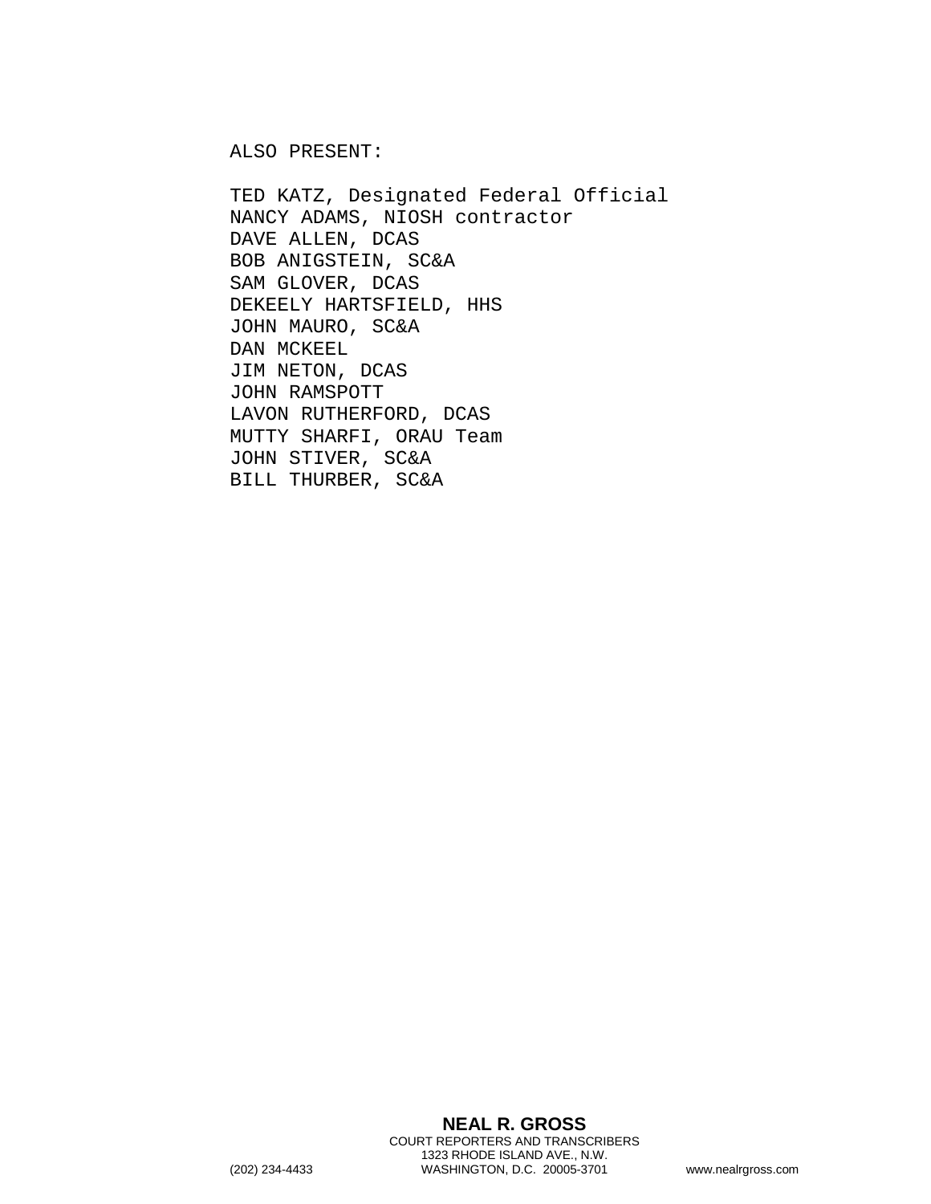ALSO PRESENT:

TED KATZ, Designated Federal Official
NANCY ADAMS, NIOSH contractor
DAVE ALLEN, DCAS
BOB ANIGSTEIN, SC&A
SAM GLOVER, DCAS
DEKEELY HARTSFIELD, HHS
JOHN MAURO, SC&A
DAN MCKEEL
JIM NETON, DCAS
JOHN RAMSPOTT
LAVON RUTHERFORD, DCAS
MUTTY SHARFI, ORAU Team
JOHN STIVER, SC&A
BILL THURBER, SC&A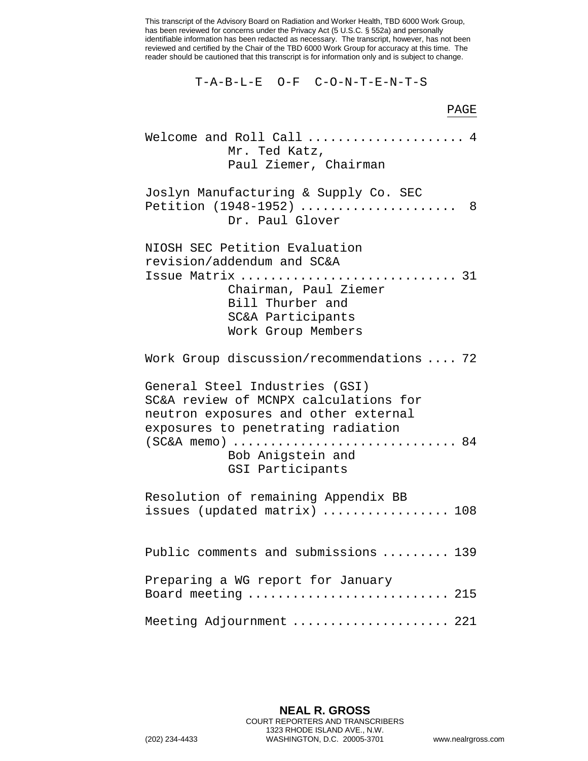This transcript of the Advisory Board on Radiation and Worker Health, TBD 6000 Work Group, has been reviewed for concerns under the Privacy Act (5 U.S.C. § 552a) and personally identifiable information has been redacted as necessary. The transcript, however, has not been reviewed and certified by the Chair of the TBD 6000 Work Group for accuracy at this time. The reader should be cautioned that this transcript is for information only and is subject to change.

# T-A-B-L-E O-F C-O-N-T-E-N-T-S

| | PAGE |
|---|---|
| Welcome and Roll Call<br>Mr. Ted Katz,<br>Paul Ziemer, Chairman | 4 |
| Joslyn Manufacturing & Supply Co. SEC Petition (1948-1952)<br>Dr. Paul Glover | 8 |
| NIOSH SEC Petition Evaluation revision/addendum and SC&A Issue Matrix<br>Chairman, Paul Ziemer<br>Bill Thurber and<br>SC&A Participants<br>Work Group Members | 31 |
| Work Group discussion/recommendations | 72 |
| General Steel Industries (GSI) SC&A review of MCNPX calculations for neutron exposures and other external exposures to penetrating radiation (SC&A memo)<br>Bob Anigstein and<br>GSI Participants | 84 |
| Resolution of remaining Appendix BB issues (updated matrix) | 108 |
| Public comments and submissions | 139 |
| Preparing a WG report for January Board meeting | 215 |
| Meeting Adjournment | 221 |

**NEAL R. GROSS**
COURT REPORTERS AND TRANSCRIBERS
1323 RHODE ISLAND AVE., N.W.
(202) 234-4433 WASHINGTON, D.C. 20005-3701 www.nealrgross.com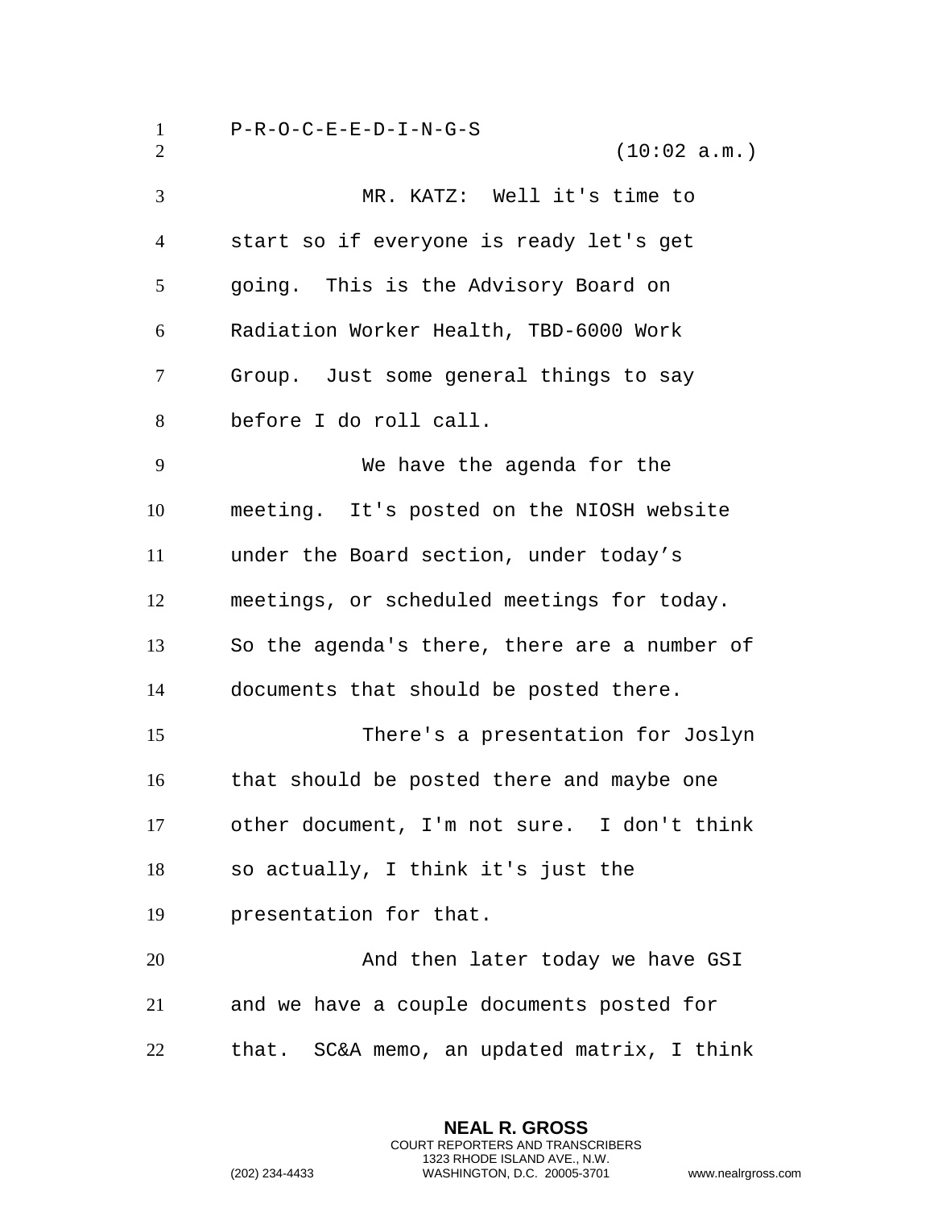P-R-O-C-E-E-D-I-N-G-S

(10:02 a.m.)

MR. KATZ: Well it's time to start so if everyone is ready let's get going. This is the Advisory Board on Radiation Worker Health, TBD-6000 Work Group. Just some general things to say before I do roll call.

We have the agenda for the meeting. It's posted on the NIOSH website under the Board section, under today's meetings, or scheduled meetings for today. So the agenda's there, there are a number of documents that should be posted there.

There's a presentation for Joslyn that should be posted there and maybe one other document, I'm not sure. I don't think so actually, I think it's just the presentation for that.

And then later today we have GSI and we have a couple documents posted for that. SC&A memo, an updated matrix, I think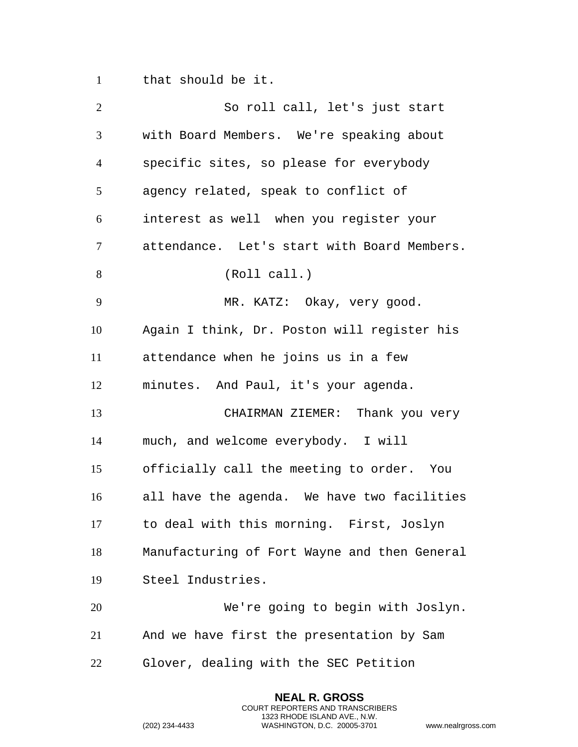that should be it.

So roll call, let's just start with Board Members. We're speaking about specific sites, so please for everybody agency related, speak to conflict of interest as well when you register your attendance. Let's start with Board Members.

(Roll call.)

MR. KATZ: Okay, very good. Again I think, Dr. Poston will register his attendance when he joins us in a few minutes. And Paul, it's your agenda.

CHAIRMAN ZIEMER: Thank you very much, and welcome everybody. I will officially call the meeting to order. You all have the agenda. We have two facilities to deal with this morning. First, Joslyn Manufacturing of Fort Wayne and then General Steel Industries.

We're going to begin with Joslyn. And we have first the presentation by Sam Glover, dealing with the SEC Petition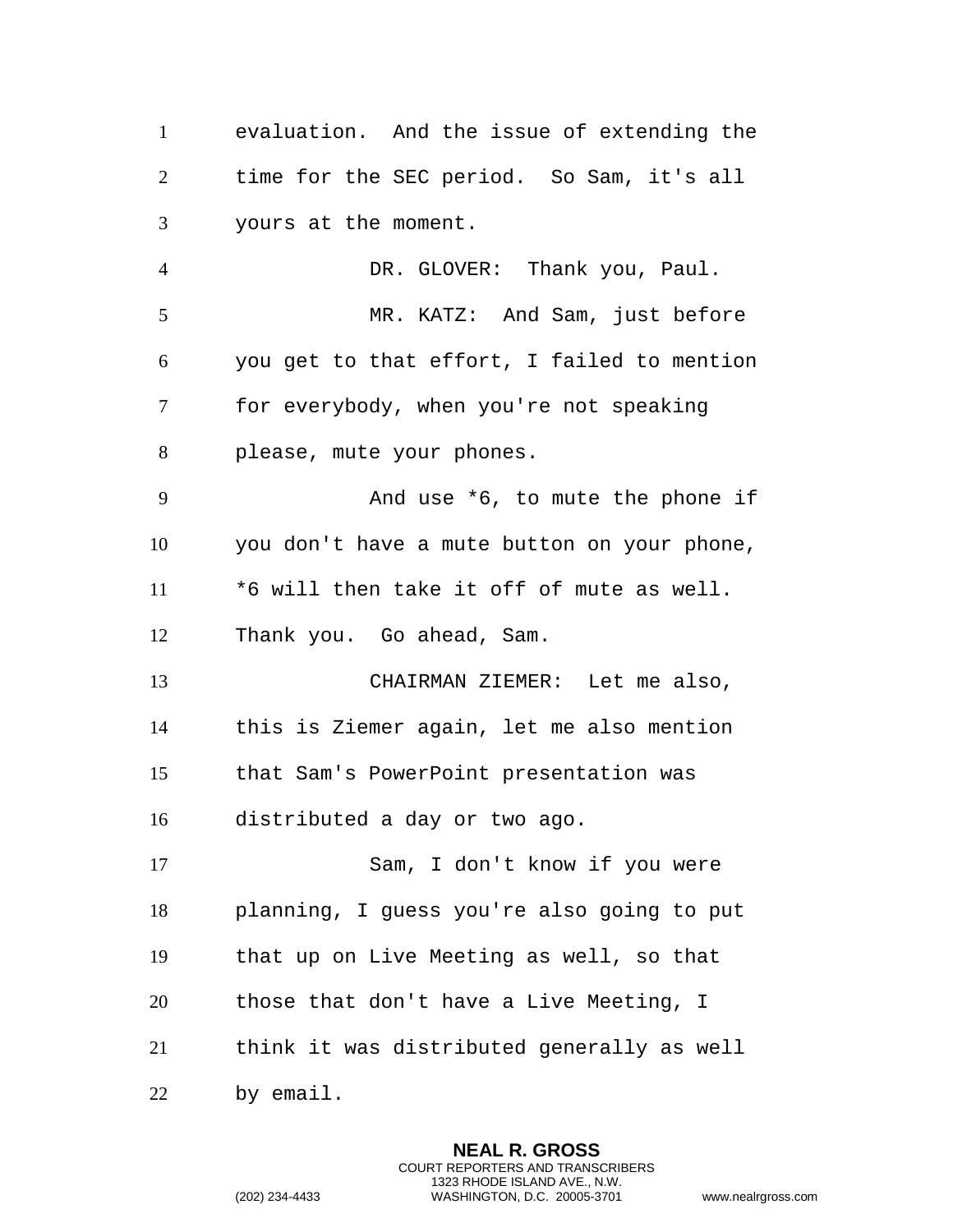evaluation. And the issue of extending the time for the SEC period. So Sam, it's all yours at the moment.

DR. GLOVER: Thank you, Paul.

MR. KATZ: And Sam, just before you get to that effort, I failed to mention for everybody, when you're not speaking please, mute your phones.

And use *6, to mute the phone if you don't have a mute button on your phone, *6 will then take it off of mute as well. Thank you. Go ahead, Sam.

CHAIRMAN ZIEMER: Let me also, this is Ziemer again, let me also mention that Sam's PowerPoint presentation was distributed a day or two ago.

Sam, I don't know if you were planning, I guess you're also going to put that up on Live Meeting as well, so that those that don't have a Live Meeting, I think it was distributed generally as well by email.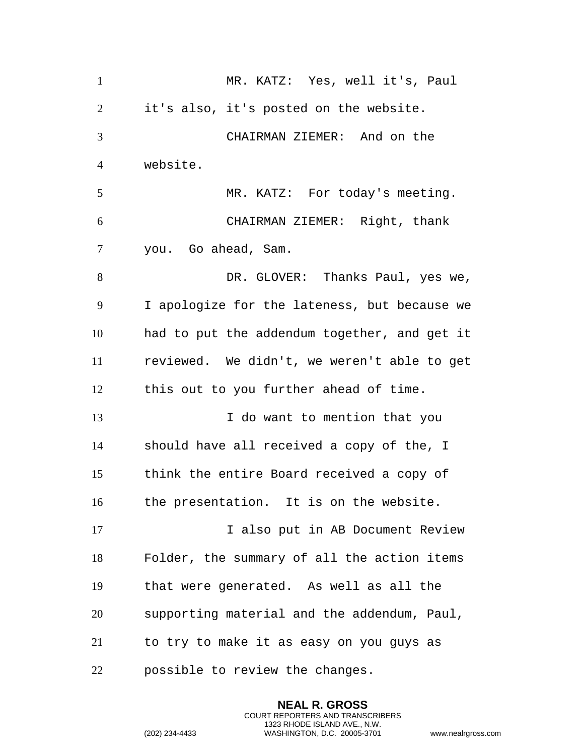MR. KATZ: Yes, well it's, Paul it's also, it's posted on the website.

CHAIRMAN ZIEMER: And on the website.

MR. KATZ: For today's meeting.

CHAIRMAN ZIEMER: Right, thank you. Go ahead, Sam.

DR. GLOVER: Thanks Paul, yes we, I apologize for the lateness, but because we had to put the addendum together, and get it reviewed. We didn't, we weren't able to get this out to you further ahead of time.

I do want to mention that you should have all received a copy of the, I think the entire Board received a copy of the presentation. It is on the website.

I also put in AB Document Review Folder, the summary of all the action items that were generated. As well as all the supporting material and the addendum, Paul, to try to make it as easy on you guys as possible to review the changes.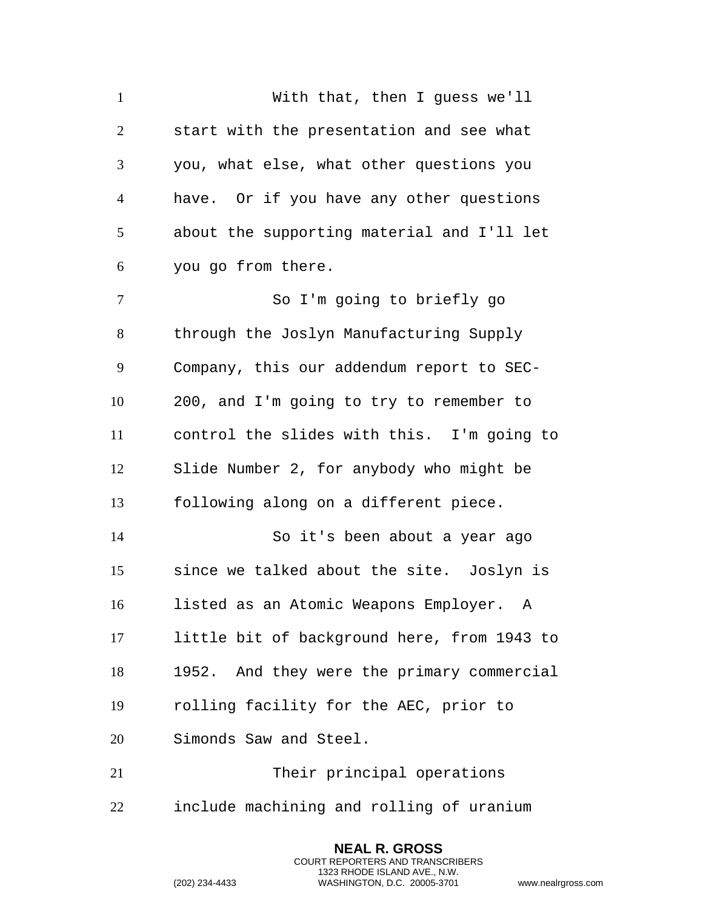With that, then I guess we'll start with the presentation and see what you, what else, what other questions you have. Or if you have any other questions about the supporting material and I'll let you go from there.

So I'm going to briefly go through the Joslyn Manufacturing Supply Company, this our addendum report to SEC-200, and I'm going to try to remember to control the slides with this. I'm going to Slide Number 2, for anybody who might be following along on a different piece.

So it's been about a year ago since we talked about the site. Joslyn is listed as an Atomic Weapons Employer. A little bit of background here, from 1943 to 1952. And they were the primary commercial rolling facility for the AEC, prior to Simonds Saw and Steel.

Their principal operations include machining and rolling of uranium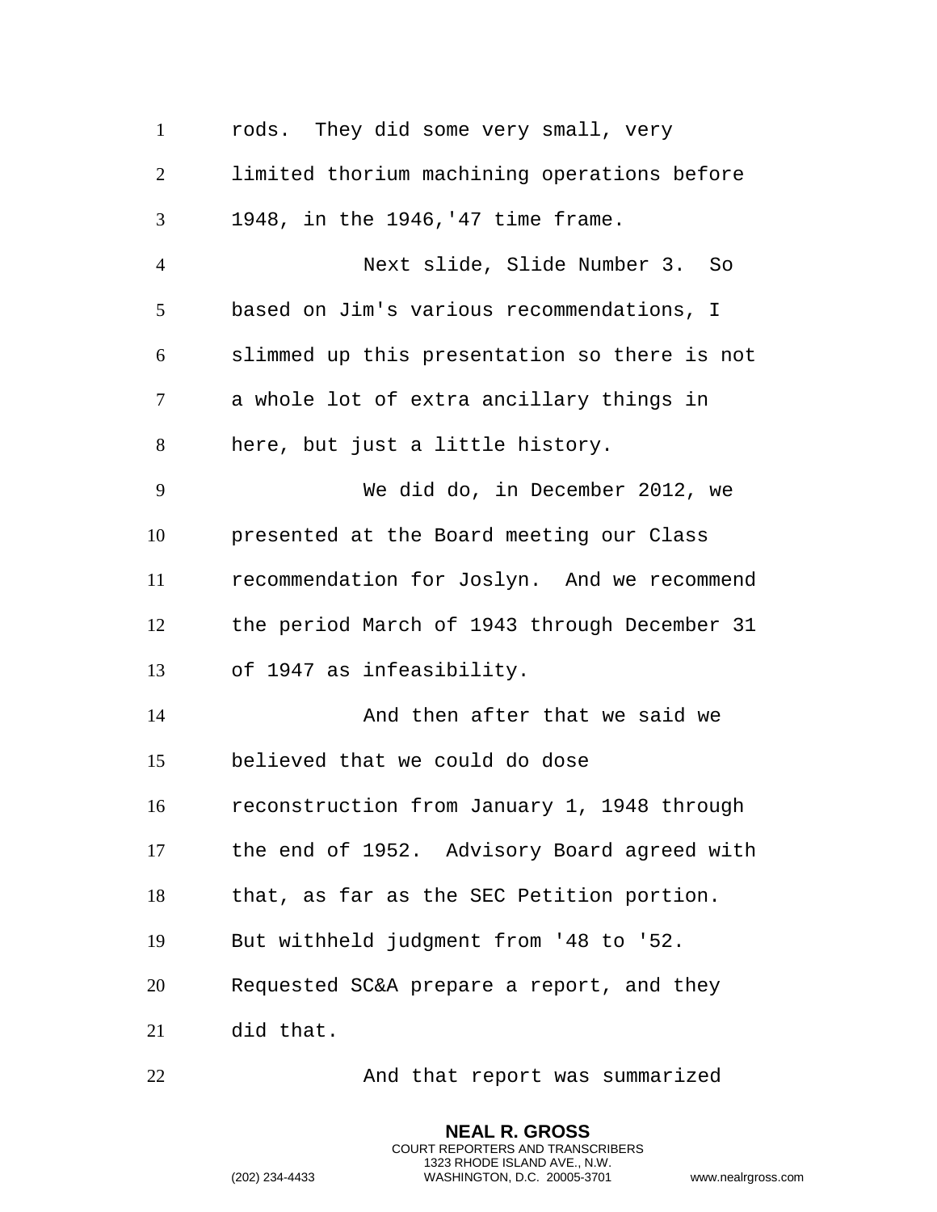rods. They did some very small, very limited thorium machining operations before 1948, in the 1946,'47 time frame.

Next slide, Slide Number 3. So based on Jim's various recommendations, I slimmed up this presentation so there is not a whole lot of extra ancillary things in here, but just a little history.

We did do, in December 2012, we presented at the Board meeting our Class recommendation for Joslyn. And we recommend the period March of 1943 through December 31 of 1947 as infeasibility.

And then after that we said we believed that we could do dose reconstruction from January 1, 1948 through the end of 1952. Advisory Board agreed with that, as far as the SEC Petition portion. But withheld judgment from '48 to '52. Requested SC&A prepare a report, and they did that.

And that report was summarized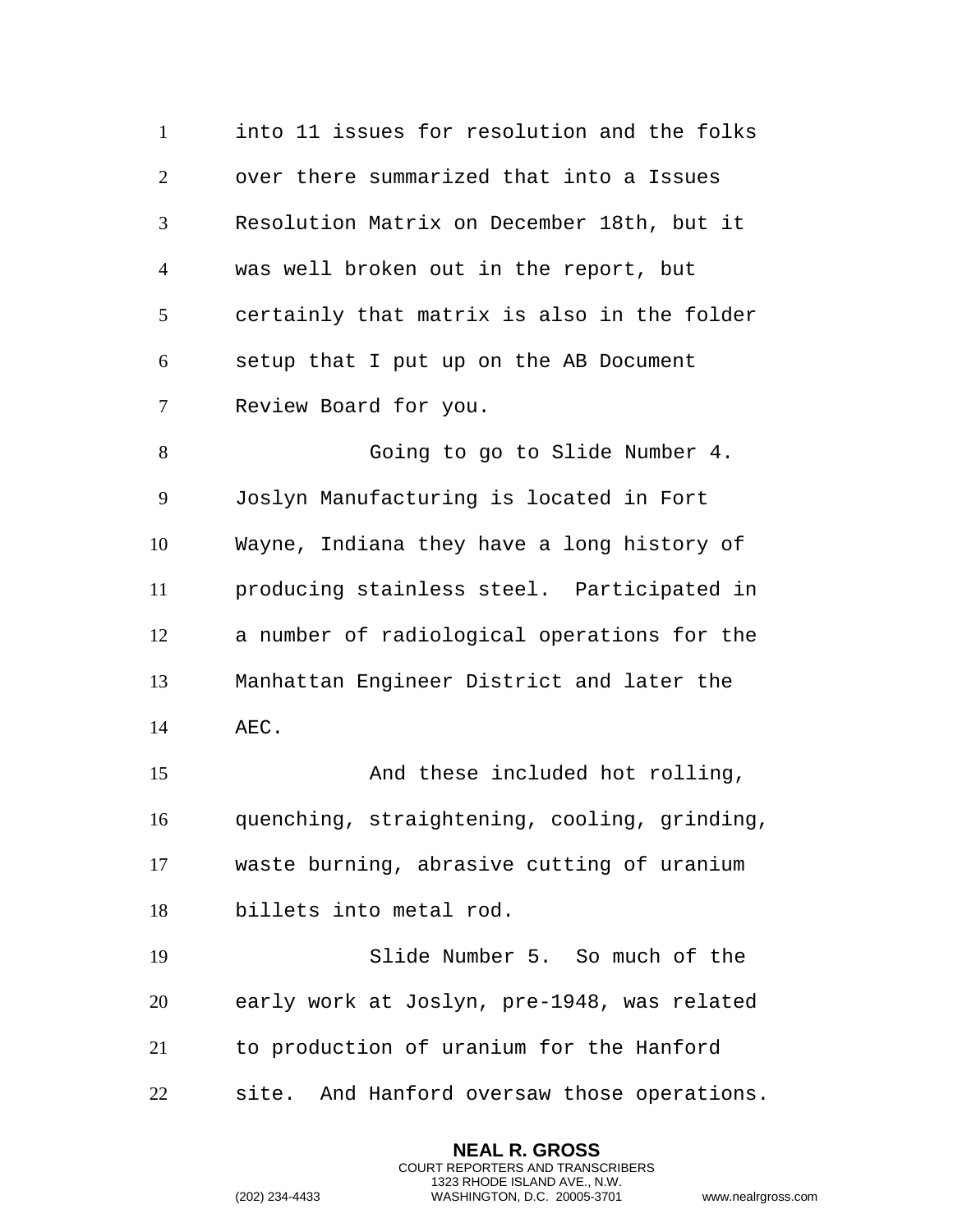into 11 issues for resolution and the folks over there summarized that into a Issues Resolution Matrix on December 18th, but it was well broken out in the report, but certainly that matrix is also in the folder setup that I put up on the AB Document Review Board for you.

Going to go to Slide Number 4. Joslyn Manufacturing is located in Fort Wayne, Indiana they have a long history of producing stainless steel. Participated in a number of radiological operations for the Manhattan Engineer District and later the AEC.

And these included hot rolling, quenching, straightening, cooling, grinding, waste burning, abrasive cutting of uranium billets into metal rod.

Slide Number 5. So much of the early work at Joslyn, pre-1948, was related to production of uranium for the Hanford site. And Hanford oversaw those operations.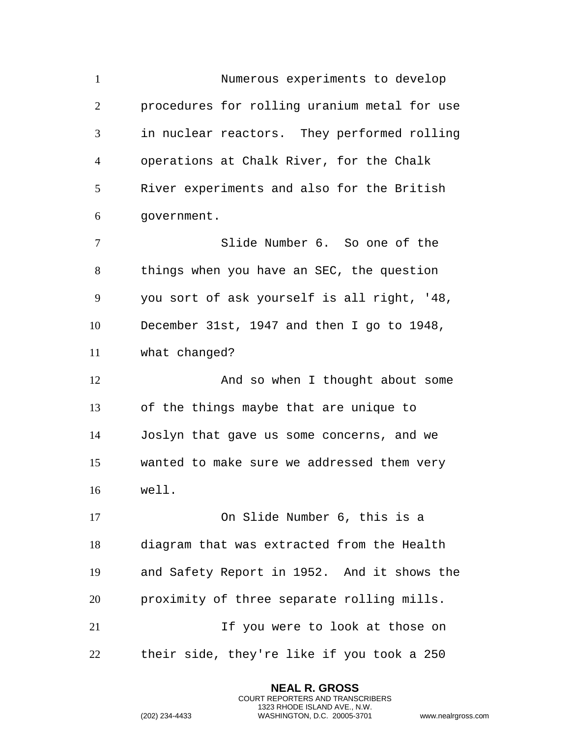Numerous experiments to develop procedures for rolling uranium metal for use in nuclear reactors. They performed rolling operations at Chalk River, for the Chalk River experiments and also for the British government.

Slide Number 6. So one of the things when you have an SEC, the question you sort of ask yourself is all right, '48, December 31st, 1947 and then I go to 1948, what changed?

And so when I thought about some of the things maybe that are unique to Joslyn that gave us some concerns, and we wanted to make sure we addressed them very well.

On Slide Number 6, this is a diagram that was extracted from the Health and Safety Report in 1952. And it shows the proximity of three separate rolling mills.

If you were to look at those on their side, they're like if you took a 250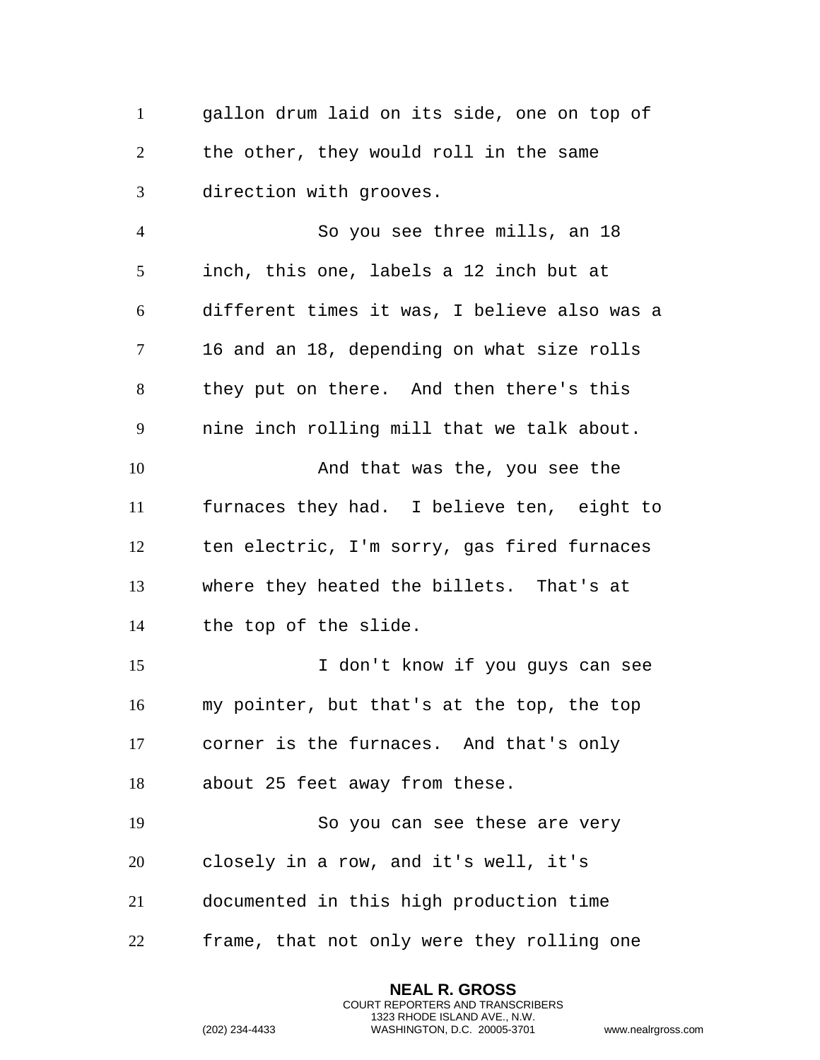gallon drum laid on its side, one on top of the other, they would roll in the same direction with grooves.

So you see three mills, an 18 inch, this one, labels a 12 inch but at different times it was, I believe also was a 16 and an 18, depending on what size rolls they put on there. And then there's this nine inch rolling mill that we talk about.

And that was the, you see the furnaces they had. I believe ten, eight to ten electric, I'm sorry, gas fired furnaces where they heated the billets. That's at the top of the slide.

I don't know if you guys can see my pointer, but that's at the top, the top corner is the furnaces. And that's only about 25 feet away from these.

So you can see these are very closely in a row, and it's well, it's documented in this high production time frame, that not only were they rolling one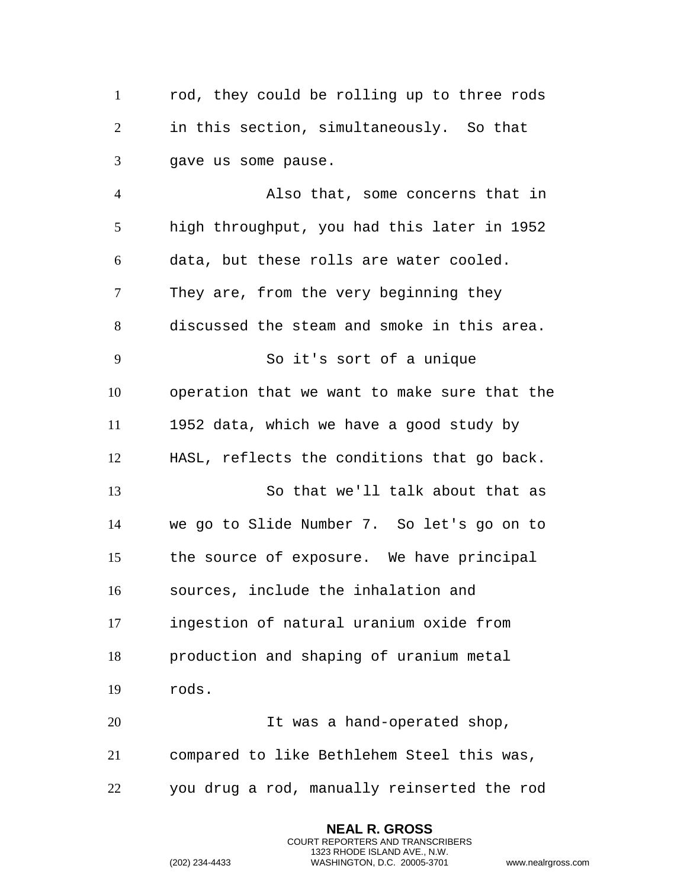rod, they could be rolling up to three rods in this section, simultaneously. So that gave us some pause.

Also that, some concerns that in high throughput, you had this later in 1952 data, but these rolls are water cooled. They are, from the very beginning they discussed the steam and smoke in this area.

So it's sort of a unique operation that we want to make sure that the 1952 data, which we have a good study by HASL, reflects the conditions that go back.

So that we'll talk about that as we go to Slide Number 7. So let's go on to the source of exposure. We have principal sources, include the inhalation and ingestion of natural uranium oxide from production and shaping of uranium metal rods.

It was a hand-operated shop, compared to like Bethlehem Steel this was, you drug a rod, manually reinserted the rod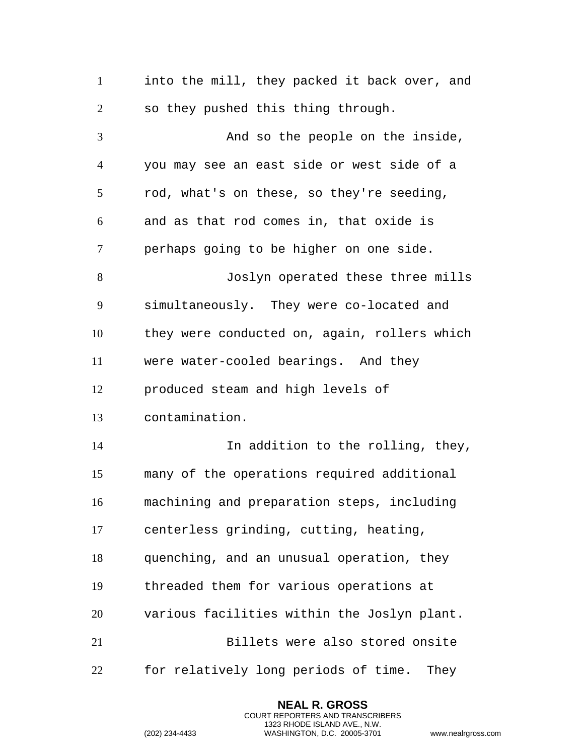into the mill, they packed it back over, and so they pushed this thing through.

And so the people on the inside, you may see an east side or west side of a rod, what's on these, so they're seeding, and as that rod comes in, that oxide is perhaps going to be higher on one side.

Joslyn operated these three mills simultaneously. They were co-located and they were conducted on, again, rollers which were water-cooled bearings. And they produced steam and high levels of contamination.

In addition to the rolling, they, many of the operations required additional machining and preparation steps, including centerless grinding, cutting, heating, quenching, and an unusual operation, they threaded them for various operations at various facilities within the Joslyn plant.

Billets were also stored onsite for relatively long periods of time. They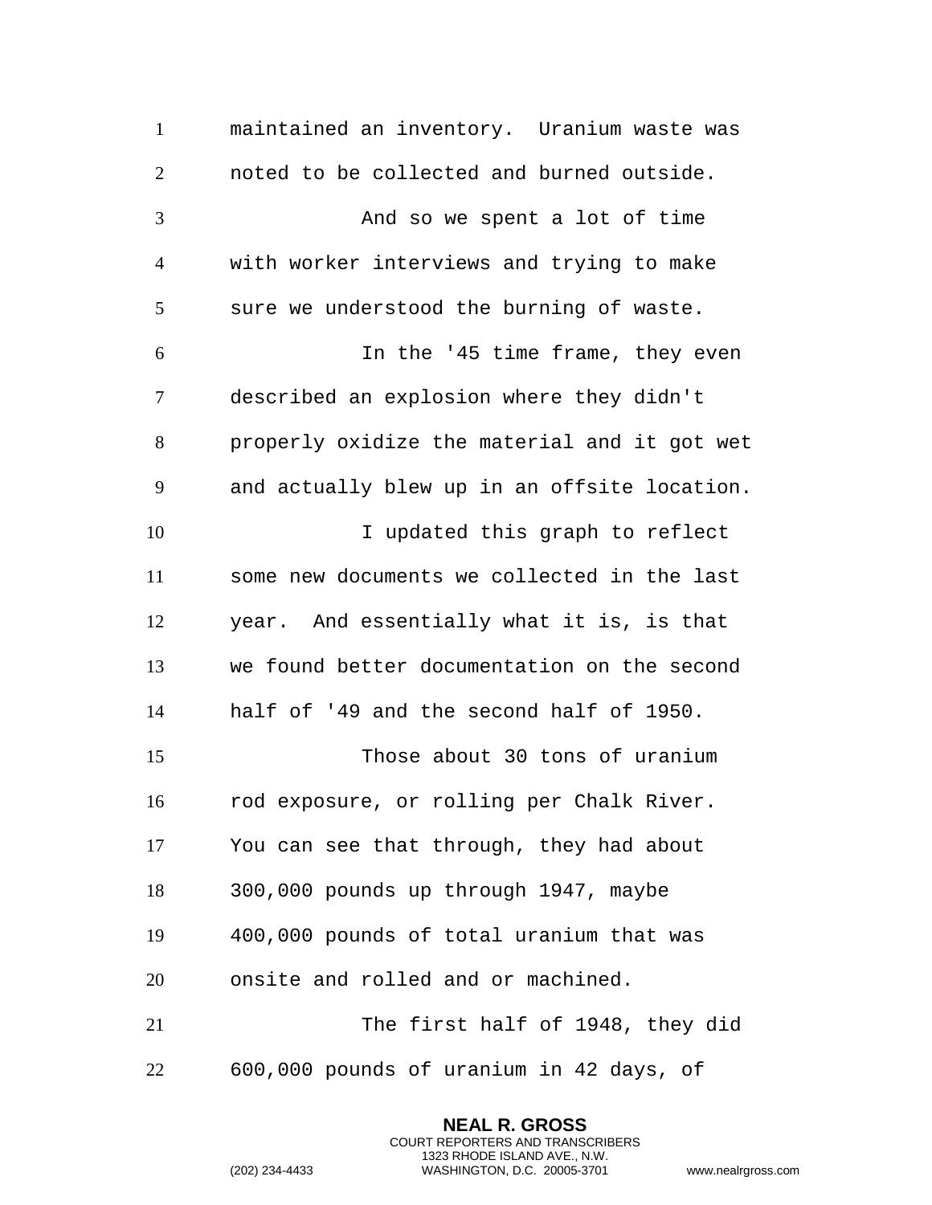maintained an inventory. Uranium waste was noted to be collected and burned outside.

And so we spent a lot of time with worker interviews and trying to make sure we understood the burning of waste.

In the '45 time frame, they even described an explosion where they didn't properly oxidize the material and it got wet and actually blew up in an offsite location.

I updated this graph to reflect some new documents we collected in the last year. And essentially what it is, is that we found better documentation on the second half of '49 and the second half of 1950.

Those about 30 tons of uranium rod exposure, or rolling per Chalk River. You can see that through, they had about 300,000 pounds up through 1947, maybe 400,000 pounds of total uranium that was onsite and rolled and or machined.

The first half of 1948, they did 600,000 pounds of uranium in 42 days, of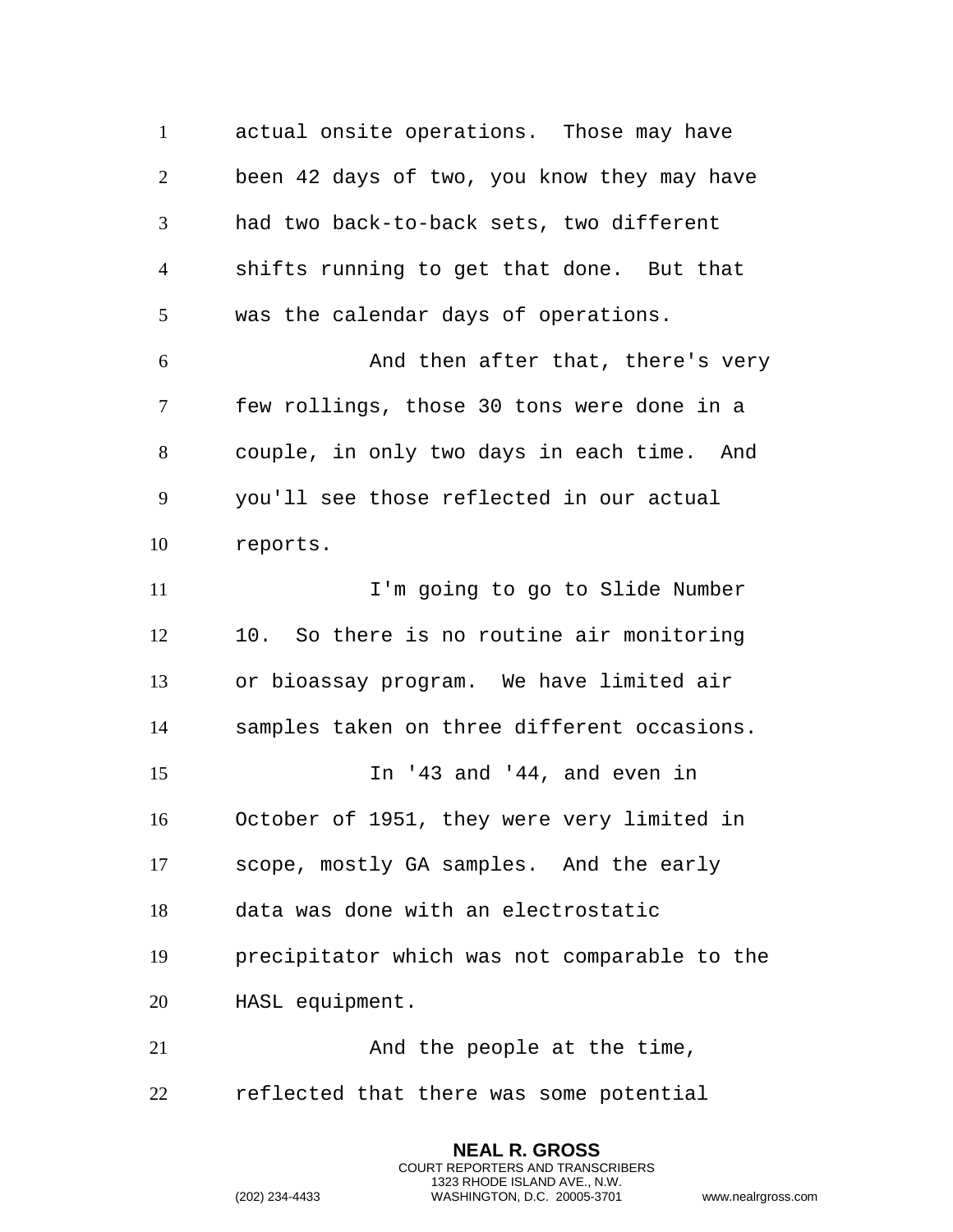actual onsite operations. Those may have been 42 days of two, you know they may have had two back-to-back sets, two different shifts running to get that done. But that was the calendar days of operations.

And then after that, there's very few rollings, those 30 tons were done in a couple, in only two days in each time. And you'll see those reflected in our actual reports.

I'm going to go to Slide Number 10. So there is no routine air monitoring or bioassay program. We have limited air samples taken on three different occasions.

In '43 and '44, and even in October of 1951, they were very limited in scope, mostly GA samples. And the early data was done with an electrostatic precipitator which was not comparable to the HASL equipment.

And the people at the time, reflected that there was some potential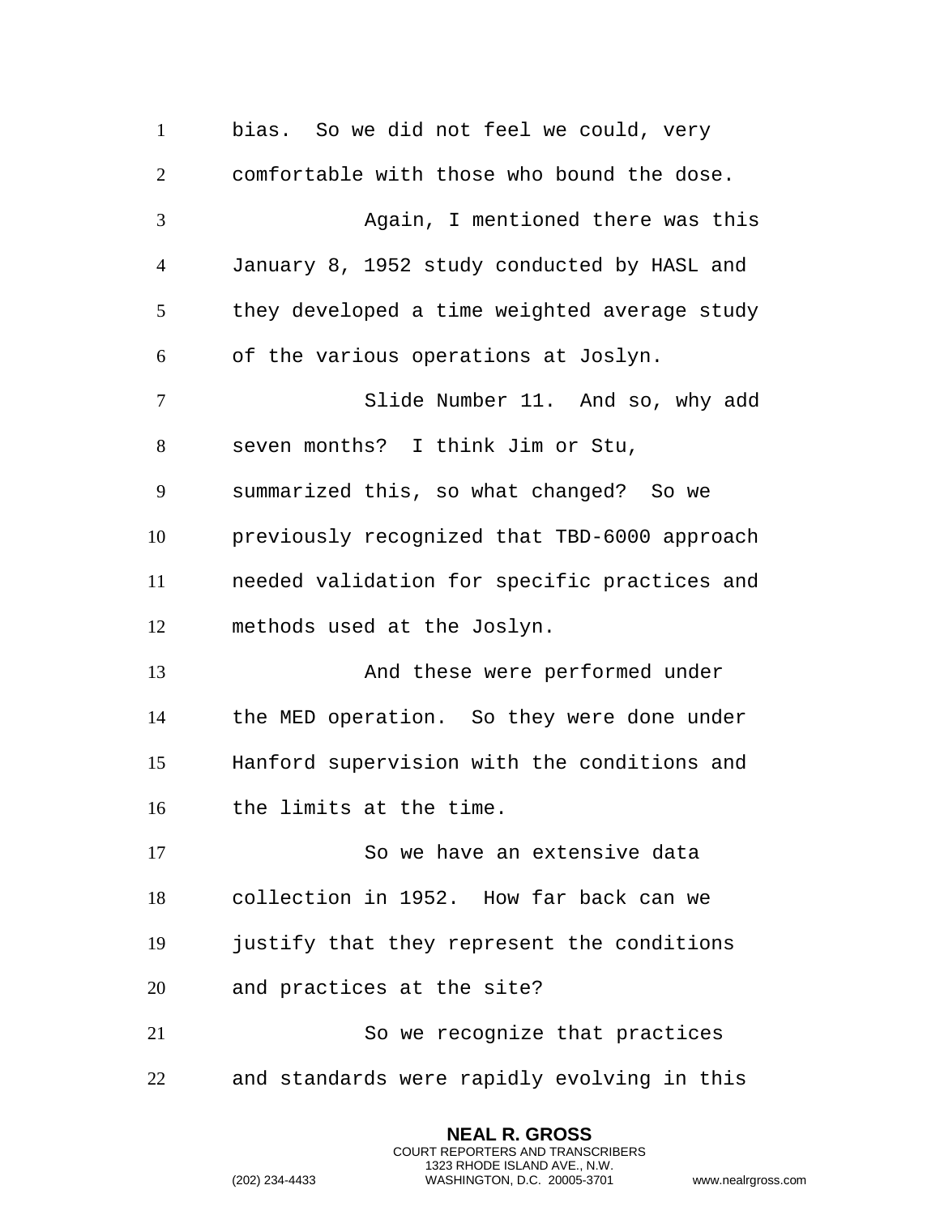bias. So we did not feel we could, very comfortable with those who bound the dose.

Again, I mentioned there was this January 8, 1952 study conducted by HASL and they developed a time weighted average study of the various operations at Joslyn.

Slide Number 11. And so, why add seven months? I think Jim or Stu, summarized this, so what changed? So we previously recognized that TBD-6000 approach needed validation for specific practices and methods used at the Joslyn.

And these were performed under the MED operation. So they were done under Hanford supervision with the conditions and the limits at the time.

So we have an extensive data collection in 1952. How far back can we justify that they represent the conditions and practices at the site?

So we recognize that practices and standards were rapidly evolving in this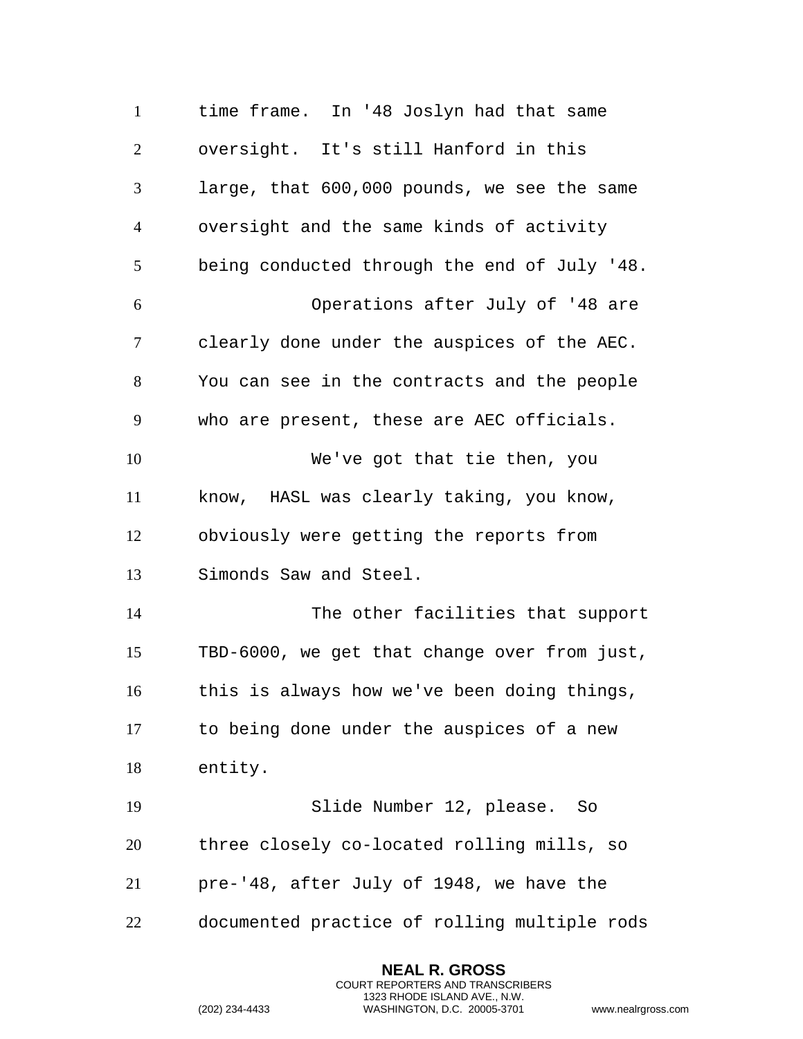time frame. In '48 Joslyn had that same oversight. It's still Hanford in this large, that 600,000 pounds, we see the same oversight and the same kinds of activity being conducted through the end of July '48.

Operations after July of '48 are clearly done under the auspices of the AEC. You can see in the contracts and the people who are present, these are AEC officials.

We've got that tie then, you know, HASL was clearly taking, you know, obviously were getting the reports from Simonds Saw and Steel.

The other facilities that support TBD-6000, we get that change over from just, this is always how we've been doing things, to being done under the auspices of a new entity.

Slide Number 12, please. So three closely co-located rolling mills, so pre-'48, after July of 1948, we have the documented practice of rolling multiple rods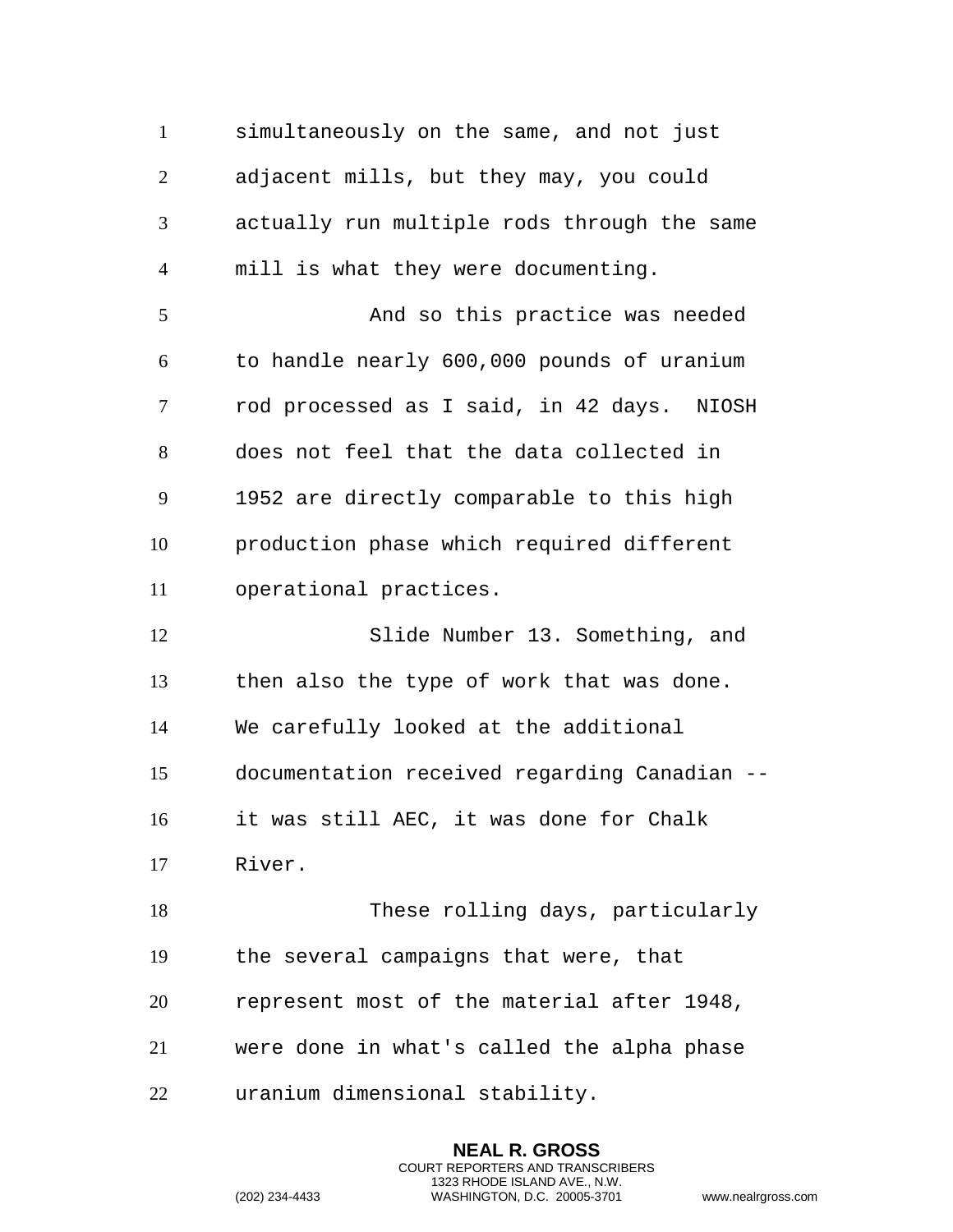simultaneously on the same, and not just adjacent mills, but they may, you could actually run multiple rods through the same mill is what they were documenting.

And so this practice was needed to handle nearly 600,000 pounds of uranium rod processed as I said, in 42 days. NIOSH does not feel that the data collected in 1952 are directly comparable to this high production phase which required different operational practices.

Slide Number 13. Something, and then also the type of work that was done. We carefully looked at the additional documentation received regarding Canadian -- it was still AEC, it was done for Chalk River.

These rolling days, particularly the several campaigns that were, that represent most of the material after 1948, were done in what's called the alpha phase uranium dimensional stability.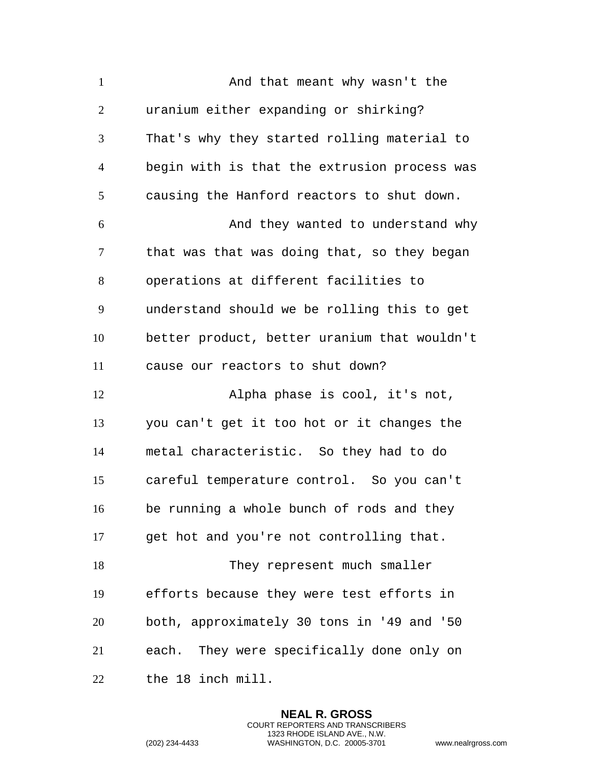And that meant why wasn't the uranium either expanding or shirking? That's why they started rolling material to begin with is that the extrusion process was causing the Hanford reactors to shut down.

And they wanted to understand why that was that was doing that, so they began operations at different facilities to understand should we be rolling this to get better product, better uranium that wouldn't cause our reactors to shut down?

Alpha phase is cool, it's not, you can't get it too hot or it changes the metal characteristic. So they had to do careful temperature control. So you can't be running a whole bunch of rods and they get hot and you're not controlling that.

They represent much smaller efforts because they were test efforts in both, approximately 30 tons in '49 and '50 each. They were specifically done only on the 18 inch mill.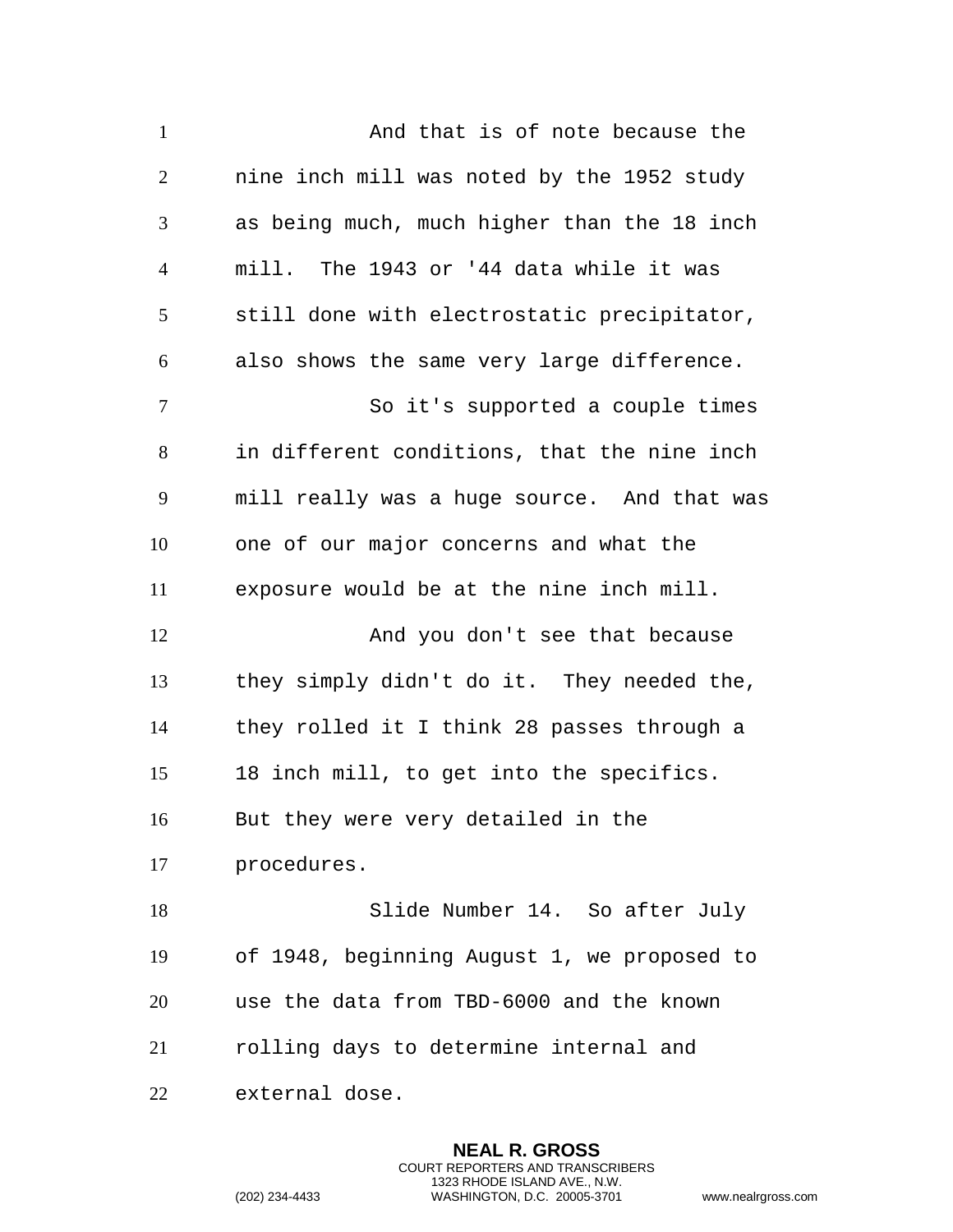And that is of note because the nine inch mill was noted by the 1952 study as being much, much higher than the 18 inch mill. The 1943 or '44 data while it was still done with electrostatic precipitator, also shows the same very large difference.

So it's supported a couple times in different conditions, that the nine inch mill really was a huge source. And that was one of our major concerns and what the exposure would be at the nine inch mill.

And you don't see that because they simply didn't do it. They needed the, they rolled it I think 28 passes through a 18 inch mill, to get into the specifics. But they were very detailed in the procedures.

Slide Number 14. So after July of 1948, beginning August 1, we proposed to use the data from TBD-6000 and the known rolling days to determine internal and external dose.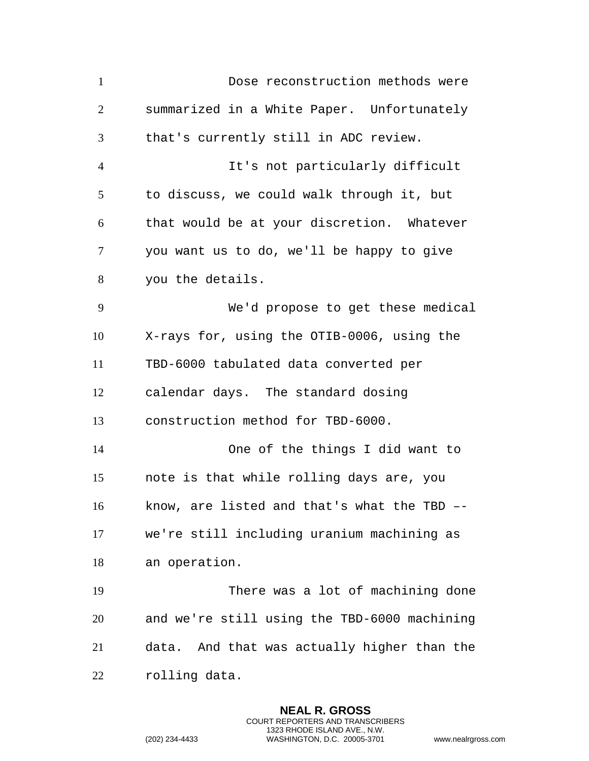Dose reconstruction methods were summarized in a White Paper. Unfortunately that's currently still in ADC review.

It's not particularly difficult to discuss, we could walk through it, but that would be at your discretion. Whatever you want us to do, we'll be happy to give you the details.

We'd propose to get these medical X-rays for, using the OTIB-0006, using the TBD-6000 tabulated data converted per calendar days. The standard dosing construction method for TBD-6000.

One of the things I did want to note is that while rolling days are, you know, are listed and that's what the TBD –- we're still including uranium machining as an operation.

There was a lot of machining done and we're still using the TBD-6000 machining data. And that was actually higher than the rolling data.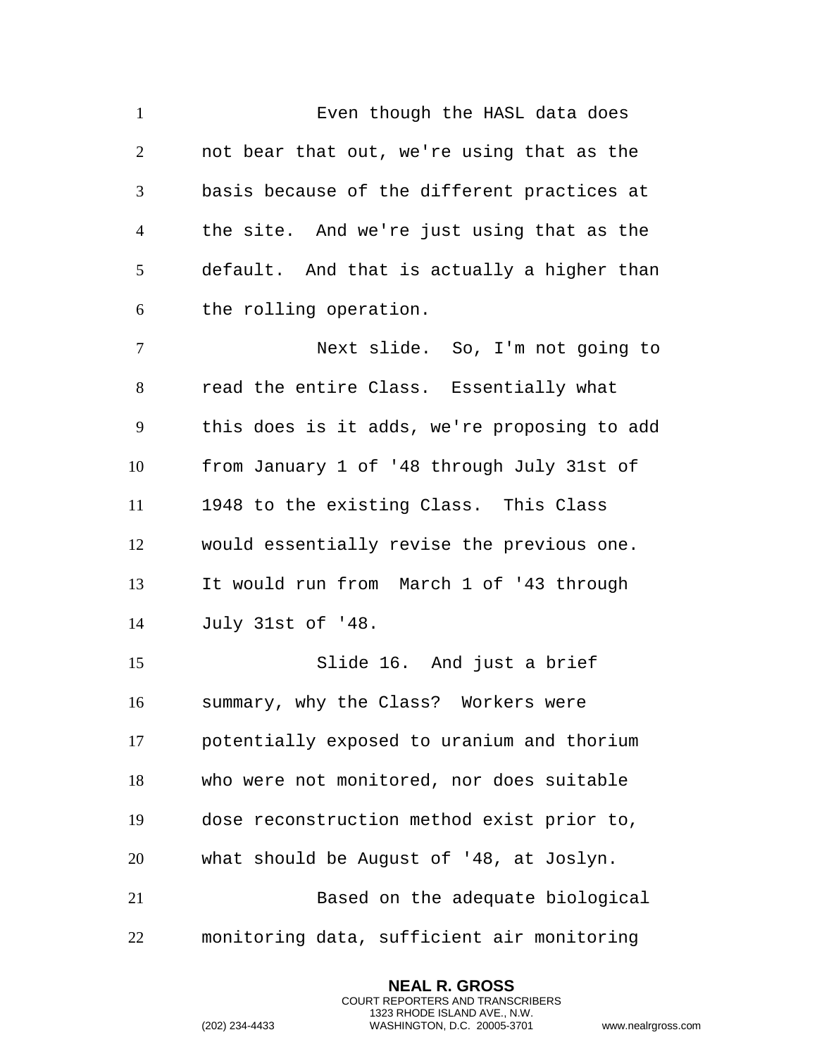Even though the HASL data does not bear that out, we're using that as the basis because of the different practices at the site. And we're just using that as the default. And that is actually a higher than the rolling operation.

Next slide. So, I'm not going to read the entire Class. Essentially what this does is it adds, we're proposing to add from January 1 of '48 through July 31st of 1948 to the existing Class. This Class would essentially revise the previous one. It would run from March 1 of '43 through July 31st of '48.

Slide 16. And just a brief summary, why the Class? Workers were potentially exposed to uranium and thorium who were not monitored, nor does suitable dose reconstruction method exist prior to, what should be August of '48, at Joslyn.

Based on the adequate biological monitoring data, sufficient air monitoring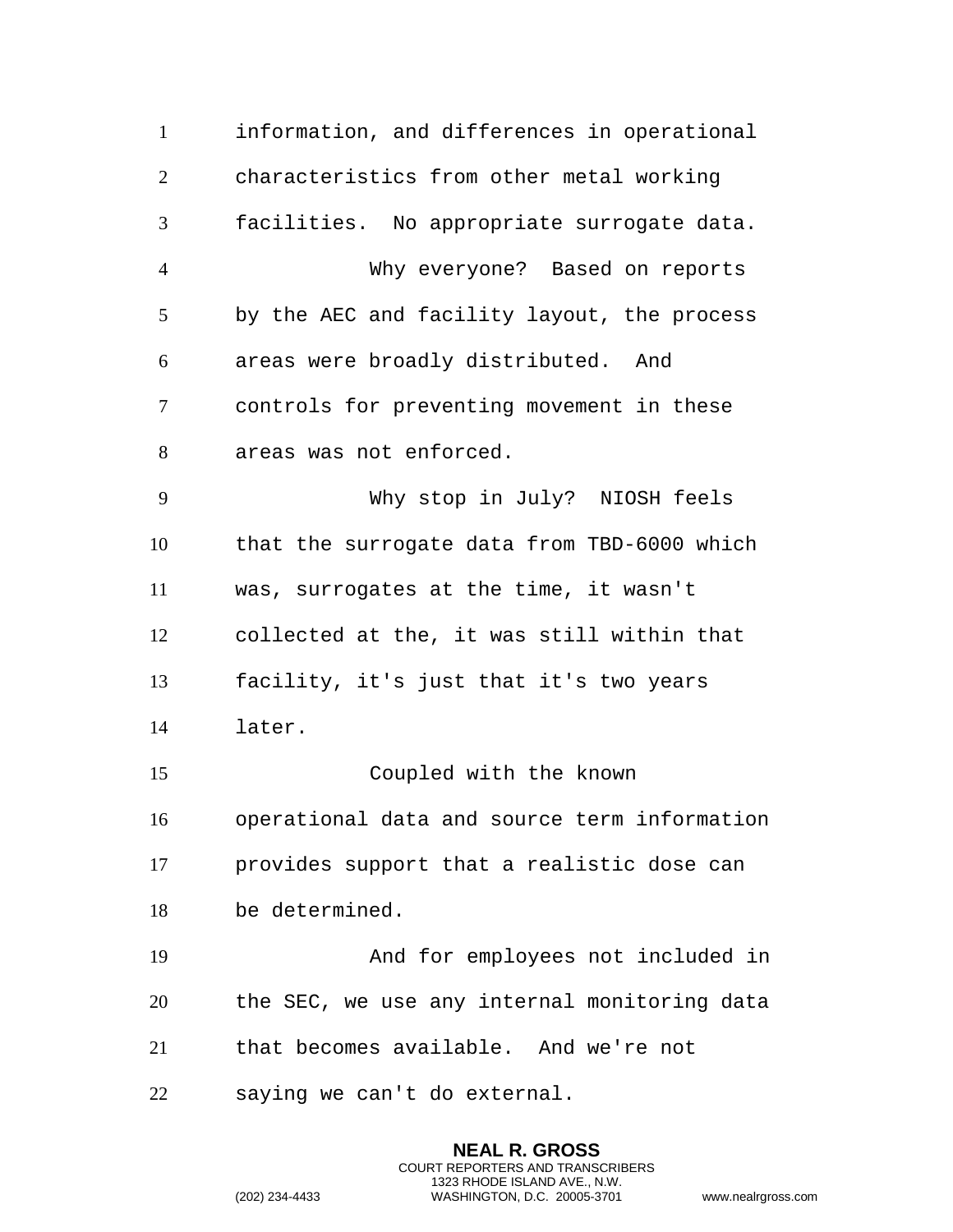information, and differences in operational characteristics from other metal working facilities. No appropriate surrogate data.

Why everyone? Based on reports by the AEC and facility layout, the process areas were broadly distributed. And controls for preventing movement in these areas was not enforced.

Why stop in July? NIOSH feels that the surrogate data from TBD-6000 which was, surrogates at the time, it wasn't collected at the, it was still within that facility, it's just that it's two years later.

Coupled with the known operational data and source term information provides support that a realistic dose can be determined.

And for employees not included in the SEC, we use any internal monitoring data that becomes available. And we're not saying we can't do external.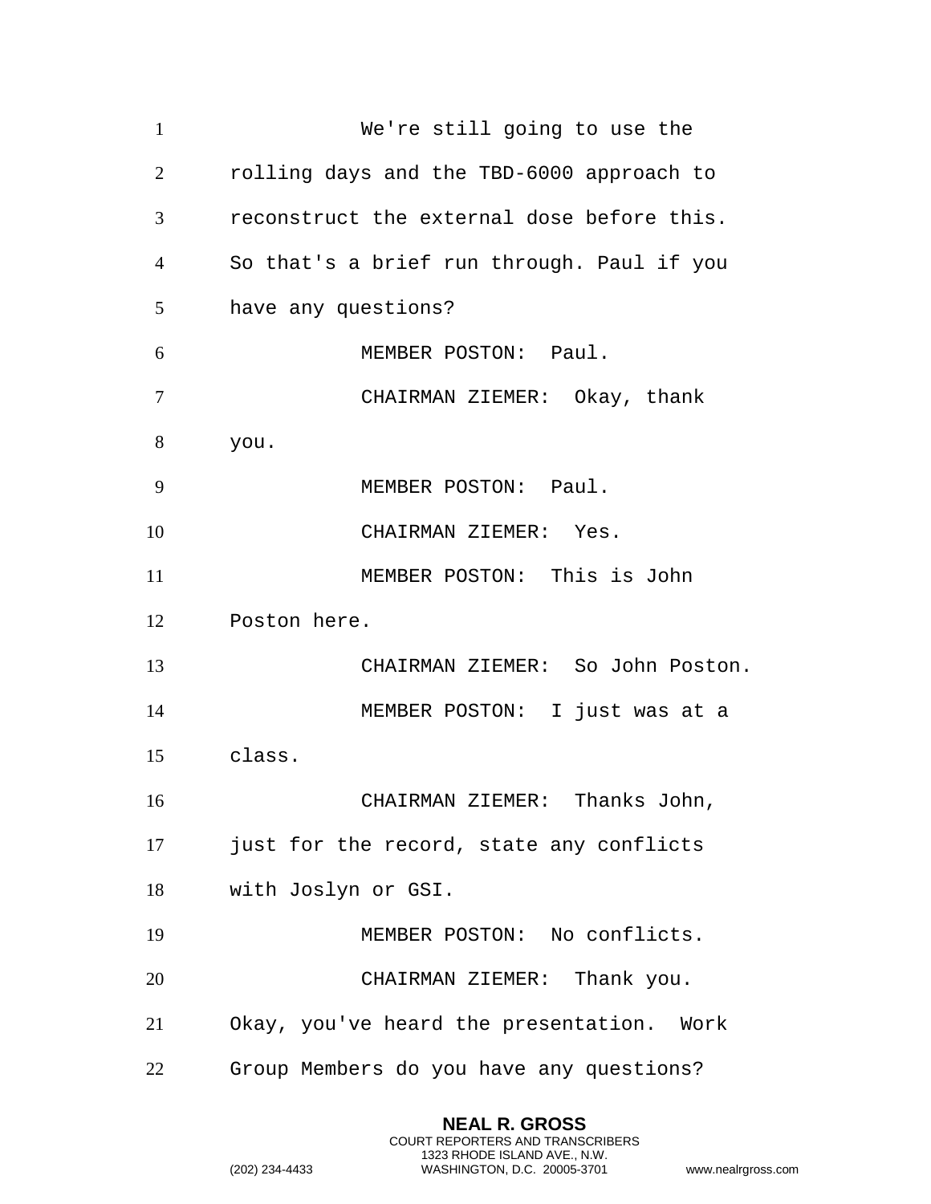We're still going to use the rolling days and the TBD-6000 approach to reconstruct the external dose before this. So that's a brief run through. Paul if you have any questions?

MEMBER POSTON: Paul.

CHAIRMAN ZIEMER: Okay, thank you.

MEMBER POSTON: Paul.

CHAIRMAN ZIEMER: Yes.

MEMBER POSTON: This is John Poston here.

CHAIRMAN ZIEMER: So John Poston.

MEMBER POSTON: I just was at a class.

CHAIRMAN ZIEMER: Thanks John, just for the record, state any conflicts with Joslyn or GSI.

MEMBER POSTON: No conflicts.

CHAIRMAN ZIEMER: Thank you. Okay, you've heard the presentation. Work Group Members do you have any questions?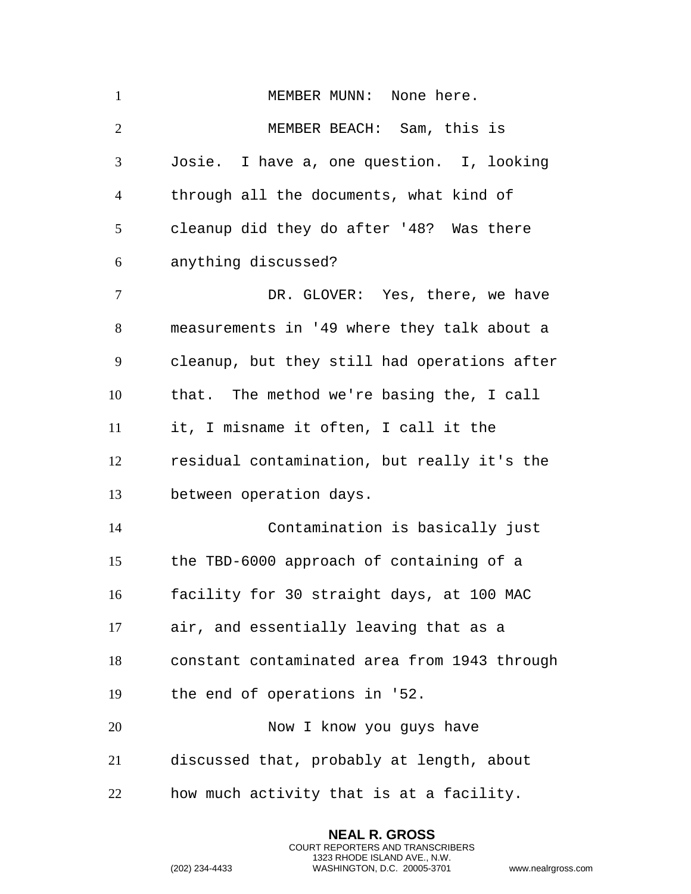MEMBER MUNN: None here.

MEMBER BEACH: Sam, this is Josie. I have a, one question. I, looking through all the documents, what kind of cleanup did they do after '48? Was there anything discussed?

DR. GLOVER: Yes, there, we have measurements in '49 where they talk about a cleanup, but they still had operations after that. The method we're basing the, I call it, I misname it often, I call it the residual contamination, but really it's the between operation days.

Contamination is basically just the TBD-6000 approach of containing of a facility for 30 straight days, at 100 MAC air, and essentially leaving that as a constant contaminated area from 1943 through the end of operations in '52.

Now I know you guys have discussed that, probably at length, about how much activity that is at a facility.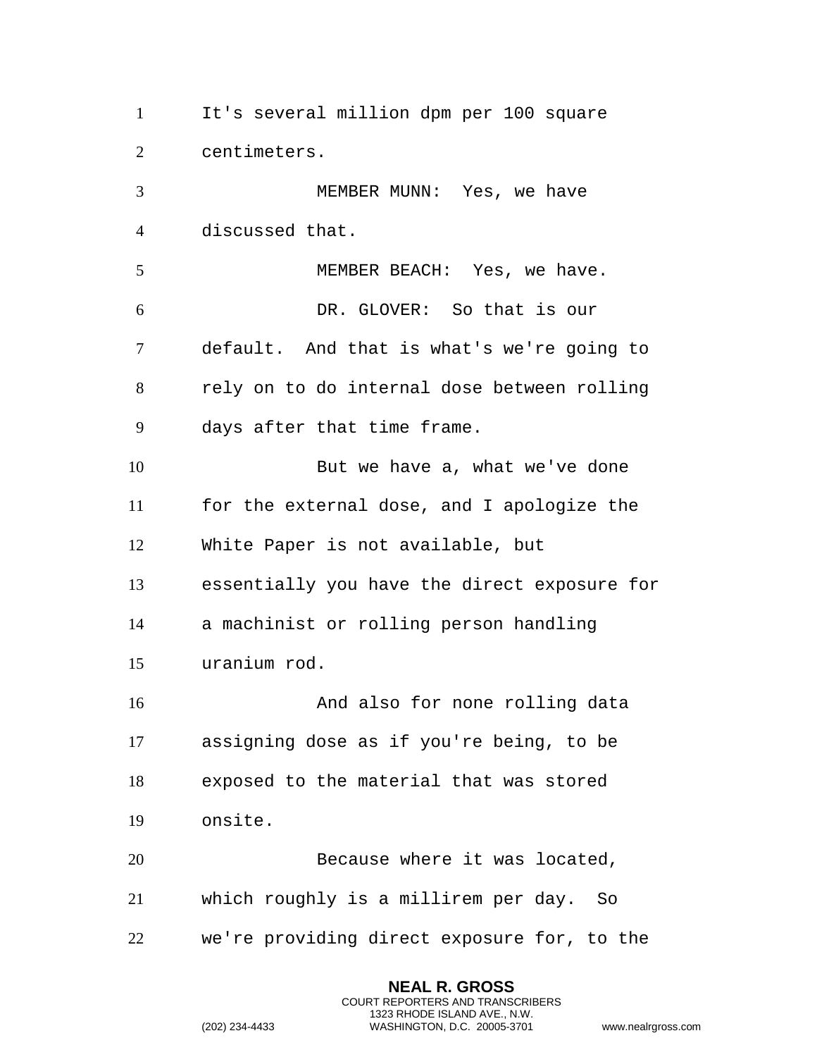It's several million dpm per 100 square centimeters.

MEMBER MUNN: Yes, we have discussed that.

MEMBER BEACH: Yes, we have.

DR. GLOVER: So that is our default. And that is what's we're going to rely on to do internal dose between rolling days after that time frame.

But we have a, what we've done for the external dose, and I apologize the White Paper is not available, but essentially you have the direct exposure for a machinist or rolling person handling uranium rod.

And also for none rolling data assigning dose as if you're being, to be exposed to the material that was stored onsite.

Because where it was located, which roughly is a millirem per day. So we're providing direct exposure for, to the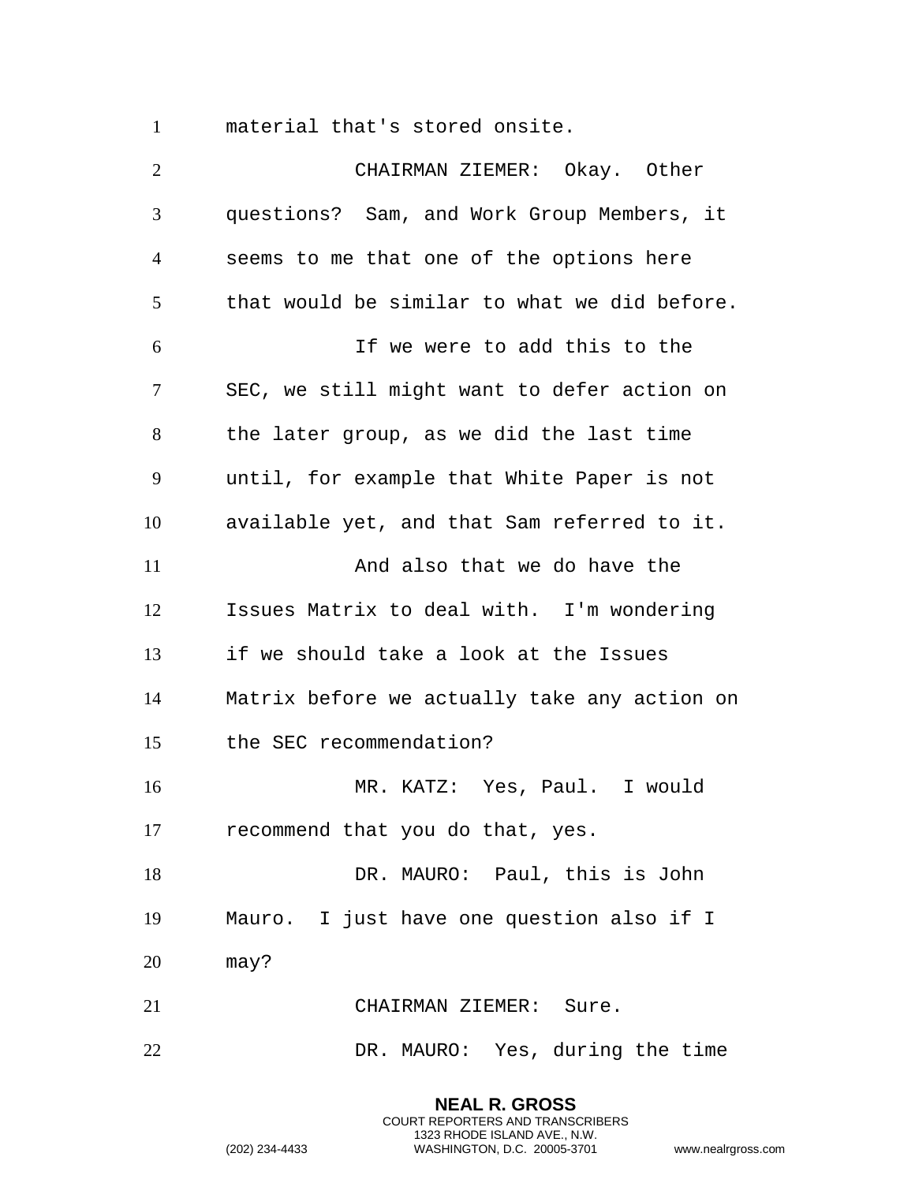material that's stored onsite.

CHAIRMAN ZIEMER: Okay. Other questions? Sam, and Work Group Members, it seems to me that one of the options here that would be similar to what we did before.

If we were to add this to the SEC, we still might want to defer action on the later group, as we did the last time until, for example that White Paper is not available yet, and that Sam referred to it.

And also that we do have the Issues Matrix to deal with. I'm wondering if we should take a look at the Issues Matrix before we actually take any action on the SEC recommendation?

MR. KATZ: Yes, Paul. I would recommend that you do that, yes.

DR. MAURO: Paul, this is John Mauro. I just have one question also if I may?

CHAIRMAN ZIEMER: Sure.

DR. MAURO: Yes, during the time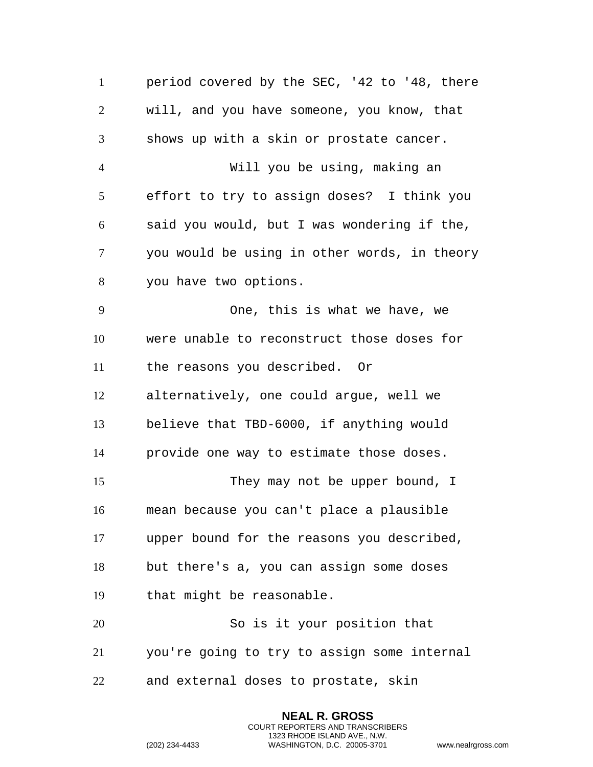period covered by the SEC, '42 to '48, there will, and you have someone, you know, that shows up with a skin or prostate cancer.

Will you be using, making an effort to try to assign doses? I think you said you would, but I was wondering if the, you would be using in other words, in theory you have two options.

One, this is what we have, we were unable to reconstruct those doses for the reasons you described. Or alternatively, one could argue, well we believe that TBD-6000, if anything would provide one way to estimate those doses.

They may not be upper bound, I mean because you can't place a plausible upper bound for the reasons you described, but there's a, you can assign some doses that might be reasonable.

So is it your position that you're going to try to assign some internal and external doses to prostate, skin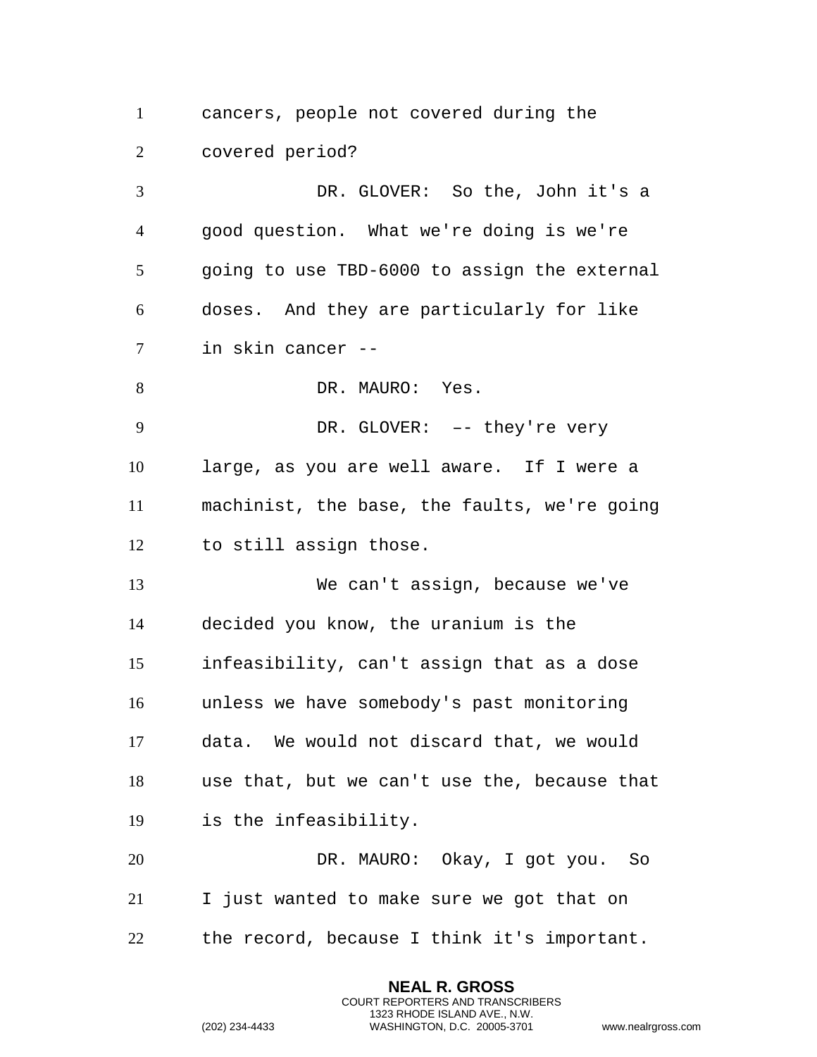cancers, people not covered during the covered period?

DR. GLOVER: So the, John it's a good question. What we're doing is we're going to use TBD-6000 to assign the external doses. And they are particularly for like in skin cancer --

DR. MAURO: Yes.

DR. GLOVER: –- they're very large, as you are well aware. If I were a machinist, the base, the faults, we're going to still assign those.

We can't assign, because we've decided you know, the uranium is the infeasibility, can't assign that as a dose unless we have somebody's past monitoring data. We would not discard that, we would use that, but we can't use the, because that is the infeasibility.

DR. MAURO: Okay, I got you. So I just wanted to make sure we got that on the record, because I think it's important.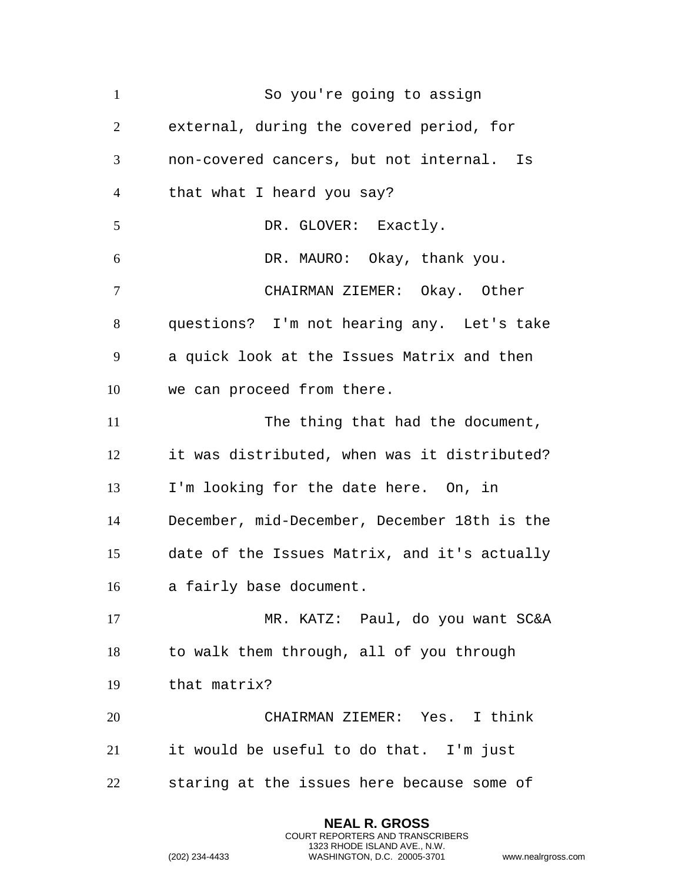So you're going to assign external, during the covered period, for non-covered cancers, but not internal. Is that what I heard you say?

DR. GLOVER: Exactly.

DR. MAURO: Okay, thank you.

CHAIRMAN ZIEMER: Okay. Other questions? I'm not hearing any. Let's take a quick look at the Issues Matrix and then we can proceed from there.

The thing that had the document, it was distributed, when was it distributed? I'm looking for the date here. On, in December, mid-December, December 18th is the date of the Issues Matrix, and it's actually a fairly base document.

MR. KATZ: Paul, do you want SC&A to walk them through, all of you through that matrix?

CHAIRMAN ZIEMER: Yes. I think it would be useful to do that. I'm just staring at the issues here because some of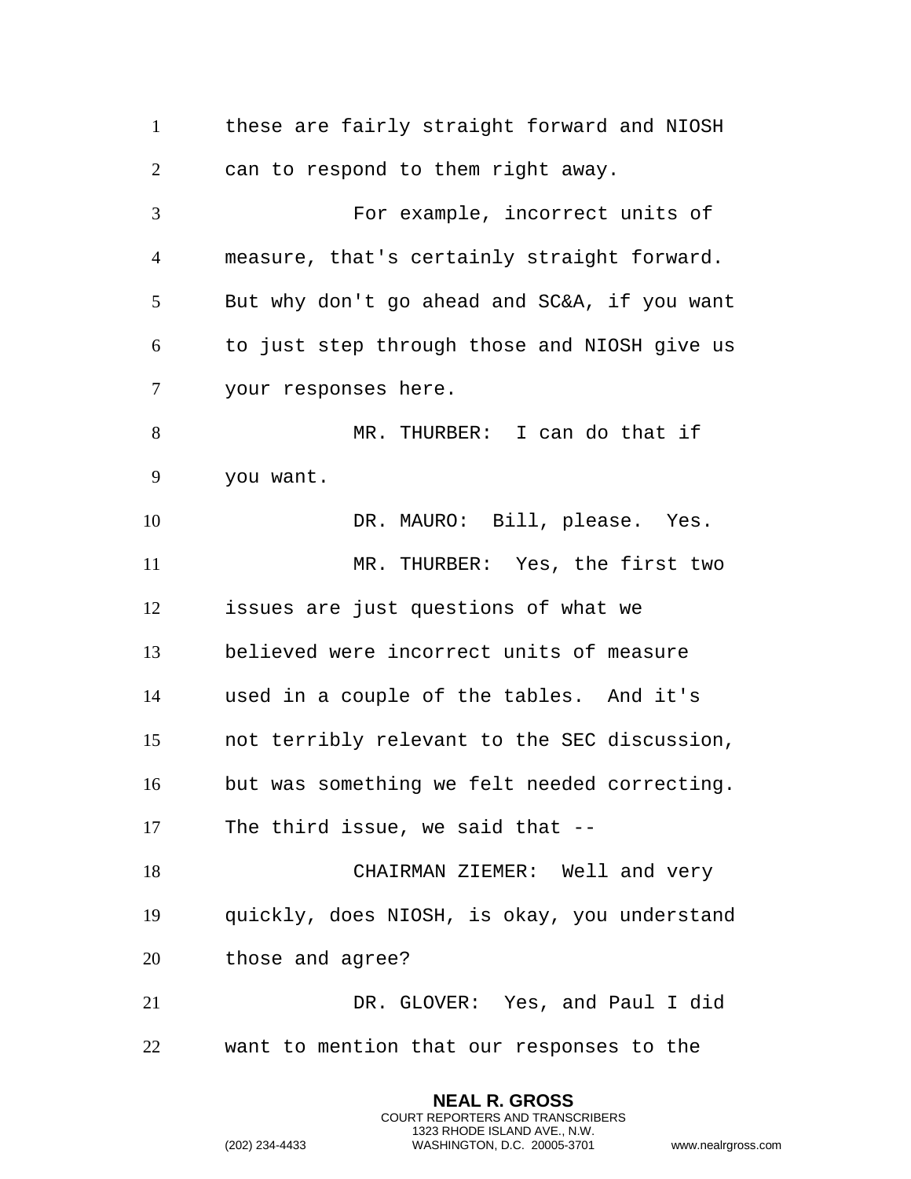these are fairly straight forward and NIOSH can to respond to them right away.

For example, incorrect units of measure, that's certainly straight forward. But why don't go ahead and SC&A, if you want to just step through those and NIOSH give us your responses here.

MR. THURBER: I can do that if you want.

DR. MAURO: Bill, please. Yes.

MR. THURBER: Yes, the first two issues are just questions of what we believed were incorrect units of measure used in a couple of the tables. And it's not terribly relevant to the SEC discussion, but was something we felt needed correcting. The third issue, we said that --

CHAIRMAN ZIEMER: Well and very quickly, does NIOSH, is okay, you understand those and agree?

DR. GLOVER: Yes, and Paul I did want to mention that our responses to the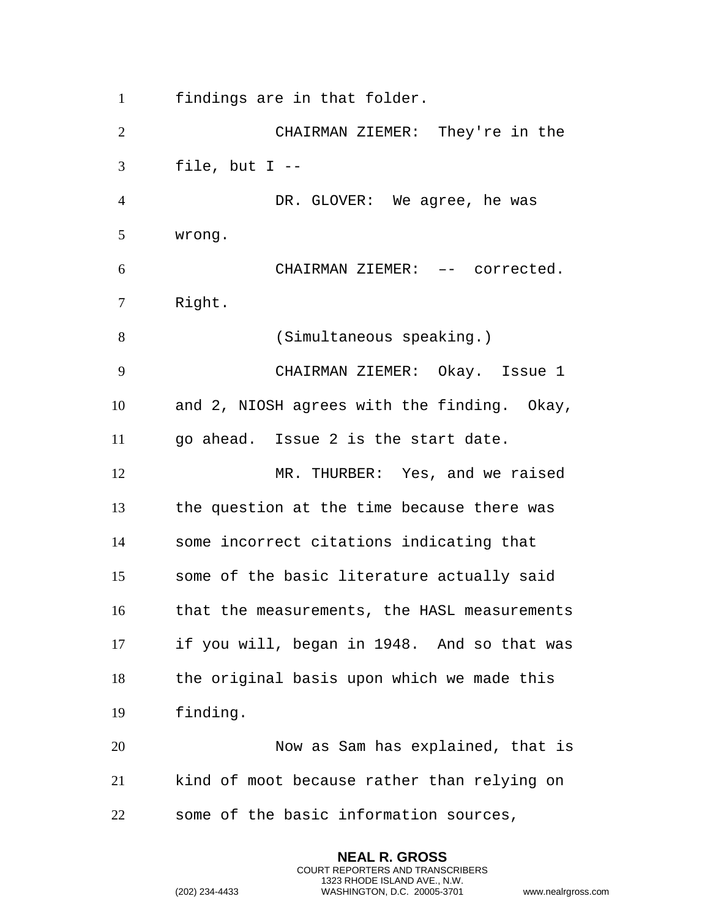findings are in that folder.

CHAIRMAN ZIEMER: They're in the file, but I --

DR. GLOVER: We agree, he was wrong.

CHAIRMAN ZIEMER: –– corrected. Right.

(Simultaneous speaking.)

CHAIRMAN ZIEMER: Okay. Issue 1 and 2, NIOSH agrees with the finding. Okay, go ahead. Issue 2 is the start date.

MR. THURBER: Yes, and we raised the question at the time because there was some incorrect citations indicating that some of the basic literature actually said that the measurements, the HASL measurements if you will, began in 1948. And so that was the original basis upon which we made this finding.

Now as Sam has explained, that is kind of moot because rather than relying on some of the basic information sources,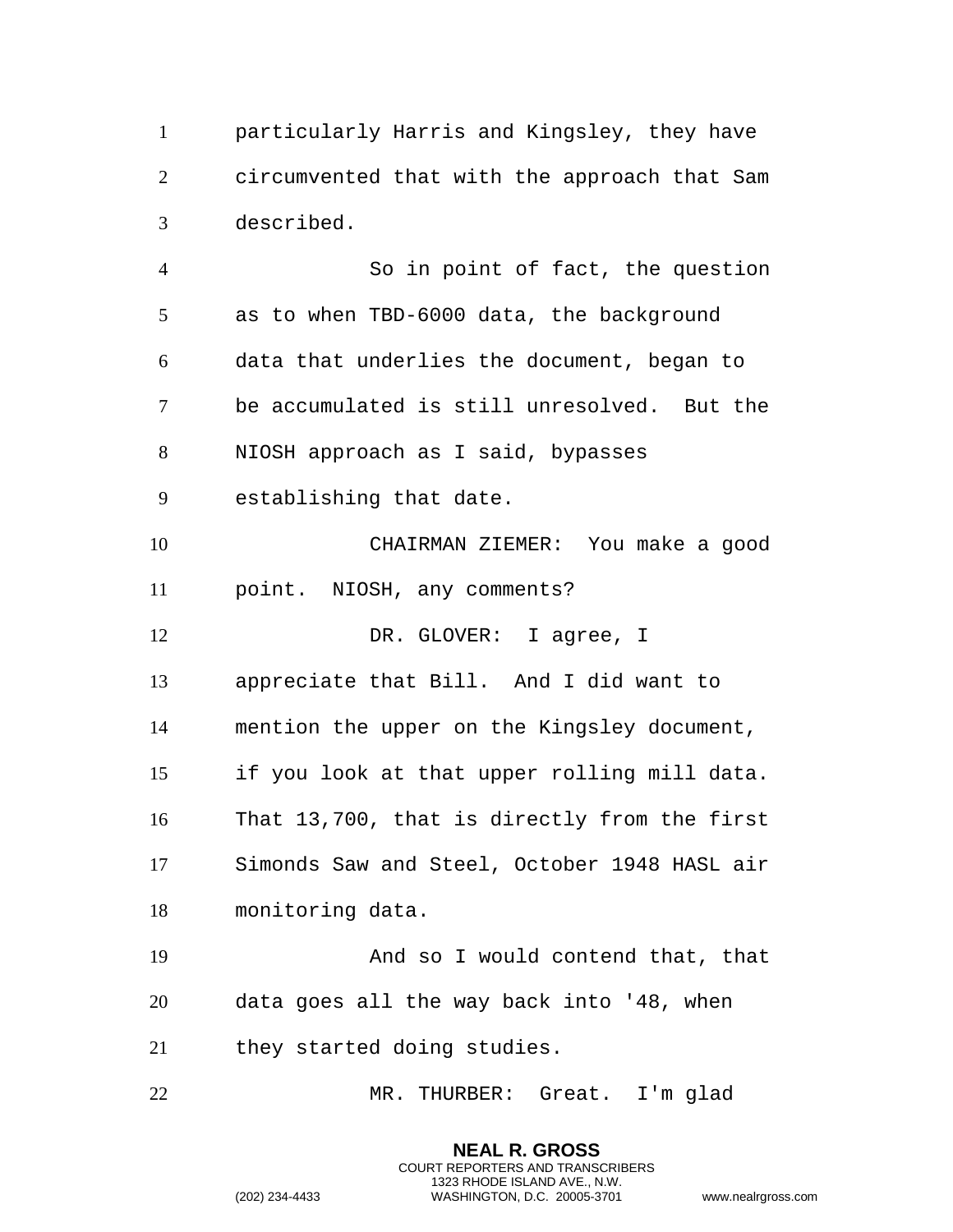particularly Harris and Kingsley, they have circumvented that with the approach that Sam described.

So in point of fact, the question as to when TBD-6000 data, the background data that underlies the document, began to be accumulated is still unresolved. But the NIOSH approach as I said, bypasses establishing that date.

CHAIRMAN ZIEMER: You make a good point. NIOSH, any comments?

DR. GLOVER: I agree, I appreciate that Bill. And I did want to mention the upper on the Kingsley document, if you look at that upper rolling mill data. That 13,700, that is directly from the first Simonds Saw and Steel, October 1948 HASL air monitoring data.

And so I would contend that, that data goes all the way back into '48, when they started doing studies.

MR. THURBER: Great. I'm glad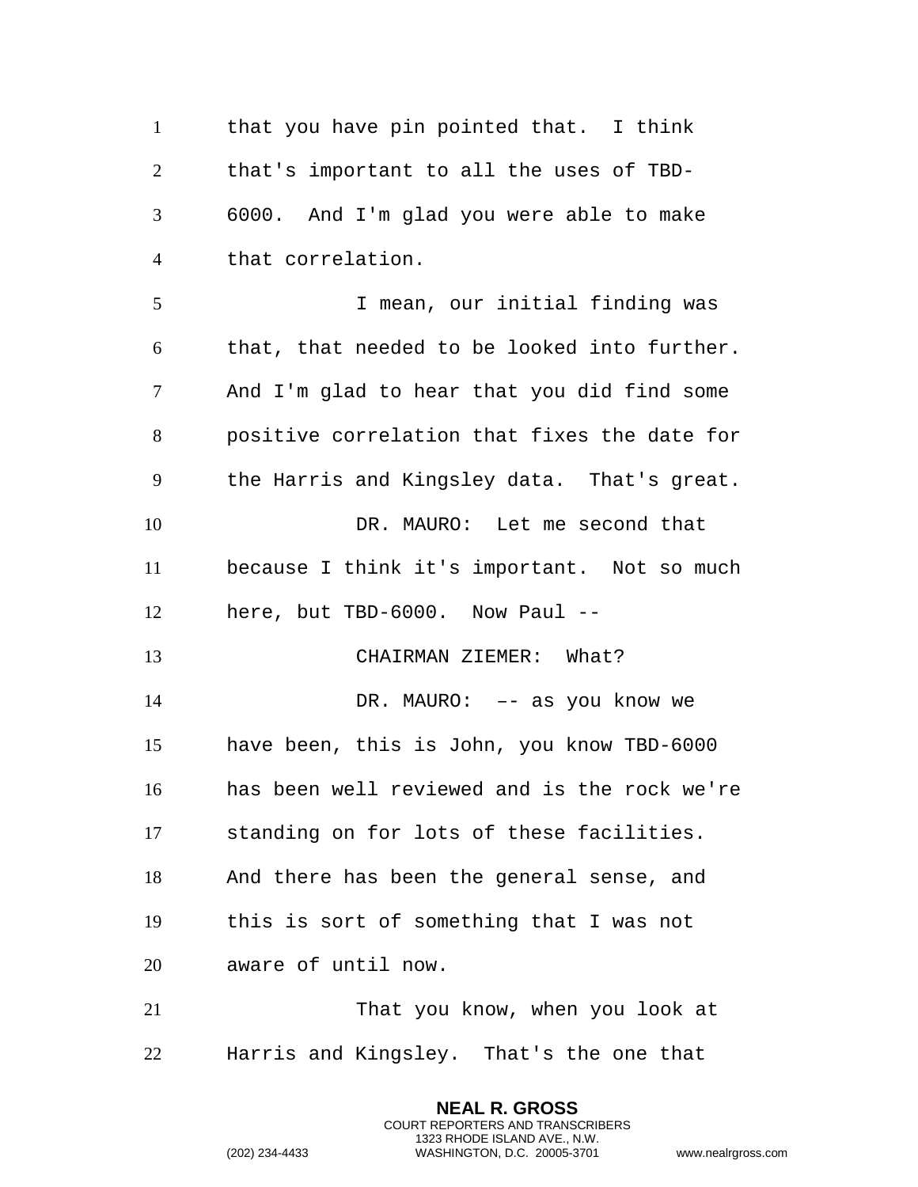that you have pin pointed that. I think that's important to all the uses of TBD-6000. And I'm glad you were able to make that correlation.

I mean, our initial finding was that, that needed to be looked into further. And I'm glad to hear that you did find some positive correlation that fixes the date for the Harris and Kingsley data. That's great.

DR. MAURO: Let me second that because I think it's important. Not so much here, but TBD-6000. Now Paul --

CHAIRMAN ZIEMER: What?

DR. MAURO: –- as you know we have been, this is John, you know TBD-6000 has been well reviewed and is the rock we're standing on for lots of these facilities. And there has been the general sense, and this is sort of something that I was not aware of until now.

That you know, when you look at Harris and Kingsley. That's the one that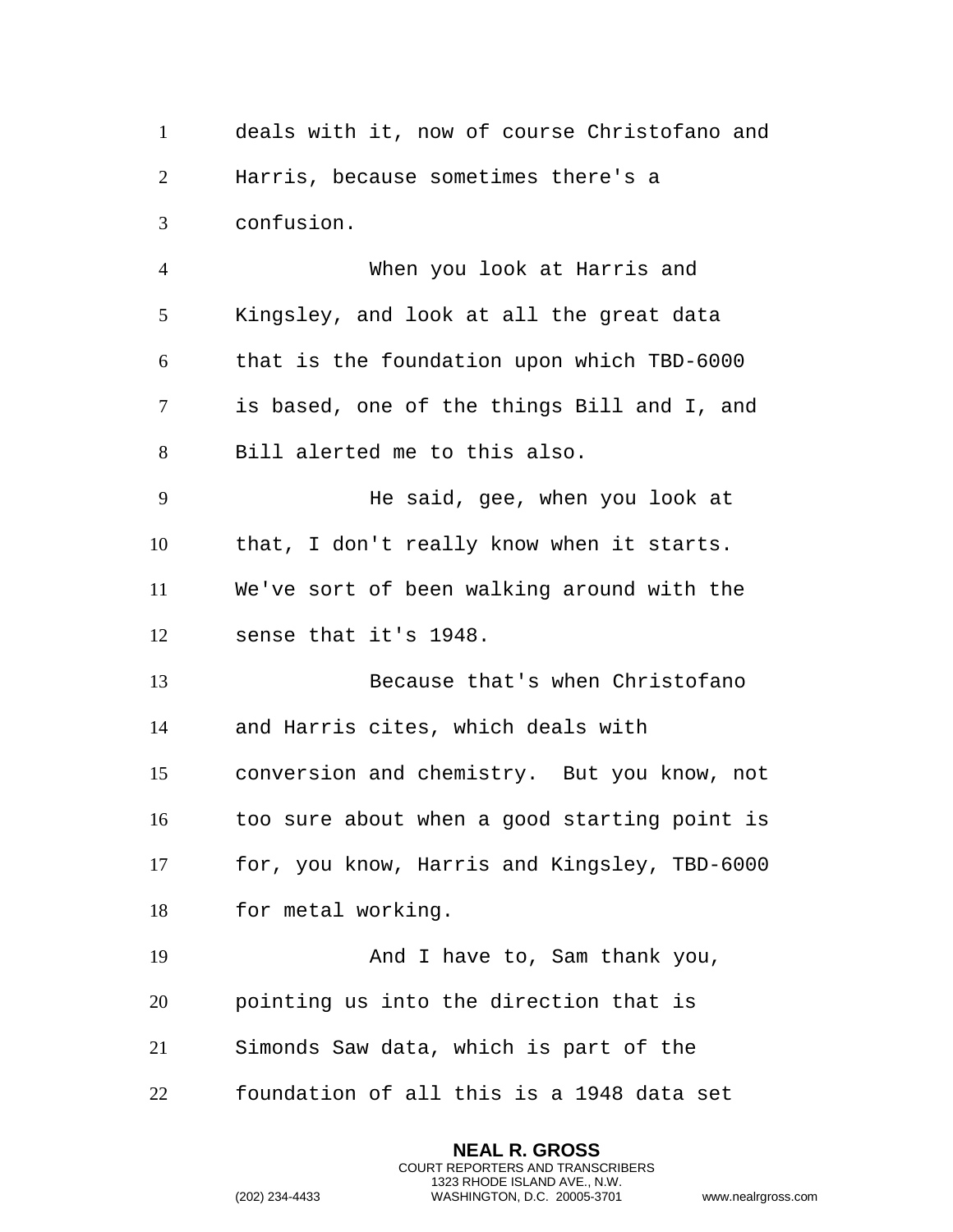deals with it, now of course Christofano and Harris, because sometimes there's a confusion.

When you look at Harris and Kingsley, and look at all the great data that is the foundation upon which TBD-6000 is based, one of the things Bill and I, and Bill alerted me to this also.

He said, gee, when you look at that, I don't really know when it starts. We've sort of been walking around with the sense that it's 1948.

Because that's when Christofano and Harris cites, which deals with conversion and chemistry. But you know, not too sure about when a good starting point is for, you know, Harris and Kingsley, TBD-6000 for metal working.

And I have to, Sam thank you, pointing us into the direction that is Simonds Saw data, which is part of the foundation of all this is a 1948 data set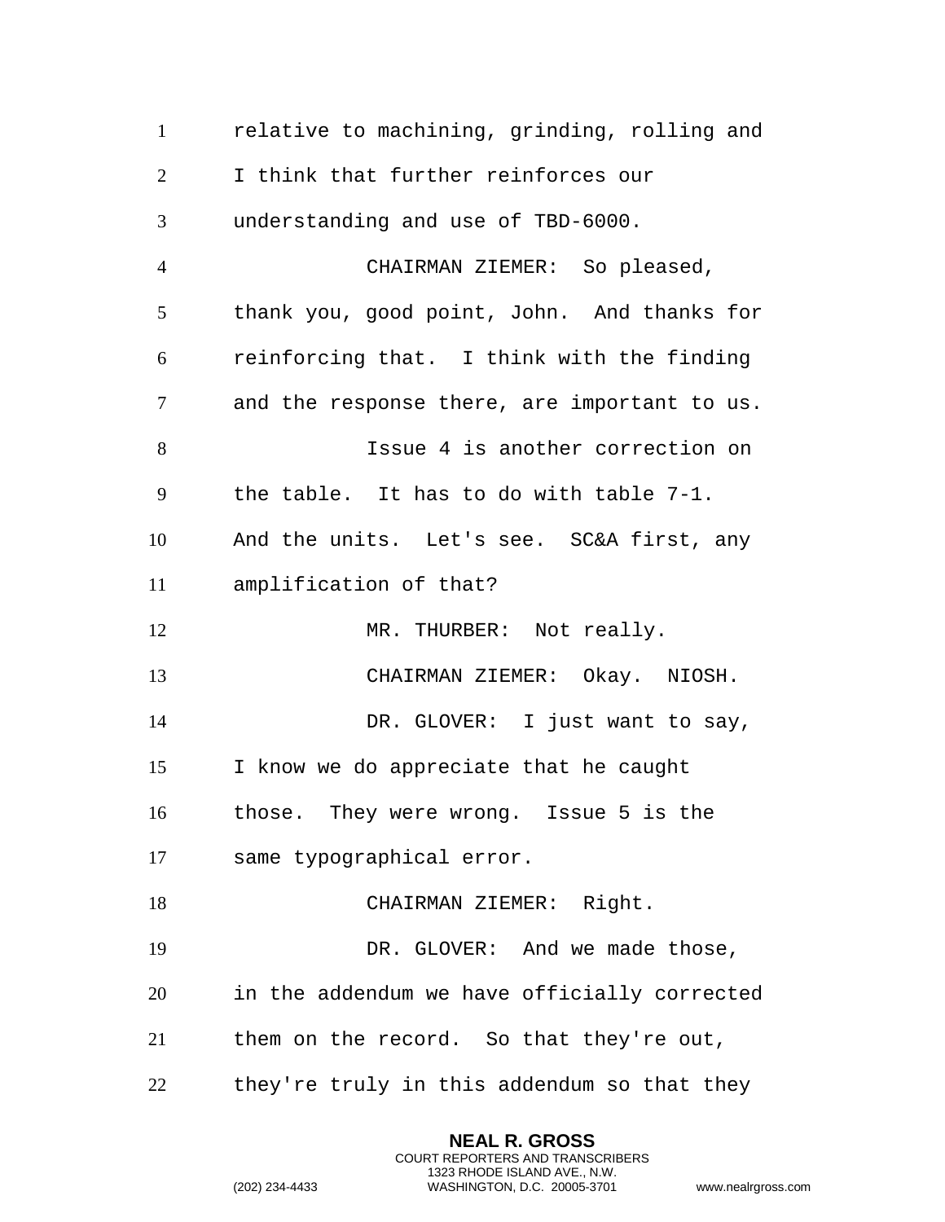relative to machining, grinding, rolling and I think that further reinforces our understanding and use of TBD-6000.

CHAIRMAN ZIEMER: So pleased, thank you, good point, John. And thanks for reinforcing that. I think with the finding and the response there, are important to us.

Issue 4 is another correction on the table. It has to do with table 7-1. And the units. Let's see. SC&A first, any amplification of that?

MR. THURBER: Not really.

CHAIRMAN ZIEMER: Okay. NIOSH.

DR. GLOVER: I just want to say, I know we do appreciate that he caught those. They were wrong. Issue 5 is the same typographical error.

CHAIRMAN ZIEMER: Right.

DR. GLOVER: And we made those, in the addendum we have officially corrected them on the record. So that they're out, they're truly in this addendum so that they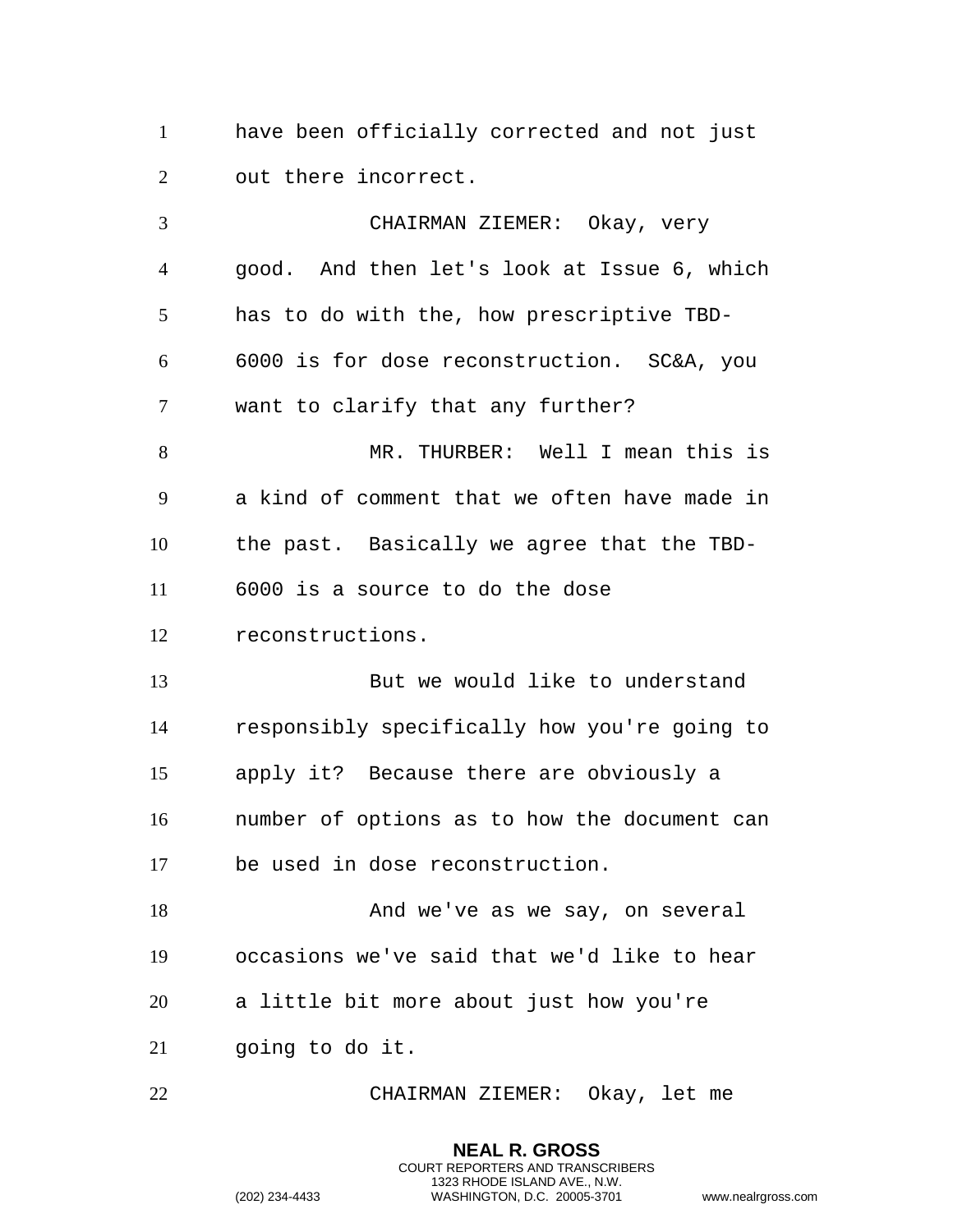have been officially corrected and not just out there incorrect.

CHAIRMAN ZIEMER: Okay, very good. And then let's look at Issue 6, which has to do with the, how prescriptive TBD-6000 is for dose reconstruction. SC&A, you want to clarify that any further?

MR. THURBER: Well I mean this is a kind of comment that we often have made in the past. Basically we agree that the TBD-6000 is a source to do the dose reconstructions.

But we would like to understand responsibly specifically how you're going to apply it? Because there are obviously a number of options as to how the document can be used in dose reconstruction.

And we've as we say, on several occasions we've said that we'd like to hear a little bit more about just how you're going to do it.

CHAIRMAN ZIEMER: Okay, let me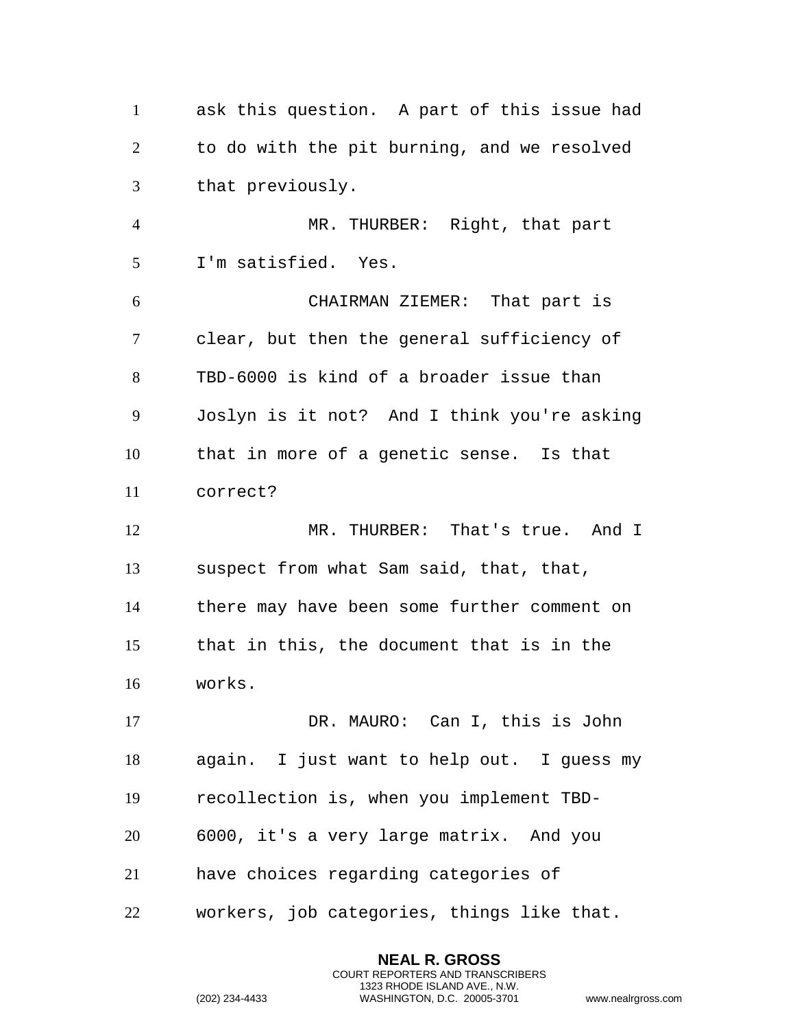ask this question. A part of this issue had to do with the pit burning, and we resolved that previously.

MR. THURBER: Right, that part I'm satisfied. Yes.

CHAIRMAN ZIEMER: That part is clear, but then the general sufficiency of TBD-6000 is kind of a broader issue than Joslyn is it not? And I think you're asking that in more of a genetic sense. Is that correct?

MR. THURBER: That's true. And I suspect from what Sam said, that, that, there may have been some further comment on that in this, the document that is in the works.

DR. MAURO: Can I, this is John again. I just want to help out. I guess my recollection is, when you implement TBD-6000, it's a very large matrix. And you have choices regarding categories of workers, job categories, things like that.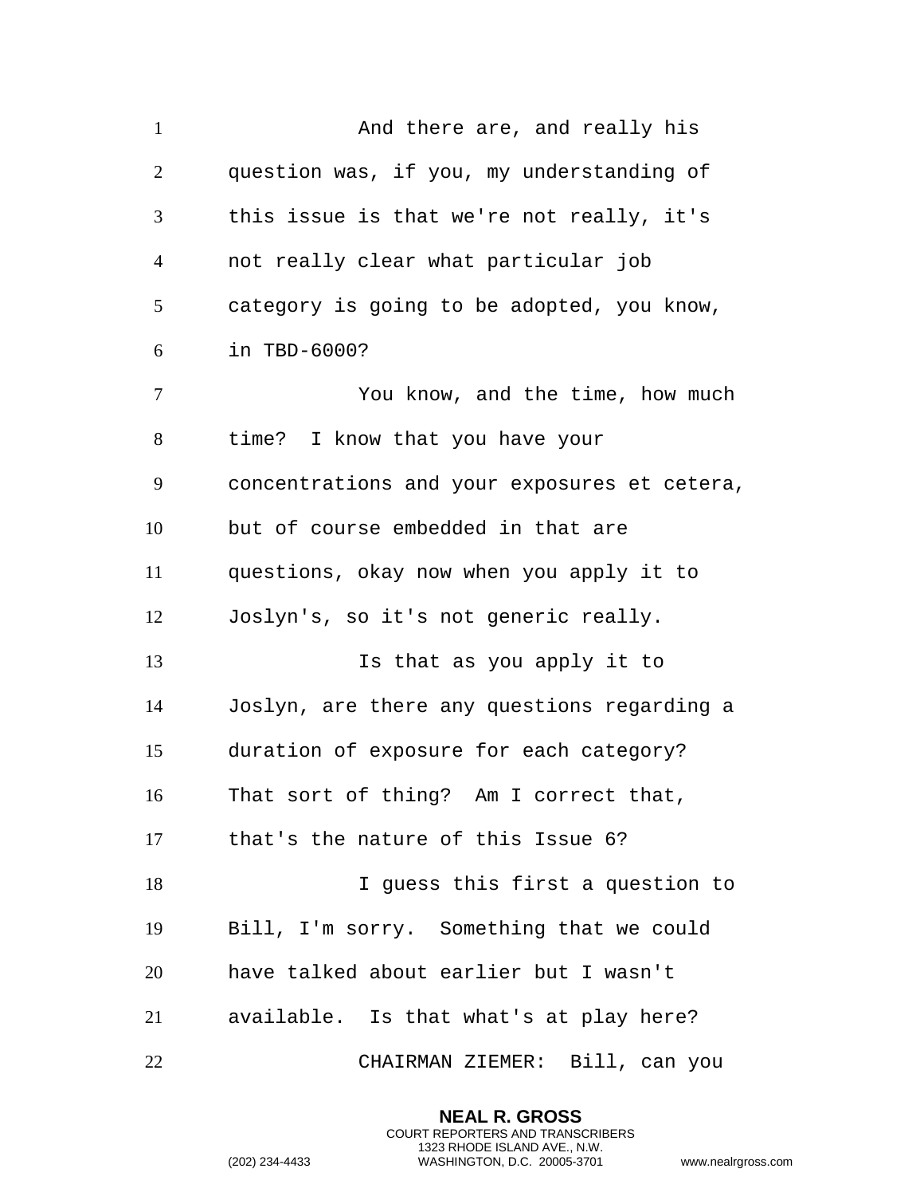And there are, and really his question was, if you, my understanding of this issue is that we're not really, it's not really clear what particular job category is going to be adopted, you know, in TBD-6000?

You know, and the time, how much time? I know that you have your concentrations and your exposures et cetera, but of course embedded in that are questions, okay now when you apply it to Joslyn's, so it's not generic really.

Is that as you apply it to Joslyn, are there any questions regarding a duration of exposure for each category? That sort of thing? Am I correct that, that's the nature of this Issue 6?

I guess this first a question to Bill, I'm sorry. Something that we could have talked about earlier but I wasn't available. Is that what's at play here?

CHAIRMAN ZIEMER: Bill, can you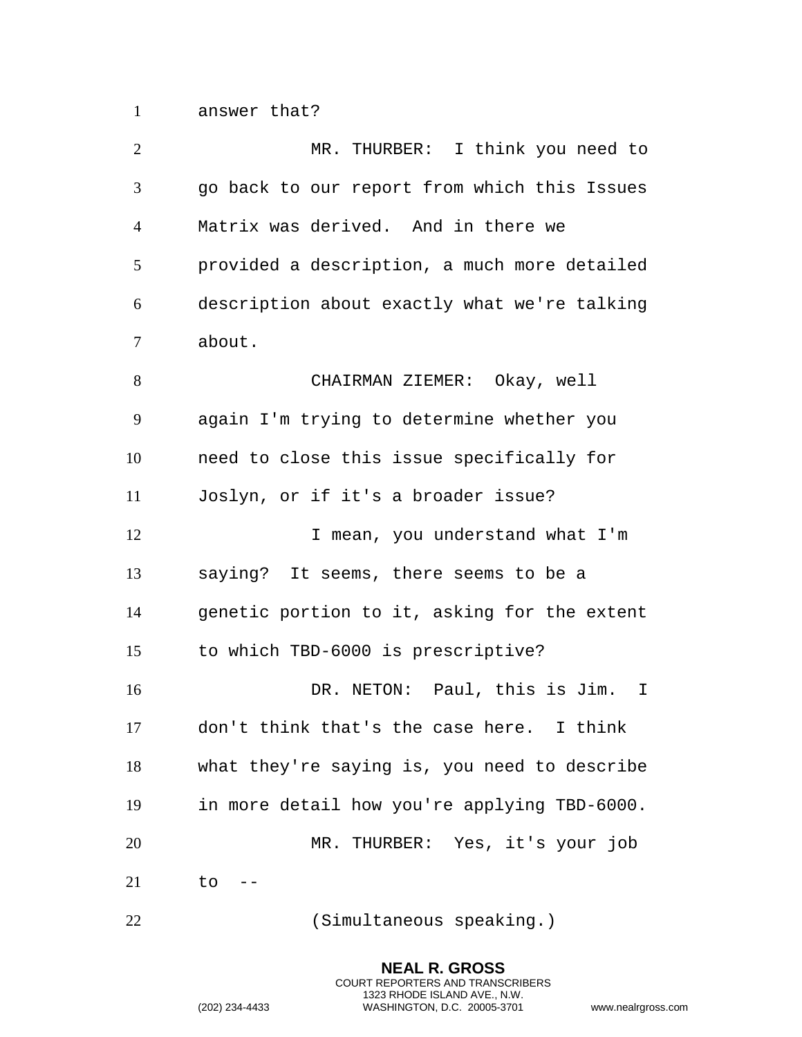answer that?

MR. THURBER: I think you need to go back to our report from which this Issues Matrix was derived. And in there we provided a description, a much more detailed description about exactly what we're talking about.

CHAIRMAN ZIEMER: Okay, well again I'm trying to determine whether you need to close this issue specifically for Joslyn, or if it's a broader issue?

I mean, you understand what I'm saying? It seems, there seems to be a genetic portion to it, asking for the extent to which TBD-6000 is prescriptive?

DR. NETON: Paul, this is Jim. I don't think that's the case here. I think what they're saying is, you need to describe in more detail how you're applying TBD-6000.

MR. THURBER: Yes, it's your job to --

(Simultaneous speaking.)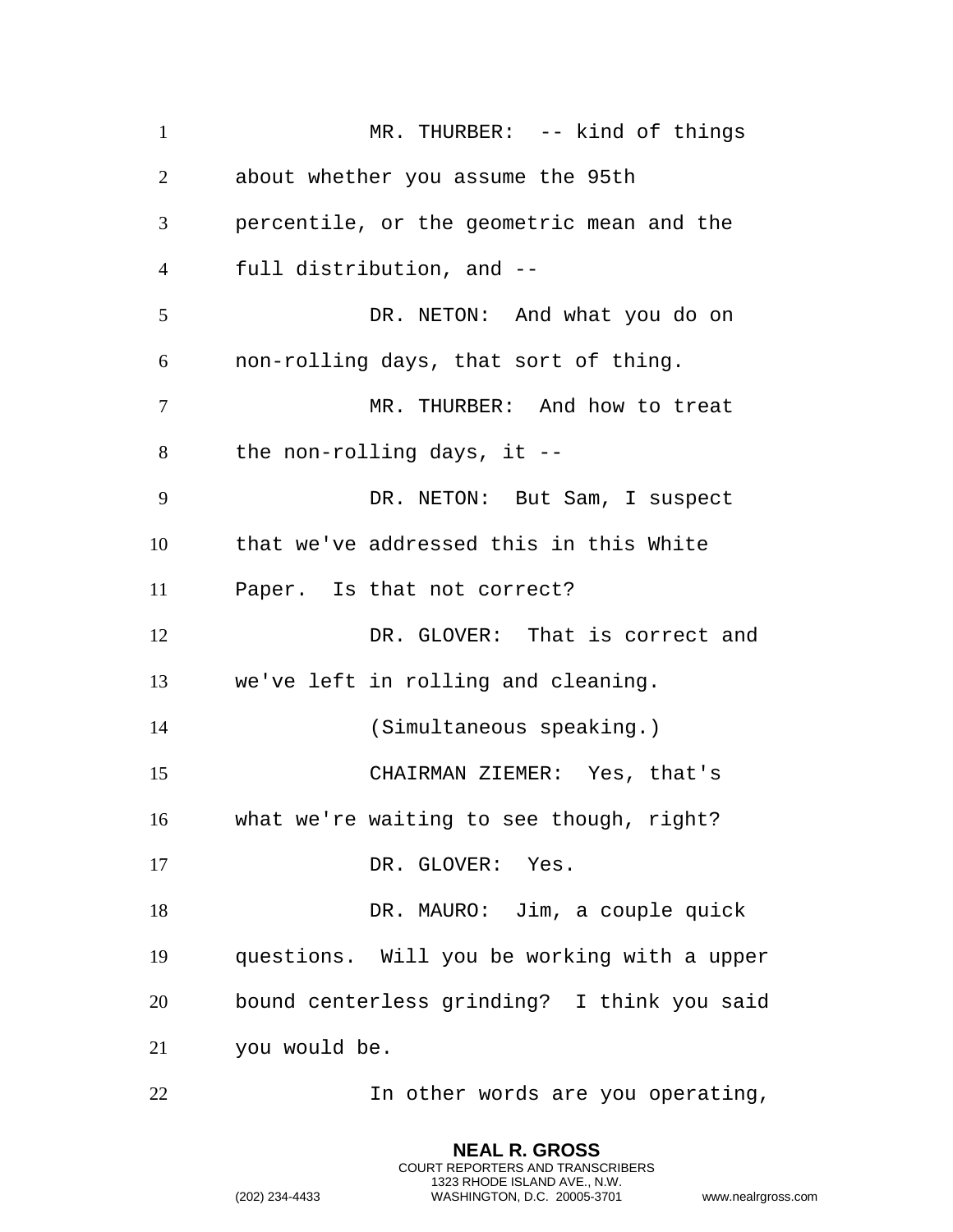MR. THURBER: -- kind of things about whether you assume the 95th percentile, or the geometric mean and the full distribution, and --

DR. NETON: And what you do on non-rolling days, that sort of thing.

MR. THURBER: And how to treat the non-rolling days, it --

DR. NETON: But Sam, I suspect that we've addressed this in this White Paper. Is that not correct?

DR. GLOVER: That is correct and we've left in rolling and cleaning.

(Simultaneous speaking.)

CHAIRMAN ZIEMER: Yes, that's what we're waiting to see though, right?

DR. GLOVER: Yes.

DR. MAURO: Jim, a couple quick questions. Will you be working with a upper bound centerless grinding? I think you said you would be.

In other words are you operating,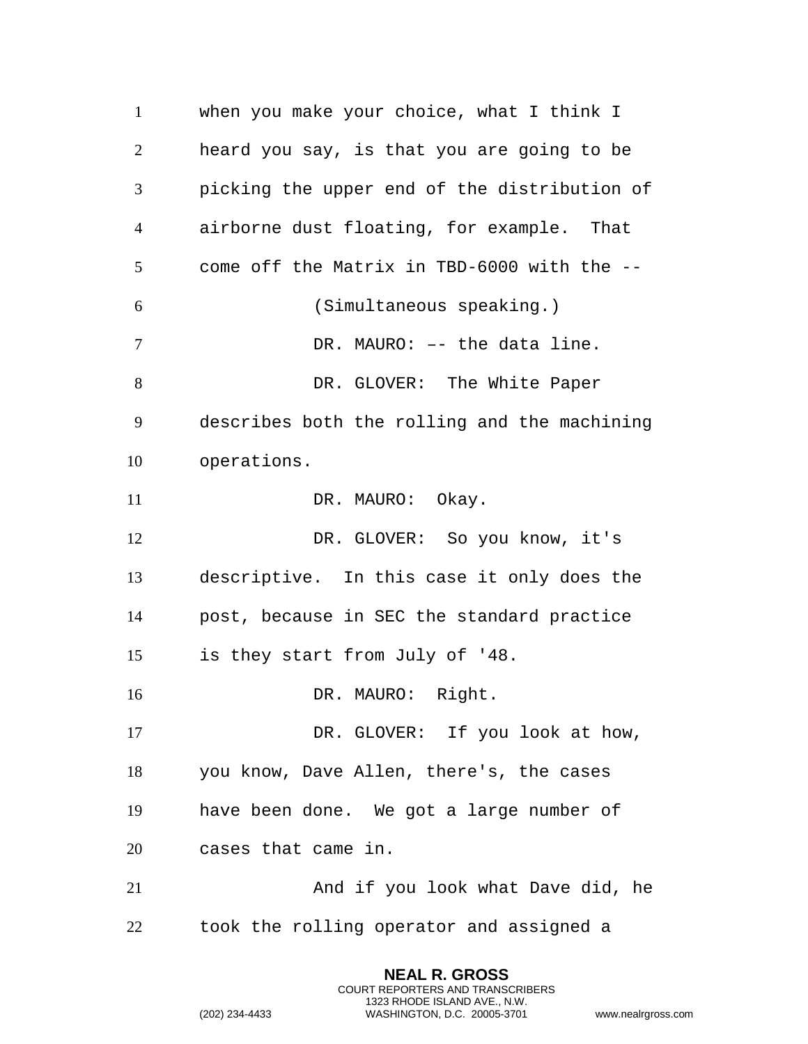when you make your choice, what I think I heard you say, is that you are going to be picking the upper end of the distribution of airborne dust floating, for example. That come off the Matrix in TBD-6000 with the --

(Simultaneous speaking.)

DR. MAURO: –- the data line.

DR. GLOVER: The White Paper describes both the rolling and the machining operations.

DR. MAURO: Okay.

DR. GLOVER: So you know, it's descriptive. In this case it only does the post, because in SEC the standard practice is they start from July of '48.

DR. MAURO: Right.

DR. GLOVER: If you look at how, you know, Dave Allen, there's, the cases have been done. We got a large number of cases that came in.

And if you look what Dave did, he took the rolling operator and assigned a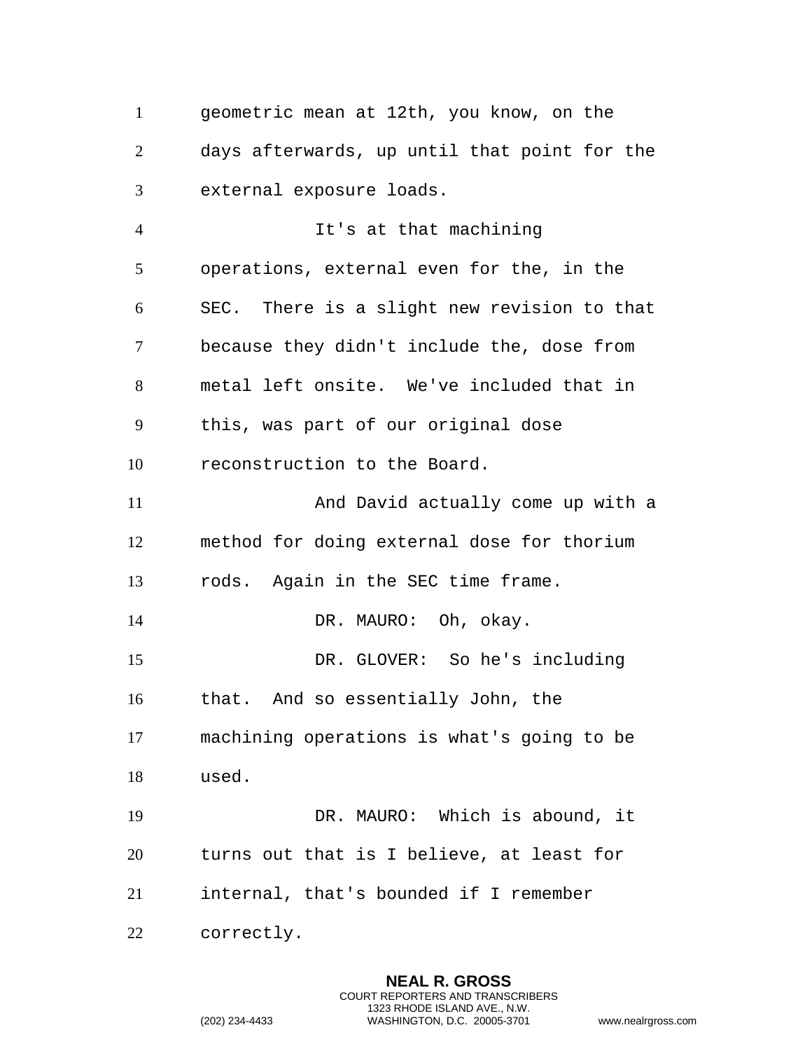geometric mean at 12th, you know, on the days afterwards, up until that point for the external exposure loads.

It's at that machining operations, external even for the, in the SEC. There is a slight new revision to that because they didn't include the, dose from metal left onsite. We've included that in this, was part of our original dose reconstruction to the Board.

And David actually come up with a method for doing external dose for thorium rods. Again in the SEC time frame.

DR. MAURO: Oh, okay.

DR. GLOVER: So he's including that. And so essentially John, the machining operations is what's going to be used.

DR. MAURO: Which is abound, it turns out that is I believe, at least for internal, that's bounded if I remember correctly.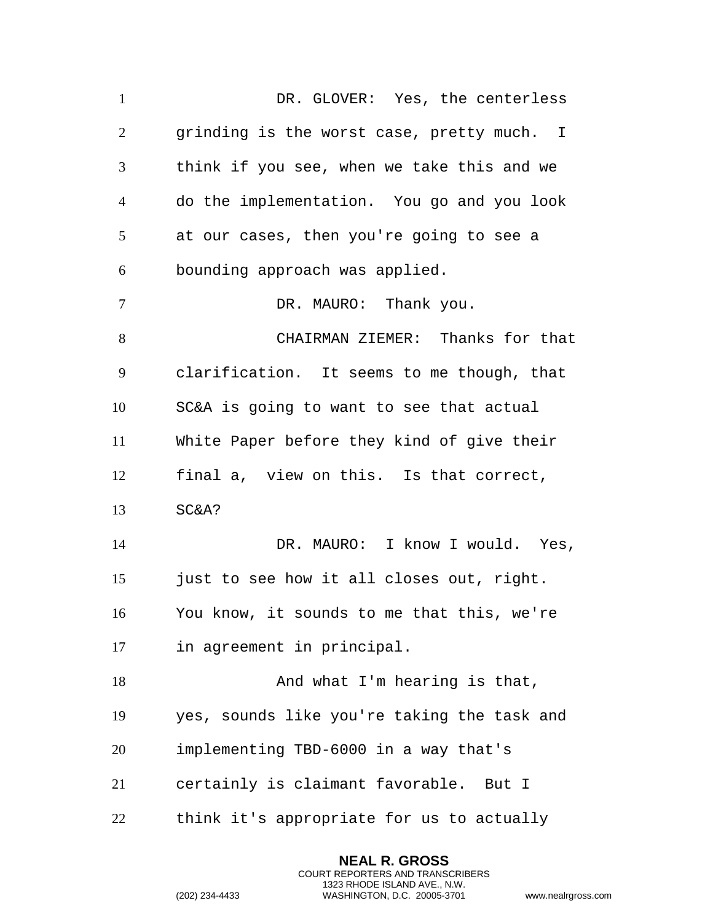DR. GLOVER: Yes, the centerless grinding is the worst case, pretty much. I think if you see, when we take this and we do the implementation. You go and you look at our cases, then you're going to see a bounding approach was applied.

DR. MAURO: Thank you.

CHAIRMAN ZIEMER: Thanks for that clarification. It seems to me though, that SC&A is going to want to see that actual White Paper before they kind of give their final a, view on this. Is that correct, SC&A?

DR. MAURO: I know I would. Yes, just to see how it all closes out, right. You know, it sounds to me that this, we're in agreement in principal.

And what I'm hearing is that, yes, sounds like you're taking the task and implementing TBD-6000 in a way that's certainly is claimant favorable. But I think it's appropriate for us to actually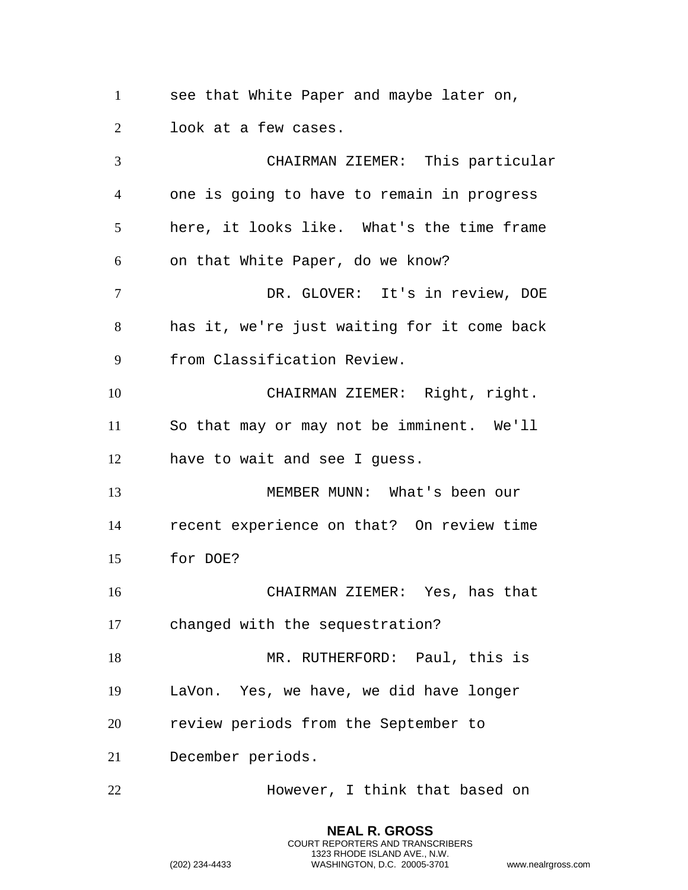see that White Paper and maybe later on, look at a few cases.

CHAIRMAN ZIEMER: This particular one is going to have to remain in progress here, it looks like. What's the time frame on that White Paper, do we know?

DR. GLOVER: It's in review, DOE has it, we're just waiting for it come back from Classification Review.

CHAIRMAN ZIEMER: Right, right. So that may or may not be imminent. We'll have to wait and see I guess.

MEMBER MUNN: What's been our recent experience on that? On review time for DOE?

CHAIRMAN ZIEMER: Yes, has that changed with the sequestration?

MR. RUTHERFORD: Paul, this is LaVon. Yes, we have, we did have longer review periods from the September to December periods.

However, I think that based on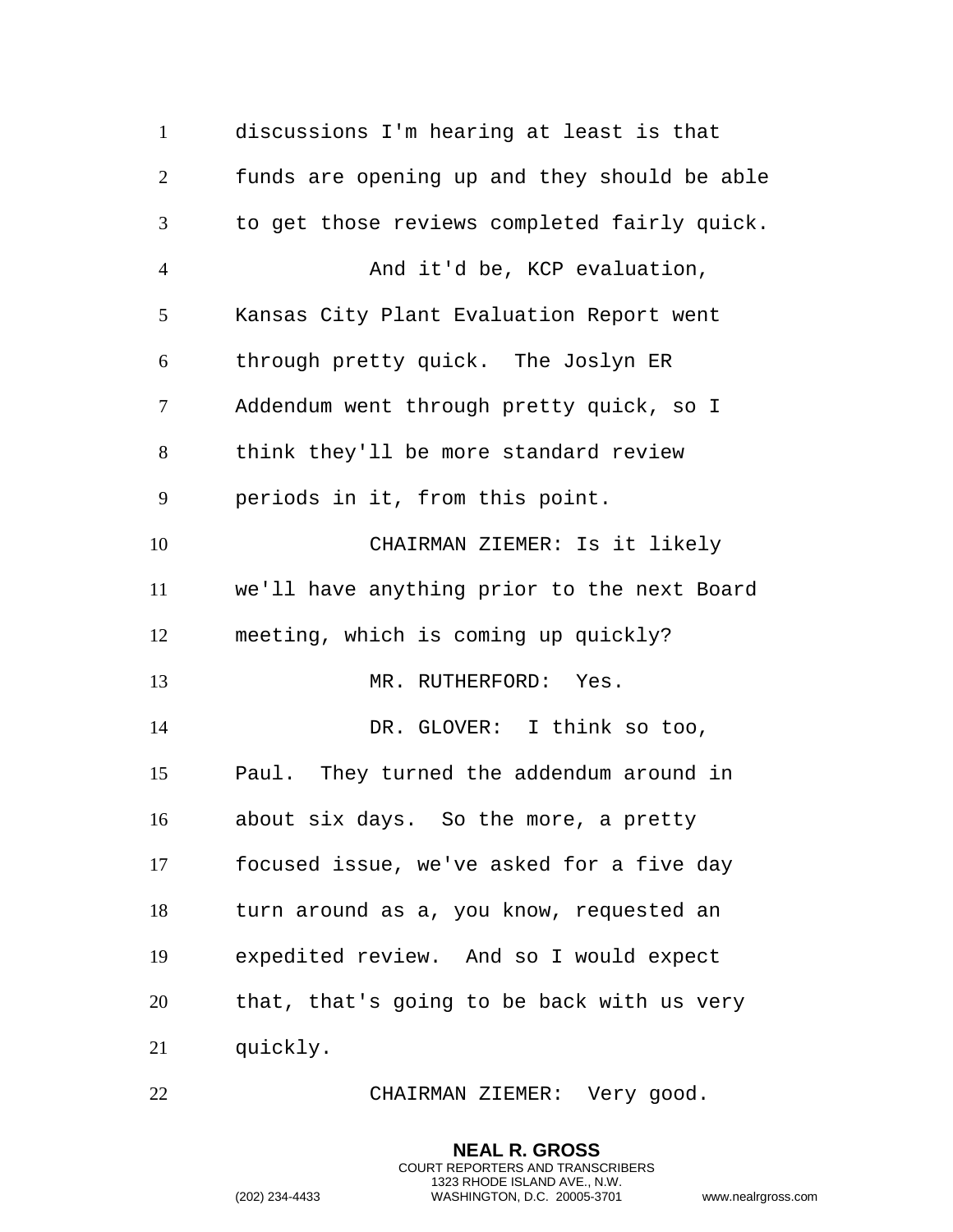discussions I'm hearing at least is that funds are opening up and they should be able to get those reviews completed fairly quick.

And it'd be, KCP evaluation, Kansas City Plant Evaluation Report went through pretty quick. The Joslyn ER Addendum went through pretty quick, so I think they'll be more standard review periods in it, from this point.

CHAIRMAN ZIEMER: Is it likely we'll have anything prior to the next Board meeting, which is coming up quickly?

MR. RUTHERFORD: Yes.

DR. GLOVER: I think so too, Paul. They turned the addendum around in about six days. So the more, a pretty focused issue, we've asked for a five day turn around as a, you know, requested an expedited review. And so I would expect that, that's going to be back with us very quickly.

CHAIRMAN ZIEMER: Very good.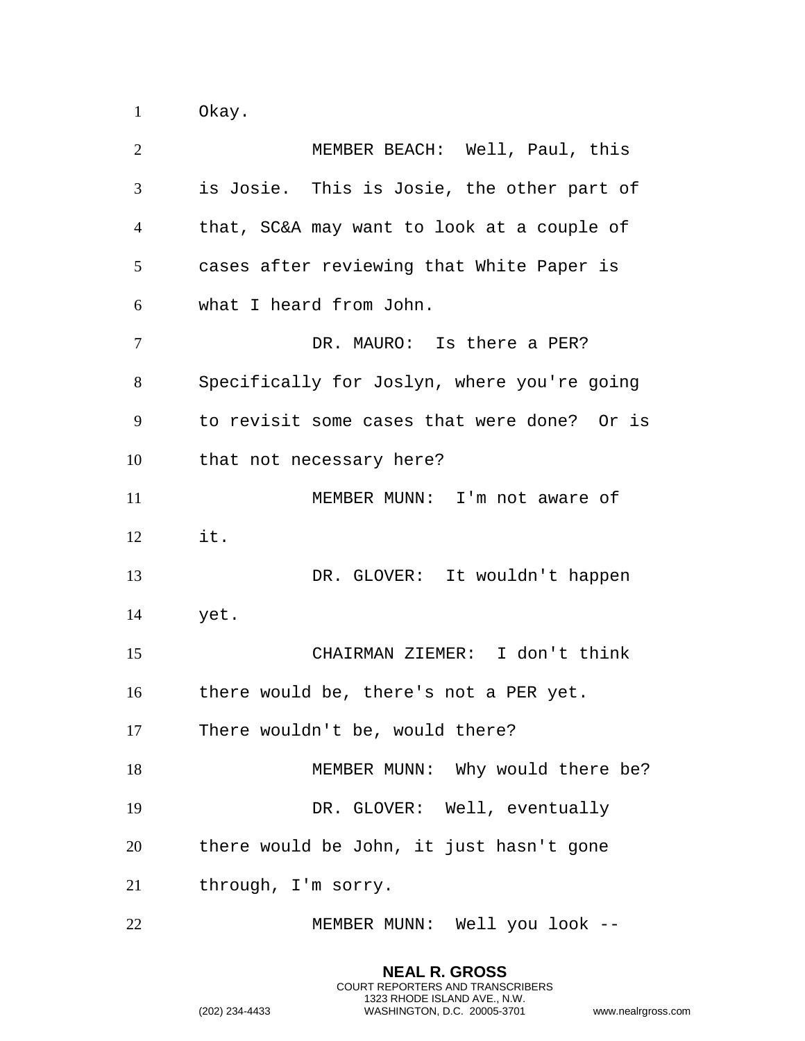Okay.

MEMBER BEACH: Well, Paul, this is Josie. This is Josie, the other part of that, SC&A may want to look at a couple of cases after reviewing that White Paper is what I heard from John.

DR. MAURO: Is there a PER? Specifically for Joslyn, where you're going to revisit some cases that were done? Or is that not necessary here?

MEMBER MUNN: I'm not aware of it.

DR. GLOVER: It wouldn't happen yet.

CHAIRMAN ZIEMER: I don't think there would be, there's not a PER yet. There wouldn't be, would there?

MEMBER MUNN: Why would there be?

DR. GLOVER: Well, eventually there would be John, it just hasn't gone through, I'm sorry.

MEMBER MUNN: Well you look --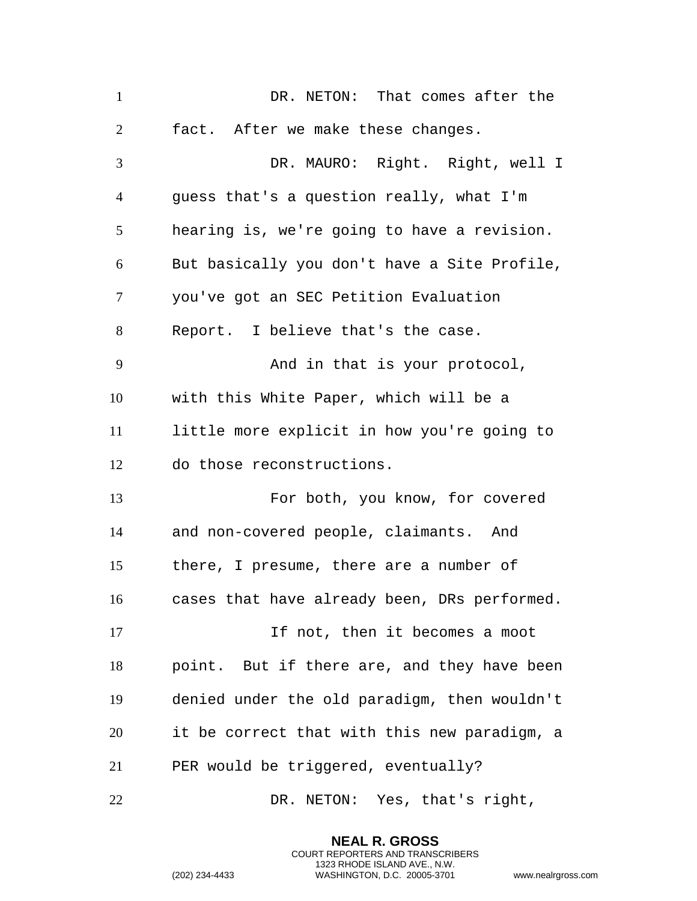DR. NETON: That comes after the fact. After we make these changes.

DR. MAURO: Right. Right, well I guess that's a question really, what I'm hearing is, we're going to have a revision. But basically you don't have a Site Profile, you've got an SEC Petition Evaluation Report. I believe that's the case.

And in that is your protocol, with this White Paper, which will be a little more explicit in how you're going to do those reconstructions.

For both, you know, for covered and non-covered people, claimants. And there, I presume, there are a number of cases that have already been, DRs performed.

If not, then it becomes a moot point. But if there are, and they have been denied under the old paradigm, then wouldn't it be correct that with this new paradigm, a PER would be triggered, eventually?

DR. NETON: Yes, that's right,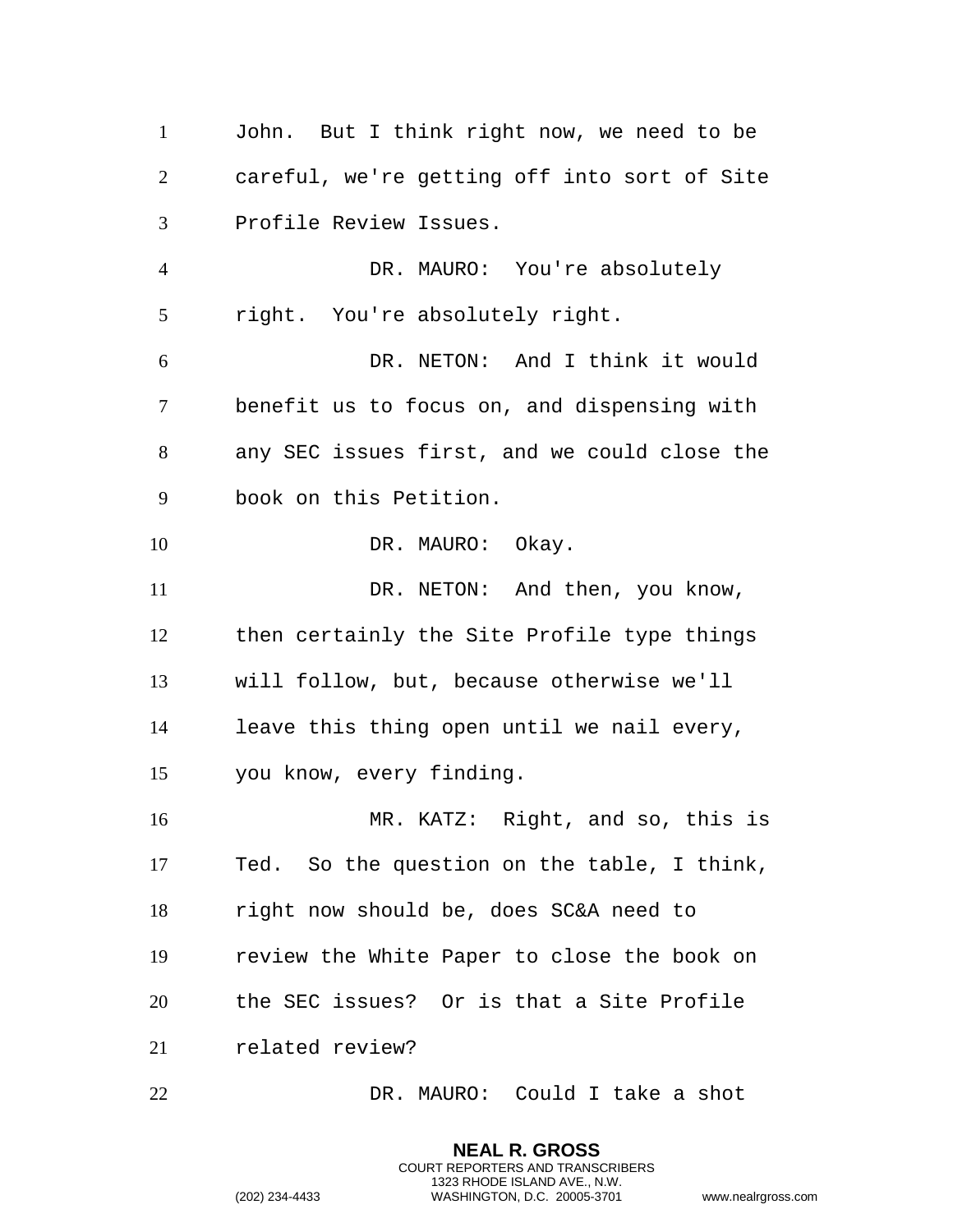John. But I think right now, we need to be careful, we're getting off into sort of Site Profile Review Issues.

DR. MAURO: You're absolutely right. You're absolutely right.

DR. NETON: And I think it would benefit us to focus on, and dispensing with any SEC issues first, and we could close the book on this Petition.

DR. MAURO: Okay.

DR. NETON: And then, you know, then certainly the Site Profile type things will follow, but, because otherwise we'll leave this thing open until we nail every, you know, every finding.

MR. KATZ: Right, and so, this is Ted. So the question on the table, I think, right now should be, does SC&A need to review the White Paper to close the book on the SEC issues? Or is that a Site Profile related review?

DR. MAURO: Could I take a shot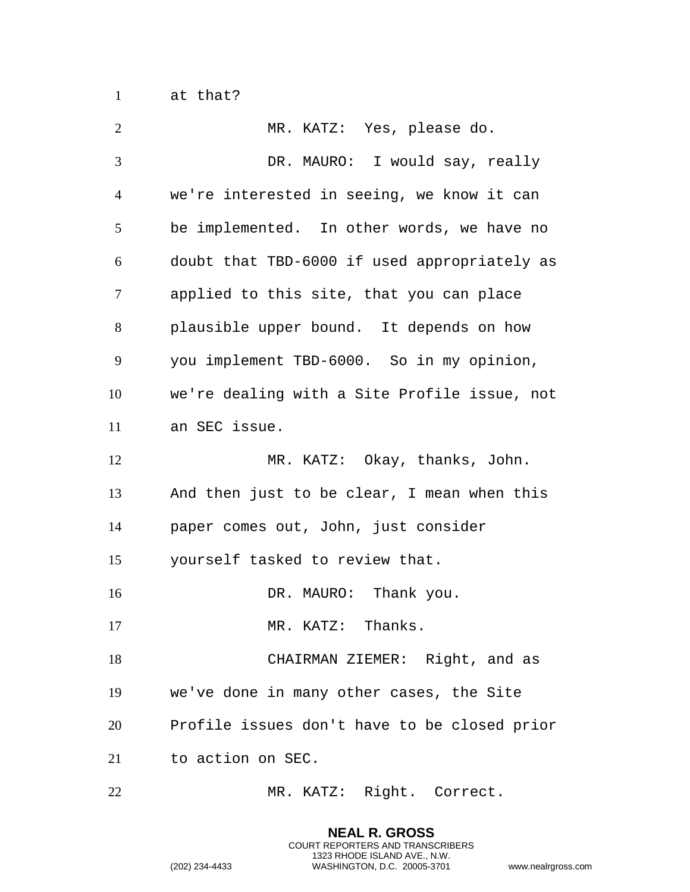at that?

MR. KATZ: Yes, please do.

DR. MAURO: I would say, really we're interested in seeing, we know it can be implemented. In other words, we have no doubt that TBD-6000 if used appropriately as applied to this site, that you can place plausible upper bound. It depends on how you implement TBD-6000. So in my opinion, we're dealing with a Site Profile issue, not an SEC issue.

MR. KATZ: Okay, thanks, John. And then just to be clear, I mean when this paper comes out, John, just consider yourself tasked to review that.

DR. MAURO: Thank you.

MR. KATZ: Thanks.

CHAIRMAN ZIEMER: Right, and as we've done in many other cases, the Site Profile issues don't have to be closed prior to action on SEC.

MR. KATZ: Right. Correct.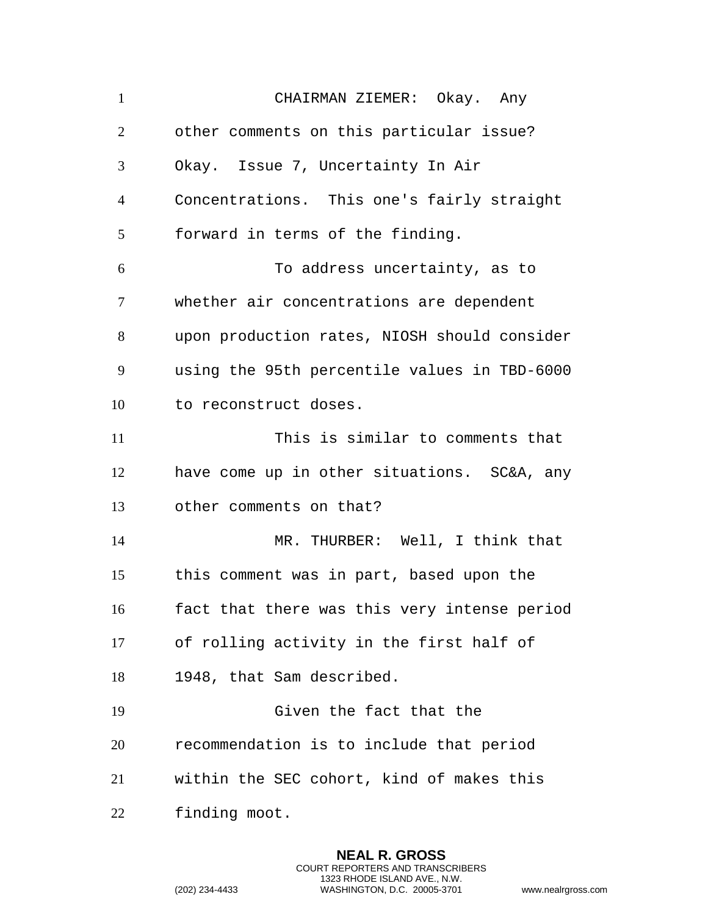CHAIRMAN ZIEMER: Okay. Any other comments on this particular issue? Okay. Issue 7, Uncertainty In Air Concentrations. This one's fairly straight forward in terms of the finding.

To address uncertainty, as to whether air concentrations are dependent upon production rates, NIOSH should consider using the 95th percentile values in TBD-6000 to reconstruct doses.

This is similar to comments that have come up in other situations. SC&A, any other comments on that?

MR. THURBER: Well, I think that this comment was in part, based upon the fact that there was this very intense period of rolling activity in the first half of 1948, that Sam described.

Given the fact that the recommendation is to include that period within the SEC cohort, kind of makes this finding moot.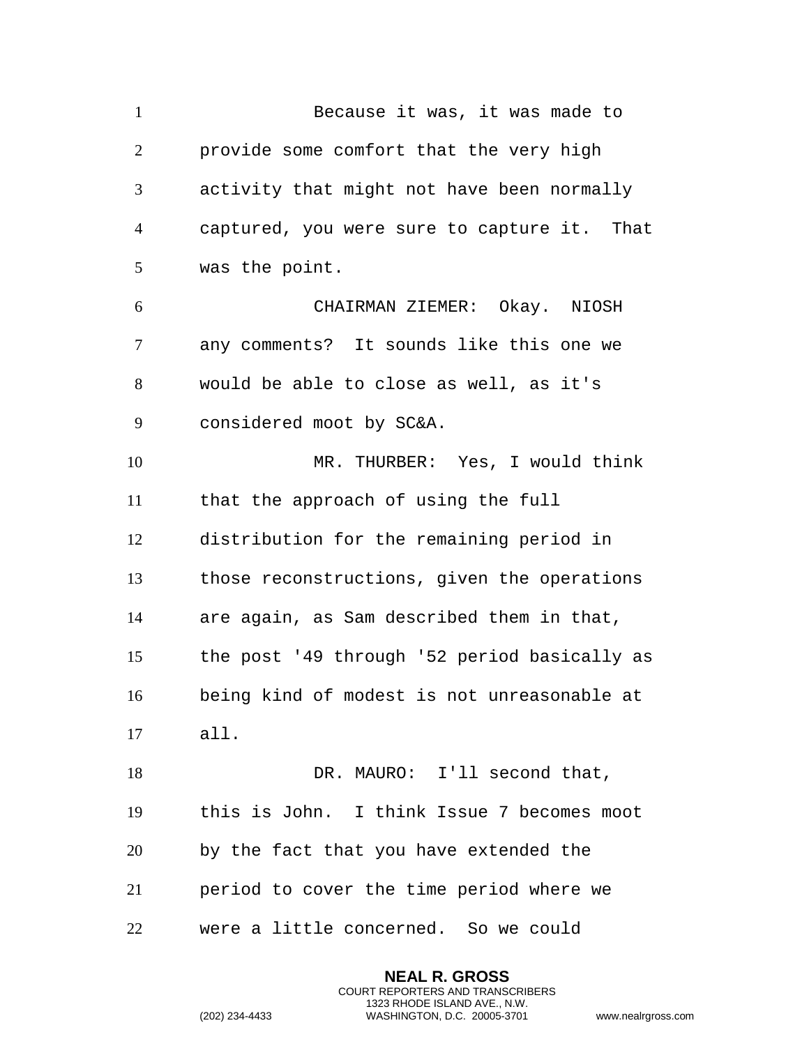Because it was, it was made to provide some comfort that the very high activity that might not have been normally captured, you were sure to capture it. That was the point.

CHAIRMAN ZIEMER: Okay. NIOSH any comments? It sounds like this one we would be able to close as well, as it's considered moot by SC&A.

MR. THURBER: Yes, I would think that the approach of using the full distribution for the remaining period in those reconstructions, given the operations are again, as Sam described them in that, the post '49 through '52 period basically as being kind of modest is not unreasonable at all.

DR. MAURO: I'll second that, this is John. I think Issue 7 becomes moot by the fact that you have extended the period to cover the time period where we were a little concerned. So we could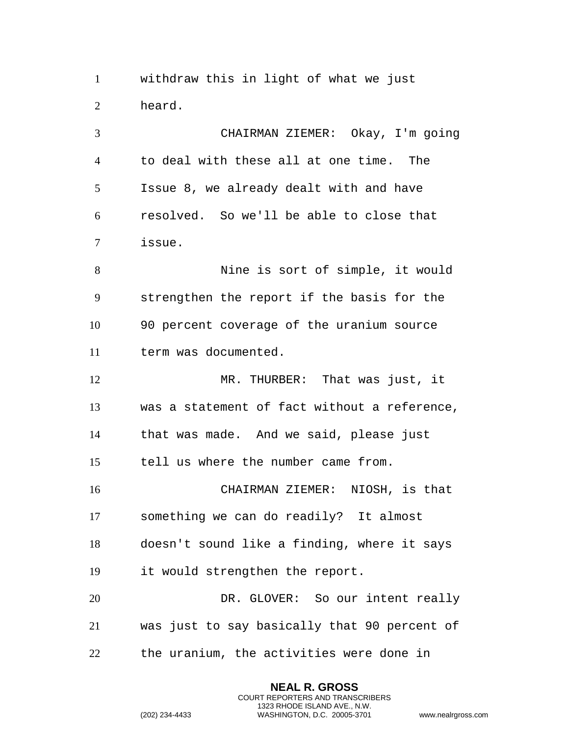withdraw this in light of what we just heard.

CHAIRMAN ZIEMER: Okay, I'm going to deal with these all at one time. The Issue 8, we already dealt with and have resolved. So we'll be able to close that issue.

Nine is sort of simple, it would strengthen the report if the basis for the 90 percent coverage of the uranium source term was documented.

MR. THURBER: That was just, it was a statement of fact without a reference, that was made. And we said, please just tell us where the number came from.

CHAIRMAN ZIEMER: NIOSH, is that something we can do readily? It almost doesn't sound like a finding, where it says it would strengthen the report.

DR. GLOVER: So our intent really was just to say basically that 90 percent of the uranium, the activities were done in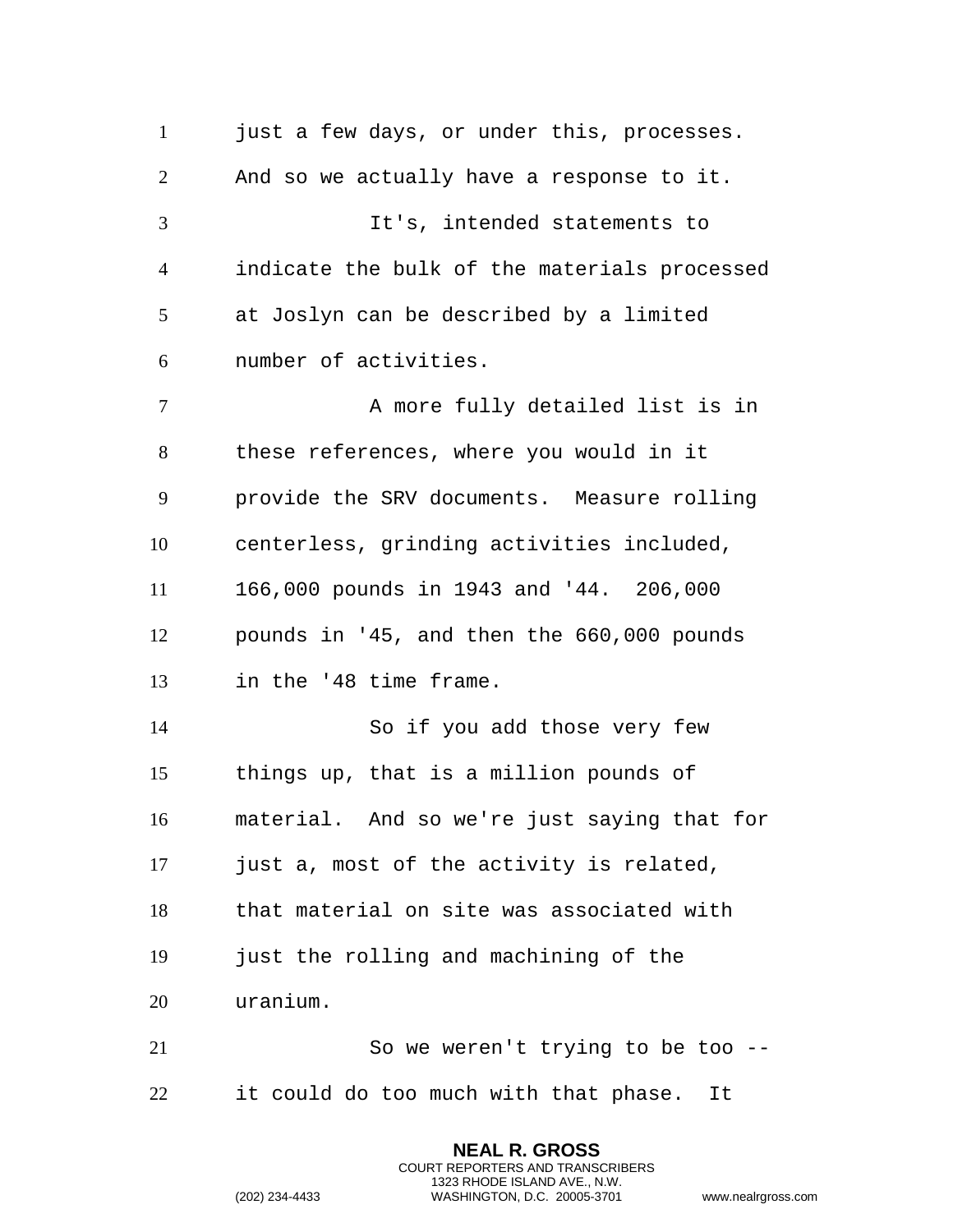just a few days, or under this, processes. And so we actually have a response to it.

It's, intended statements to indicate the bulk of the materials processed at Joslyn can be described by a limited number of activities.

A more fully detailed list is in these references, where you would in it provide the SRV documents. Measure rolling centerless, grinding activities included, 166,000 pounds in 1943 and '44. 206,000 pounds in '45, and then the 660,000 pounds in the '48 time frame.

So if you add those very few things up, that is a million pounds of material. And so we're just saying that for just a, most of the activity is related, that material on site was associated with just the rolling and machining of the uranium.

So we weren't trying to be too -- it could do too much with that phase. It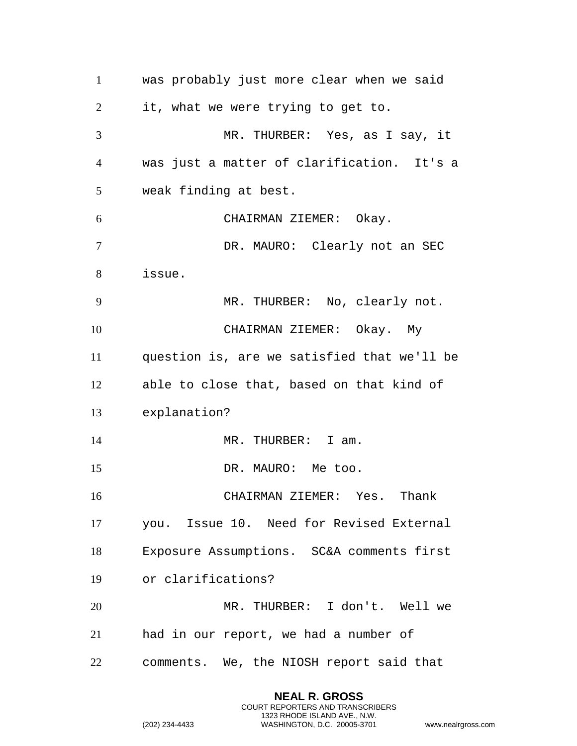was probably just more clear when we said it, what we were trying to get to.

MR. THURBER: Yes, as I say, it was just a matter of clarification. It's a weak finding at best.

CHAIRMAN ZIEMER: Okay.

DR. MAURO: Clearly not an SEC issue.

MR. THURBER: No, clearly not.

CHAIRMAN ZIEMER: Okay. My question is, are we satisfied that we'll be able to close that, based on that kind of explanation?

MR. THURBER: I am.

DR. MAURO: Me too.

CHAIRMAN ZIEMER: Yes. Thank you. Issue 10. Need for Revised External Exposure Assumptions. SC&A comments first or clarifications?

MR. THURBER: I don't. Well we had in our report, we had a number of comments. We, the NIOSH report said that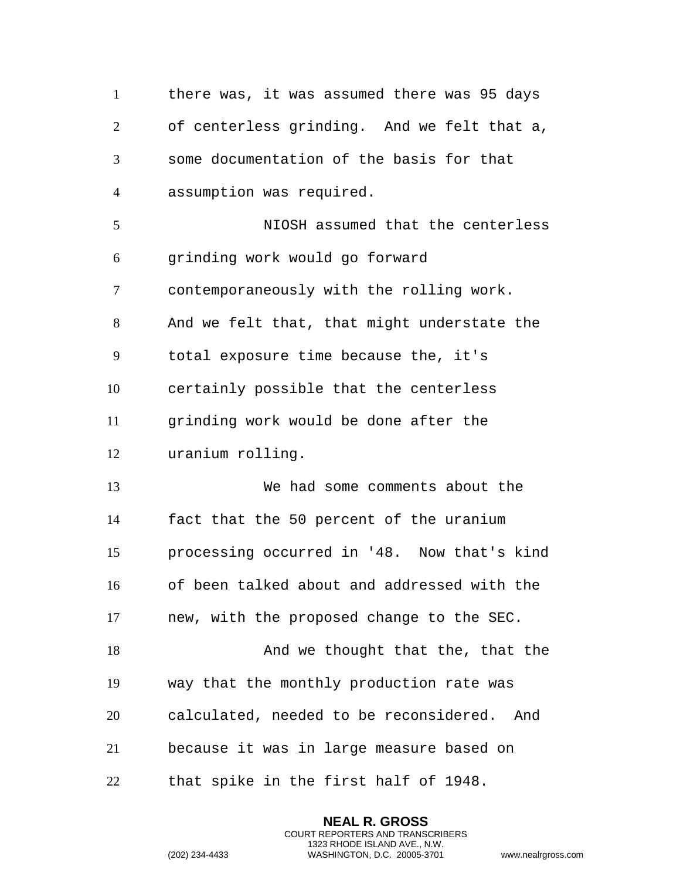there was, it was assumed there was 95 days of centerless grinding. And we felt that a, some documentation of the basis for that assumption was required.

NIOSH assumed that the centerless grinding work would go forward contemporaneously with the rolling work. And we felt that, that might understate the total exposure time because the, it's certainly possible that the centerless grinding work would be done after the uranium rolling.

We had some comments about the fact that the 50 percent of the uranium processing occurred in '48. Now that's kind of been talked about and addressed with the new, with the proposed change to the SEC.

And we thought that the, that the way that the monthly production rate was calculated, needed to be reconsidered. And because it was in large measure based on that spike in the first half of 1948.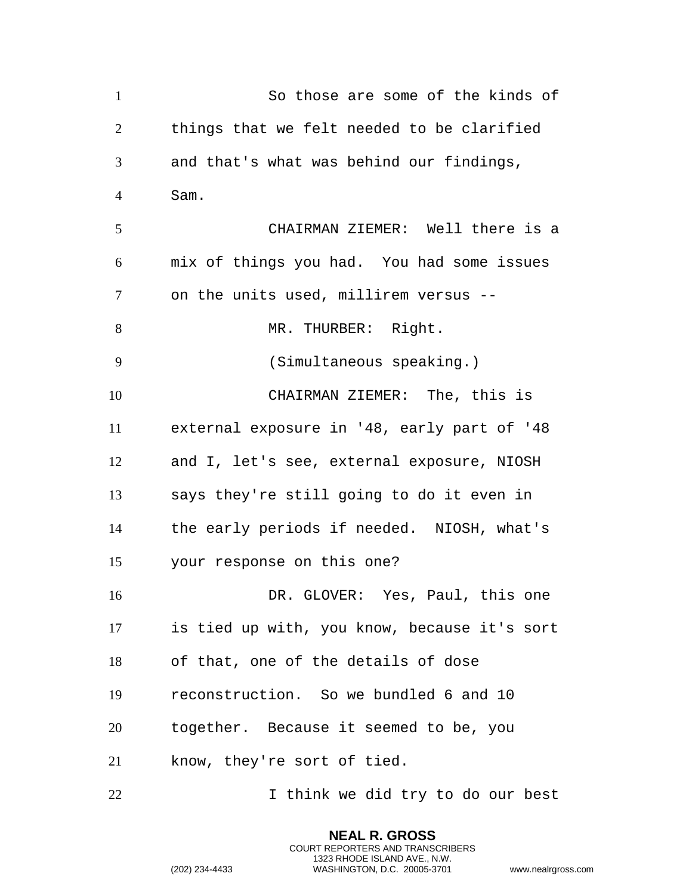So those are some of the kinds of things that we felt needed to be clarified and that's what was behind our findings, Sam.

CHAIRMAN ZIEMER: Well there is a mix of things you had. You had some issues on the units used, millirem versus --

MR. THURBER: Right.

(Simultaneous speaking.)

CHAIRMAN ZIEMER: The, this is external exposure in '48, early part of '48 and I, let's see, external exposure, NIOSH says they're still going to do it even in the early periods if needed. NIOSH, what's your response on this one?

DR. GLOVER: Yes, Paul, this one is tied up with, you know, because it's sort of that, one of the details of dose reconstruction. So we bundled 6 and 10 together. Because it seemed to be, you know, they're sort of tied.

I think we did try to do our best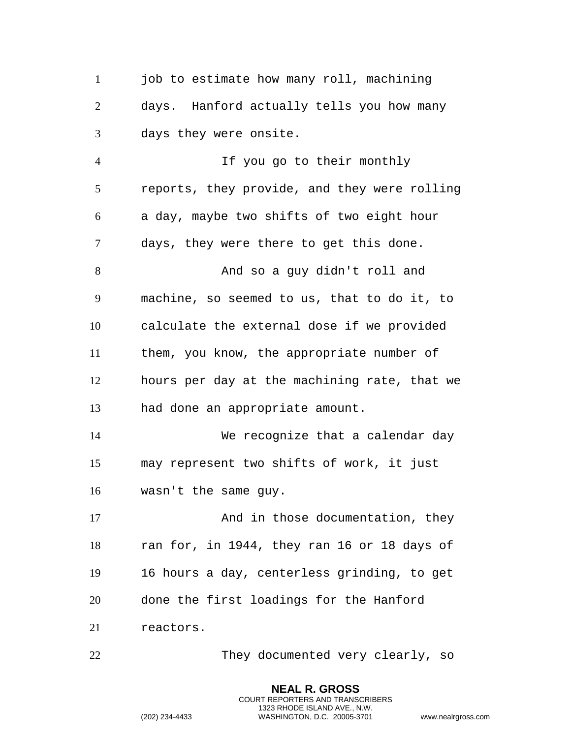job to estimate how many roll, machining days. Hanford actually tells you how many days they were onsite.

If you go to their monthly reports, they provide, and they were rolling a day, maybe two shifts of two eight hour days, they were there to get this done.

And so a guy didn't roll and machine, so seemed to us, that to do it, to calculate the external dose if we provided them, you know, the appropriate number of hours per day at the machining rate, that we had done an appropriate amount.

We recognize that a calendar day may represent two shifts of work, it just wasn't the same guy.

And in those documentation, they ran for, in 1944, they ran 16 or 18 days of 16 hours a day, centerless grinding, to get done the first loadings for the Hanford reactors.

They documented very clearly, so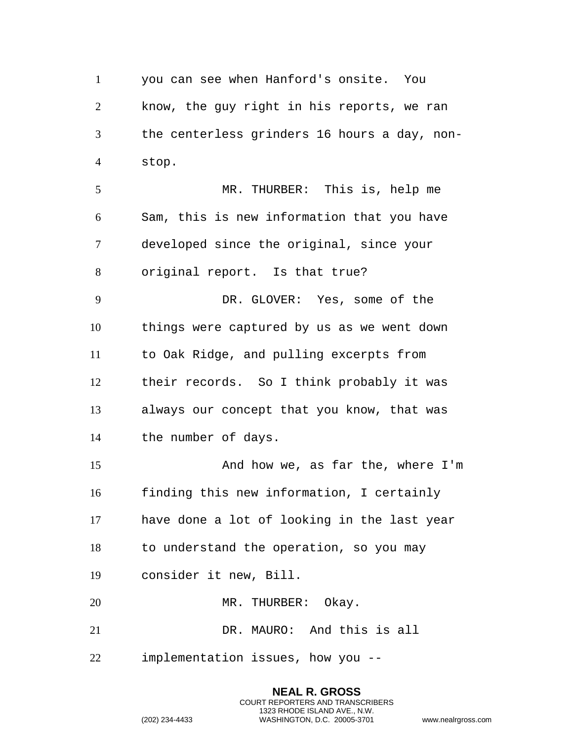you can see when Hanford's onsite. You know, the guy right in his reports, we ran the centerless grinders 16 hours a day, non-stop.

MR. THURBER: This is, help me Sam, this is new information that you have developed since the original, since your original report. Is that true?

DR. GLOVER: Yes, some of the things were captured by us as we went down to Oak Ridge, and pulling excerpts from their records. So I think probably it was always our concept that you know, that was the number of days.

And how we, as far the, where I'm finding this new information, I certainly have done a lot of looking in the last year to understand the operation, so you may consider it new, Bill.

MR. THURBER: Okay.

DR. MAURO: And this is all implementation issues, how you --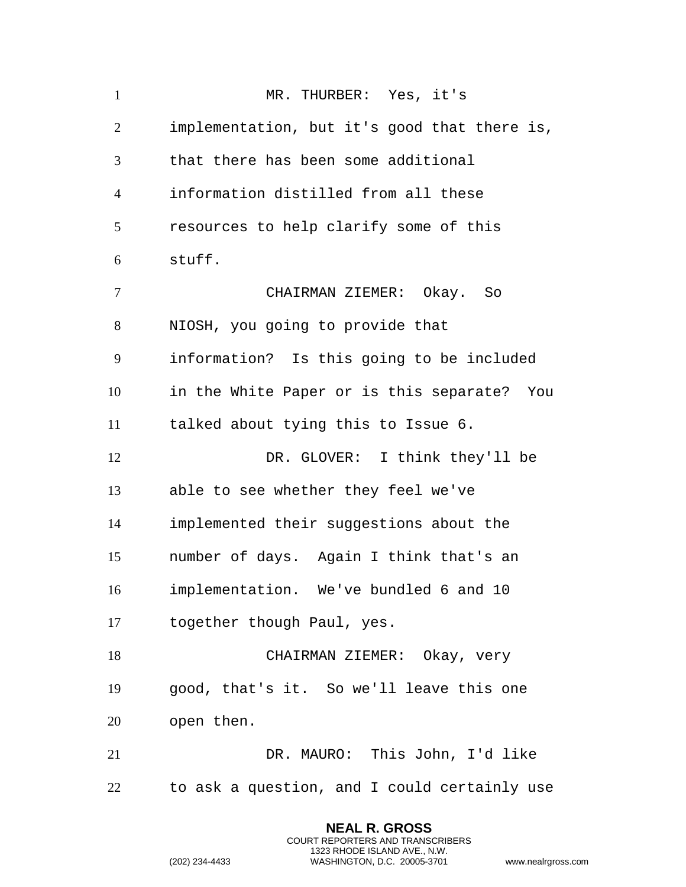MR. THURBER: Yes, it's implementation, but it's good that there is, that there has been some additional information distilled from all these resources to help clarify some of this stuff.

CHAIRMAN ZIEMER: Okay. So NIOSH, you going to provide that information? Is this going to be included in the White Paper or is this separate? You talked about tying this to Issue 6.

DR. GLOVER: I think they'll be able to see whether they feel we've implemented their suggestions about the number of days. Again I think that's an implementation. We've bundled 6 and 10 together though Paul, yes.

CHAIRMAN ZIEMER: Okay, very good, that's it. So we'll leave this one open then.

DR. MAURO: This John, I'd like to ask a question, and I could certainly use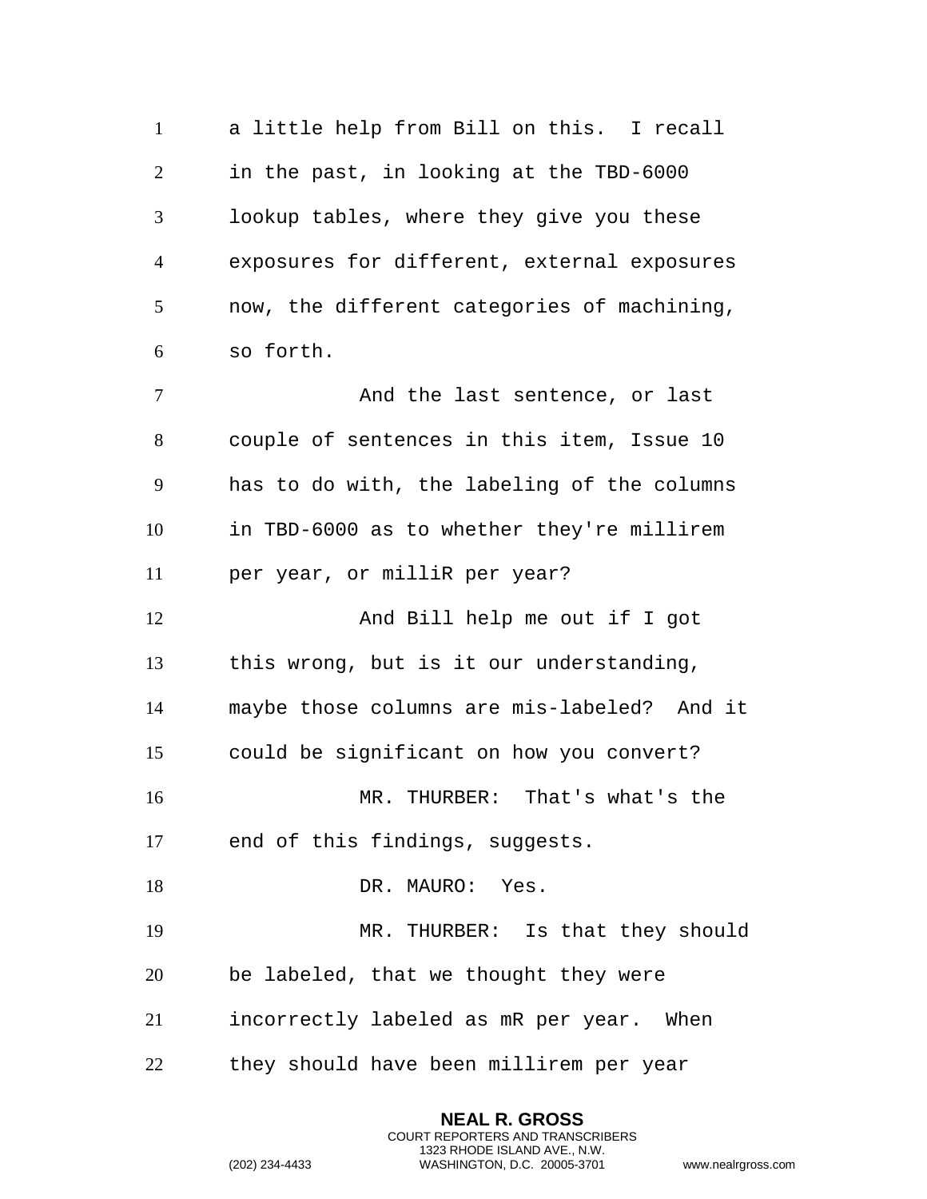a little help from Bill on this. I recall in the past, in looking at the TBD-6000 lookup tables, where they give you these exposures for different, external exposures now, the different categories of machining, so forth.

And the last sentence, or last couple of sentences in this item, Issue 10 has to do with, the labeling of the columns in TBD-6000 as to whether they're millirem per year, or milliR per year?

And Bill help me out if I got this wrong, but is it our understanding, maybe those columns are mis-labeled? And it could be significant on how you convert?

MR. THURBER: That's what's the end of this findings, suggests.

DR. MAURO: Yes.

MR. THURBER: Is that they should be labeled, that we thought they were incorrectly labeled as mR per year. When they should have been millirem per year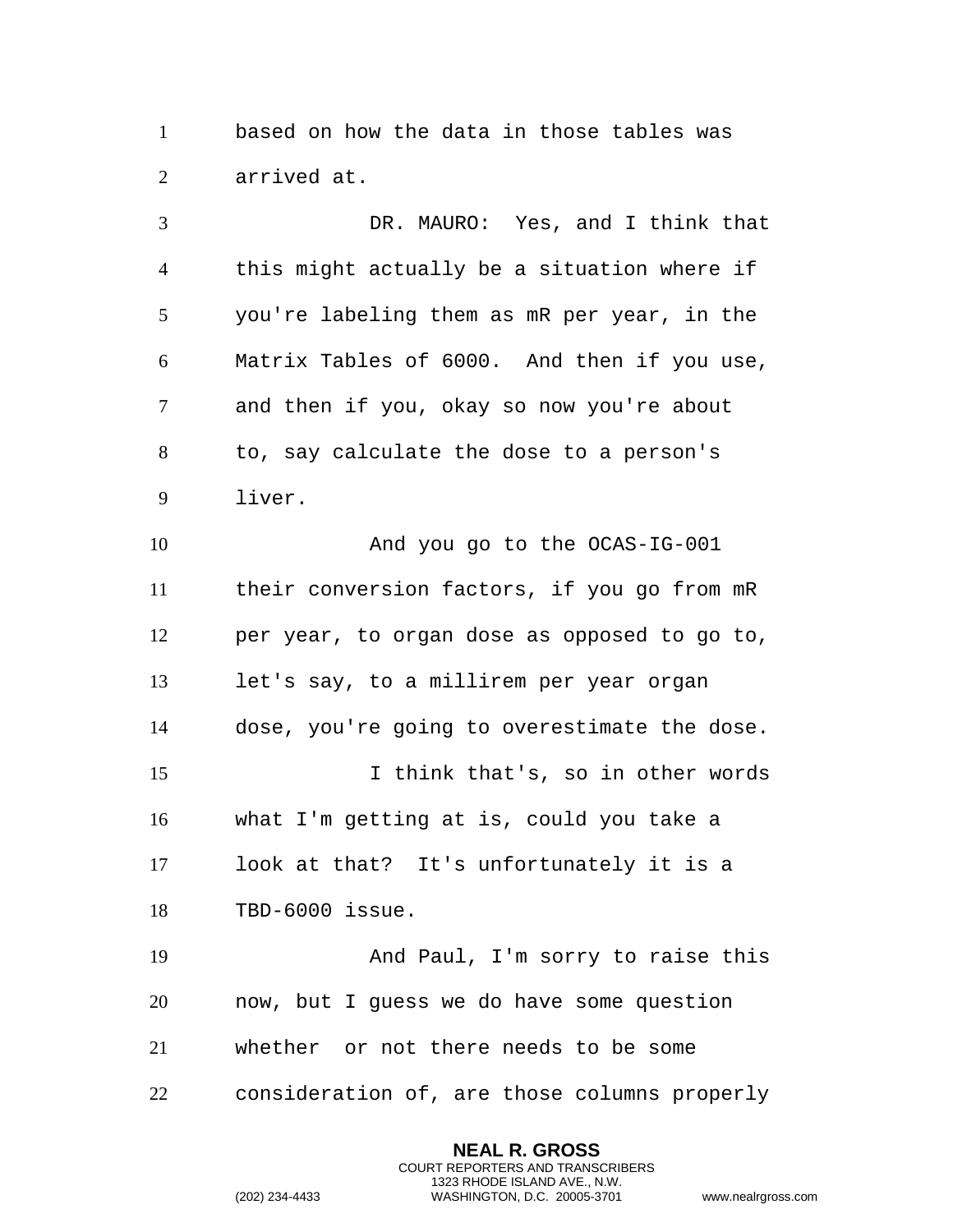based on how the data in those tables was arrived at.

DR. MAURO: Yes, and I think that this might actually be a situation where if you're labeling them as mR per year, in the Matrix Tables of 6000. And then if you use, and then if you, okay so now you're about to, say calculate the dose to a person's liver.

And you go to the OCAS-IG-001 their conversion factors, if you go from mR per year, to organ dose as opposed to go to, let's say, to a millirem per year organ dose, you're going to overestimate the dose.

I think that's, so in other words what I'm getting at is, could you take a look at that? It's unfortunately it is a TBD-6000 issue.

And Paul, I'm sorry to raise this now, but I guess we do have some question whether or not there needs to be some consideration of, are those columns properly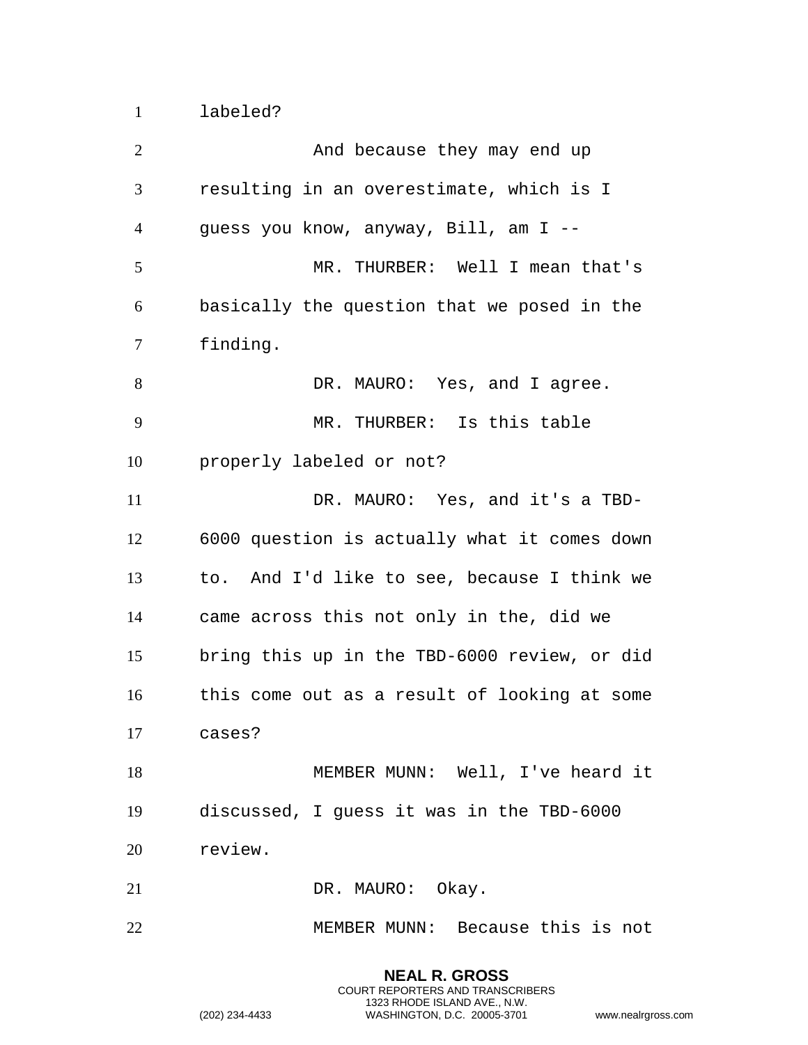labeled?

And because they may end up resulting in an overestimate, which is I guess you know, anyway, Bill, am I --

MR. THURBER: Well I mean that's basically the question that we posed in the finding.

DR. MAURO: Yes, and I agree.

MR. THURBER: Is this table properly labeled or not?

DR. MAURO: Yes, and it's a TBD-6000 question is actually what it comes down to. And I'd like to see, because I think we came across this not only in the, did we bring this up in the TBD-6000 review, or did this come out as a result of looking at some cases?

MEMBER MUNN: Well, I've heard it discussed, I guess it was in the TBD-6000 review.

DR. MAURO: Okay.

MEMBER MUNN: Because this is not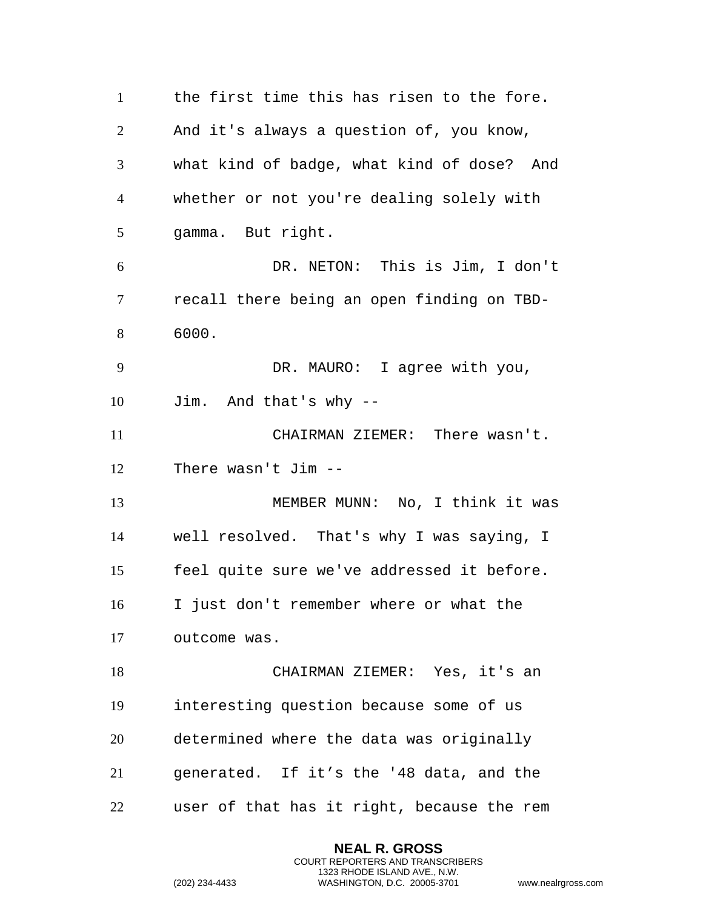the first time this has risen to the fore. And it's always a question of, you know, what kind of badge, what kind of dose? And whether or not you're dealing solely with gamma. But right.

DR. NETON: This is Jim, I don't recall there being an open finding on TBD-6000.

DR. MAURO: I agree with you, Jim. And that's why --

CHAIRMAN ZIEMER: There wasn't. There wasn't Jim --

MEMBER MUNN: No, I think it was well resolved. That's why I was saying, I feel quite sure we've addressed it before. I just don't remember where or what the outcome was.

CHAIRMAN ZIEMER: Yes, it's an interesting question because some of us determined where the data was originally generated. If it's the '48 data, and the user of that has it right, because the rem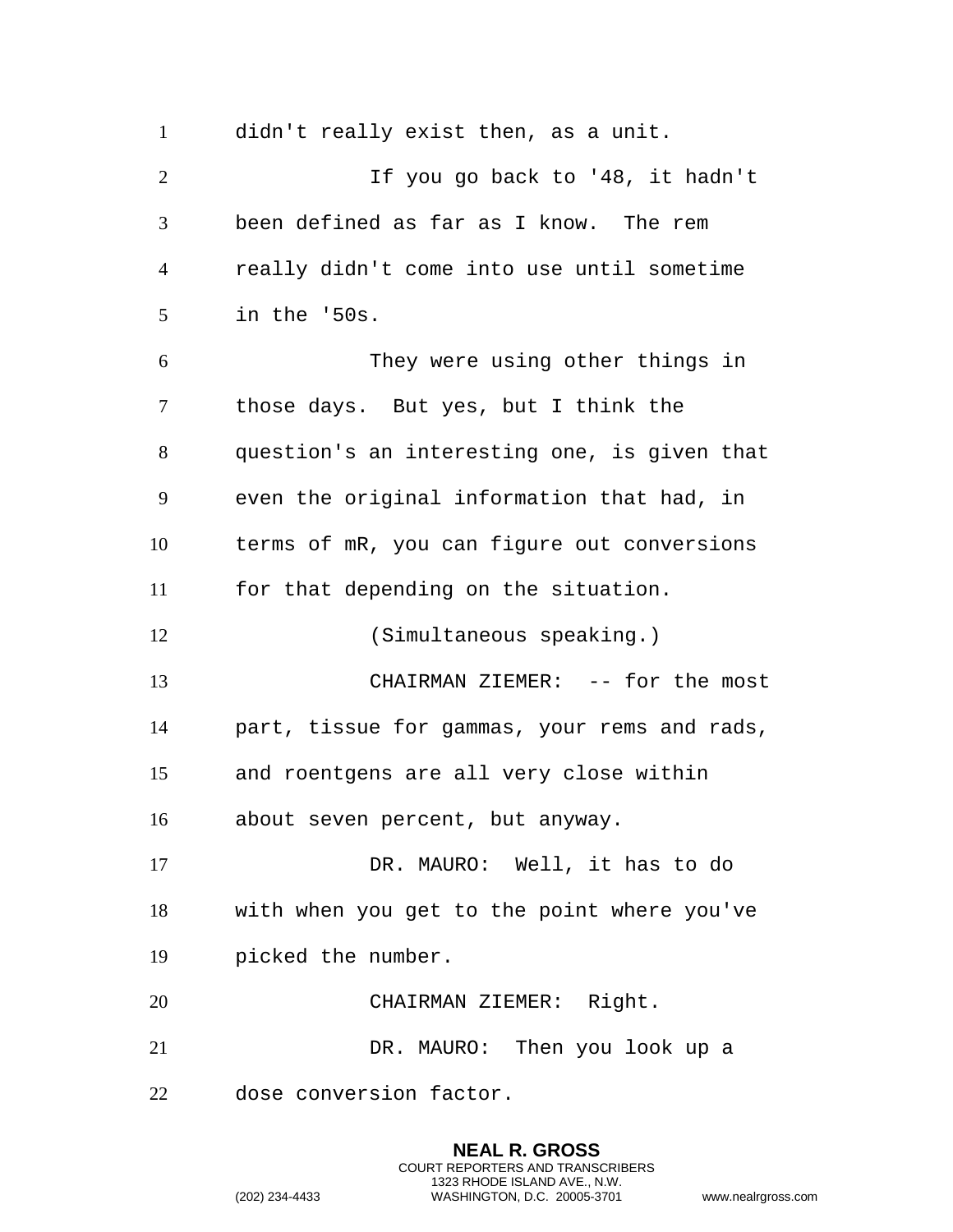didn't really exist then, as a unit.

If you go back to '48, it hadn't been defined as far as I know. The rem really didn't come into use until sometime in the '50s.

They were using other things in those days. But yes, but I think the question's an interesting one, is given that even the original information that had, in terms of mR, you can figure out conversions for that depending on the situation.

(Simultaneous speaking.)

CHAIRMAN ZIEMER: -- for the most part, tissue for gammas, your rems and rads, and roentgens are all very close within about seven percent, but anyway.

DR. MAURO: Well, it has to do with when you get to the point where you've picked the number.

CHAIRMAN ZIEMER: Right.

DR. MAURO: Then you look up a dose conversion factor.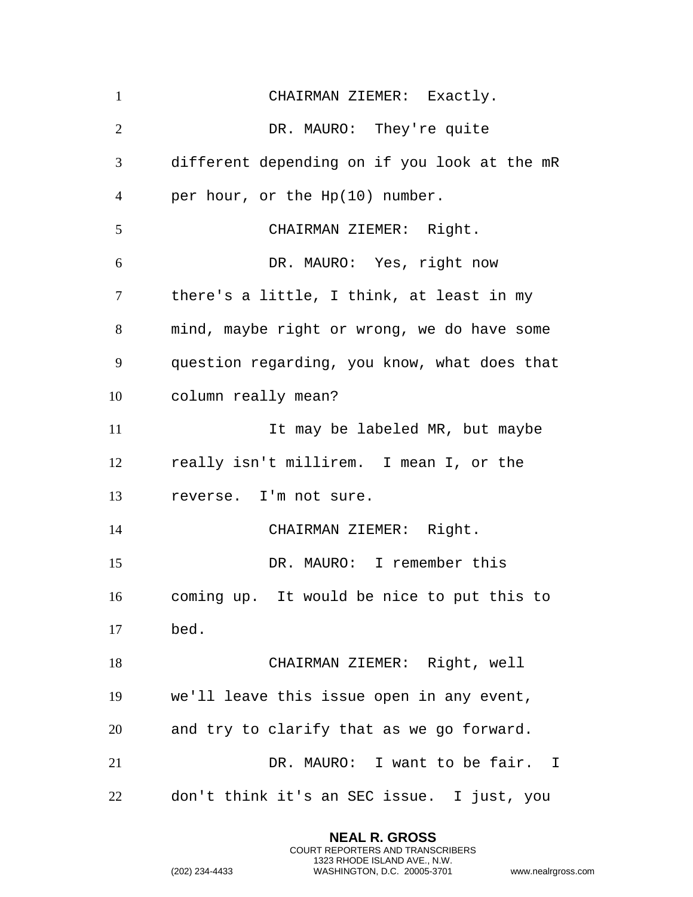CHAIRMAN ZIEMER: Exactly.

DR. MAURO: They're quite different depending on if you look at the mR per hour, or the Hp(10) number.

CHAIRMAN ZIEMER: Right.

DR. MAURO: Yes, right now there's a little, I think, at least in my mind, maybe right or wrong, we do have some question regarding, you know, what does that column really mean?

It may be labeled MR, but maybe really isn't millirem. I mean I, or the reverse. I'm not sure.

CHAIRMAN ZIEMER: Right.

DR. MAURO: I remember this coming up. It would be nice to put this to bed.

CHAIRMAN ZIEMER: Right, well we'll leave this issue open in any event, and try to clarify that as we go forward.

DR. MAURO: I want to be fair. I don't think it's an SEC issue. I just, you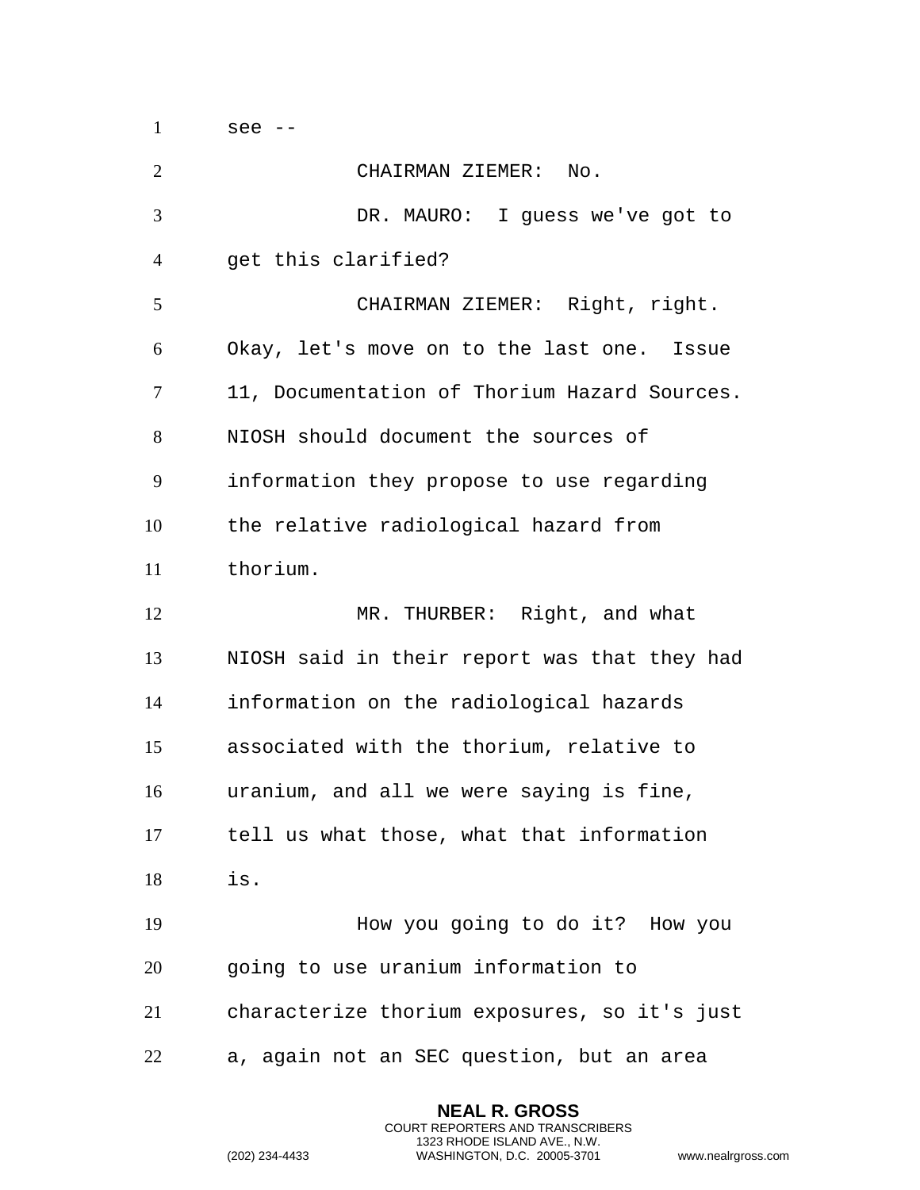see --

CHAIRMAN ZIEMER: No.

DR. MAURO: I guess we've got to get this clarified?

CHAIRMAN ZIEMER: Right, right. Okay, let's move on to the last one. Issue 11, Documentation of Thorium Hazard Sources. NIOSH should document the sources of information they propose to use regarding the relative radiological hazard from thorium.

MR. THURBER: Right, and what NIOSH said in their report was that they had information on the radiological hazards associated with the thorium, relative to uranium, and all we were saying is fine, tell us what those, what that information is.

How you going to do it? How you going to use uranium information to characterize thorium exposures, so it's just a, again not an SEC question, but an area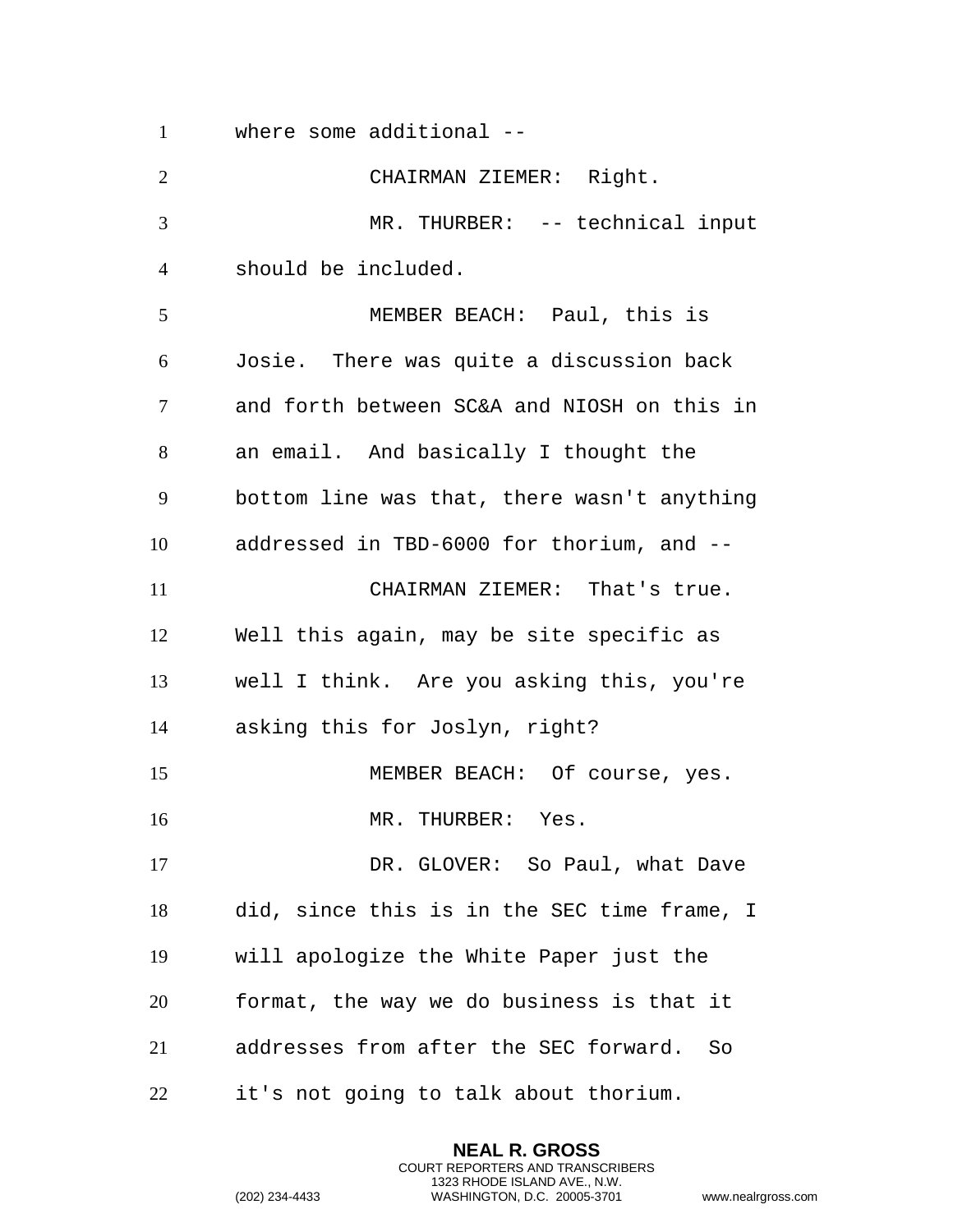where some additional --

CHAIRMAN ZIEMER: Right.

MR. THURBER: -- technical input should be included.

MEMBER BEACH: Paul, this is Josie. There was quite a discussion back and forth between SC&A and NIOSH on this in an email. And basically I thought the bottom line was that, there wasn't anything addressed in TBD-6000 for thorium, and --

CHAIRMAN ZIEMER: That's true. Well this again, may be site specific as well I think. Are you asking this, you're asking this for Joslyn, right?

MEMBER BEACH: Of course, yes.

MR. THURBER: Yes.

DR. GLOVER: So Paul, what Dave did, since this is in the SEC time frame, I will apologize the White Paper just the format, the way we do business is that it addresses from after the SEC forward. So it's not going to talk about thorium.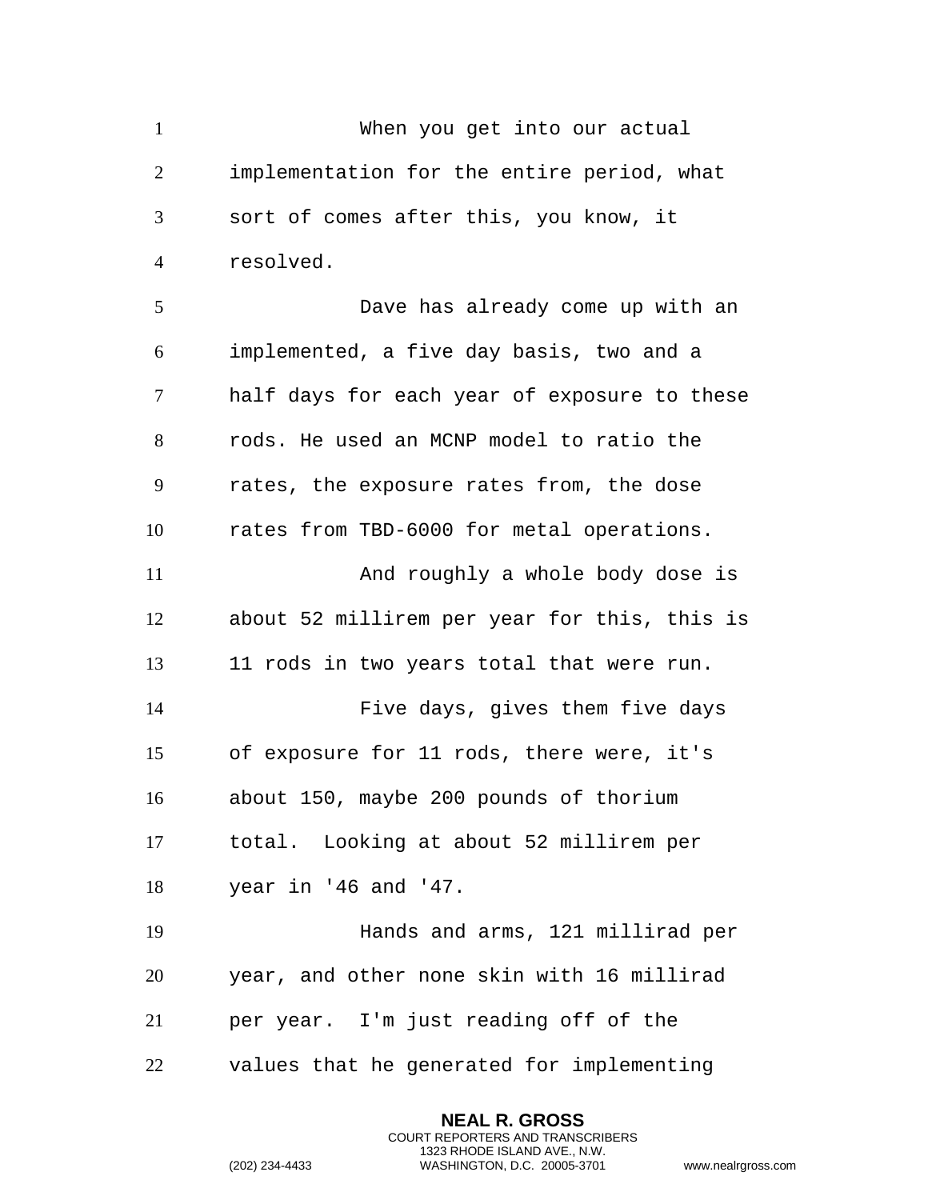When you get into our actual implementation for the entire period, what sort of comes after this, you know, it resolved.

Dave has already come up with an implemented, a five day basis, two and a half days for each year of exposure to these rods. He used an MCNP model to ratio the rates, the exposure rates from, the dose rates from TBD-6000 for metal operations.

And roughly a whole body dose is about 52 millirem per year for this, this is 11 rods in two years total that were run.

Five days, gives them five days of exposure for 11 rods, there were, it's about 150, maybe 200 pounds of thorium total. Looking at about 52 millirem per year in '46 and '47.

Hands and arms, 121 millirad per year, and other none skin with 16 millirad per year. I'm just reading off of the values that he generated for implementing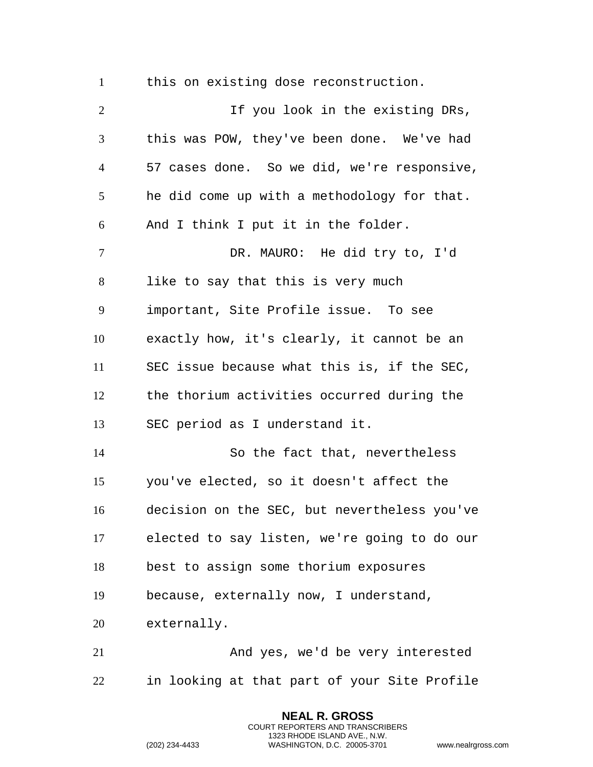this on existing dose reconstruction.

If you look in the existing DRs, this was POW, they've been done. We've had 57 cases done. So we did, we're responsive, he did come up with a methodology for that. And I think I put it in the folder.

DR. MAURO: He did try to, I'd like to say that this is very much important, Site Profile issue. To see exactly how, it's clearly, it cannot be an SEC issue because what this is, if the SEC, the thorium activities occurred during the SEC period as I understand it.

So the fact that, nevertheless you've elected, so it doesn't affect the decision on the SEC, but nevertheless you've elected to say listen, we're going to do our best to assign some thorium exposures because, externally now, I understand, externally.

And yes, we'd be very interested in looking at that part of your Site Profile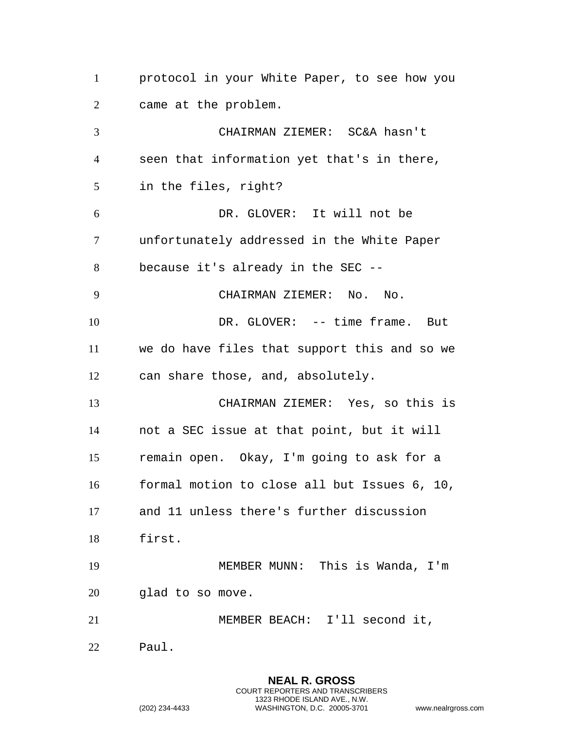protocol in your White Paper, to see how you came at the problem.

CHAIRMAN ZIEMER: SC&A hasn't seen that information yet that's in there, in the files, right?

DR. GLOVER: It will not be unfortunately addressed in the White Paper because it's already in the SEC --

CHAIRMAN ZIEMER: No. No.

DR. GLOVER: -- time frame. But we do have files that support this and so we can share those, and, absolutely.

CHAIRMAN ZIEMER: Yes, so this is not a SEC issue at that point, but it will remain open. Okay, I'm going to ask for a formal motion to close all but Issues 6, 10, and 11 unless there's further discussion first.

MEMBER MUNN: This is Wanda, I'm glad to so move.

MEMBER BEACH: I'll second it, Paul.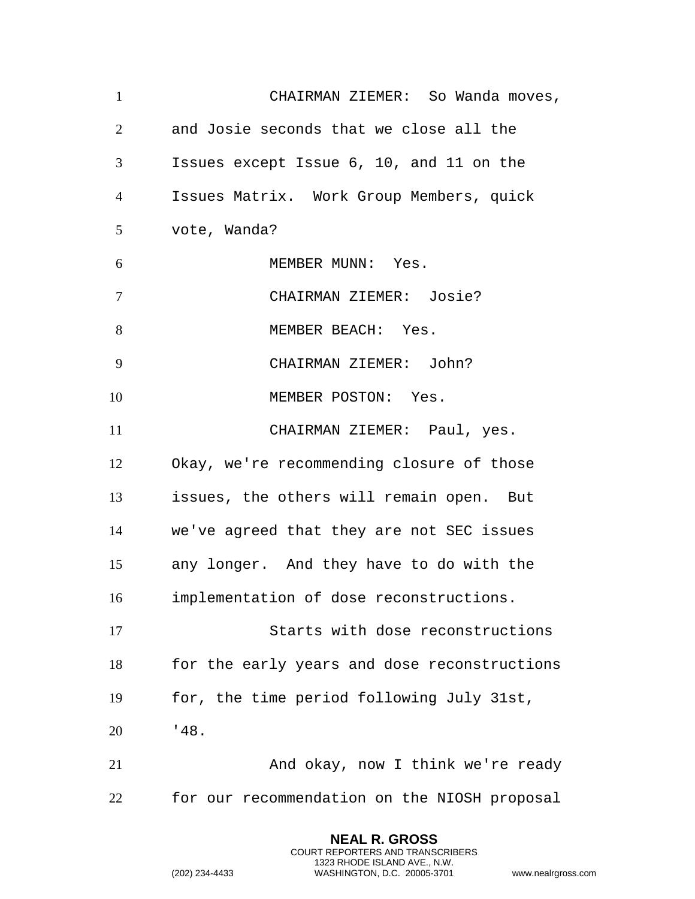CHAIRMAN ZIEMER: So Wanda moves, and Josie seconds that we close all the Issues except Issue 6, 10, and 11 on the Issues Matrix. Work Group Members, quick vote, Wanda?

MEMBER MUNN: Yes.

CHAIRMAN ZIEMER: Josie?

MEMBER BEACH: Yes.

CHAIRMAN ZIEMER: John?

MEMBER POSTON: Yes.

CHAIRMAN ZIEMER: Paul, yes. Okay, we're recommending closure of those issues, the others will remain open. But we've agreed that they are not SEC issues any longer. And they have to do with the implementation of dose reconstructions.

Starts with dose reconstructions for the early years and dose reconstructions for, the time period following July 31st, '48.

And okay, now I think we're ready for our recommendation on the NIOSH proposal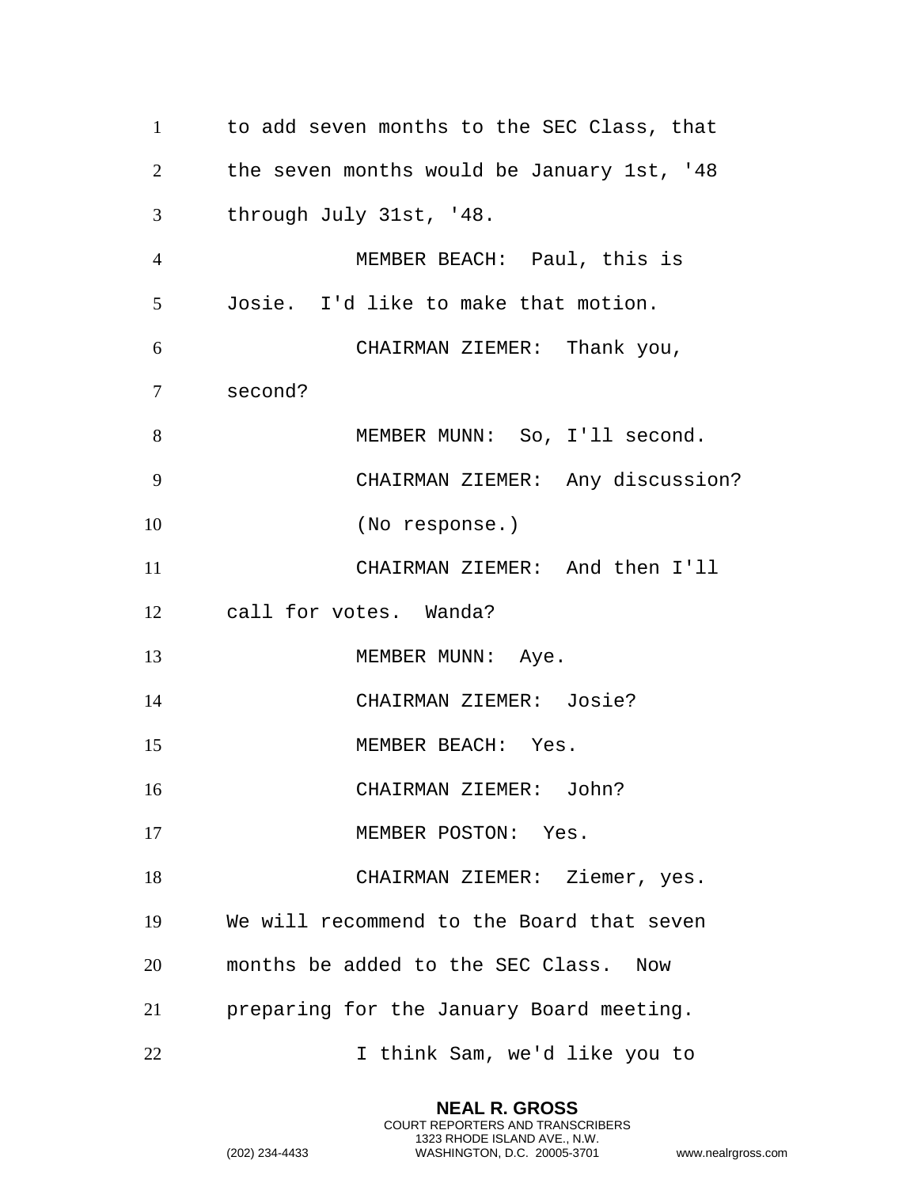to add seven months to the SEC Class, that the seven months would be January 1st, '48 through July 31st, '48.

MEMBER BEACH: Paul, this is Josie. I'd like to make that motion.

CHAIRMAN ZIEMER: Thank you, second?

MEMBER MUNN: So, I'll second.

CHAIRMAN ZIEMER: Any discussion?

(No response.)

CHAIRMAN ZIEMER: And then I'll call for votes. Wanda?

MEMBER MUNN: Aye.

CHAIRMAN ZIEMER: Josie?

MEMBER BEACH: Yes.

CHAIRMAN ZIEMER: John?

MEMBER POSTON: Yes.

CHAIRMAN ZIEMER: Ziemer, yes. We will recommend to the Board that seven months be added to the SEC Class. Now preparing for the January Board meeting.

I think Sam, we'd like you to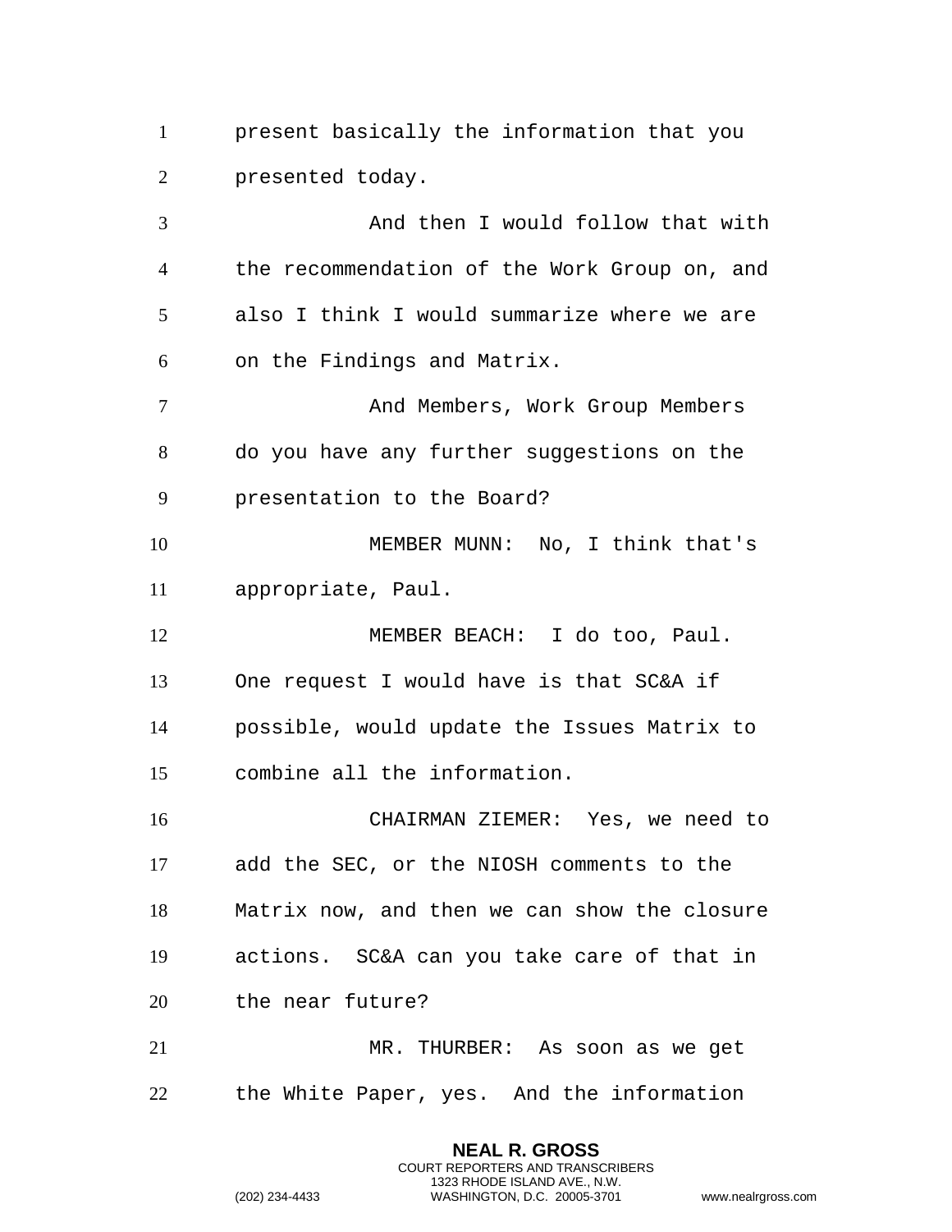present basically the information that you presented today.

And then I would follow that with the recommendation of the Work Group on, and also I think I would summarize where we are on the Findings and Matrix.

And Members, Work Group Members do you have any further suggestions on the presentation to the Board?

MEMBER MUNN: No, I think that's appropriate, Paul.

MEMBER BEACH: I do too, Paul. One request I would have is that SC&A if possible, would update the Issues Matrix to combine all the information.

CHAIRMAN ZIEMER: Yes, we need to add the SEC, or the NIOSH comments to the Matrix now, and then we can show the closure actions. SC&A can you take care of that in the near future?

MR. THURBER: As soon as we get the White Paper, yes. And the information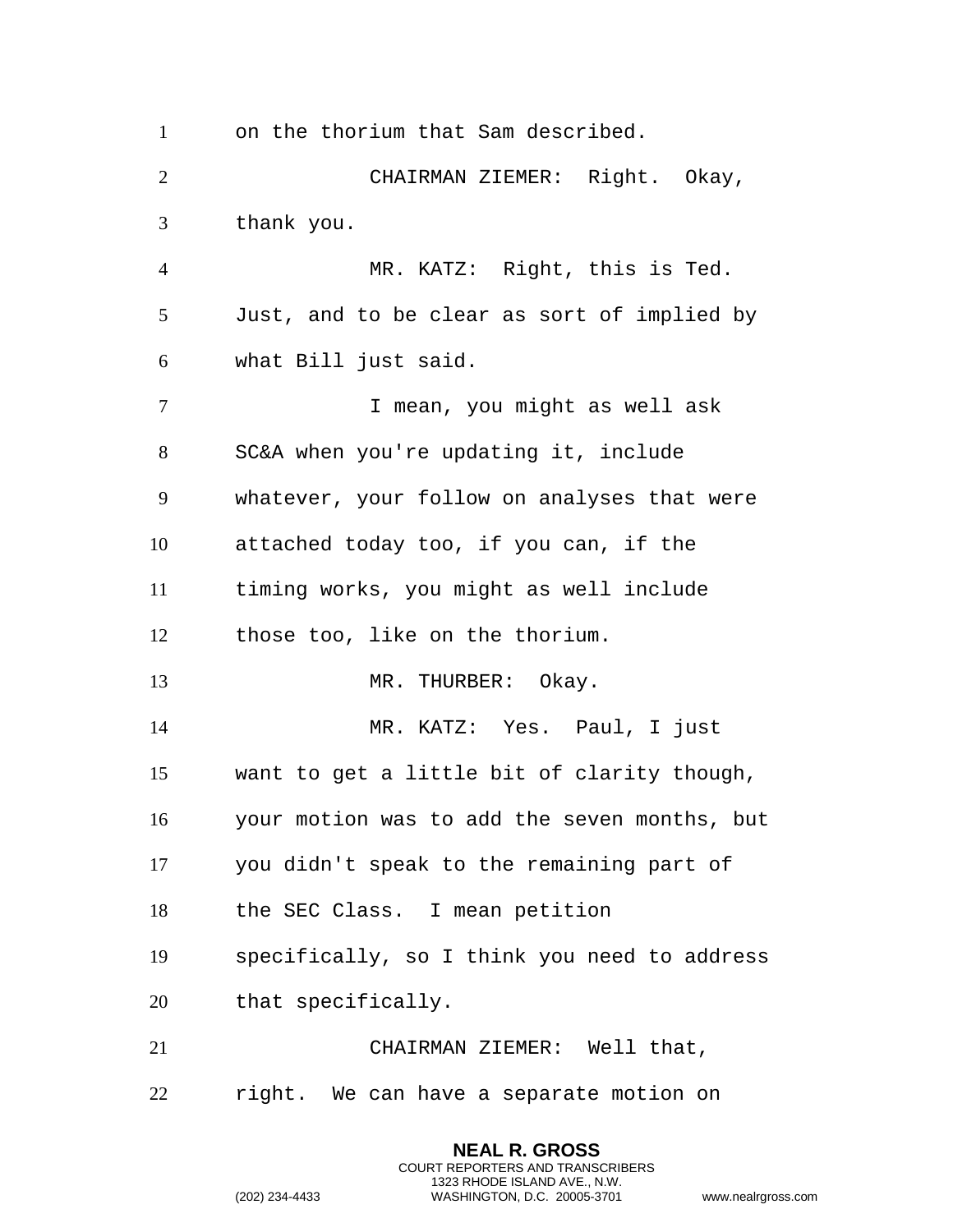on the thorium that Sam described.

CHAIRMAN ZIEMER: Right. Okay, thank you.

MR. KATZ: Right, this is Ted. Just, and to be clear as sort of implied by what Bill just said.

I mean, you might as well ask SC&A when you're updating it, include whatever, your follow on analyses that were attached today too, if you can, if the timing works, you might as well include those too, like on the thorium.

MR. THURBER: Okay.

MR. KATZ: Yes. Paul, I just want to get a little bit of clarity though, your motion was to add the seven months, but you didn't speak to the remaining part of the SEC Class. I mean petition specifically, so I think you need to address that specifically.

CHAIRMAN ZIEMER: Well that, right. We can have a separate motion on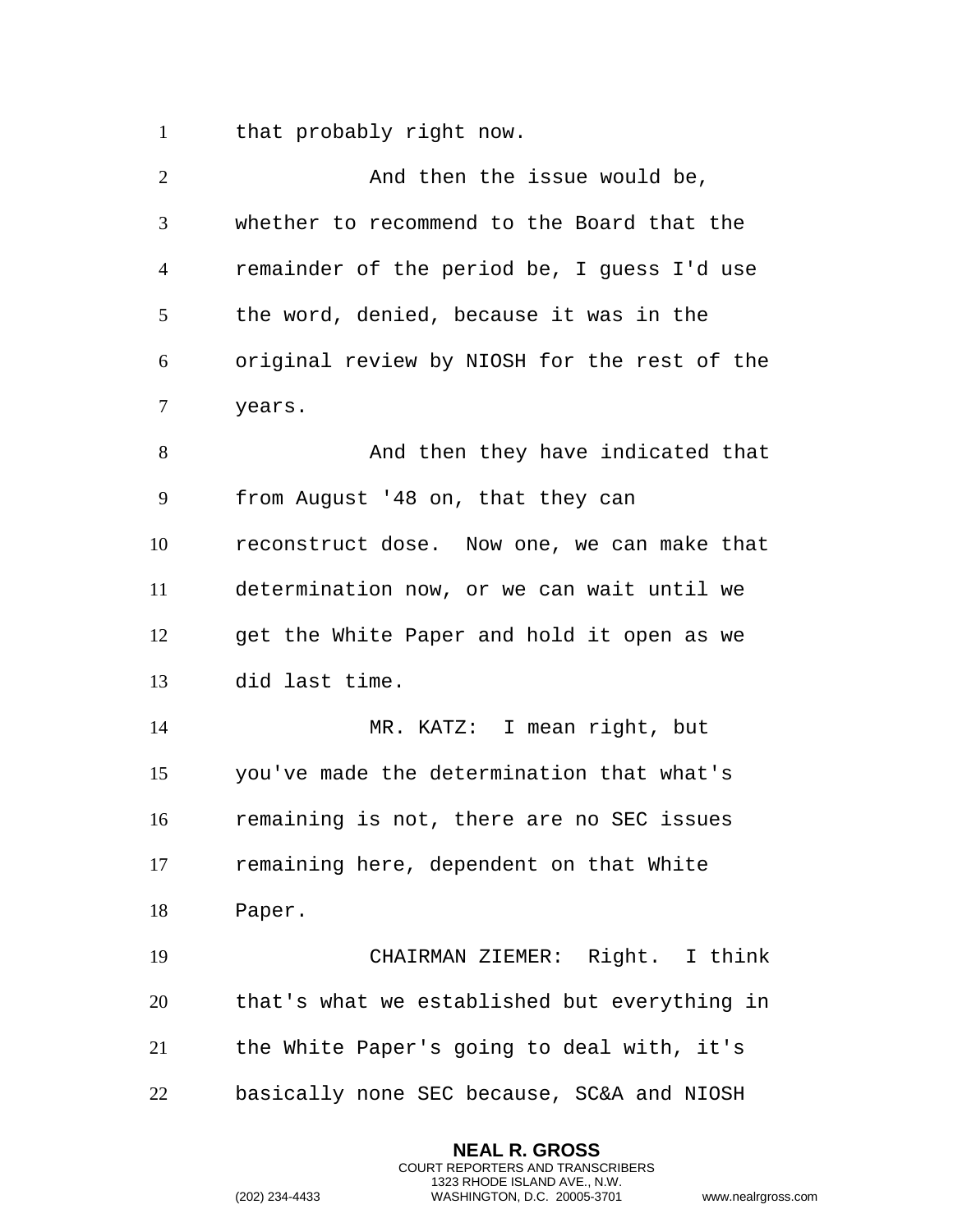that probably right now.

And then the issue would be, whether to recommend to the Board that the remainder of the period be, I guess I'd use the word, denied, because it was in the original review by NIOSH for the rest of the years.

And then they have indicated that from August '48 on, that they can reconstruct dose. Now one, we can make that determination now, or we can wait until we get the White Paper and hold it open as we did last time.

MR. KATZ: I mean right, but you've made the determination that what's remaining is not, there are no SEC issues remaining here, dependent on that White Paper.

CHAIRMAN ZIEMER: Right. I think that's what we established but everything in the White Paper's going to deal with, it's basically none SEC because, SC&A and NIOSH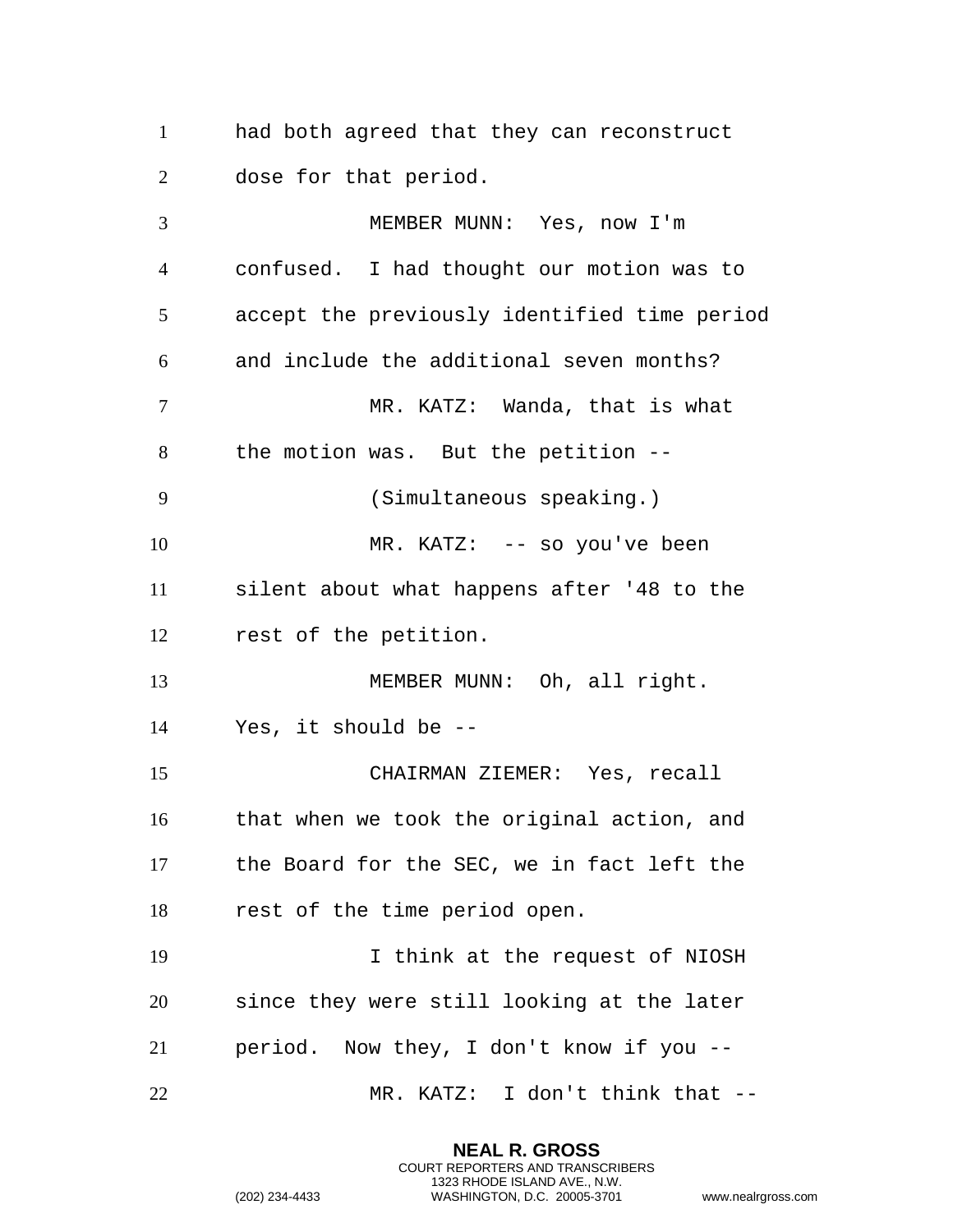had both agreed that they can reconstruct dose for that period.

MEMBER MUNN: Yes, now I'm confused. I had thought our motion was to accept the previously identified time period and include the additional seven months?

MR. KATZ: Wanda, that is what the motion was. But the petition --

(Simultaneous speaking.)

MR. KATZ: -- so you've been silent about what happens after '48 to the rest of the petition.

MEMBER MUNN: Oh, all right. Yes, it should be --

CHAIRMAN ZIEMER: Yes, recall that when we took the original action, and the Board for the SEC, we in fact left the rest of the time period open.

I think at the request of NIOSH since they were still looking at the later period. Now they, I don't know if you --

MR. KATZ: I don't think that --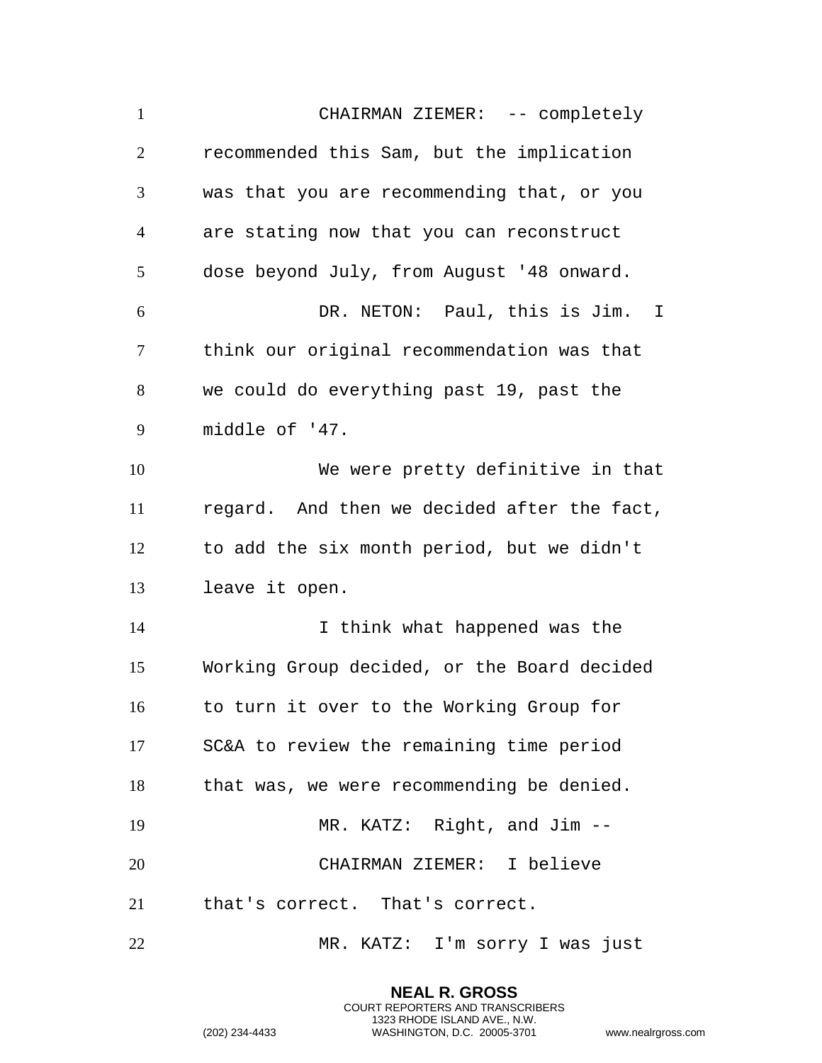CHAIRMAN ZIEMER: -- completely recommended this Sam, but the implication was that you are recommending that, or you are stating now that you can reconstruct dose beyond July, from August '48 onward.

DR. NETON: Paul, this is Jim. I think our original recommendation was that we could do everything past 19, past the middle of '47.

We were pretty definitive in that regard. And then we decided after the fact, to add the six month period, but we didn't leave it open.

I think what happened was the Working Group decided, or the Board decided to turn it over to the Working Group for SC&A to review the remaining time period that was, we were recommending be denied.

MR. KATZ: Right, and Jim --

CHAIRMAN ZIEMER: I believe that's correct. That's correct.

MR. KATZ: I'm sorry I was just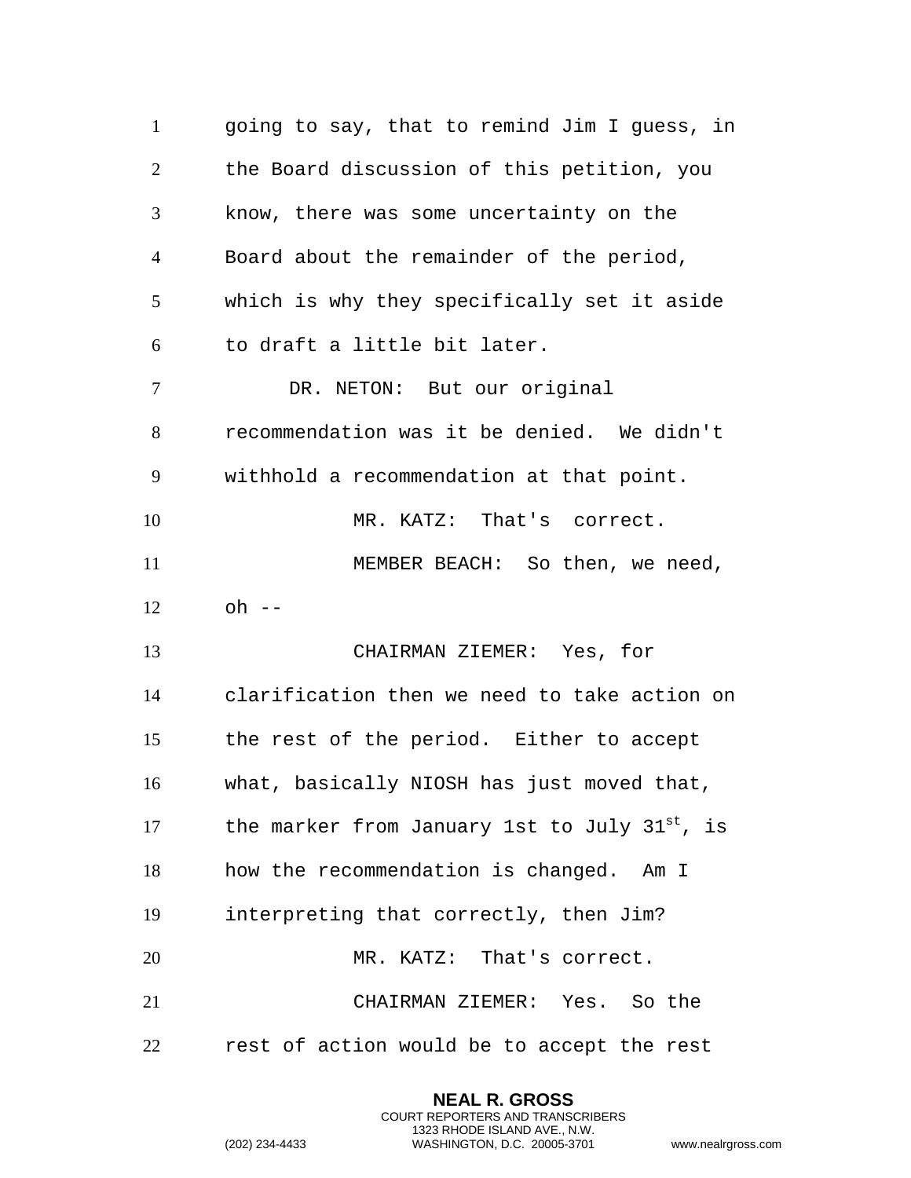going to say, that to remind Jim I guess, in the Board discussion of this petition, you know, there was some uncertainty on the Board about the remainder of the period, which is why they specifically set it aside to draft a little bit later.

DR. NETON: But our original recommendation was it be denied. We didn't withhold a recommendation at that point.

MR. KATZ: That's correct.

MEMBER BEACH: So then, we need, oh --

CHAIRMAN ZIEMER: Yes, for clarification then we need to take action on the rest of the period. Either to accept what, basically NIOSH has just moved that, the marker from January 1st to July 31st, is how the recommendation is changed. Am I interpreting that correctly, then Jim?

MR. KATZ: That's correct.

CHAIRMAN ZIEMER: Yes. So the rest of action would be to accept the rest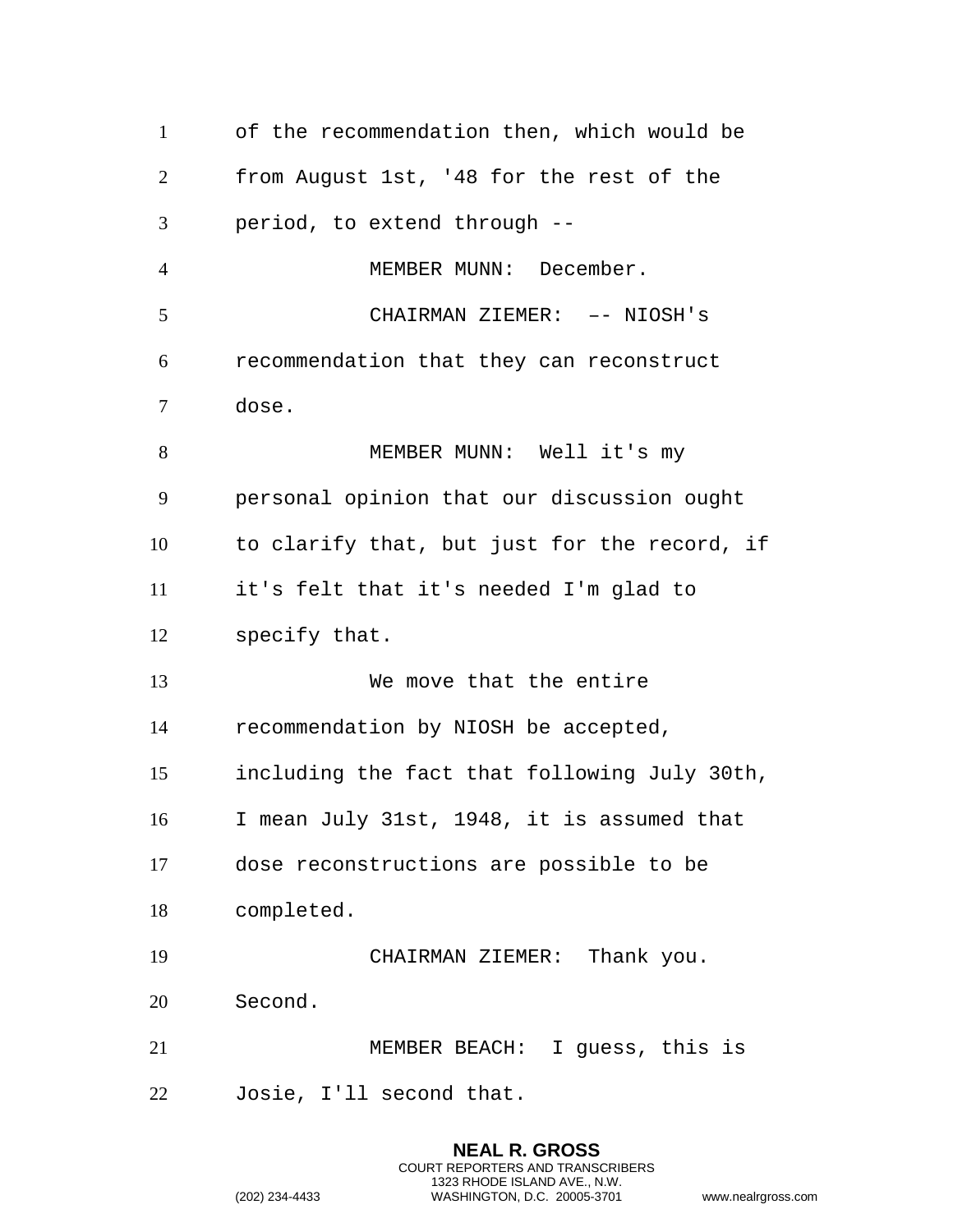of the recommendation then, which would be from August 1st, '48 for the rest of the period, to extend through --

MEMBER MUNN: December.

CHAIRMAN ZIEMER: –- NIOSH's recommendation that they can reconstruct dose.

MEMBER MUNN: Well it's my personal opinion that our discussion ought to clarify that, but just for the record, if it's felt that it's needed I'm glad to specify that.

We move that the entire recommendation by NIOSH be accepted, including the fact that following July 30th, I mean July 31st, 1948, it is assumed that dose reconstructions are possible to be completed.

CHAIRMAN ZIEMER: Thank you. Second.

MEMBER BEACH: I guess, this is Josie, I'll second that.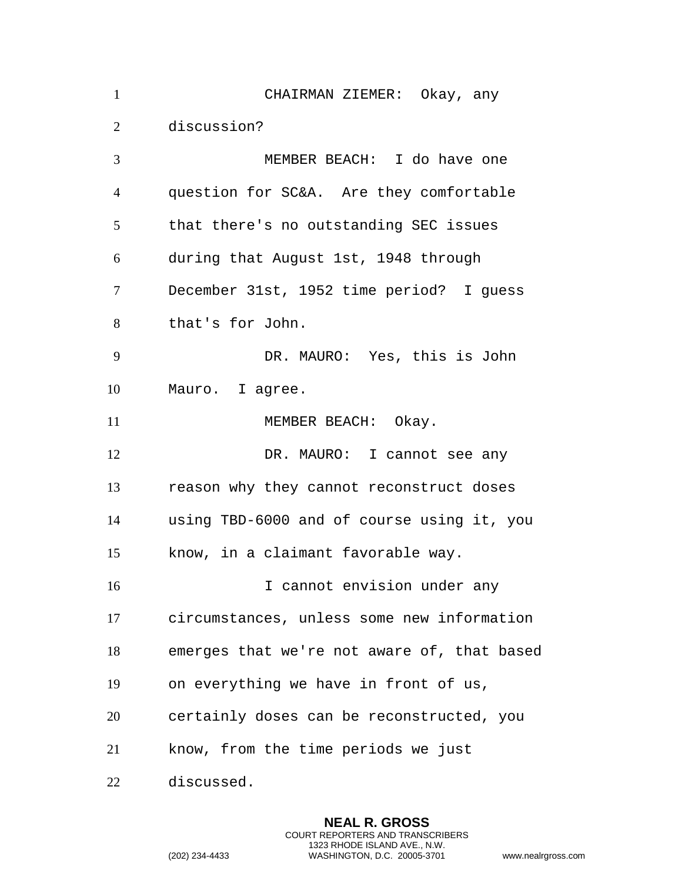CHAIRMAN ZIEMER: Okay, any discussion?

MEMBER BEACH: I do have one question for SC&A. Are they comfortable that there's no outstanding SEC issues during that August 1st, 1948 through December 31st, 1952 time period? I guess that's for John.

DR. MAURO: Yes, this is John Mauro. I agree.

MEMBER BEACH: Okay.

DR. MAURO: I cannot see any reason why they cannot reconstruct doses using TBD-6000 and of course using it, you know, in a claimant favorable way.

I cannot envision under any circumstances, unless some new information emerges that we're not aware of, that based on everything we have in front of us, certainly doses can be reconstructed, you know, from the time periods we just discussed.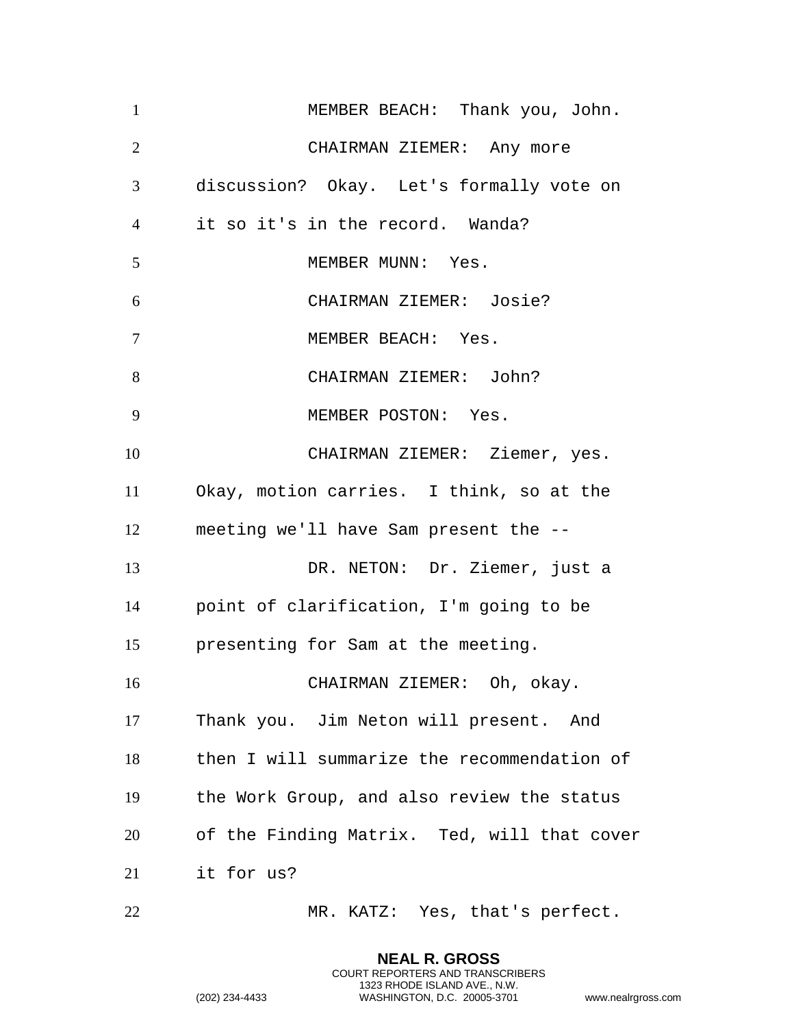MEMBER BEACH: Thank you, John.

CHAIRMAN ZIEMER: Any more discussion? Okay. Let's formally vote on it so it's in the record. Wanda?

MEMBER MUNN: Yes.

CHAIRMAN ZIEMER: Josie?

MEMBER BEACH: Yes.

CHAIRMAN ZIEMER: John?

MEMBER POSTON: Yes.

CHAIRMAN ZIEMER: Ziemer, yes. Okay, motion carries. I think, so at the meeting we'll have Sam present the --

DR. NETON: Dr. Ziemer, just a point of clarification, I'm going to be presenting for Sam at the meeting.

CHAIRMAN ZIEMER: Oh, okay. Thank you. Jim Neton will present. And then I will summarize the recommendation of the Work Group, and also review the status of the Finding Matrix. Ted, will that cover it for us?

MR. KATZ: Yes, that's perfect.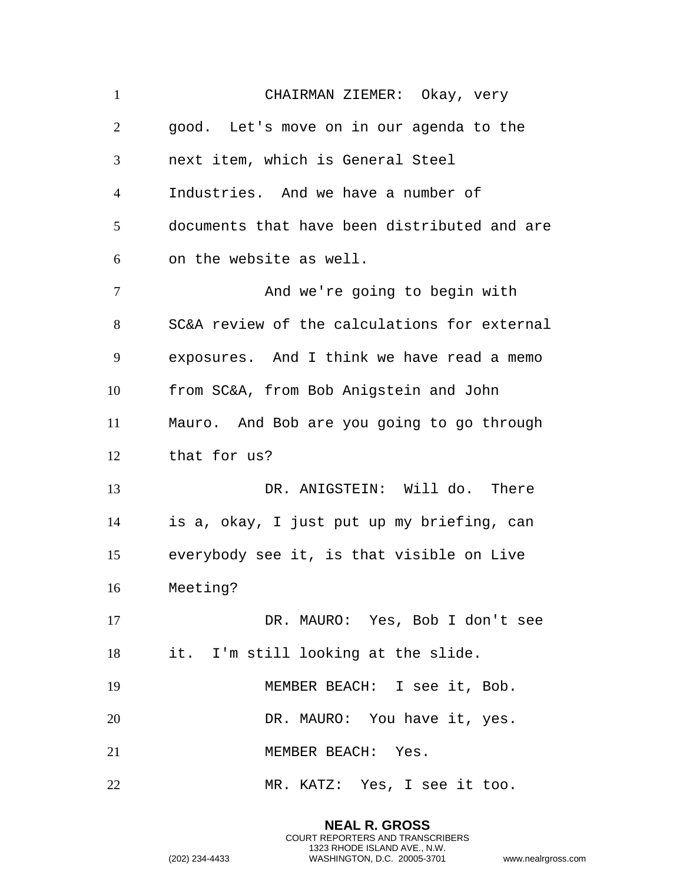CHAIRMAN ZIEMER: Okay, very good. Let's move on in our agenda to the next item, which is General Steel Industries. And we have a number of documents that have been distributed and are on the website as well.

And we're going to begin with SC&A review of the calculations for external exposures. And I think we have read a memo from SC&A, from Bob Anigstein and John Mauro. And Bob are you going to go through that for us?

DR. ANIGSTEIN: Will do. There is a, okay, I just put up my briefing, can everybody see it, is that visible on Live Meeting?

DR. MAURO: Yes, Bob I don't see it. I'm still looking at the slide.

MEMBER BEACH: I see it, Bob.

DR. MAURO: You have it, yes.

MEMBER BEACH: Yes.

MR. KATZ: Yes, I see it too.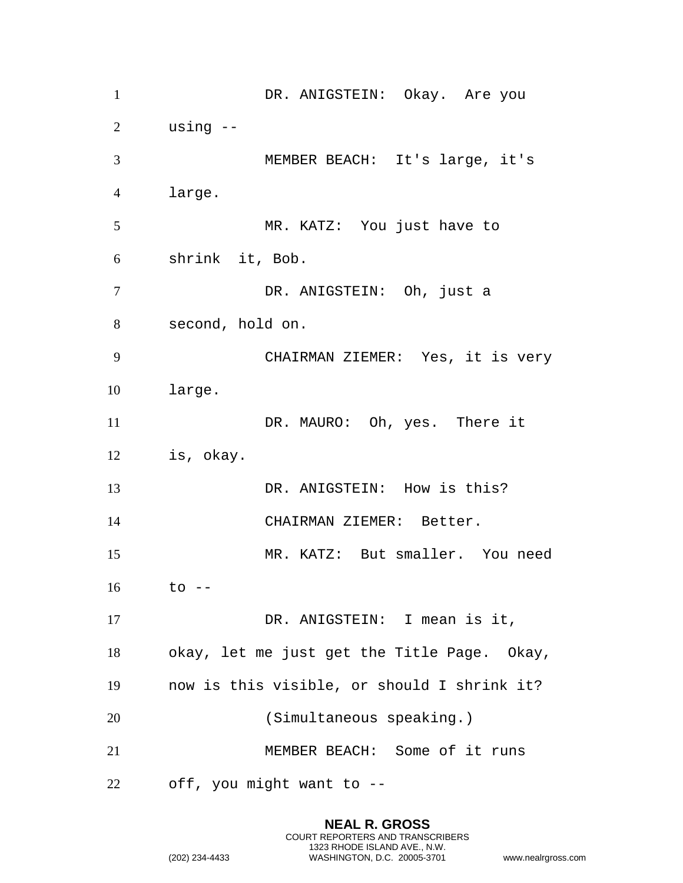DR. ANIGSTEIN: Okay. Are you using --

MEMBER BEACH: It's large, it's large.

MR. KATZ: You just have to shrink it, Bob.

DR. ANIGSTEIN: Oh, just a second, hold on.

CHAIRMAN ZIEMER: Yes, it is very large.

DR. MAURO: Oh, yes. There it is, okay.

DR. ANIGSTEIN: How is this?

CHAIRMAN ZIEMER: Better.

MR. KATZ: But smaller. You need to --

DR. ANIGSTEIN: I mean is it, okay, let me just get the Title Page. Okay, now is this visible, or should I shrink it?

(Simultaneous speaking.)

MEMBER BEACH: Some of it runs off, you might want to --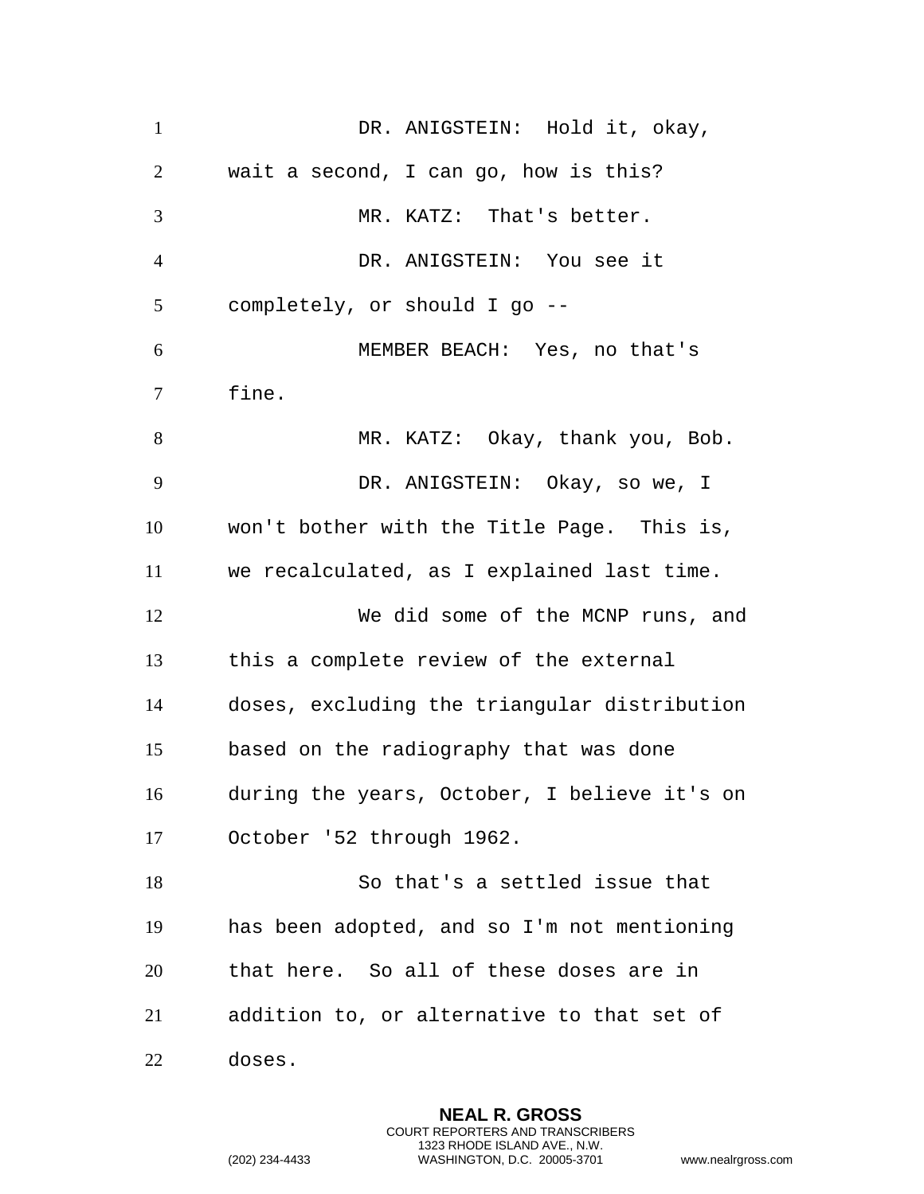DR. ANIGSTEIN: Hold it, okay, wait a second, I can go, how is this?

MR. KATZ: That's better.

DR. ANIGSTEIN: You see it completely, or should I go --

MEMBER BEACH: Yes, no that's fine.

MR. KATZ: Okay, thank you, Bob.

DR. ANIGSTEIN: Okay, so we, I won't bother with the Title Page. This is, we recalculated, as I explained last time.

We did some of the MCNP runs, and this a complete review of the external doses, excluding the triangular distribution based on the radiography that was done during the years, October, I believe it's on October '52 through 1962.

So that's a settled issue that has been adopted, and so I'm not mentioning that here. So all of these doses are in addition to, or alternative to that set of doses.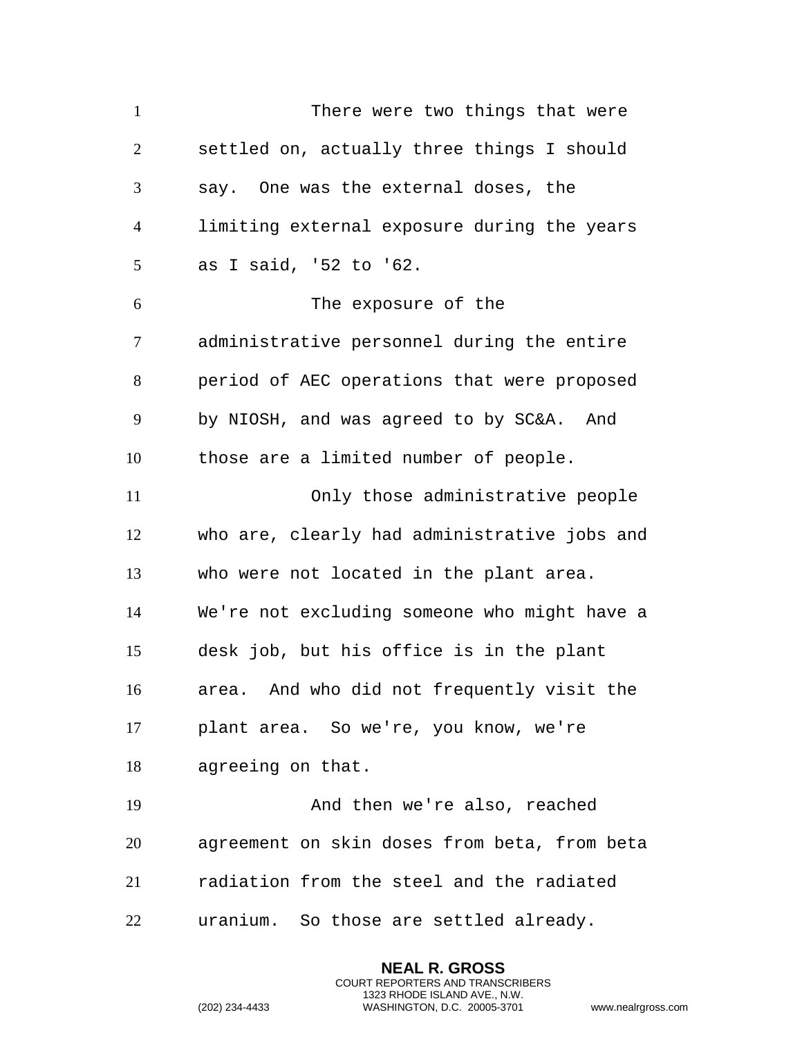There were two things that were settled on, actually three things I should say. One was the external doses, the limiting external exposure during the years as I said, '52 to '62.

The exposure of the administrative personnel during the entire period of AEC operations that were proposed by NIOSH, and was agreed to by SC&A. And those are a limited number of people.

Only those administrative people who are, clearly had administrative jobs and who were not located in the plant area. We're not excluding someone who might have a desk job, but his office is in the plant area. And who did not frequently visit the plant area. So we're, you know, we're agreeing on that.

And then we're also, reached agreement on skin doses from beta, from beta radiation from the steel and the radiated uranium. So those are settled already.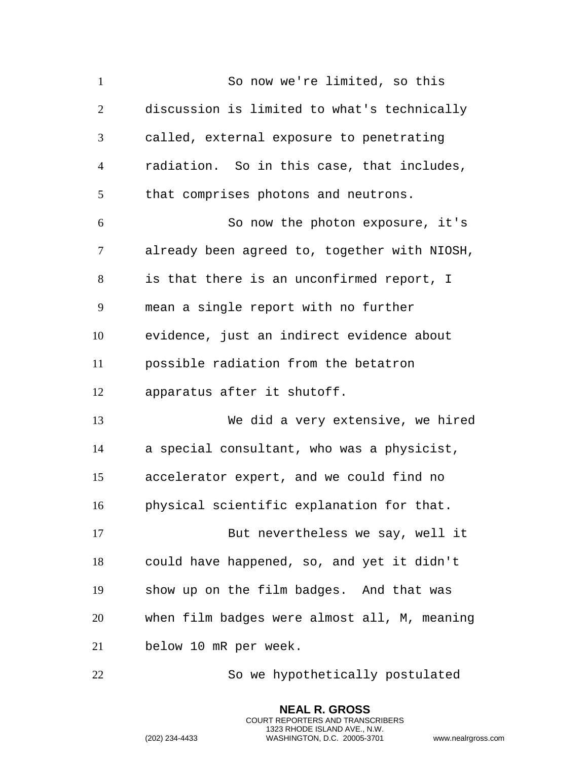So now we're limited, so this discussion is limited to what's technically called, external exposure to penetrating radiation. So in this case, that includes, that comprises photons and neutrons.

So now the photon exposure, it's already been agreed to, together with NIOSH, is that there is an unconfirmed report, I mean a single report with no further evidence, just an indirect evidence about possible radiation from the betatron apparatus after it shutoff.

We did a very extensive, we hired a special consultant, who was a physicist, accelerator expert, and we could find no physical scientific explanation for that.

But nevertheless we say, well it could have happened, so, and yet it didn't show up on the film badges. And that was when film badges were almost all, M, meaning below 10 mR per week.

So we hypothetically postulated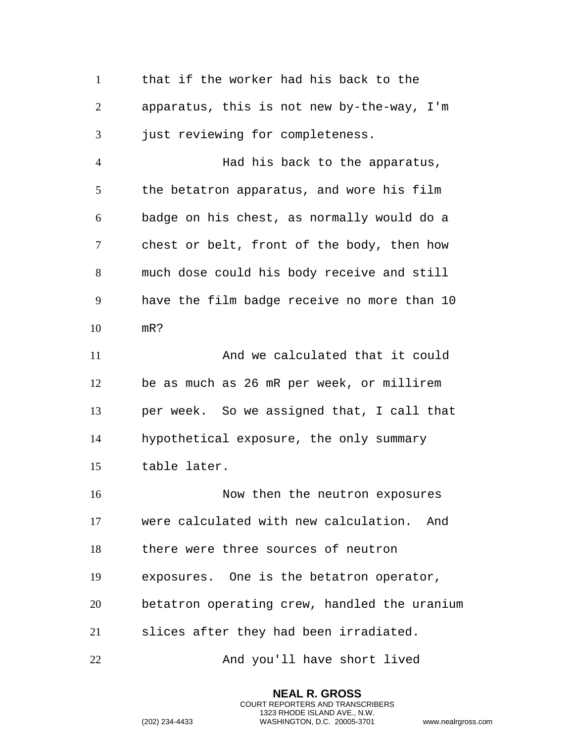that if the worker had his back to the apparatus, this is not new by-the-way, I'm just reviewing for completeness.

Had his back to the apparatus, the betatron apparatus, and wore his film badge on his chest, as normally would do a chest or belt, front of the body, then how much dose could his body receive and still have the film badge receive no more than 10 mR?

And we calculated that it could be as much as 26 mR per week, or millirem per week. So we assigned that, I call that hypothetical exposure, the only summary table later.

Now then the neutron exposures were calculated with new calculation. And there were three sources of neutron exposures. One is the betatron operator, betatron operating crew, handled the uranium slices after they had been irradiated.

And you'll have short lived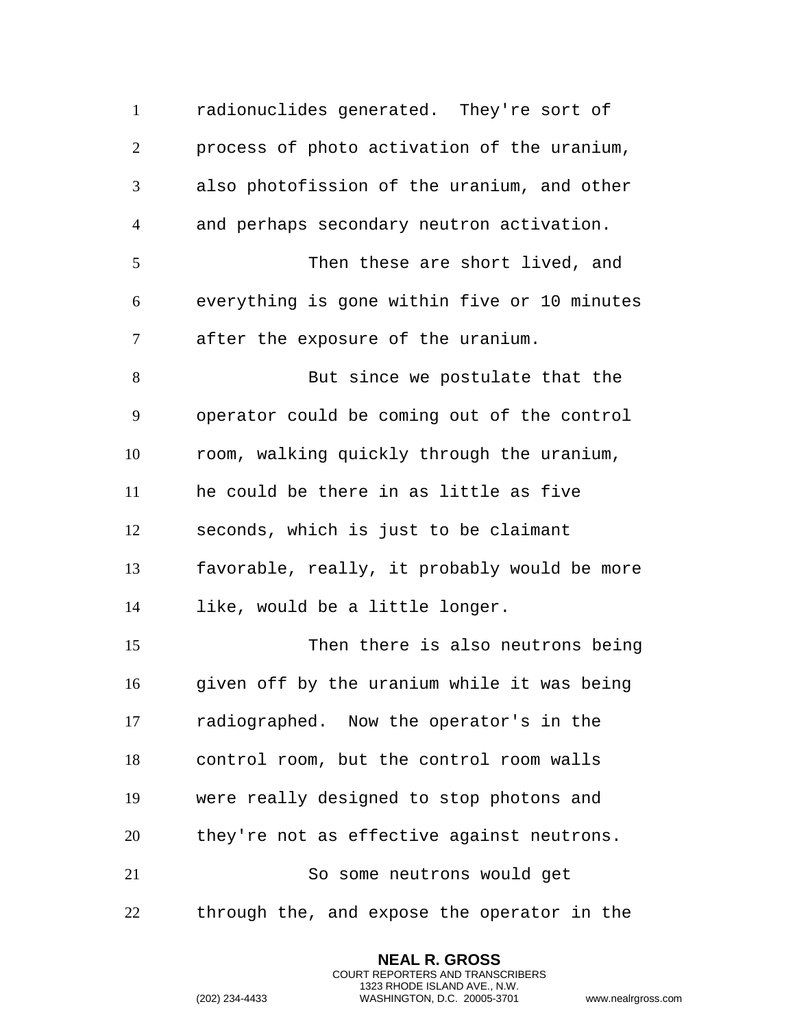radionuclides generated. They're sort of process of photo activation of the uranium, also photofission of the uranium, and other and perhaps secondary neutron activation.

Then these are short lived, and everything is gone within five or 10 minutes after the exposure of the uranium.

But since we postulate that the operator could be coming out of the control room, walking quickly through the uranium, he could be there in as little as five seconds, which is just to be claimant favorable, really, it probably would be more like, would be a little longer.

Then there is also neutrons being given off by the uranium while it was being radiographed. Now the operator's in the control room, but the control room walls were really designed to stop photons and they're not as effective against neutrons.

So some neutrons would get through the, and expose the operator in the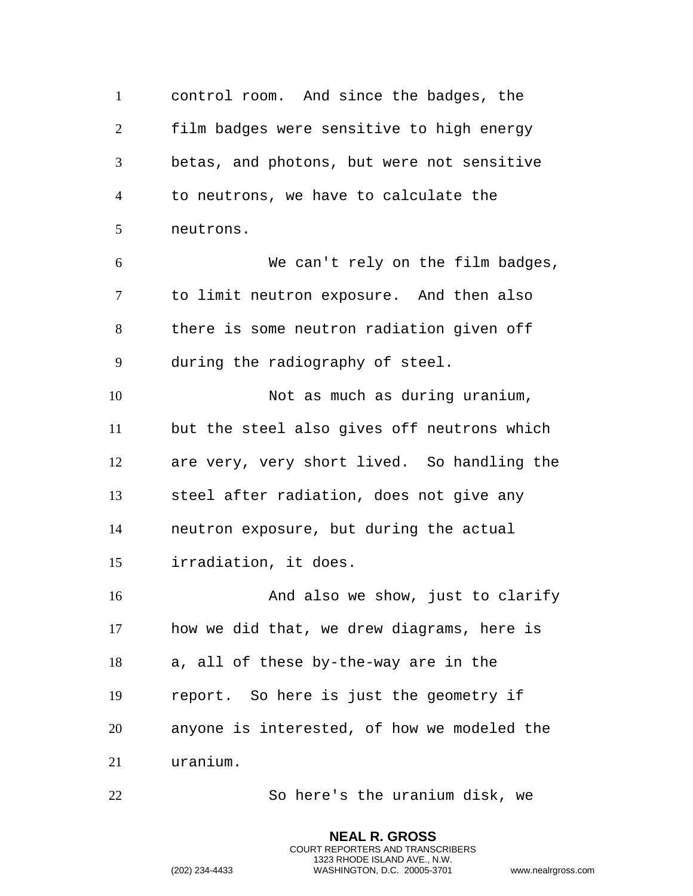control room. And since the badges, the film badges were sensitive to high energy betas, and photons, but were not sensitive to neutrons, we have to calculate the neutrons.

We can't rely on the film badges, to limit neutron exposure. And then also there is some neutron radiation given off during the radiography of steel.

Not as much as during uranium, but the steel also gives off neutrons which are very, very short lived. So handling the steel after radiation, does not give any neutron exposure, but during the actual irradiation, it does.

And also we show, just to clarify how we did that, we drew diagrams, here is a, all of these by-the-way are in the report. So here is just the geometry if anyone is interested, of how we modeled the uranium.

So here's the uranium disk, we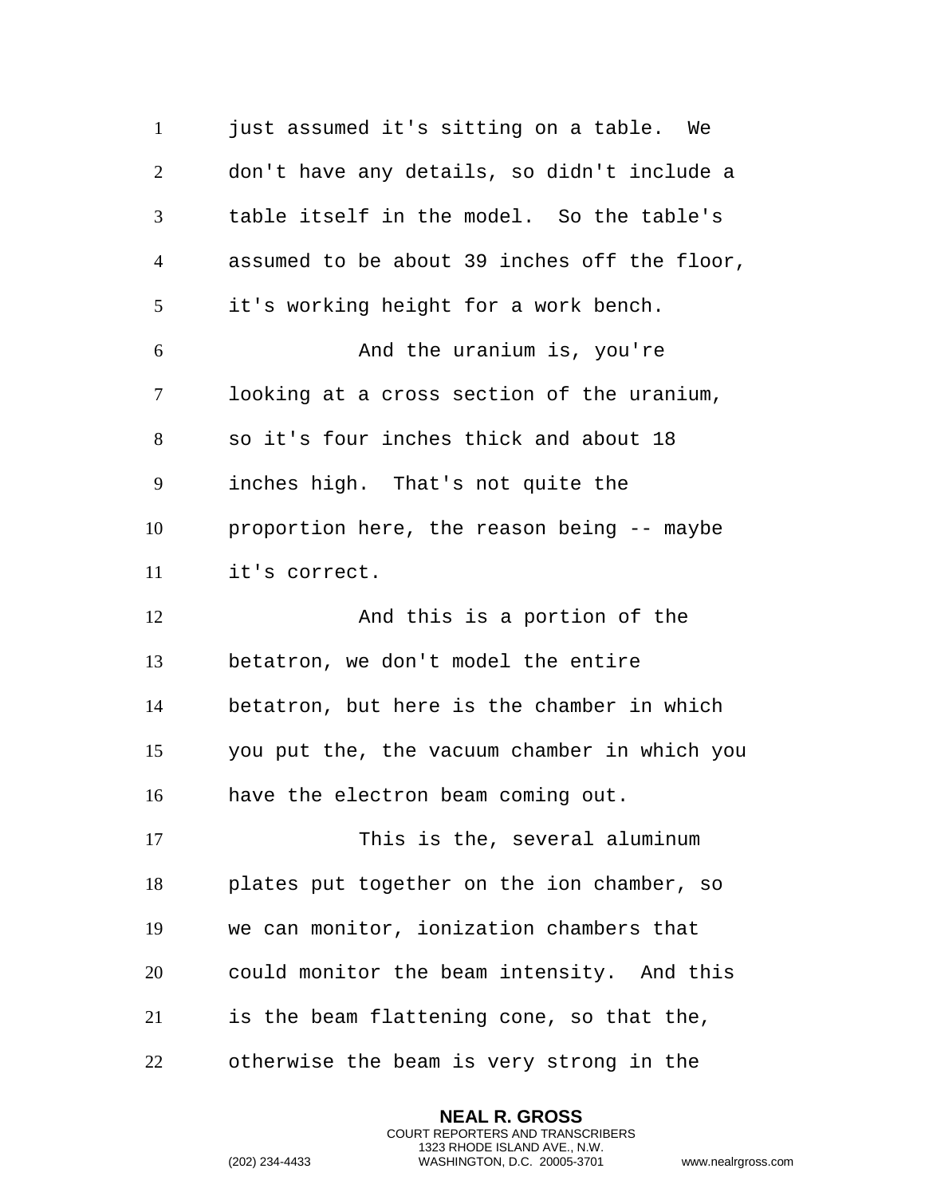just assumed it's sitting on a table. We don't have any details, so didn't include a table itself in the model. So the table's assumed to be about 39 inches off the floor, it's working height for a work bench.

And the uranium is, you're looking at a cross section of the uranium, so it's four inches thick and about 18 inches high. That's not quite the proportion here, the reason being -- maybe it's correct.

And this is a portion of the betatron, we don't model the entire betatron, but here is the chamber in which you put the, the vacuum chamber in which you have the electron beam coming out.

This is the, several aluminum plates put together on the ion chamber, so we can monitor, ionization chambers that could monitor the beam intensity. And this is the beam flattening cone, so that the, otherwise the beam is very strong in the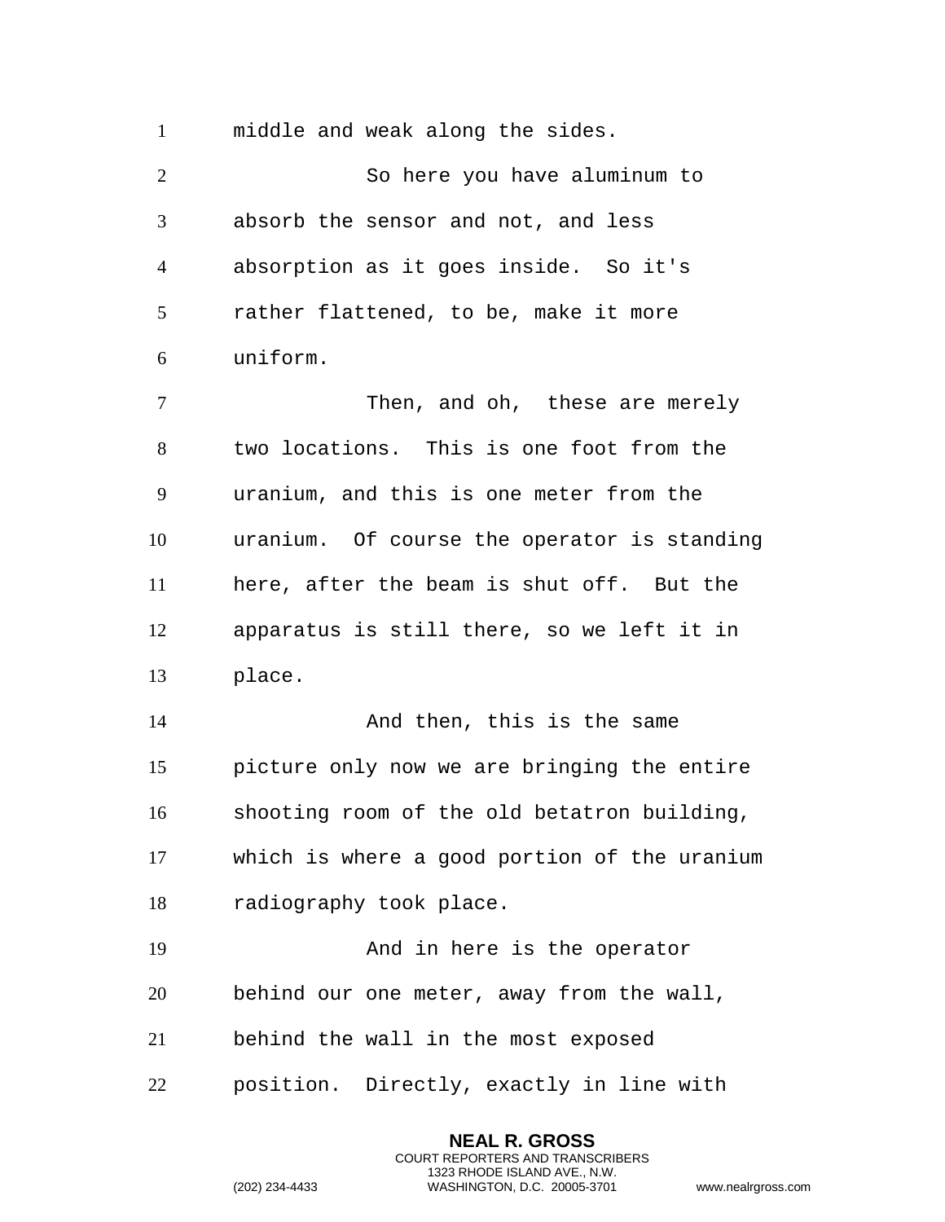middle and weak along the sides.

So here you have aluminum to absorb the sensor and not, and less absorption as it goes inside. So it's rather flattened, to be, make it more uniform.

Then, and oh, these are merely two locations. This is one foot from the uranium, and this is one meter from the uranium. Of course the operator is standing here, after the beam is shut off. But the apparatus is still there, so we left it in place.

And then, this is the same picture only now we are bringing the entire shooting room of the old betatron building, which is where a good portion of the uranium radiography took place.

And in here is the operator behind our one meter, away from the wall, behind the wall in the most exposed position. Directly, exactly in line with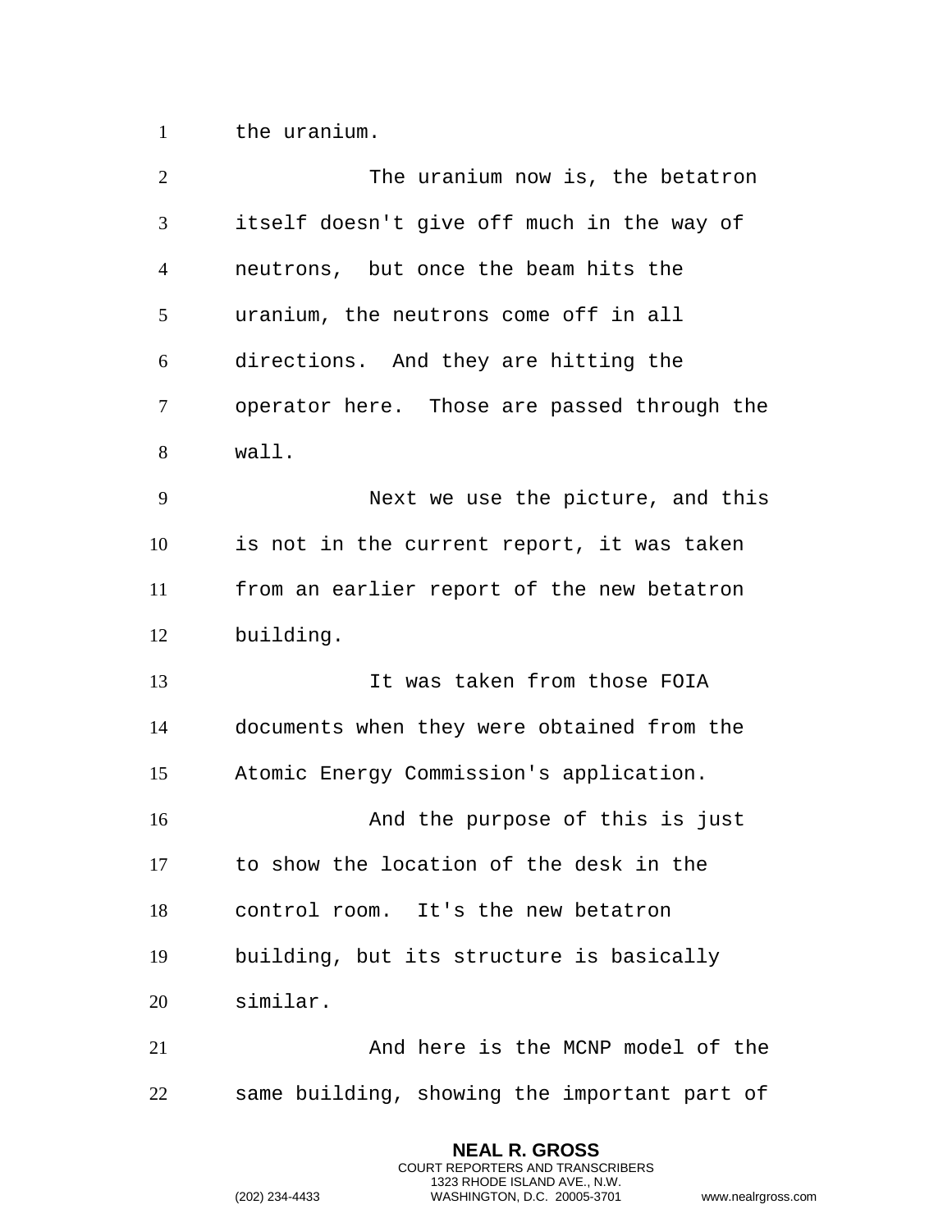the uranium.

The uranium now is, the betatron itself doesn't give off much in the way of neutrons, but once the beam hits the uranium, the neutrons come off in all directions. And they are hitting the operator here. Those are passed through the wall.

Next we use the picture, and this is not in the current report, it was taken from an earlier report of the new betatron building.

It was taken from those FOIA documents when they were obtained from the Atomic Energy Commission's application.

And the purpose of this is just to show the location of the desk in the control room. It's the new betatron building, but its structure is basically similar.

And here is the MCNP model of the same building, showing the important part of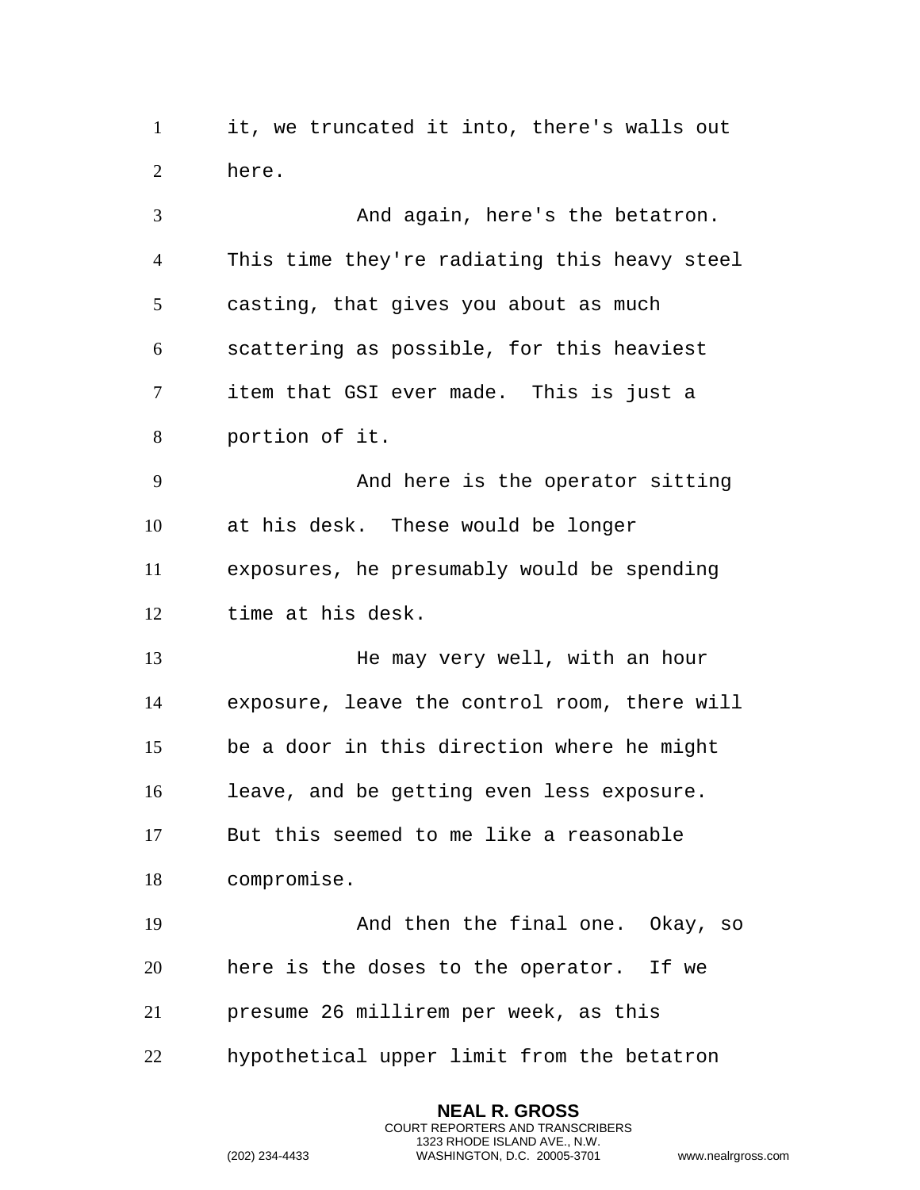it, we truncated it into, there's walls out here.

And again, here's the betatron. This time they're radiating this heavy steel casting, that gives you about as much scattering as possible, for this heaviest item that GSI ever made. This is just a portion of it.

And here is the operator sitting at his desk. These would be longer exposures, he presumably would be spending time at his desk.

He may very well, with an hour exposure, leave the control room, there will be a door in this direction where he might leave, and be getting even less exposure. But this seemed to me like a reasonable compromise.

And then the final one. Okay, so here is the doses to the operator. If we presume 26 millirem per week, as this hypothetical upper limit from the betatron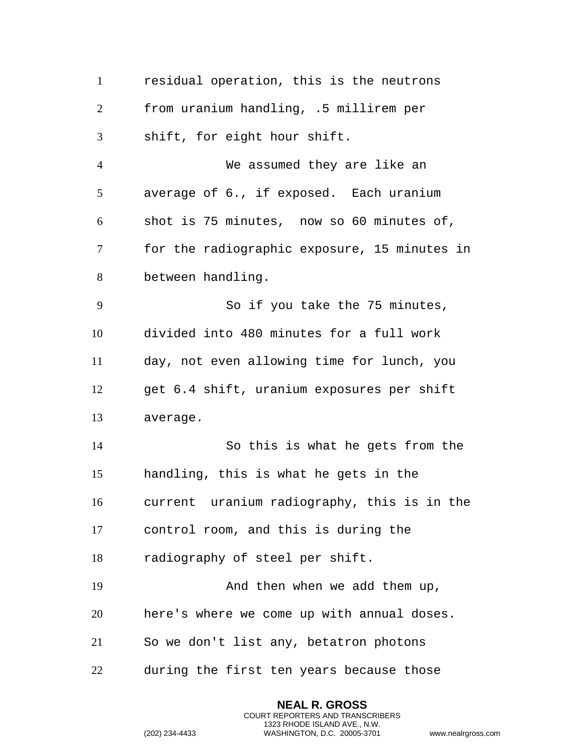residual operation, this is the neutrons from uranium handling, .5 millirem per shift, for eight hour shift.

We assumed they are like an average of 6., if exposed. Each uranium shot is 75 minutes, now so 60 minutes of, for the radiographic exposure, 15 minutes in between handling.

So if you take the 75 minutes, divided into 480 minutes for a full work day, not even allowing time for lunch, you get 6.4 shift, uranium exposures per shift average.

So this is what he gets from the handling, this is what he gets in the current uranium radiography, this is in the control room, and this is during the radiography of steel per shift.

And then when we add them up, here's where we come up with annual doses. So we don't list any, betatron photons during the first ten years because those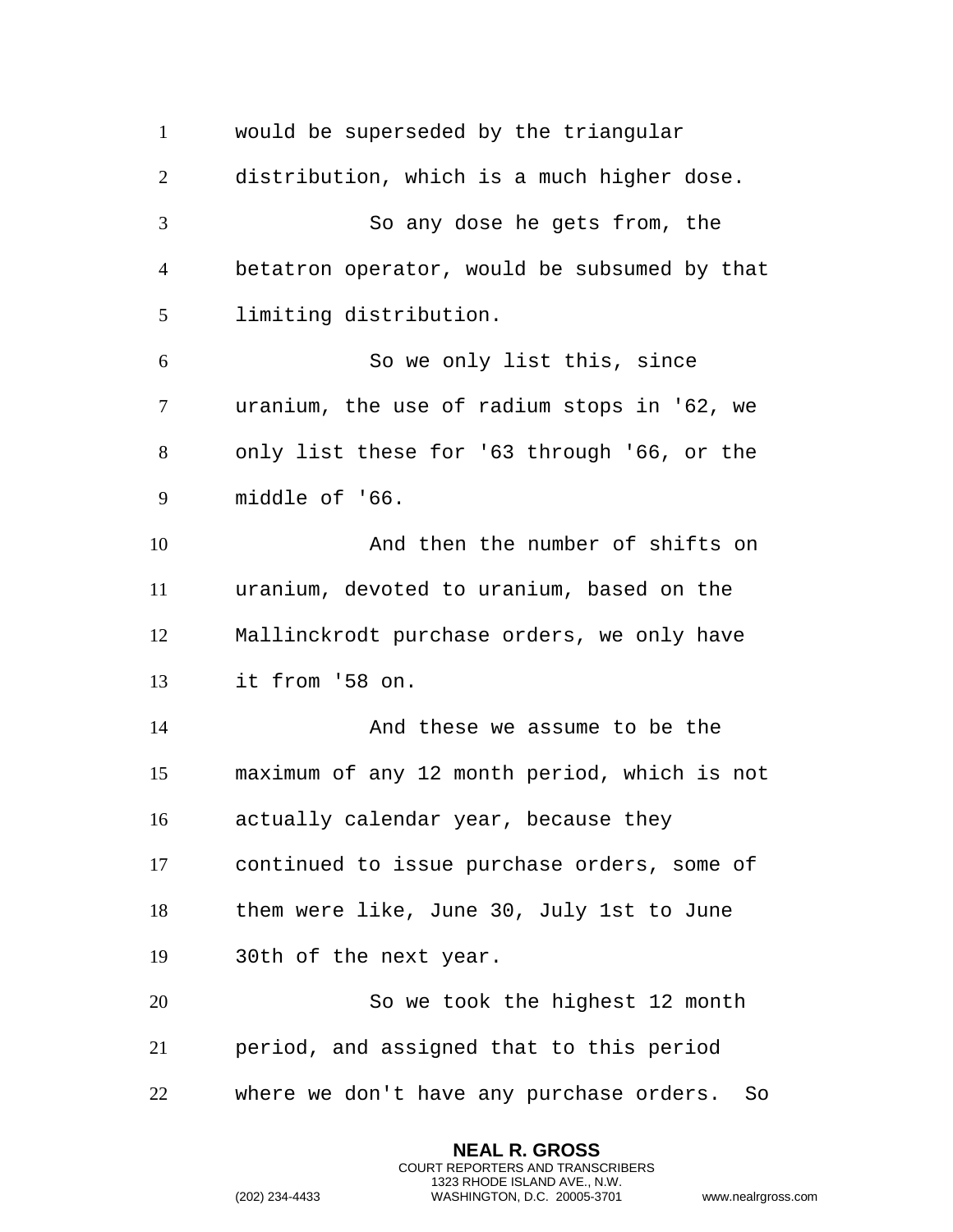would be superseded by the triangular distribution, which is a much higher dose.

So any dose he gets from, the betatron operator, would be subsumed by that limiting distribution.

So we only list this, since uranium, the use of radium stops in '62, we only list these for '63 through '66, or the middle of '66.

And then the number of shifts on uranium, devoted to uranium, based on the Mallinckrodt purchase orders, we only have it from '58 on.

And these we assume to be the maximum of any 12 month period, which is not actually calendar year, because they continued to issue purchase orders, some of them were like, June 30, July 1st to June 30th of the next year.

So we took the highest 12 month period, and assigned that to this period where we don't have any purchase orders. So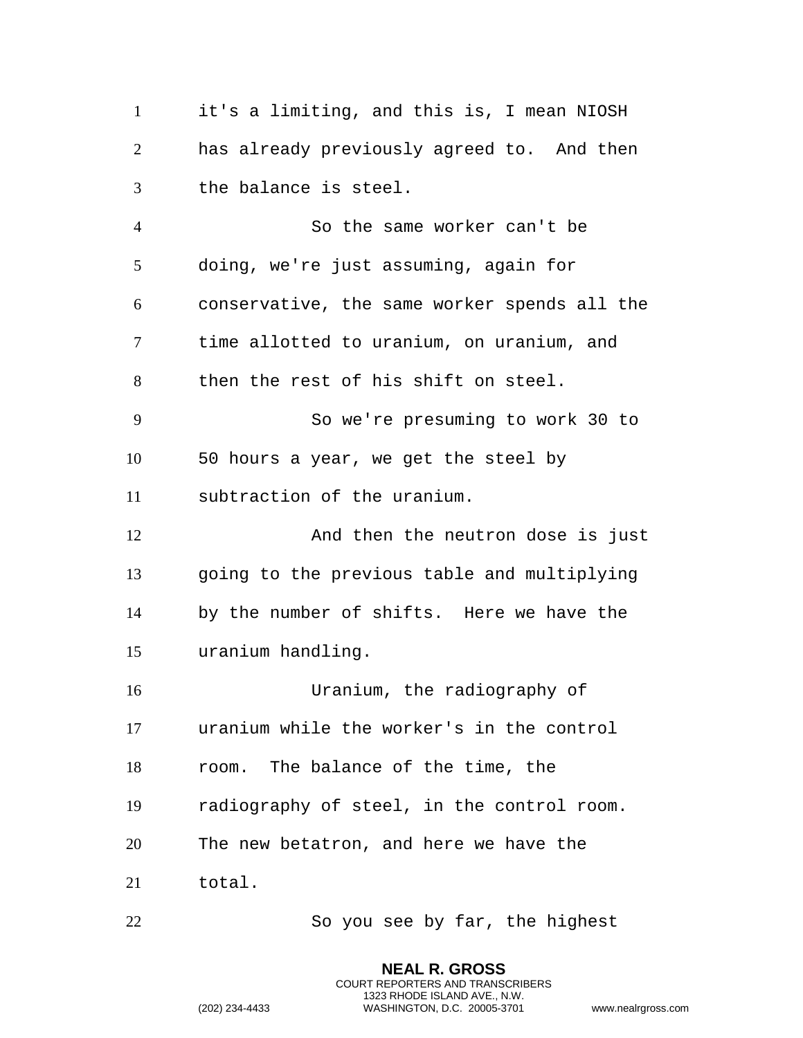it's a limiting, and this is, I mean NIOSH has already previously agreed to. And then the balance is steel.

So the same worker can't be doing, we're just assuming, again for conservative, the same worker spends all the time allotted to uranium, on uranium, and then the rest of his shift on steel.

So we're presuming to work 30 to 50 hours a year, we get the steel by subtraction of the uranium.

And then the neutron dose is just going to the previous table and multiplying by the number of shifts. Here we have the uranium handling.

Uranium, the radiography of uranium while the worker's in the control room. The balance of the time, the radiography of steel, in the control room. The new betatron, and here we have the total.

So you see by far, the highest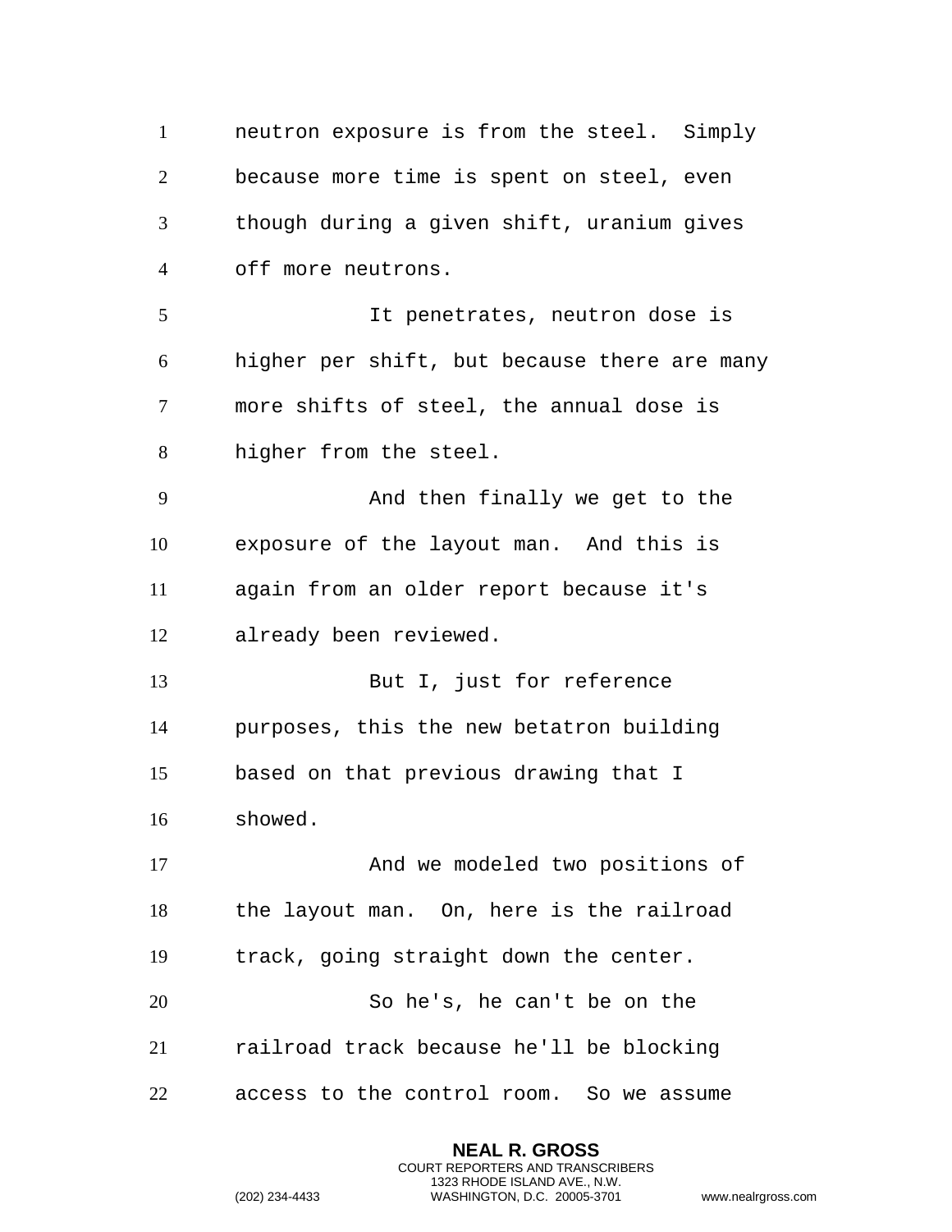neutron exposure is from the steel. Simply because more time is spent on steel, even though during a given shift, uranium gives off more neutrons.

It penetrates, neutron dose is higher per shift, but because there are many more shifts of steel, the annual dose is higher from the steel.

And then finally we get to the exposure of the layout man. And this is again from an older report because it's already been reviewed.

But I, just for reference purposes, this the new betatron building based on that previous drawing that I showed.

And we modeled two positions of the layout man. On, here is the railroad track, going straight down the center.

So he's, he can't be on the railroad track because he'll be blocking access to the control room. So we assume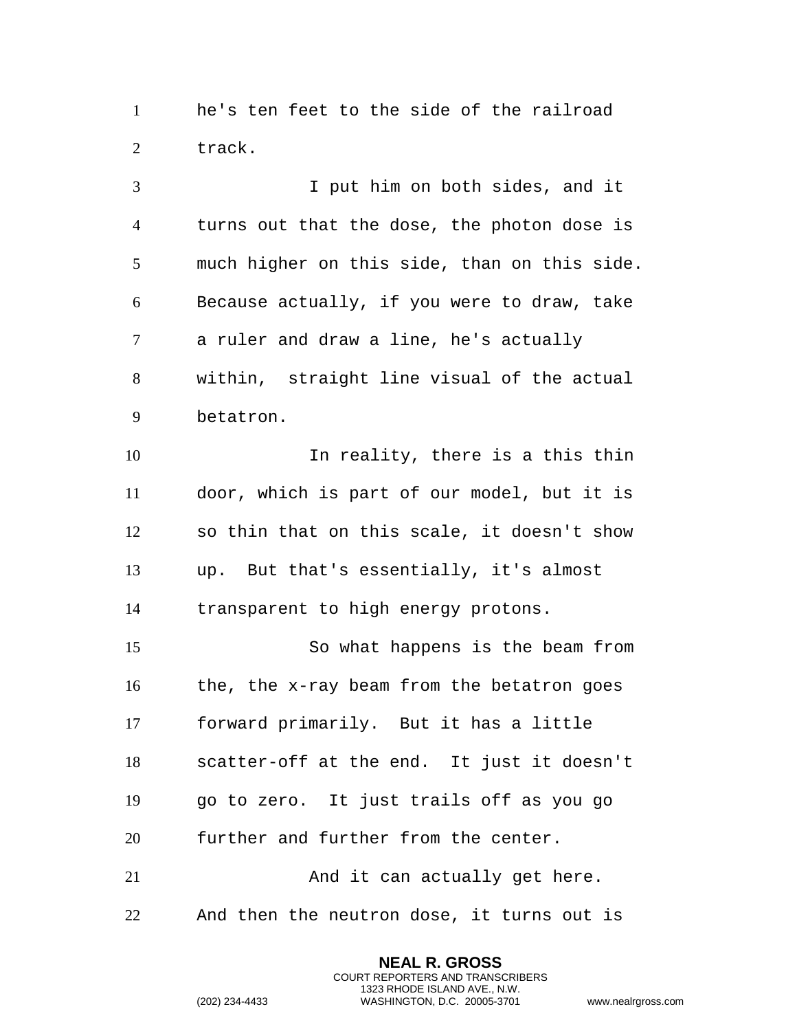he's ten feet to the side of the railroad track.

I put him on both sides, and it turns out that the dose, the photon dose is much higher on this side, than on this side. Because actually, if you were to draw, take a ruler and draw a line, he's actually within,  straight line visual of the actual betatron.

In reality, there is a this thin door, which is part of our model, but it is so thin that on this scale, it doesn't show up.  But that's essentially, it's almost transparent to high energy protons.

So what happens is the beam from the, the x-ray beam from the betatron goes forward primarily.  But it has a little scatter-off at the end.  It just it doesn't go to zero.  It just trails off as you go further and further from the center.

And it can actually get here. And then the neutron dose, it turns out is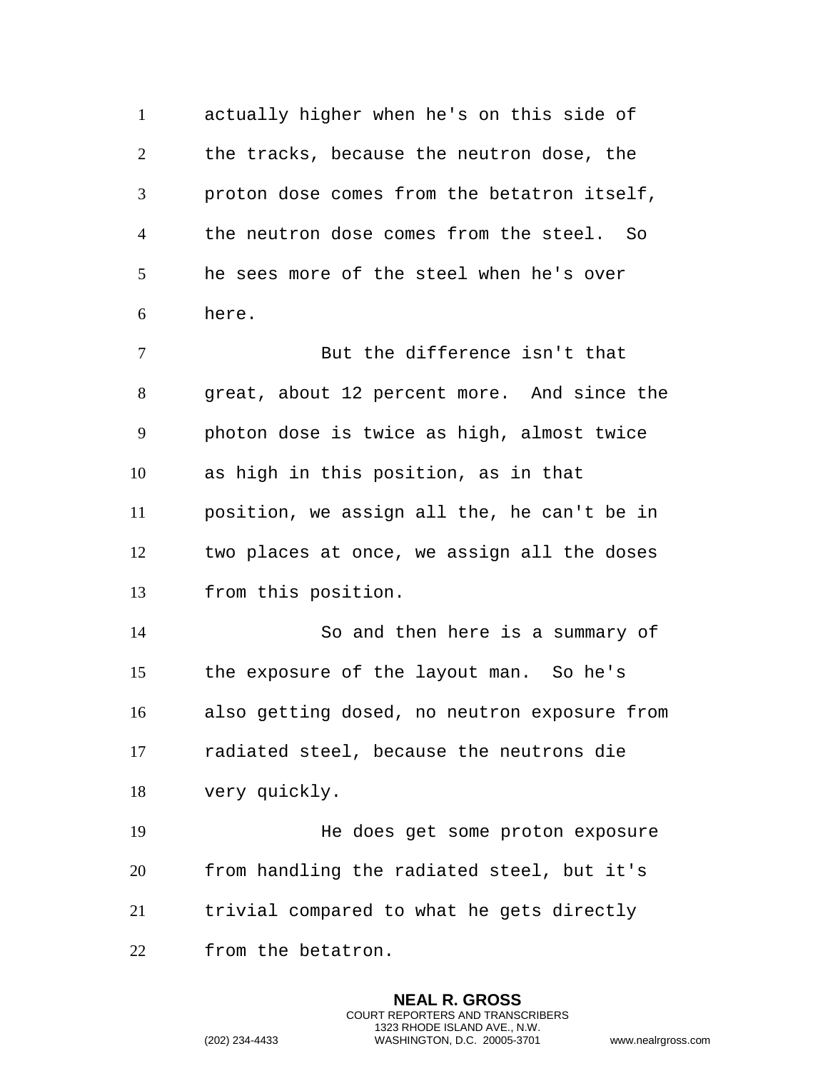actually higher when he's on this side of the tracks, because the neutron dose, the proton dose comes from the betatron itself, the neutron dose comes from the steel. So he sees more of the steel when he's over here.

But the difference isn't that great, about 12 percent more. And since the photon dose is twice as high, almost twice as high in this position, as in that position, we assign all the, he can't be in two places at once, we assign all the doses from this position.

So and then here is a summary of the exposure of the layout man. So he's also getting dosed, no neutron exposure from radiated steel, because the neutrons die very quickly.

He does get some proton exposure from handling the radiated steel, but it's trivial compared to what he gets directly from the betatron.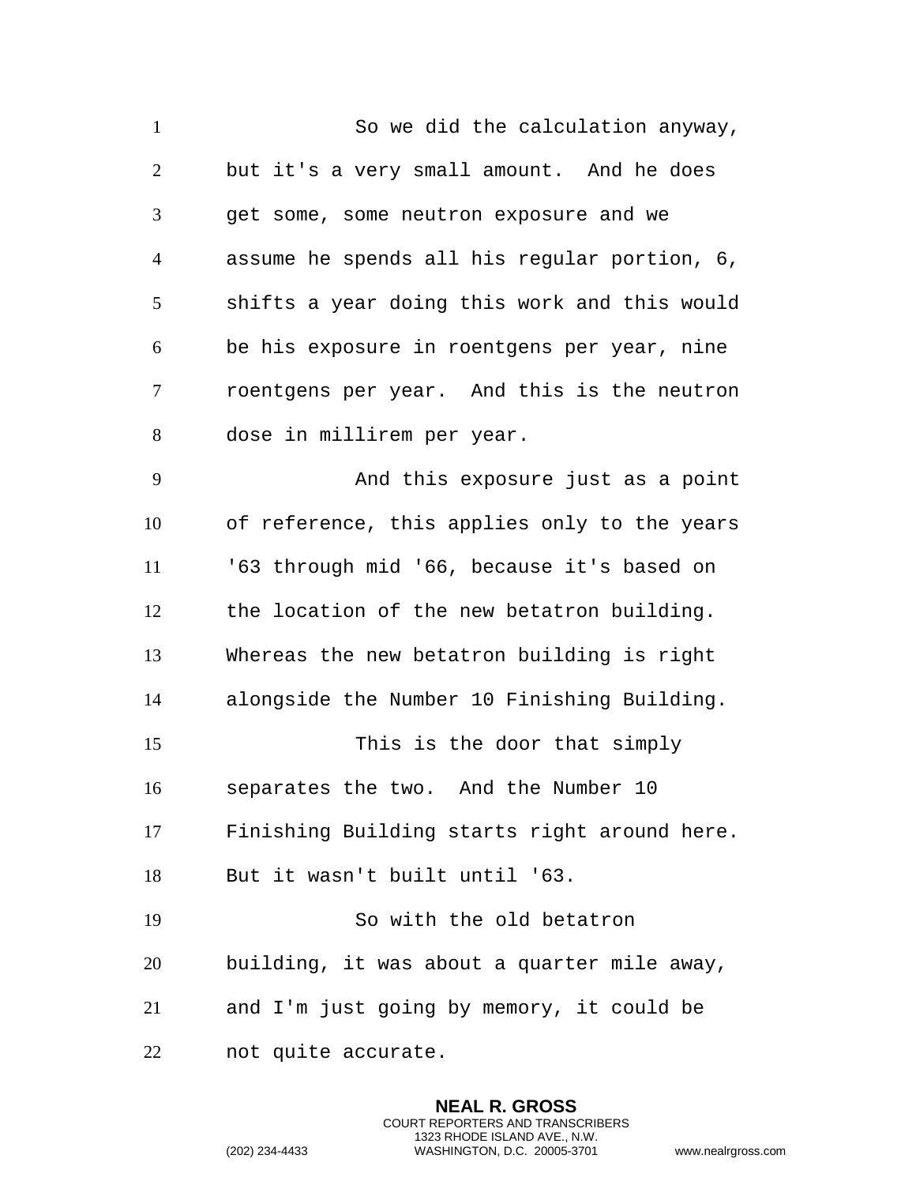So we did the calculation anyway, but it's a very small amount. And he does get some, some neutron exposure and we assume he spends all his regular portion, 6, shifts a year doing this work and this would be his exposure in roentgens per year, nine roentgens per year. And this is the neutron dose in millirem per year.

And this exposure just as a point of reference, this applies only to the years '63 through mid '66, because it's based on the location of the new betatron building. Whereas the new betatron building is right alongside the Number 10 Finishing Building.

This is the door that simply separates the two. And the Number 10 Finishing Building starts right around here. But it wasn't built until '63.

So with the old betatron building, it was about a quarter mile away, and I'm just going by memory, it could be not quite accurate.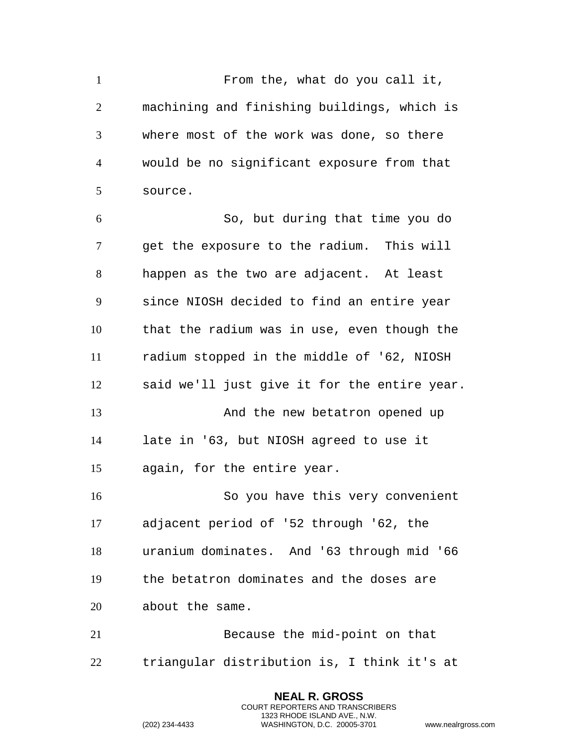From the, what do you call it, machining and finishing buildings, which is where most of the work was done, so there would be no significant exposure from that source.

So, but during that time you do get the exposure to the radium. This will happen as the two are adjacent. At least since NIOSH decided to find an entire year that the radium was in use, even though the radium stopped in the middle of '62, NIOSH said we'll just give it for the entire year.

And the new betatron opened up late in '63, but NIOSH agreed to use it again, for the entire year.

So you have this very convenient adjacent period of '52 through '62, the uranium dominates. And '63 through mid '66 the betatron dominates and the doses are about the same.

Because the mid-point on that triangular distribution is, I think it's at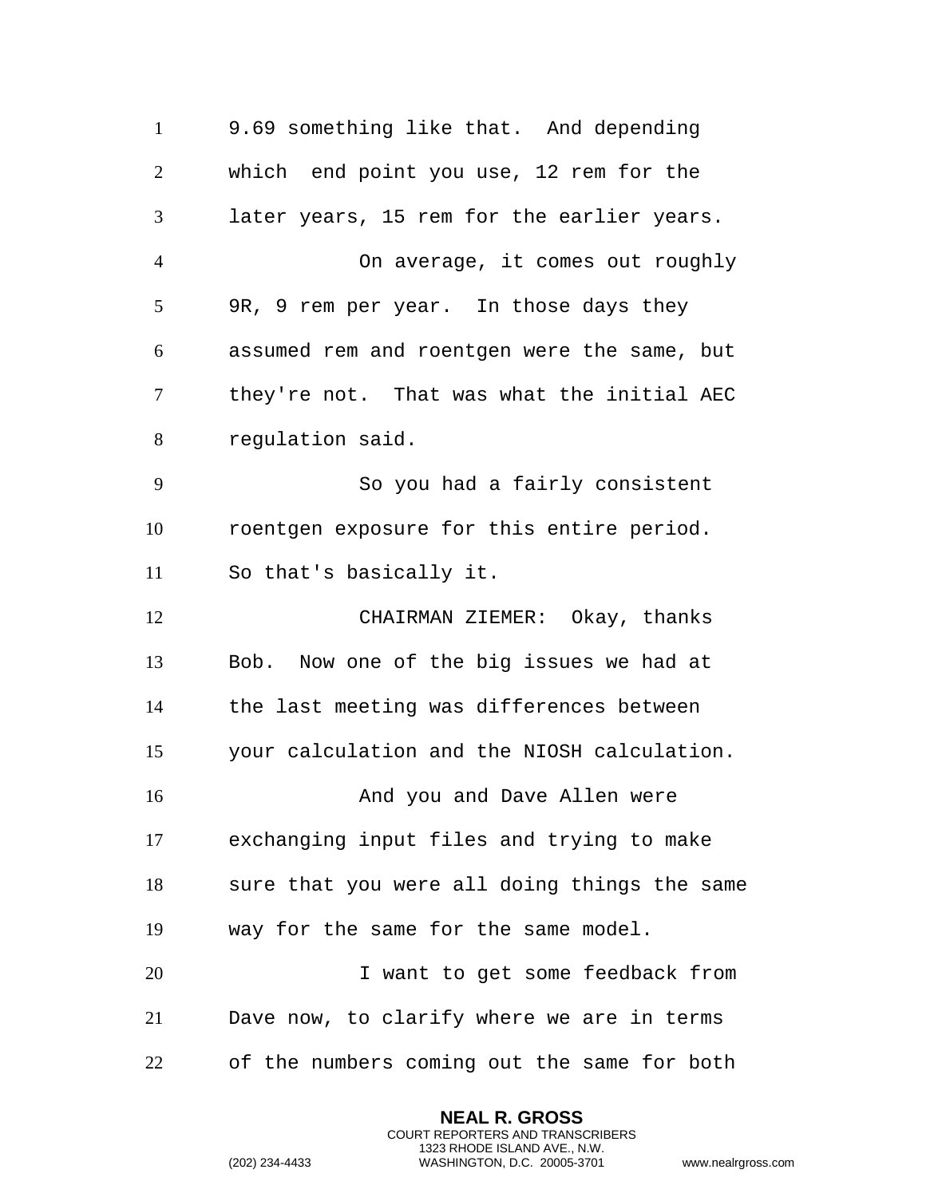9.69 something like that. And depending which end point you use, 12 rem for the later years, 15 rem for the earlier years.

On average, it comes out roughly 9R, 9 rem per year. In those days they assumed rem and roentgen were the same, but they're not. That was what the initial AEC regulation said.

So you had a fairly consistent roentgen exposure for this entire period. So that's basically it.

CHAIRMAN ZIEMER: Okay, thanks Bob. Now one of the big issues we had at the last meeting was differences between your calculation and the NIOSH calculation.

And you and Dave Allen were exchanging input files and trying to make sure that you were all doing things the same way for the same for the same model.

I want to get some feedback from Dave now, to clarify where we are in terms of the numbers coming out the same for both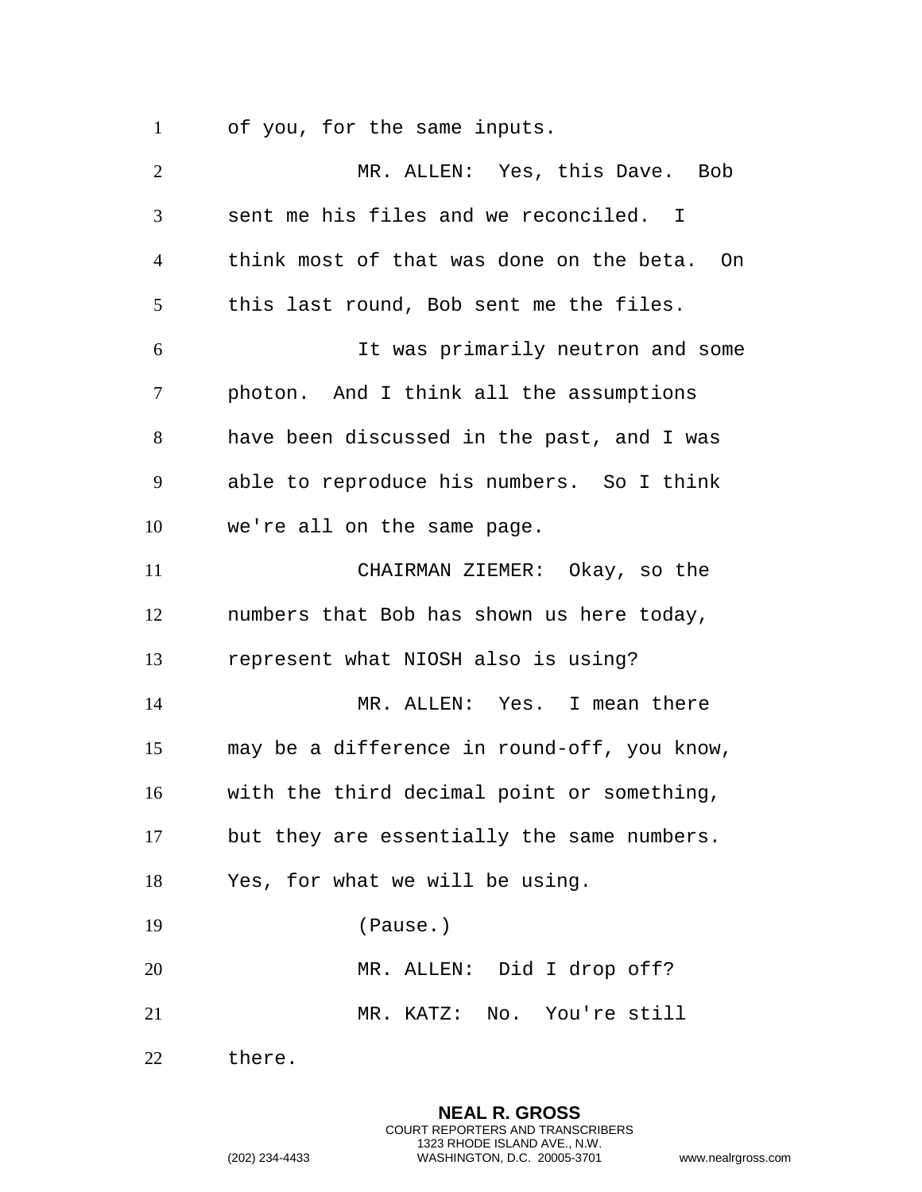of you, for the same inputs.

MR. ALLEN: Yes, this Dave. Bob sent me his files and we reconciled. I think most of that was done on the beta. On this last round, Bob sent me the files.

It was primarily neutron and some photon. And I think all the assumptions have been discussed in the past, and I was able to reproduce his numbers. So I think we're all on the same page.

CHAIRMAN ZIEMER: Okay, so the numbers that Bob has shown us here today, represent what NIOSH also is using?

MR. ALLEN: Yes. I mean there may be a difference in round-off, you know, with the third decimal point or something, but they are essentially the same numbers. Yes, for what we will be using.

(Pause.)

MR. ALLEN: Did I drop off?

MR. KATZ: No. You're still there.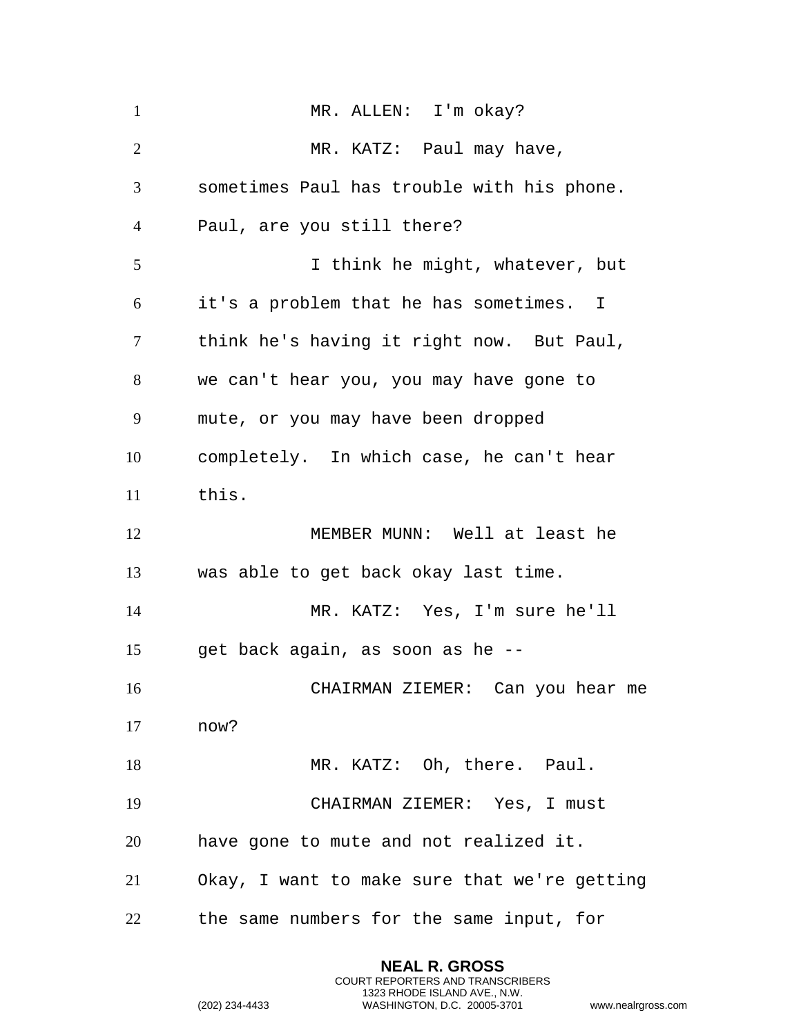MR. ALLEN: I'm okay?

MR. KATZ: Paul may have, sometimes Paul has trouble with his phone. Paul, are you still there?

I think he might, whatever, but it's a problem that he has sometimes. I think he's having it right now. But Paul, we can't hear you, you may have gone to mute, or you may have been dropped completely. In which case, he can't hear this.

MEMBER MUNN: Well at least he was able to get back okay last time.

MR. KATZ: Yes, I'm sure he'll get back again, as soon as he --

CHAIRMAN ZIEMER: Can you hear me now?

MR. KATZ: Oh, there. Paul.

CHAIRMAN ZIEMER: Yes, I must have gone to mute and not realized it. Okay, I want to make sure that we're getting the same numbers for the same input, for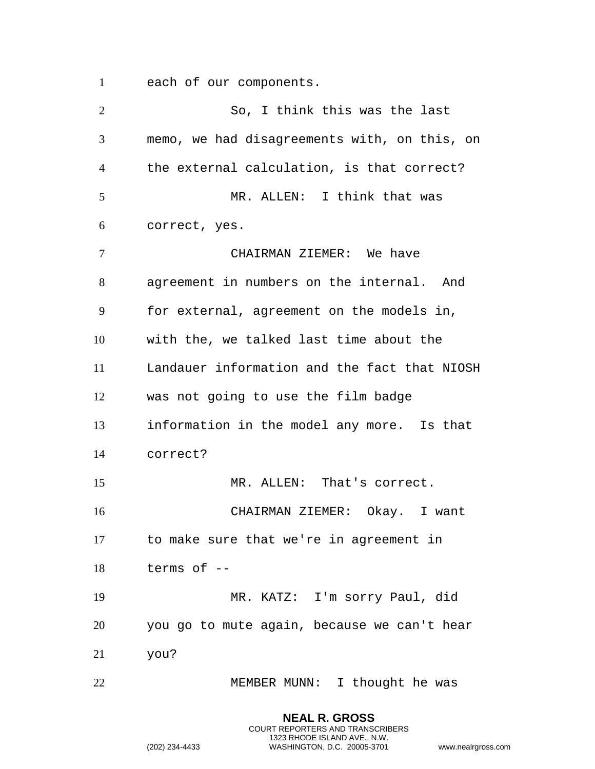each of our components.

So, I think this was the last memo, we had disagreements with, on this, on the external calculation, is that correct?

MR. ALLEN: I think that was correct, yes.

CHAIRMAN ZIEMER: We have agreement in numbers on the internal. And for external, agreement on the models in, with the, we talked last time about the Landauer information and the fact that NIOSH was not going to use the film badge information in the model any more. Is that correct?

MR. ALLEN: That's correct.

CHAIRMAN ZIEMER: Okay. I want to make sure that we're in agreement in terms of --

MR. KATZ: I'm sorry Paul, did you go to mute again, because we can't hear you?

MEMBER MUNN: I thought he was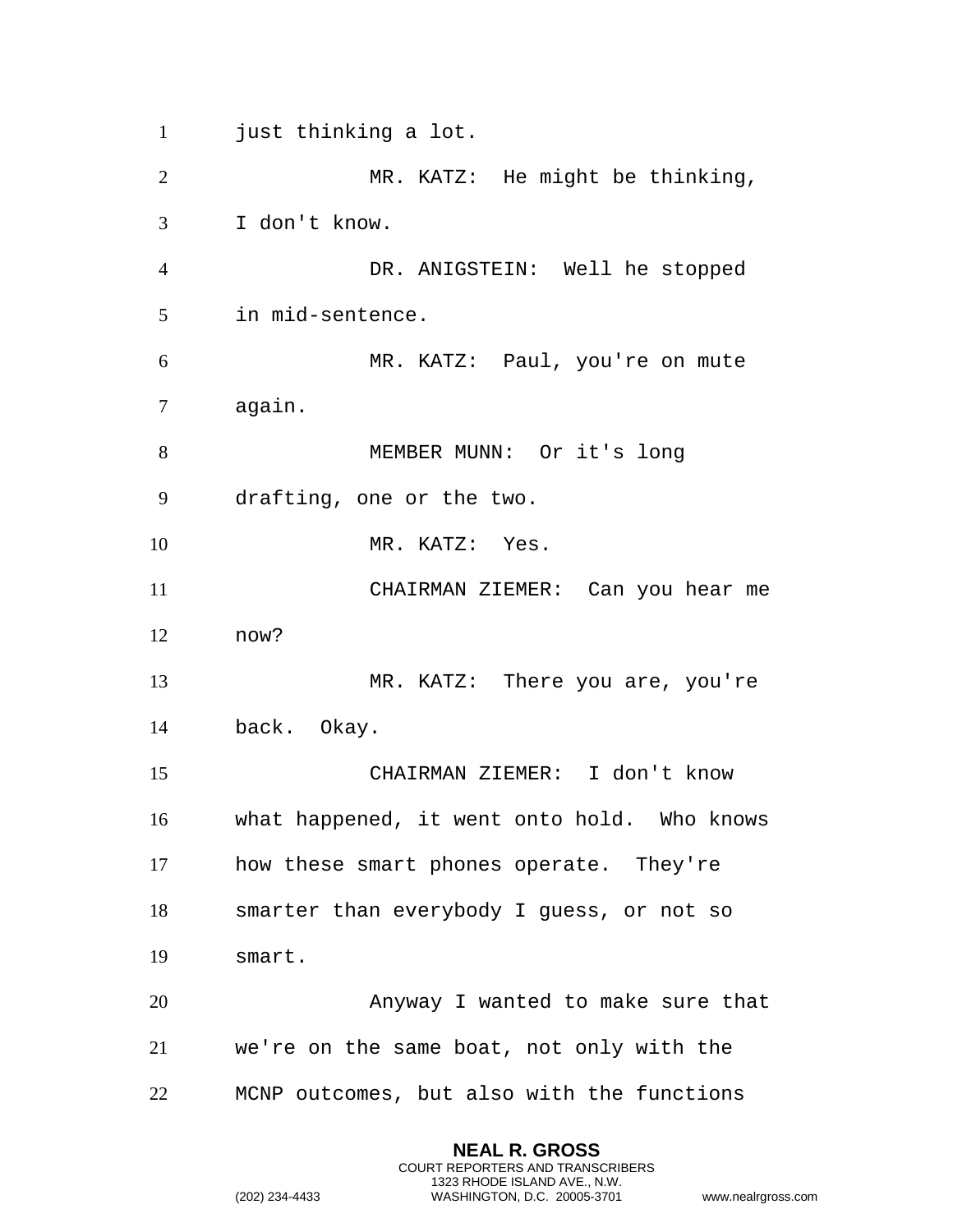just thinking a lot.

MR. KATZ: He might be thinking, I don't know.

DR. ANIGSTEIN: Well he stopped in mid-sentence.

MR. KATZ: Paul, you're on mute again.

MEMBER MUNN: Or it's long drafting, one or the two.

MR. KATZ: Yes.

CHAIRMAN ZIEMER: Can you hear me now?

MR. KATZ: There you are, you're back. Okay.

CHAIRMAN ZIEMER: I don't know what happened, it went onto hold. Who knows how these smart phones operate. They're smarter than everybody I guess, or not so smart.

Anyway I wanted to make sure that we're on the same boat, not only with the MCNP outcomes, but also with the functions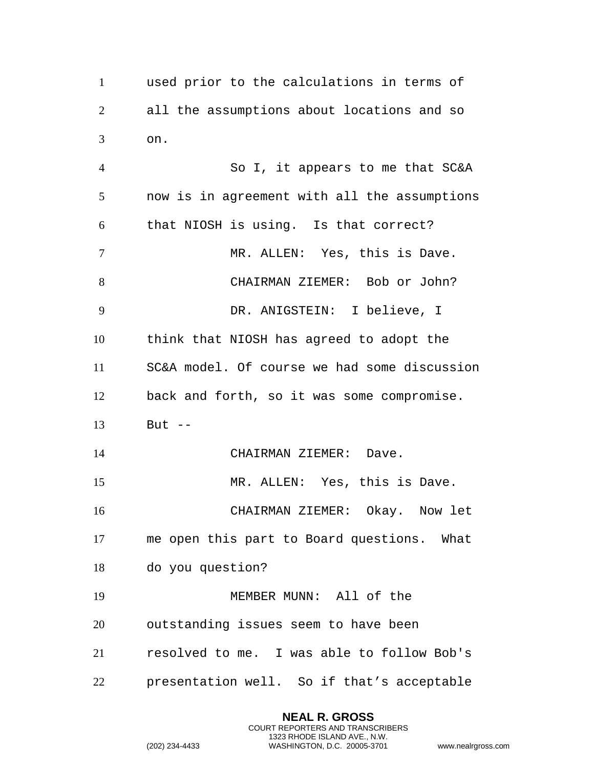used prior to the calculations in terms of all the assumptions about locations and so on.

So I, it appears to me that SC&A now is in agreement with all the assumptions that NIOSH is using. Is that correct?

MR. ALLEN: Yes, this is Dave.

CHAIRMAN ZIEMER: Bob or John?

DR. ANIGSTEIN: I believe, I think that NIOSH has agreed to adopt the SC&A model. Of course we had some discussion back and forth, so it was some compromise. But --

CHAIRMAN ZIEMER: Dave.

MR. ALLEN: Yes, this is Dave.

CHAIRMAN ZIEMER: Okay. Now let me open this part to Board questions. What do you question?

MEMBER MUNN: All of the outstanding issues seem to have been resolved to me. I was able to follow Bob's presentation well. So if that’s acceptable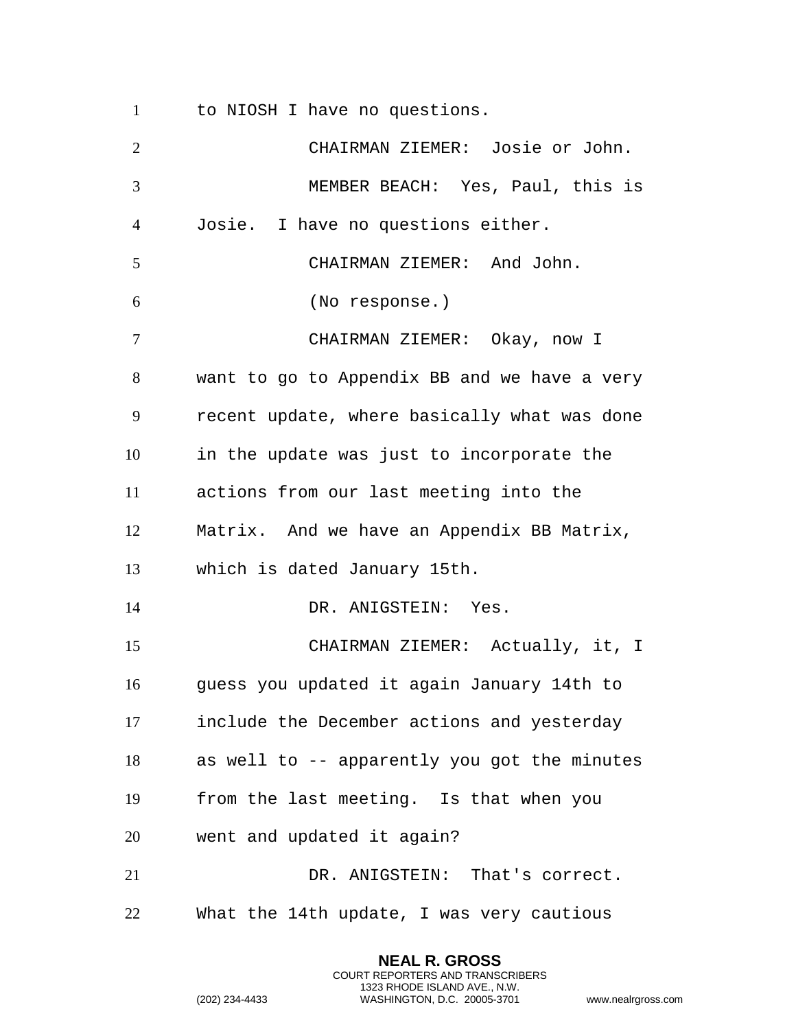to NIOSH I have no questions.

CHAIRMAN ZIEMER: Josie or John.

MEMBER BEACH: Yes, Paul, this is Josie. I have no questions either.

CHAIRMAN ZIEMER: And John.

(No response.)

CHAIRMAN ZIEMER: Okay, now I want to go to Appendix BB and we have a very recent update, where basically what was done in the update was just to incorporate the actions from our last meeting into the Matrix. And we have an Appendix BB Matrix, which is dated January 15th.

DR. ANIGSTEIN: Yes.

CHAIRMAN ZIEMER: Actually, it, I guess you updated it again January 14th to include the December actions and yesterday as well to -- apparently you got the minutes from the last meeting. Is that when you went and updated it again?

DR. ANIGSTEIN: That's correct. What the 14th update, I was very cautious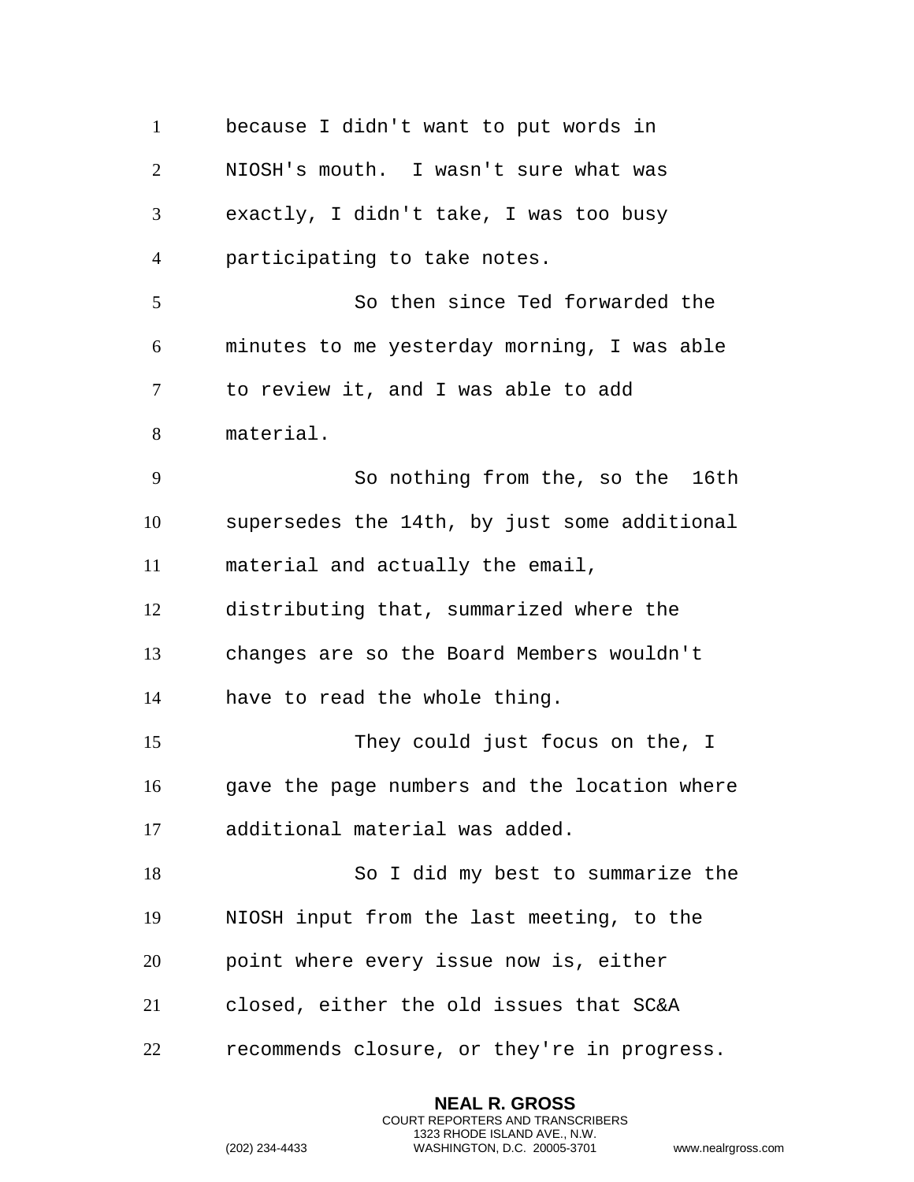because I didn't want to put words in NIOSH's mouth. I wasn't sure what was exactly, I didn't take, I was too busy participating to take notes.

So then since Ted forwarded the minutes to me yesterday morning, I was able to review it, and I was able to add material.

So nothing from the, so the 16th supersedes the 14th, by just some additional material and actually the email, distributing that, summarized where the changes are so the Board Members wouldn't have to read the whole thing.

They could just focus on the, I gave the page numbers and the location where additional material was added.

So I did my best to summarize the NIOSH input from the last meeting, to the point where every issue now is, either closed, either the old issues that SC&A recommends closure, or they're in progress.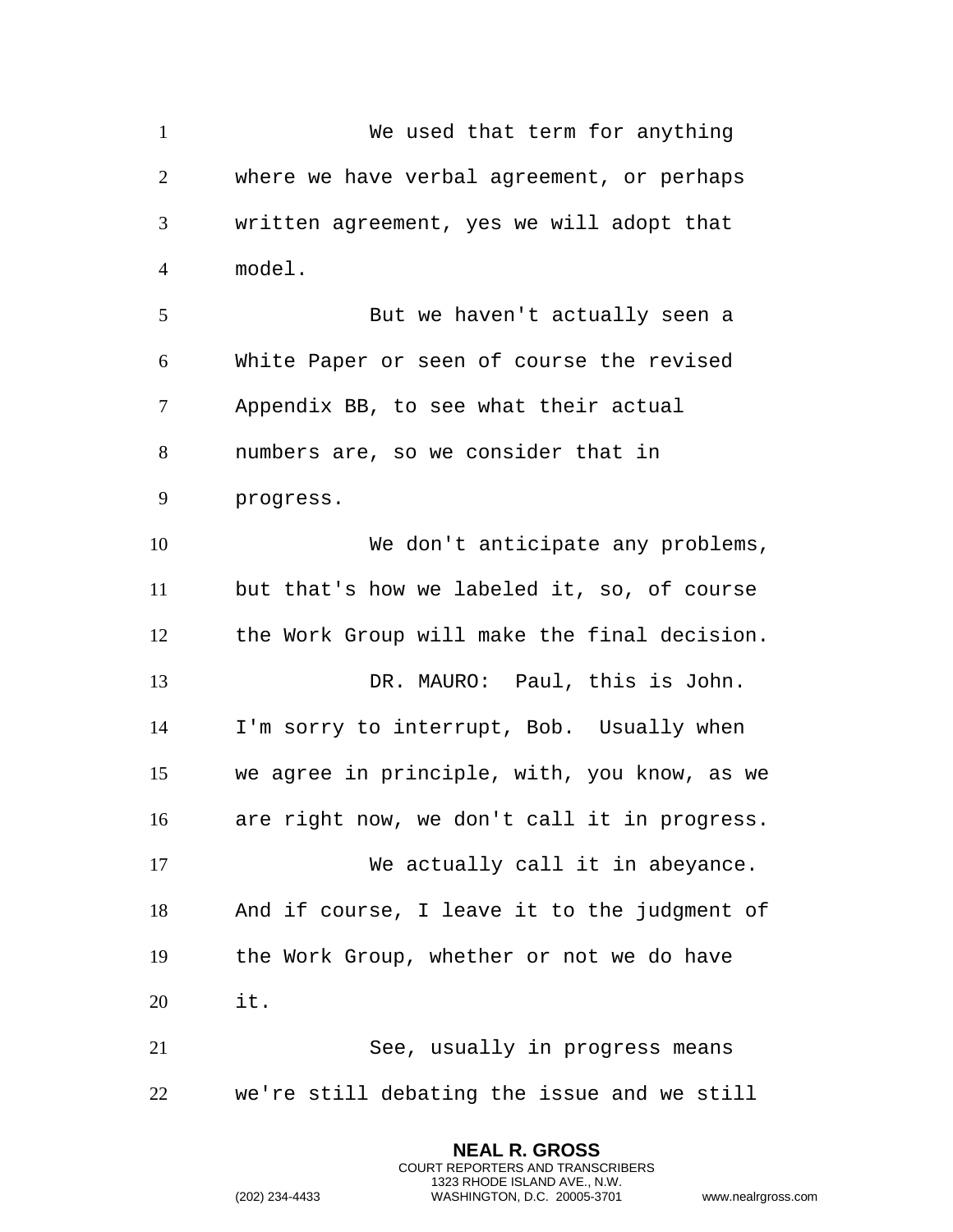We used that term for anything where we have verbal agreement, or perhaps written agreement, yes we will adopt that model.

But we haven't actually seen a White Paper or seen of course the revised Appendix BB, to see what their actual numbers are, so we consider that in progress.

We don't anticipate any problems, but that's how we labeled it, so, of course the Work Group will make the final decision.

DR. MAURO: Paul, this is John. I'm sorry to interrupt, Bob. Usually when we agree in principle, with, you know, as we are right now, we don't call it in progress.

We actually call it in abeyance. And if course, I leave it to the judgment of the Work Group, whether or not we do have it.

See, usually in progress means we're still debating the issue and we still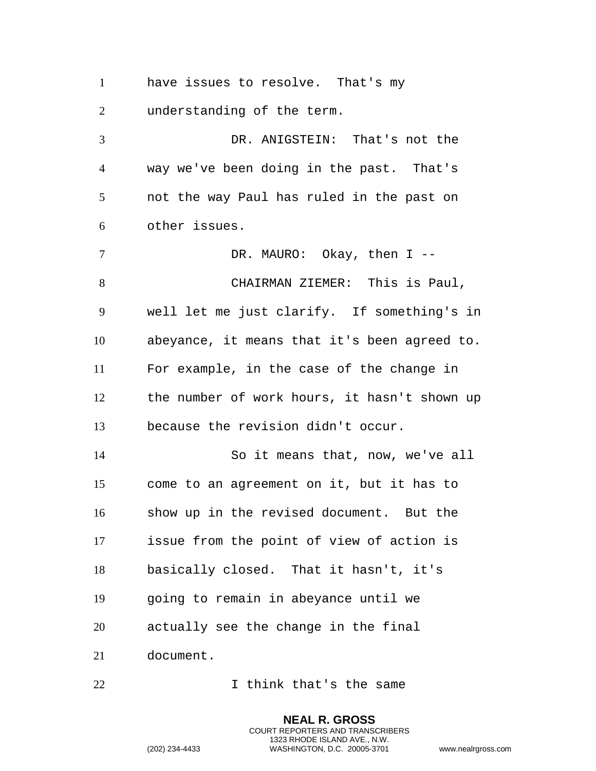have issues to resolve. That's my understanding of the term.

DR. ANIGSTEIN: That's not the way we've been doing in the past. That's not the way Paul has ruled in the past on other issues.

DR. MAURO: Okay, then I --

CHAIRMAN ZIEMER: This is Paul, well let me just clarify. If something's in abeyance, it means that it's been agreed to. For example, in the case of the change in the number of work hours, it hasn't shown up because the revision didn't occur.

So it means that, now, we've all come to an agreement on it, but it has to show up in the revised document. But the issue from the point of view of action is basically closed. That it hasn't, it's going to remain in abeyance until we actually see the change in the final document.

I think that's the same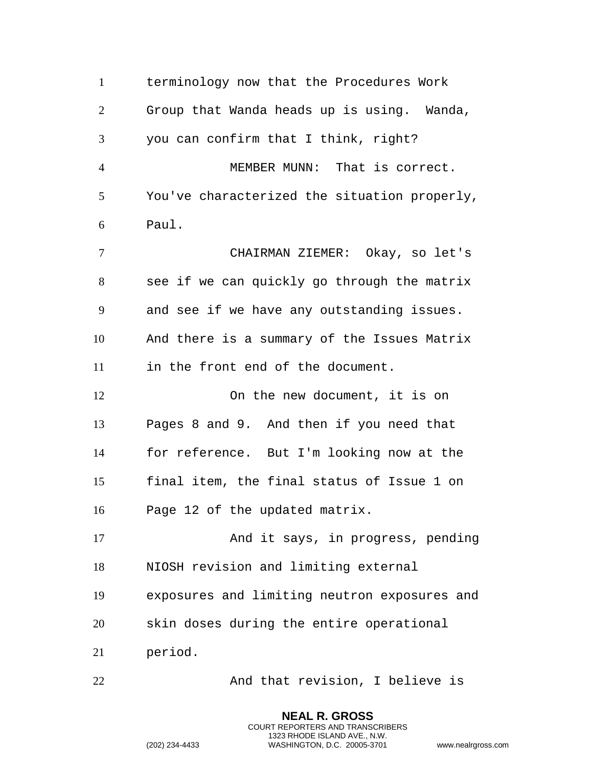terminology now that the Procedures Work Group that Wanda heads up is using. Wanda, you can confirm that I think, right?

MEMBER MUNN: That is correct. You've characterized the situation properly, Paul.

CHAIRMAN ZIEMER: Okay, so let's see if we can quickly go through the matrix and see if we have any outstanding issues. And there is a summary of the Issues Matrix in the front end of the document.

On the new document, it is on Pages 8 and 9. And then if you need that for reference. But I'm looking now at the final item, the final status of Issue 1 on Page 12 of the updated matrix.

And it says, in progress, pending NIOSH revision and limiting external exposures and limiting neutron exposures and skin doses during the entire operational period.

And that revision, I believe is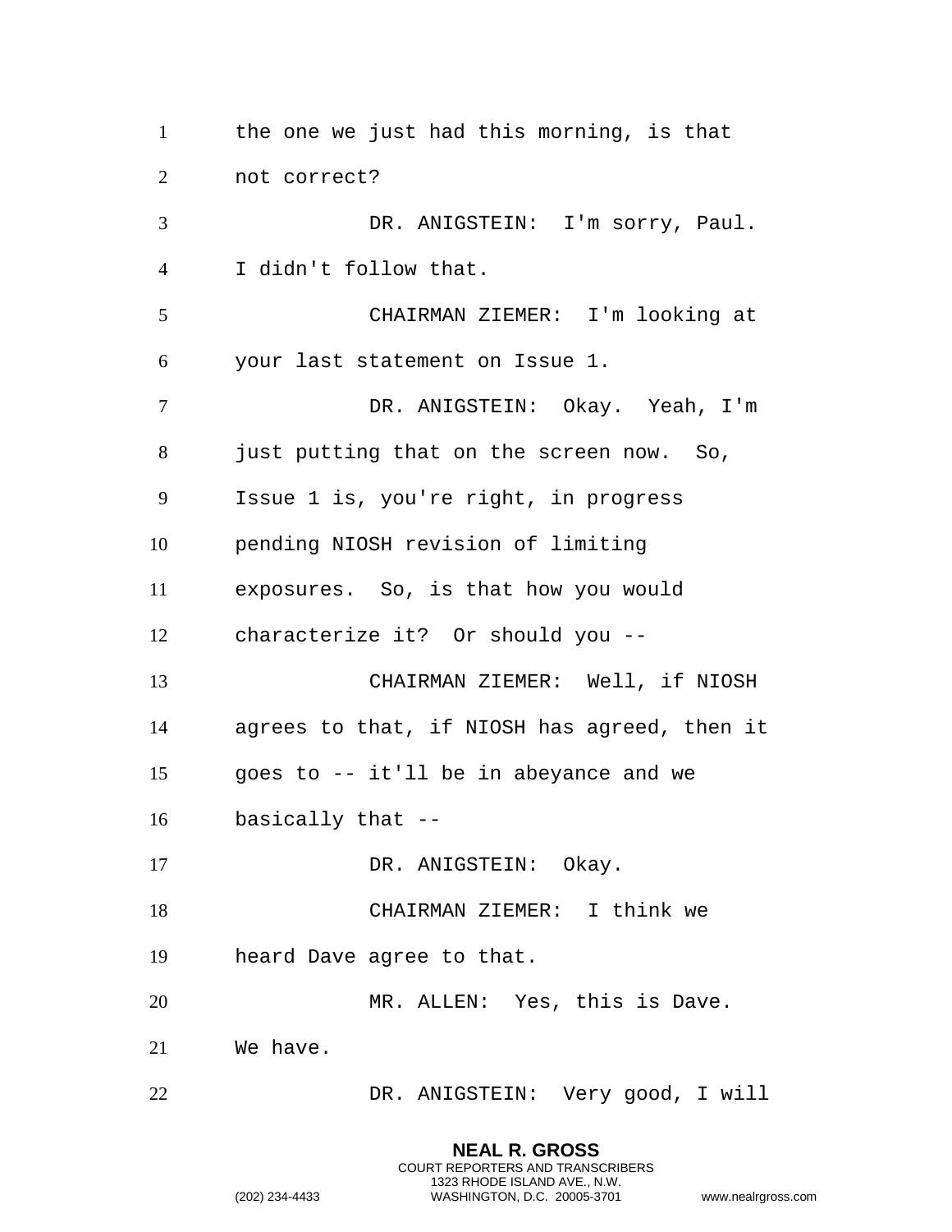the one we just had this morning, is that not correct?

DR. ANIGSTEIN: I'm sorry, Paul. I didn't follow that.

CHAIRMAN ZIEMER: I'm looking at your last statement on Issue 1.

DR. ANIGSTEIN: Okay. Yeah, I'm just putting that on the screen now. So, Issue 1 is, you're right, in progress pending NIOSH revision of limiting exposures. So, is that how you would characterize it? Or should you --

CHAIRMAN ZIEMER: Well, if NIOSH agrees to that, if NIOSH has agreed, then it goes to -- it'll be in abeyance and we basically that --

DR. ANIGSTEIN: Okay.

CHAIRMAN ZIEMER: I think we heard Dave agree to that.

MR. ALLEN: Yes, this is Dave. We have.

DR. ANIGSTEIN: Very good, I will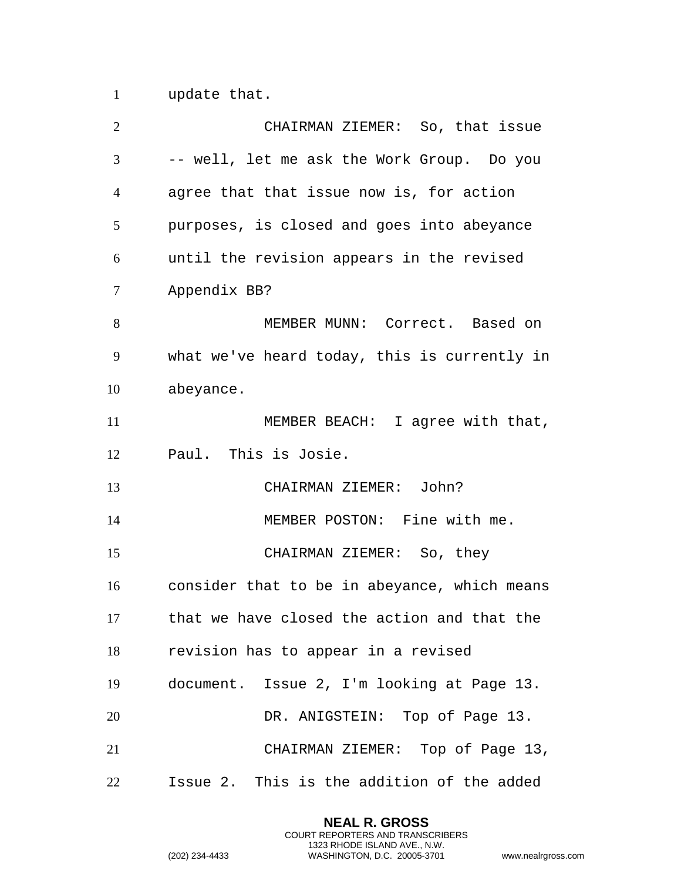update that.

CHAIRMAN ZIEMER: So, that issue -- well, let me ask the Work Group. Do you agree that that issue now is, for action purposes, is closed and goes into abeyance until the revision appears in the revised Appendix BB?

MEMBER MUNN: Correct. Based on what we've heard today, this is currently in abeyance.

MEMBER BEACH: I agree with that, Paul. This is Josie.

CHAIRMAN ZIEMER: John?

MEMBER POSTON: Fine with me.

CHAIRMAN ZIEMER: So, they consider that to be in abeyance, which means that we have closed the action and that the revision has to appear in a revised document. Issue 2, I'm looking at Page 13.

DR. ANIGSTEIN: Top of Page 13.

CHAIRMAN ZIEMER: Top of Page 13, Issue 2. This is the addition of the added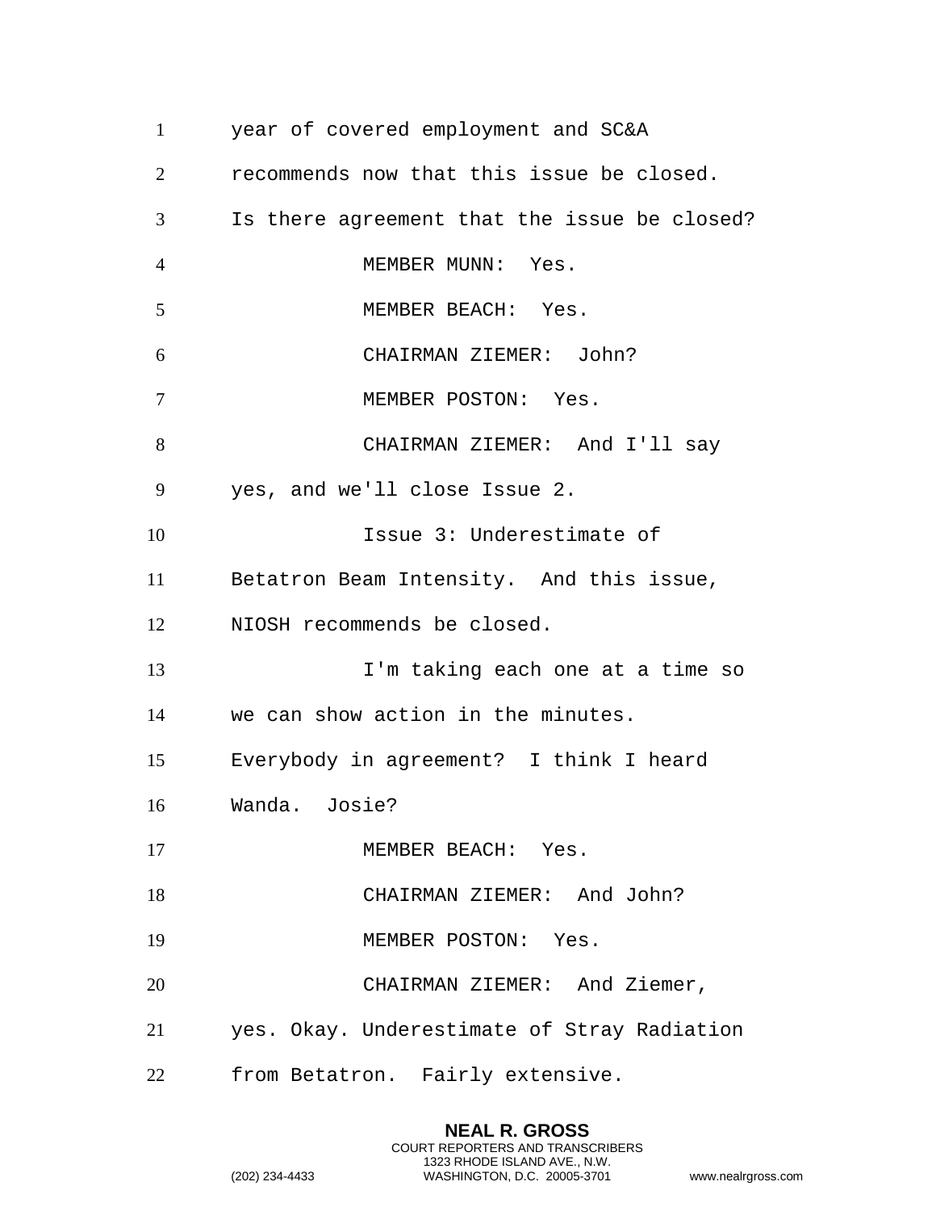year of covered employment and SC&A recommends now that this issue be closed. Is there agreement that the issue be closed?

MEMBER MUNN: Yes.

MEMBER BEACH: Yes.

CHAIRMAN ZIEMER: John?

MEMBER POSTON: Yes.

CHAIRMAN ZIEMER: And I'll say yes, and we'll close Issue 2.

Issue 3: Underestimate of Betatron Beam Intensity. And this issue, NIOSH recommends be closed.

I'm taking each one at a time so we can show action in the minutes. Everybody in agreement? I think I heard Wanda. Josie?

MEMBER BEACH: Yes.

CHAIRMAN ZIEMER: And John?

MEMBER POSTON: Yes.

CHAIRMAN ZIEMER: And Ziemer, yes. Okay. Underestimate of Stray Radiation from Betatron. Fairly extensive.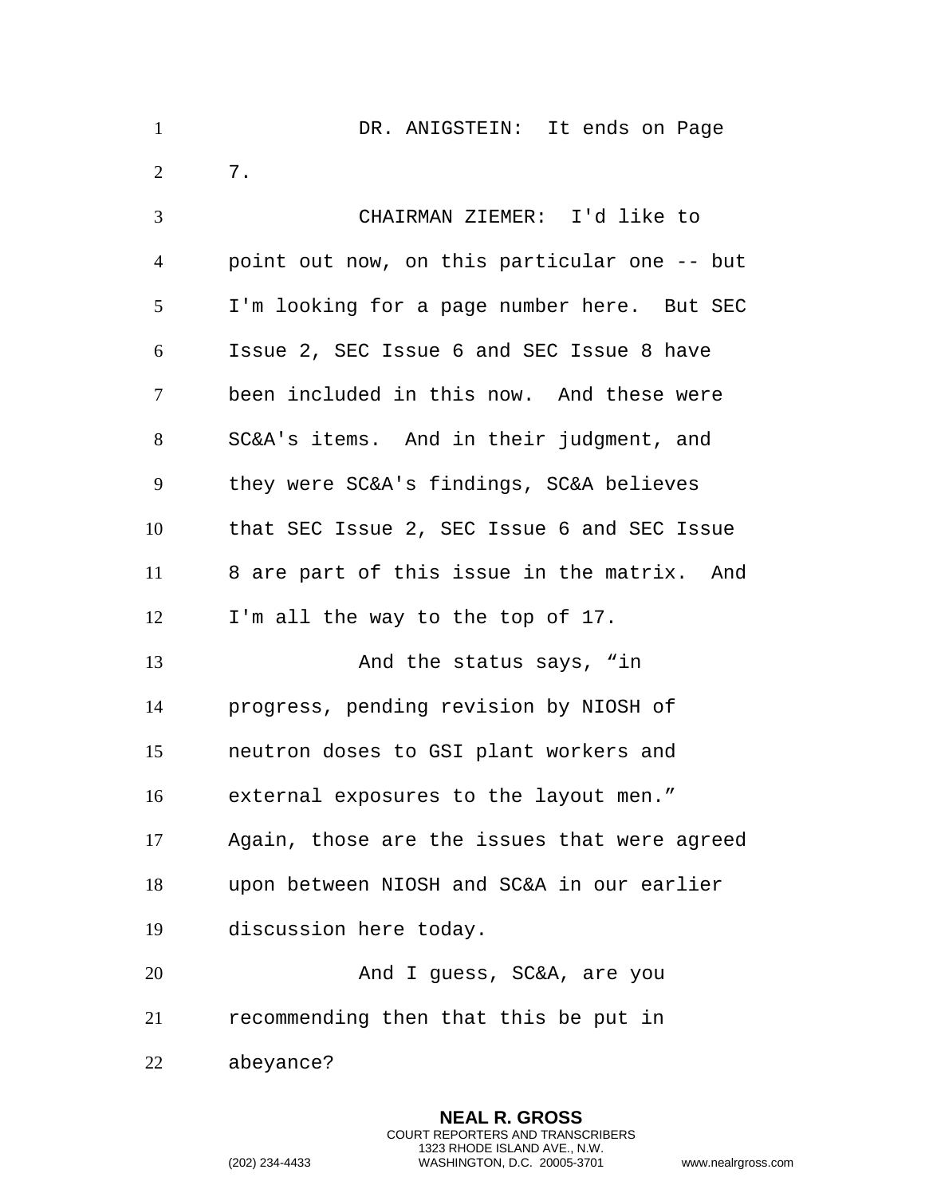DR. ANIGSTEIN: It ends on Page 7.

CHAIRMAN ZIEMER: I'd like to point out now, on this particular one -- but I'm looking for a page number here. But SEC Issue 2, SEC Issue 6 and SEC Issue 8 have been included in this now. And these were SC&A's items. And in their judgment, and they were SC&A's findings, SC&A believes that SEC Issue 2, SEC Issue 6 and SEC Issue 8 are part of this issue in the matrix. And I'm all the way to the top of 17.

And the status says, "in progress, pending revision by NIOSH of neutron doses to GSI plant workers and external exposures to the layout men." Again, those are the issues that were agreed upon between NIOSH and SC&A in our earlier discussion here today.

And I guess, SC&A, are you recommending then that this be put in abeyance?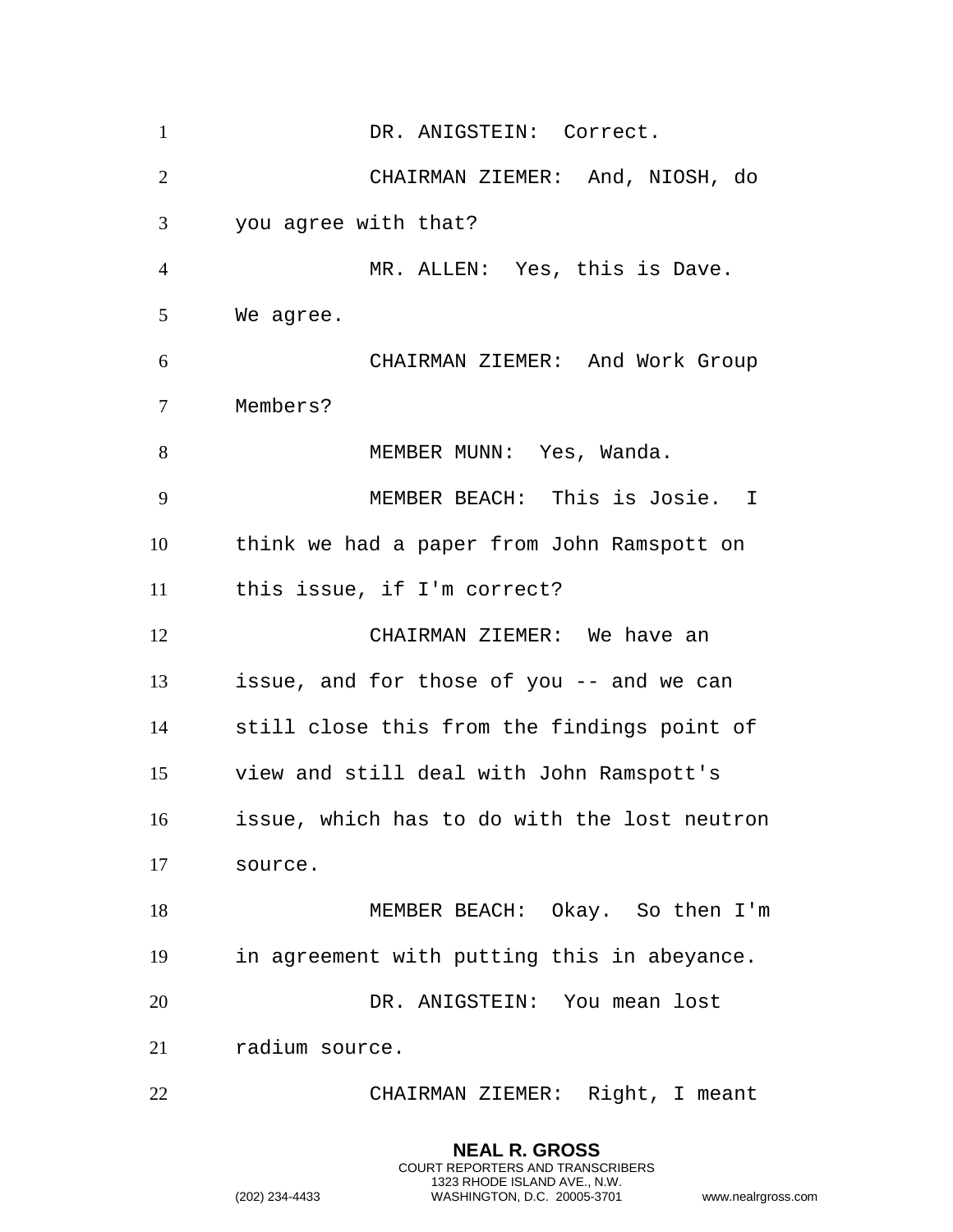DR. ANIGSTEIN: Correct.

CHAIRMAN ZIEMER: And, NIOSH, do you agree with that?

MR. ALLEN: Yes, this is Dave. We agree.

CHAIRMAN ZIEMER: And Work Group Members?

MEMBER MUNN: Yes, Wanda.

MEMBER BEACH: This is Josie. I think we had a paper from John Ramspott on this issue, if I'm correct?

CHAIRMAN ZIEMER: We have an issue, and for those of you -- and we can still close this from the findings point of view and still deal with John Ramspott's issue, which has to do with the lost neutron source.

MEMBER BEACH: Okay. So then I'm in agreement with putting this in abeyance.

DR. ANIGSTEIN: You mean lost radium source.

CHAIRMAN ZIEMER: Right, I meant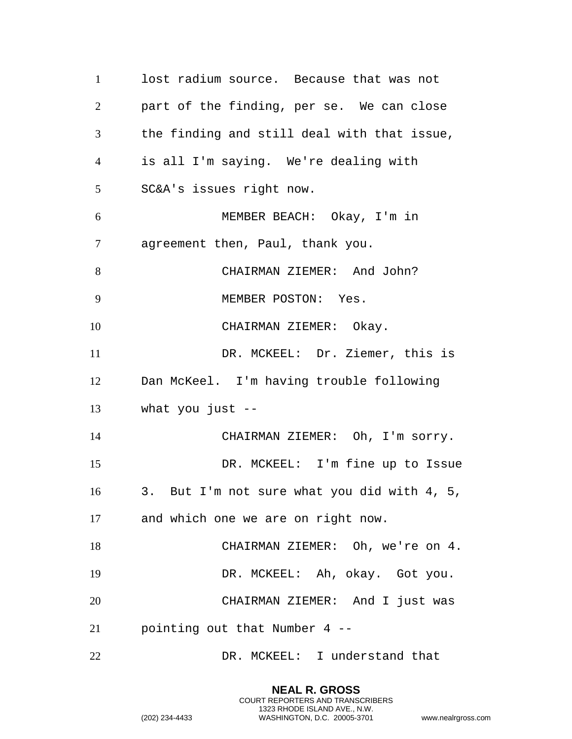lost radium source. Because that was not part of the finding, per se. We can close the finding and still deal with that issue, is all I'm saying. We're dealing with SC&A's issues right now.

MEMBER BEACH: Okay, I'm in agreement then, Paul, thank you.

CHAIRMAN ZIEMER: And John?

MEMBER POSTON: Yes.

CHAIRMAN ZIEMER: Okay.

DR. MCKEEL: Dr. Ziemer, this is Dan McKeel. I'm having trouble following what you just --

CHAIRMAN ZIEMER: Oh, I'm sorry.

DR. MCKEEL: I'm fine up to Issue 3. But I'm not sure what you did with 4, 5, and which one we are on right now.

CHAIRMAN ZIEMER: Oh, we're on 4.

DR. MCKEEL: Ah, okay. Got you.

CHAIRMAN ZIEMER: And I just was pointing out that Number 4 --

DR. MCKEEL: I understand that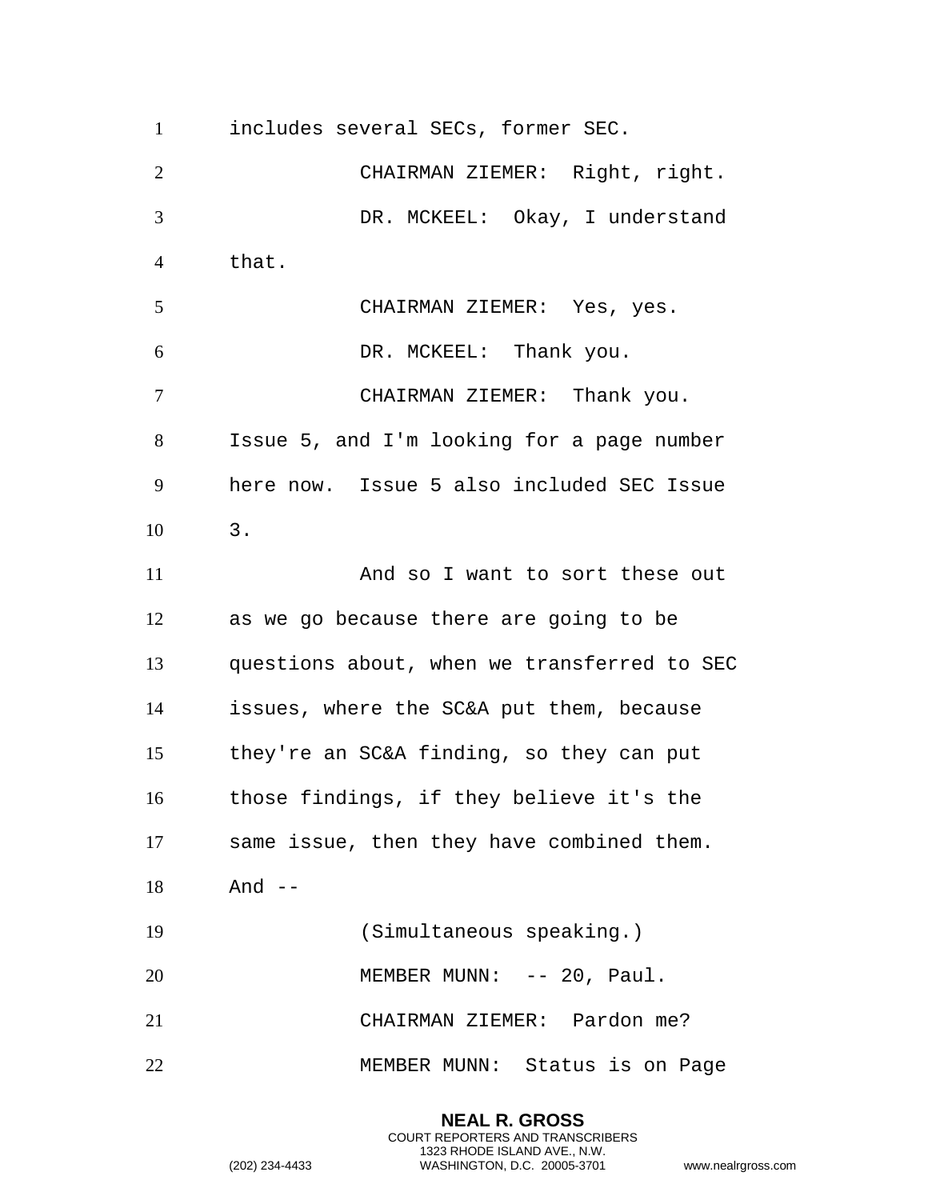includes several SECs, former SEC.

CHAIRMAN ZIEMER: Right, right.

DR. MCKEEL: Okay, I understand that.

CHAIRMAN ZIEMER: Yes, yes.

DR. MCKEEL: Thank you.

CHAIRMAN ZIEMER: Thank you. Issue 5, and I'm looking for a page number here now. Issue 5 also included SEC Issue 3.

And so I want to sort these out as we go because there are going to be questions about, when we transferred to SEC issues, where the SC&A put them, because they're an SC&A finding, so they can put those findings, if they believe it's the same issue, then they have combined them. And --

(Simultaneous speaking.)

MEMBER MUNN: -- 20, Paul.

CHAIRMAN ZIEMER: Pardon me?

MEMBER MUNN: Status is on Page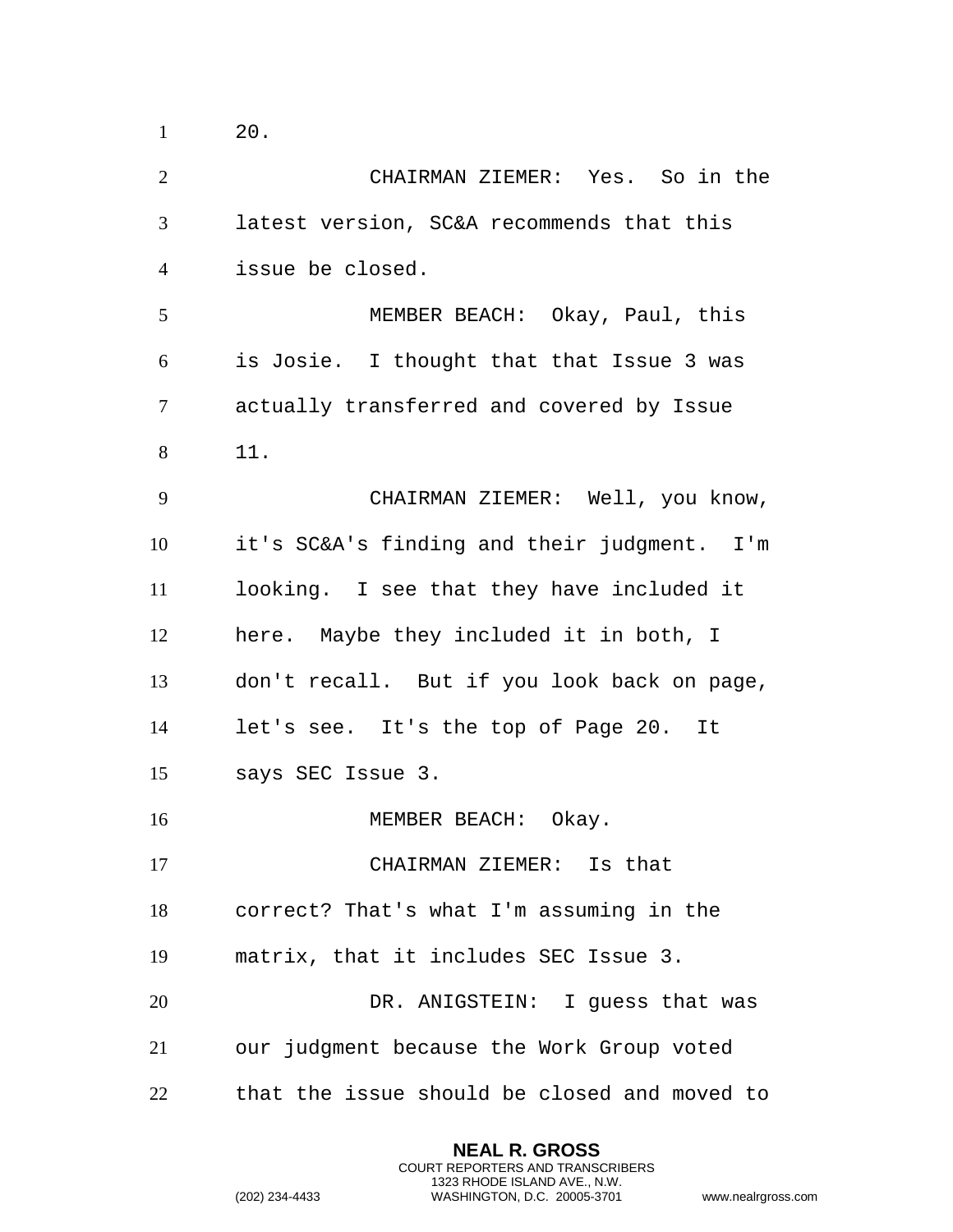20.

CHAIRMAN ZIEMER: Yes. So in the latest version, SC&A recommends that this issue be closed.

MEMBER BEACH: Okay, Paul, this is Josie. I thought that that Issue 3 was actually transferred and covered by Issue 11.

CHAIRMAN ZIEMER: Well, you know, it's SC&A's finding and their judgment. I'm looking. I see that they have included it here. Maybe they included it in both, I don't recall. But if you look back on page, let's see. It's the top of Page 20. It says SEC Issue 3.

MEMBER BEACH: Okay.

CHAIRMAN ZIEMER: Is that correct? That's what I'm assuming in the matrix, that it includes SEC Issue 3.

DR. ANIGSTEIN: I guess that was our judgment because the Work Group voted that the issue should be closed and moved to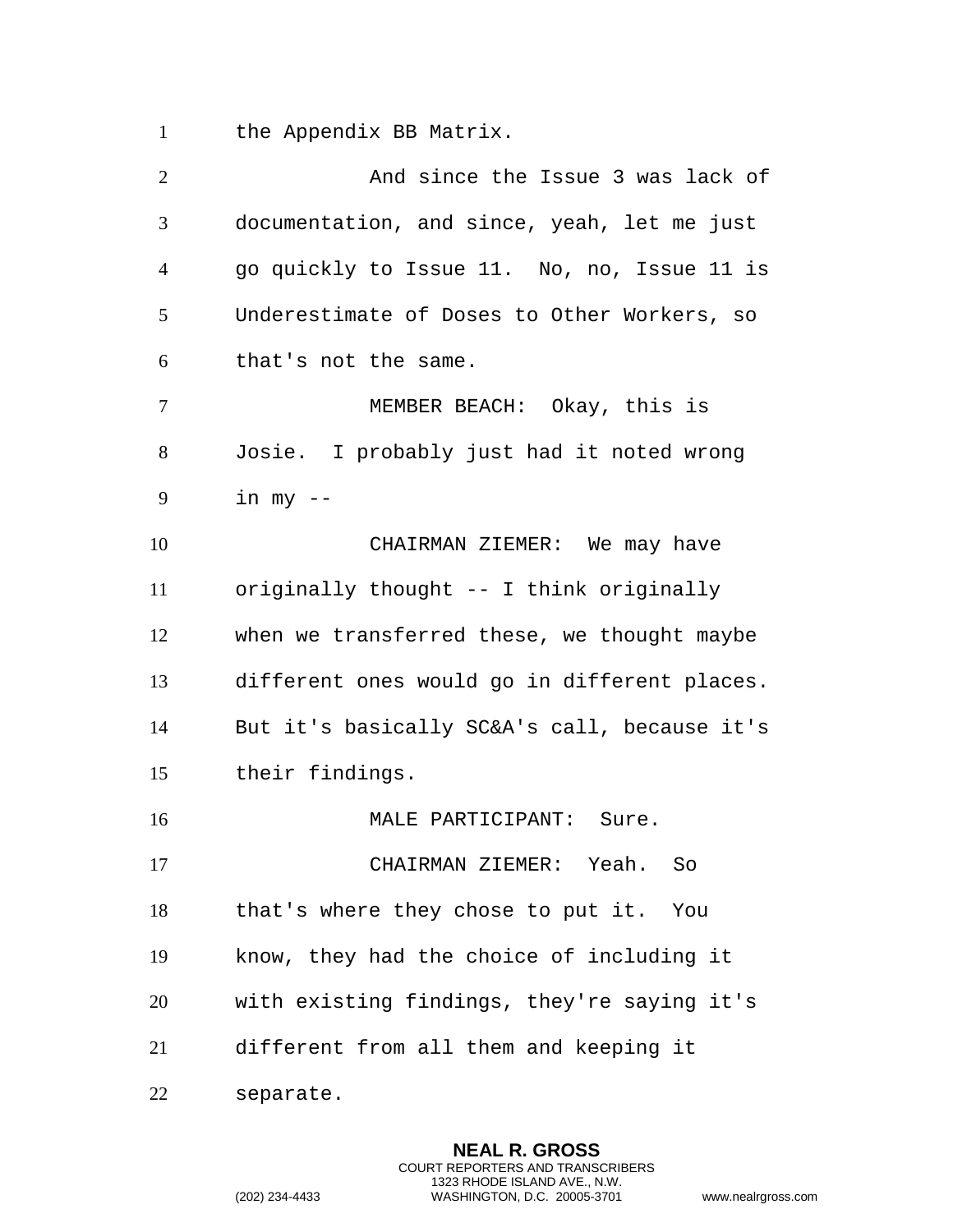the Appendix BB Matrix.

And since the Issue 3 was lack of documentation, and since, yeah, let me just go quickly to Issue 11. No, no, Issue 11 is Underestimate of Doses to Other Workers, so that's not the same.

MEMBER BEACH: Okay, this is Josie. I probably just had it noted wrong in my --

CHAIRMAN ZIEMER: We may have originally thought -- I think originally when we transferred these, we thought maybe different ones would go in different places. But it's basically SC&A's call, because it's their findings.

MALE PARTICIPANT: Sure.

CHAIRMAN ZIEMER: Yeah. So that's where they chose to put it. You know, they had the choice of including it with existing findings, they're saying it's different from all them and keeping it separate.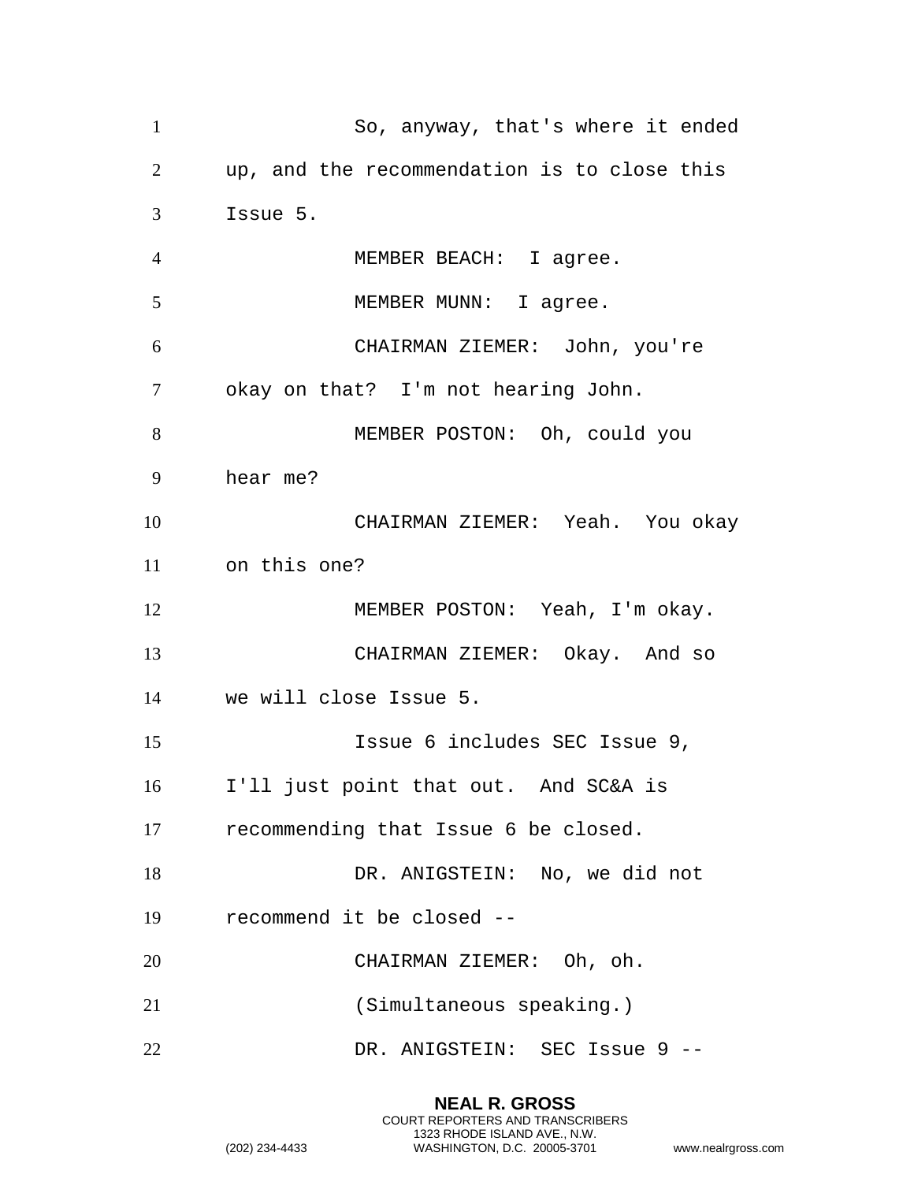So, anyway, that's where it ended up, and the recommendation is to close this Issue 5.

MEMBER BEACH: I agree.

MEMBER MUNN: I agree.

CHAIRMAN ZIEMER: John, you're okay on that? I'm not hearing John.

MEMBER POSTON: Oh, could you hear me?

CHAIRMAN ZIEMER: Yeah. You okay on this one?

MEMBER POSTON: Yeah, I'm okay.

CHAIRMAN ZIEMER: Okay. And so we will close Issue 5.

Issue 6 includes SEC Issue 9, I'll just point that out. And SC&A is recommending that Issue 6 be closed.

DR. ANIGSTEIN: No, we did not recommend it be closed --

CHAIRMAN ZIEMER: Oh, oh.

(Simultaneous speaking.)

DR. ANIGSTEIN: SEC Issue 9 --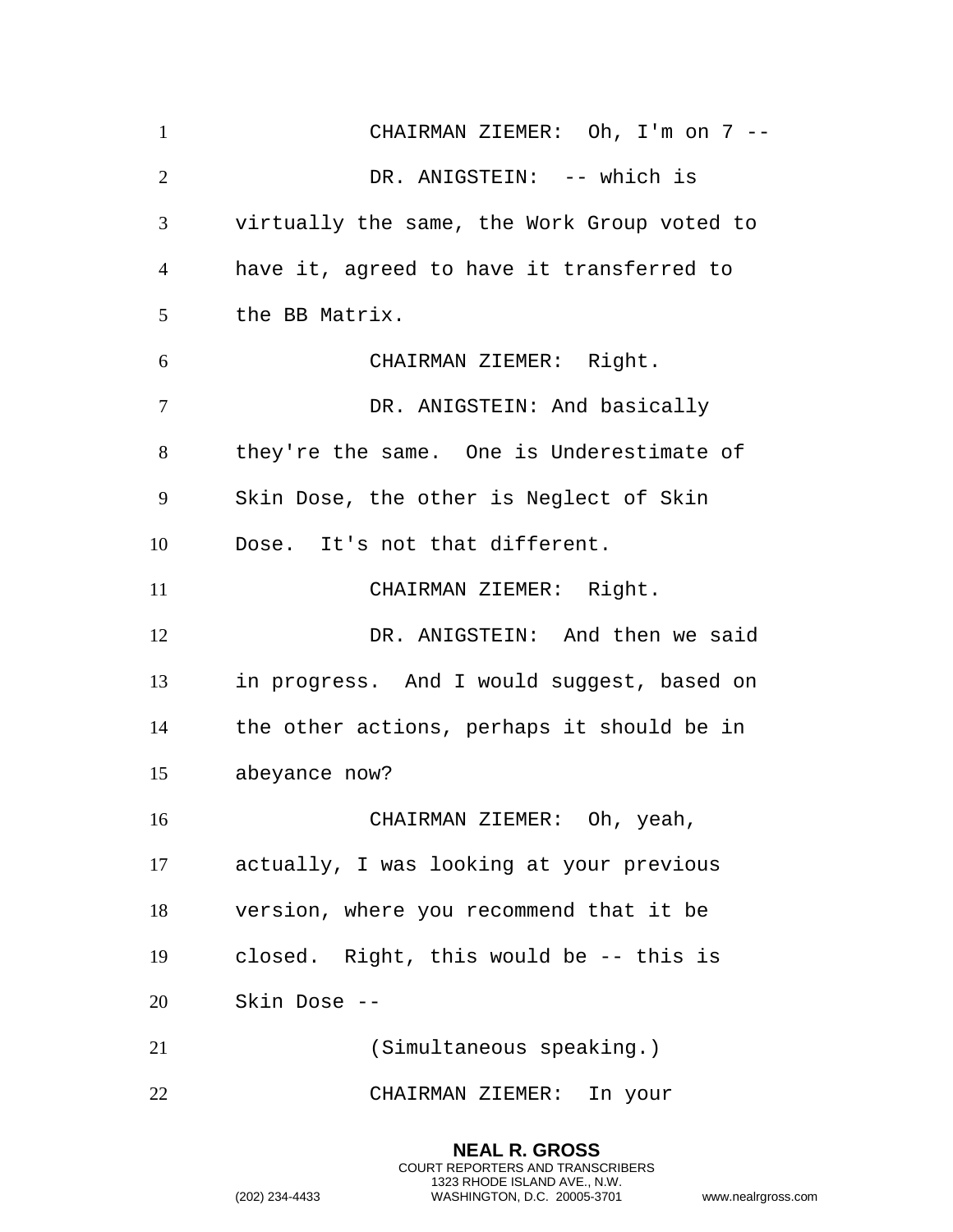CHAIRMAN ZIEMER: Oh, I'm on 7 --

DR. ANIGSTEIN: -- which is virtually the same, the Work Group voted to have it, agreed to have it transferred to the BB Matrix.

CHAIRMAN ZIEMER: Right.

DR. ANIGSTEIN: And basically they're the same. One is Underestimate of Skin Dose, the other is Neglect of Skin Dose. It's not that different.

CHAIRMAN ZIEMER: Right.

DR. ANIGSTEIN: And then we said in progress. And I would suggest, based on the other actions, perhaps it should be in abeyance now?

CHAIRMAN ZIEMER: Oh, yeah, actually, I was looking at your previous version, where you recommend that it be closed. Right, this would be -- this is Skin Dose --

(Simultaneous speaking.)

CHAIRMAN ZIEMER: In your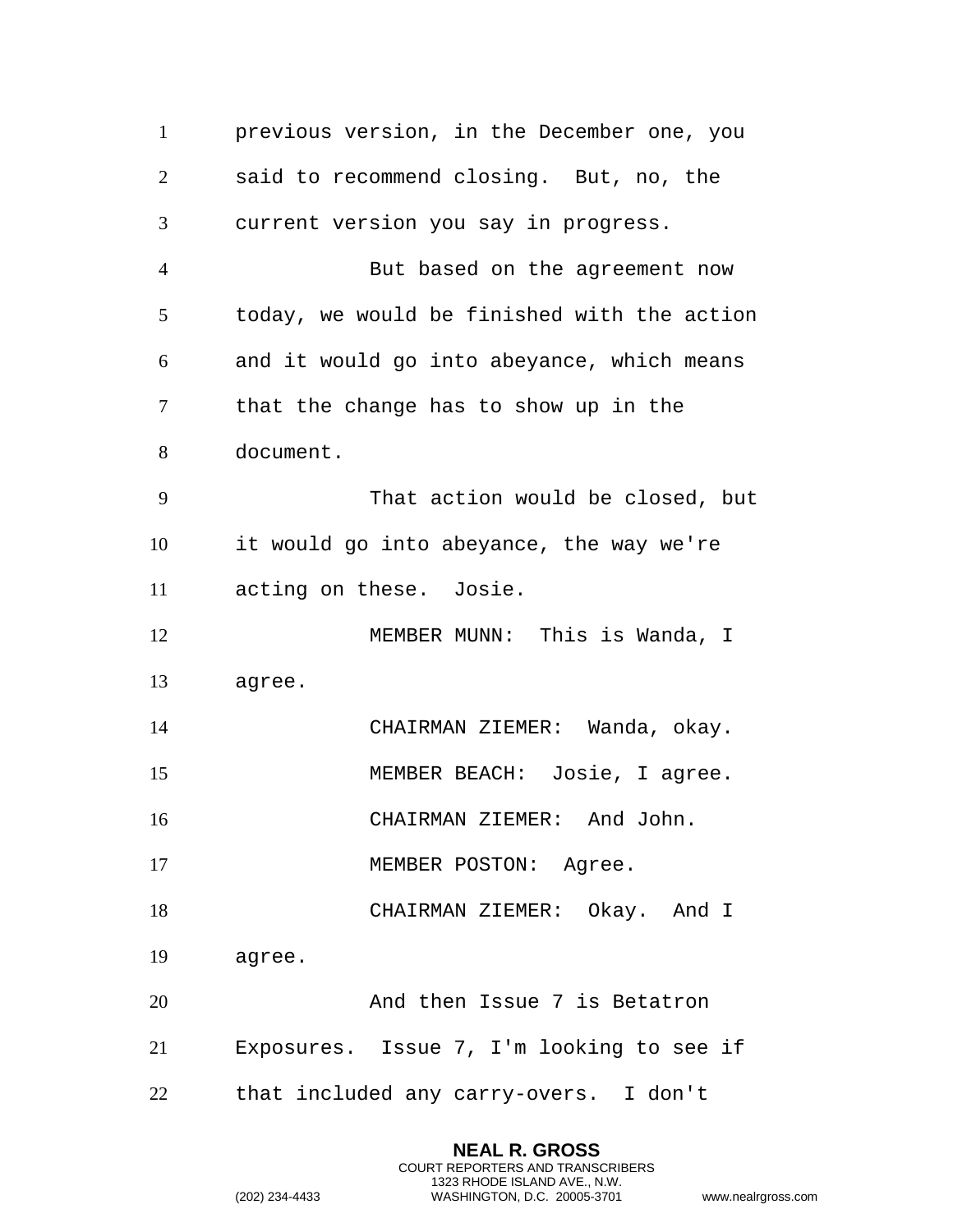previous version, in the December one, you said to recommend closing. But, no, the current version you say in progress.

But based on the agreement now today, we would be finished with the action and it would go into abeyance, which means that the change has to show up in the document.

That action would be closed, but it would go into abeyance, the way we're acting on these. Josie.

MEMBER MUNN: This is Wanda, I agree.

CHAIRMAN ZIEMER: Wanda, okay.

MEMBER BEACH: Josie, I agree.

CHAIRMAN ZIEMER: And John.

MEMBER POSTON: Agree.

CHAIRMAN ZIEMER: Okay. And I agree.

And then Issue 7 is Betatron Exposures. Issue 7, I'm looking to see if that included any carry-overs. I don't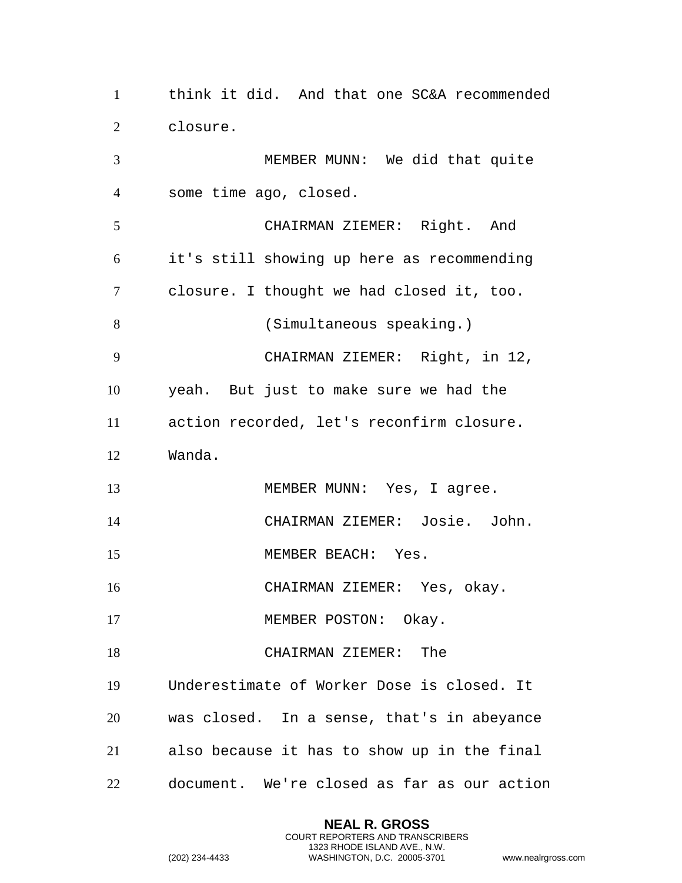think it did. And that one SC&A recommended closure.

MEMBER MUNN: We did that quite some time ago, closed.

CHAIRMAN ZIEMER: Right. And it's still showing up here as recommending closure. I thought we had closed it, too.

(Simultaneous speaking.)

CHAIRMAN ZIEMER: Right, in 12, yeah. But just to make sure we had the action recorded, let's reconfirm closure. Wanda.

MEMBER MUNN: Yes, I agree.

CHAIRMAN ZIEMER: Josie. John.

MEMBER BEACH: Yes.

CHAIRMAN ZIEMER: Yes, okay.

MEMBER POSTON: Okay.

CHAIRMAN ZIEMER: The Underestimate of Worker Dose is closed. It was closed. In a sense, that's in abeyance also because it has to show up in the final document. We're closed as far as our action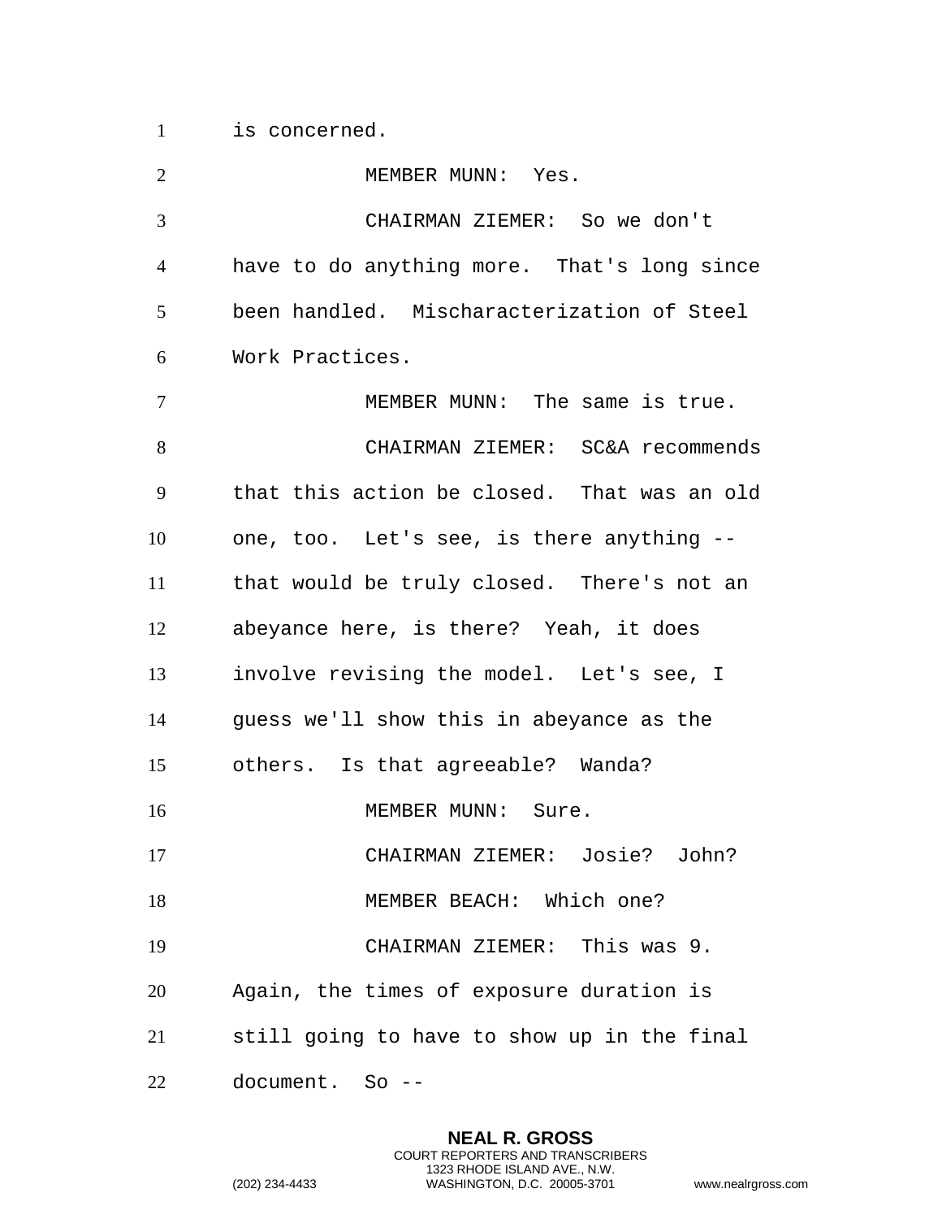is concerned.

MEMBER MUNN: Yes.

CHAIRMAN ZIEMER: So we don't have to do anything more. That's long since been handled. Mischaracterization of Steel Work Practices.

MEMBER MUNN: The same is true.

CHAIRMAN ZIEMER: SC&A recommends that this action be closed. That was an old one, too. Let's see, is there anything -- that would be truly closed. There's not an abeyance here, is there? Yeah, it does involve revising the model. Let's see, I guess we'll show this in abeyance as the others. Is that agreeable? Wanda?

MEMBER MUNN: Sure.

CHAIRMAN ZIEMER: Josie? John?

MEMBER BEACH: Which one?

CHAIRMAN ZIEMER: This was 9. Again, the times of exposure duration is still going to have to show up in the final document. So --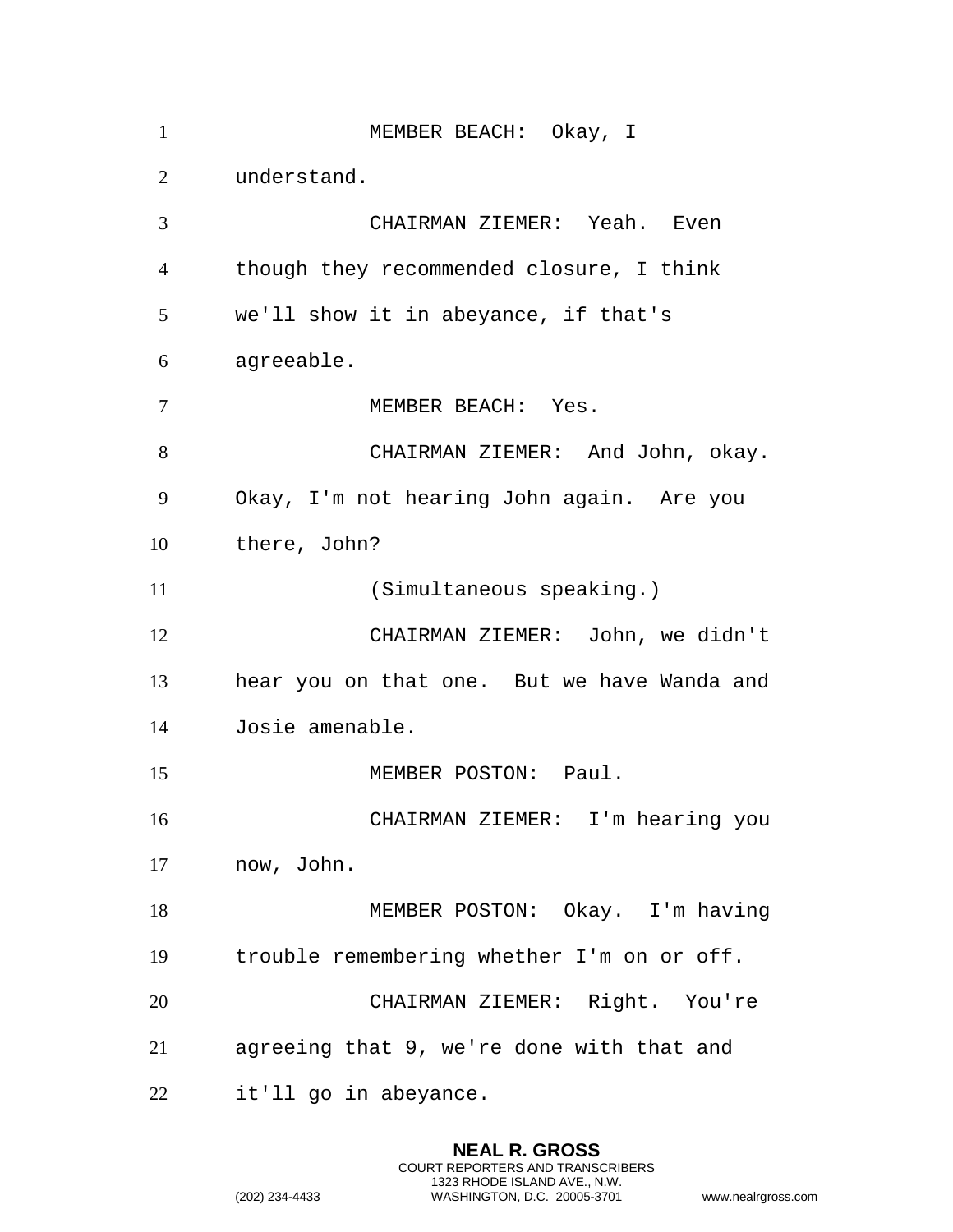MEMBER BEACH: Okay, I understand.

CHAIRMAN ZIEMER: Yeah. Even though they recommended closure, I think we'll show it in abeyance, if that's agreeable.

MEMBER BEACH: Yes.

CHAIRMAN ZIEMER: And John, okay. Okay, I'm not hearing John again. Are you there, John?

(Simultaneous speaking.)

CHAIRMAN ZIEMER: John, we didn't hear you on that one. But we have Wanda and Josie amenable.

MEMBER POSTON: Paul.

CHAIRMAN ZIEMER: I'm hearing you now, John.

MEMBER POSTON: Okay. I'm having trouble remembering whether I'm on or off.

CHAIRMAN ZIEMER: Right. You're agreeing that 9, we're done with that and it'll go in abeyance.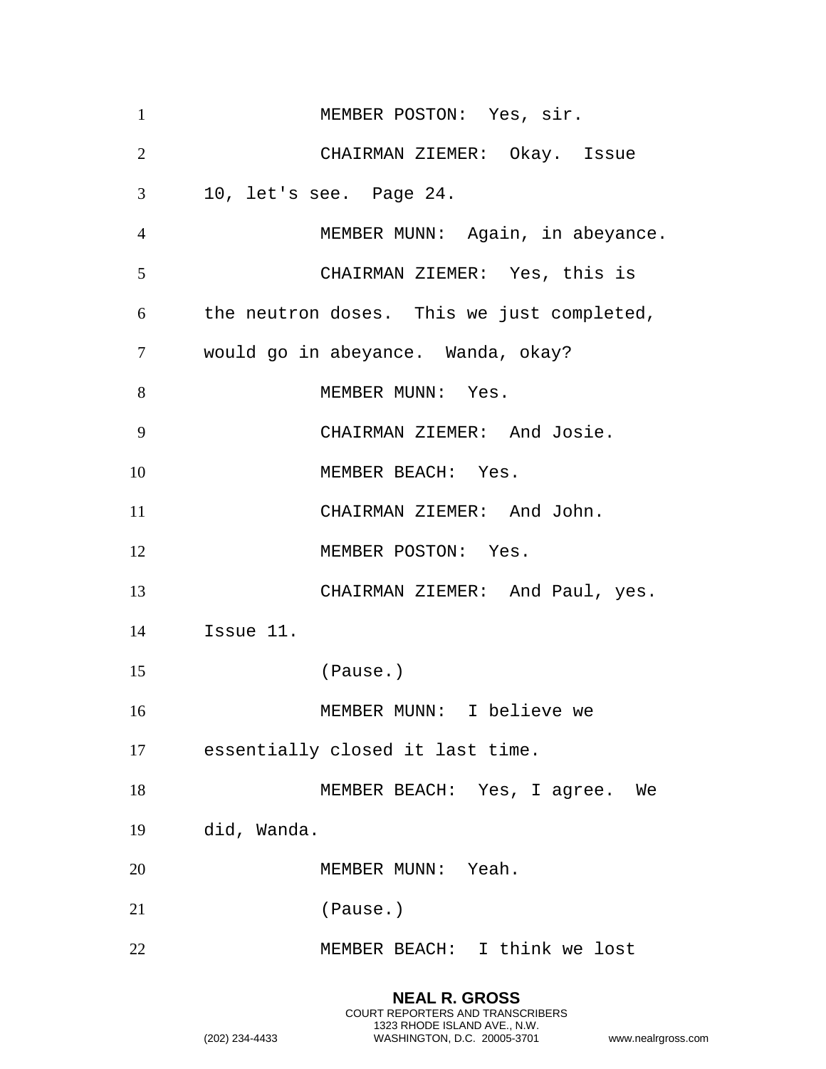MEMBER POSTON: Yes, sir.

CHAIRMAN ZIEMER: Okay. Issue 10, let's see. Page 24.

MEMBER MUNN: Again, in abeyance.

CHAIRMAN ZIEMER: Yes, this is the neutron doses. This we just completed, would go in abeyance. Wanda, okay?

MEMBER MUNN: Yes.

CHAIRMAN ZIEMER: And Josie.

MEMBER BEACH: Yes.

CHAIRMAN ZIEMER: And John.

MEMBER POSTON: Yes.

CHAIRMAN ZIEMER: And Paul, yes. Issue 11.

(Pause.)

MEMBER MUNN: I believe we essentially closed it last time.

MEMBER BEACH: Yes, I agree. We did, Wanda.

MEMBER MUNN: Yeah.

(Pause.)

MEMBER BEACH: I think we lost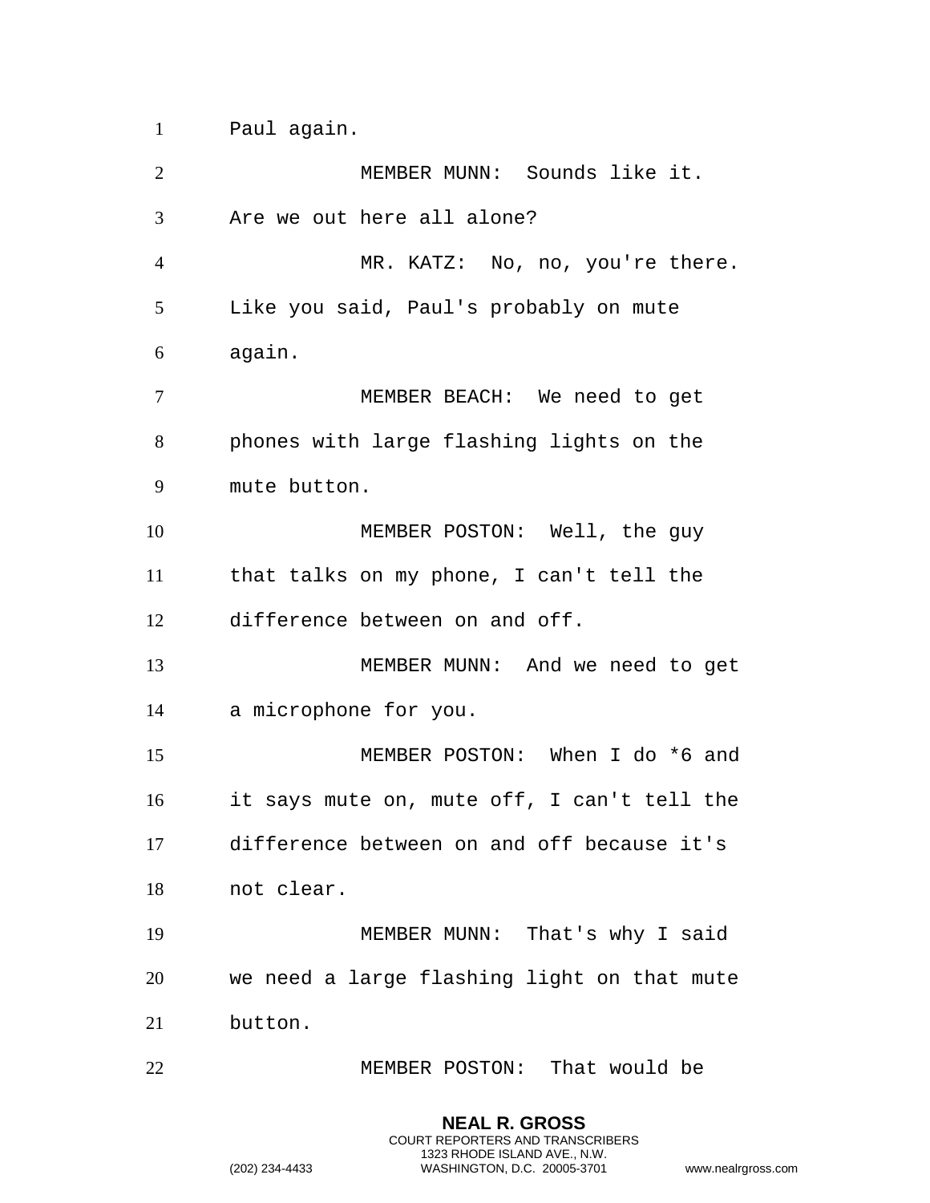Paul again.

MEMBER MUNN: Sounds like it. Are we out here all alone?

MR. KATZ: No, no, you're there. Like you said, Paul's probably on mute again.

MEMBER BEACH: We need to get phones with large flashing lights on the mute button.

MEMBER POSTON: Well, the guy that talks on my phone, I can't tell the difference between on and off.

MEMBER MUNN: And we need to get a microphone for you.

MEMBER POSTON: When I do *6 and it says mute on, mute off, I can't tell the difference between on and off because it's not clear.

MEMBER MUNN: That's why I said we need a large flashing light on that mute button.

MEMBER POSTON: That would be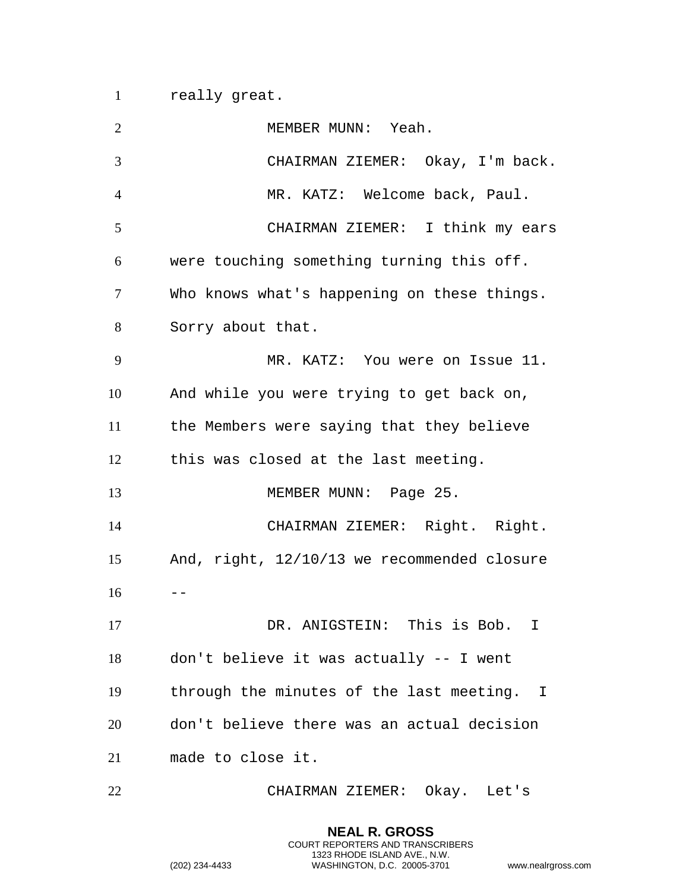really great.

MEMBER MUNN: Yeah.

CHAIRMAN ZIEMER: Okay, I'm back.

MR. KATZ: Welcome back, Paul.

CHAIRMAN ZIEMER: I think my ears were touching something turning this off. Who knows what's happening on these things. Sorry about that.

MR. KATZ: You were on Issue 11. And while you were trying to get back on, the Members were saying that they believe this was closed at the last meeting.

MEMBER MUNN: Page 25.

CHAIRMAN ZIEMER: Right. Right. And, right, 12/10/13 we recommended closure --

DR. ANIGSTEIN: This is Bob. I don't believe it was actually -- I went through the minutes of the last meeting. I don't believe there was an actual decision made to close it.

CHAIRMAN ZIEMER: Okay. Let's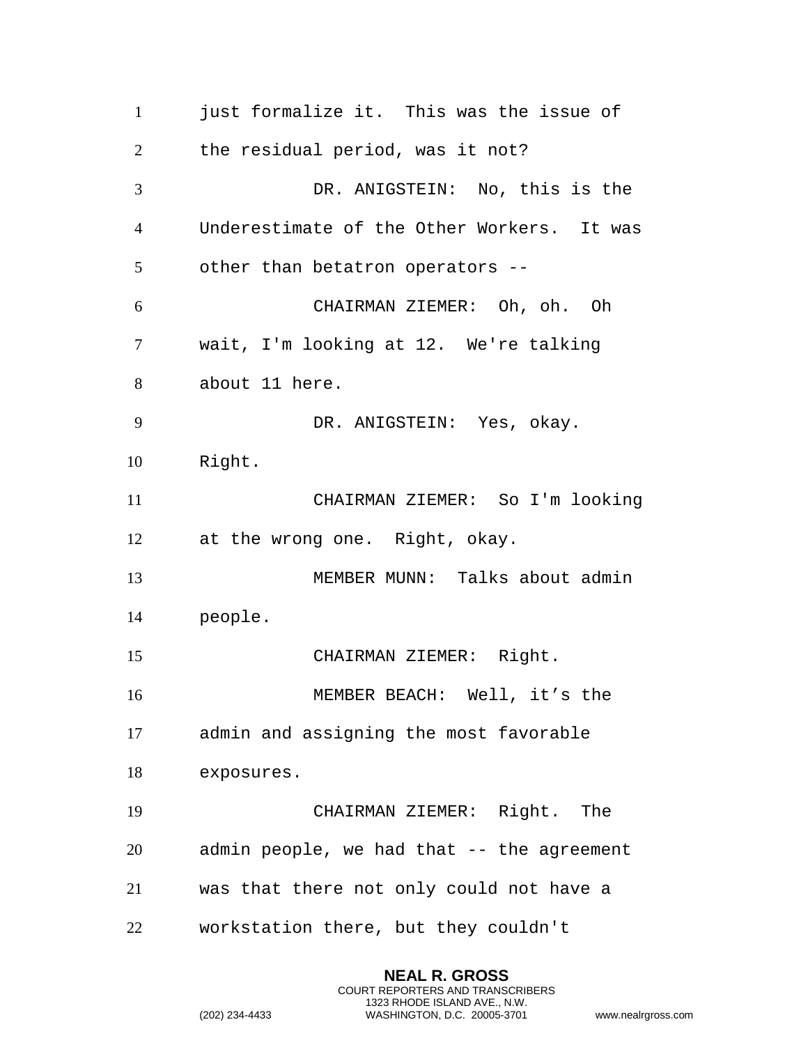just formalize it. This was the issue of the residual period, was it not?

DR. ANIGSTEIN: No, this is the Underestimate of the Other Workers. It was other than betatron operators --

CHAIRMAN ZIEMER: Oh, oh. Oh wait, I'm looking at 12. We're talking about 11 here.

DR. ANIGSTEIN: Yes, okay. Right.

CHAIRMAN ZIEMER: So I'm looking at the wrong one. Right, okay.

MEMBER MUNN: Talks about admin people.

CHAIRMAN ZIEMER: Right.

MEMBER BEACH: Well, it's the admin and assigning the most favorable exposures.

CHAIRMAN ZIEMER: Right. The admin people, we had that -- the agreement was that there not only could not have a workstation there, but they couldn't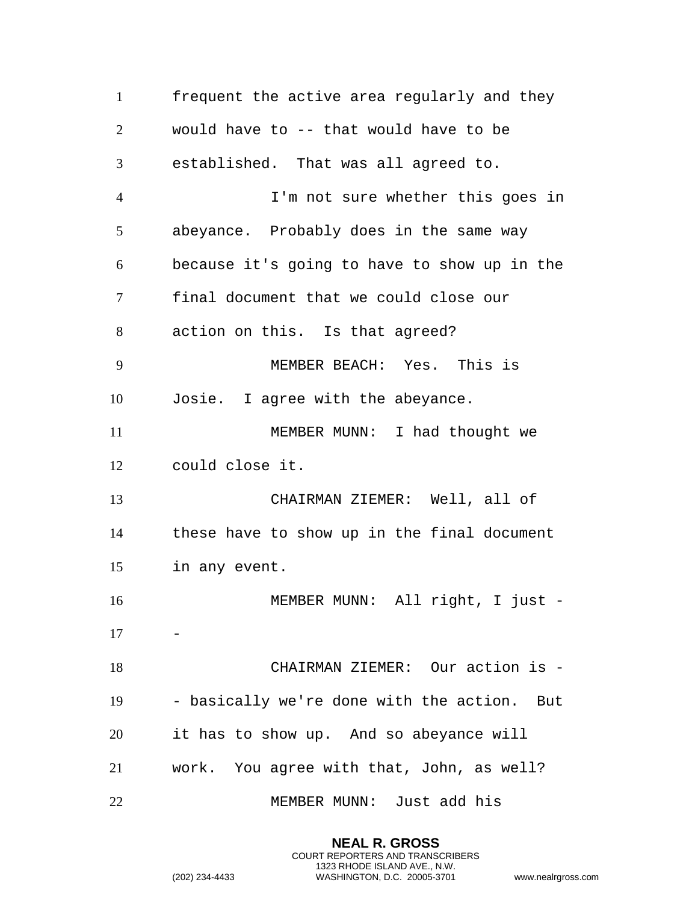frequent the active area regularly and they would have to -- that would have to be established. That was all agreed to.

I'm not sure whether this goes in abeyance. Probably does in the same way because it's going to have to show up in the final document that we could close our action on this. Is that agreed?

MEMBER BEACH: Yes. This is Josie. I agree with the abeyance.

MEMBER MUNN: I had thought we could close it.

CHAIRMAN ZIEMER: Well, all of these have to show up in the final document in any event.

MEMBER MUNN: All right, I just --

CHAIRMAN ZIEMER: Our action is -- basically we're done with the action. But it has to show up. And so abeyance will work. You agree with that, John, as well?

MEMBER MUNN: Just add his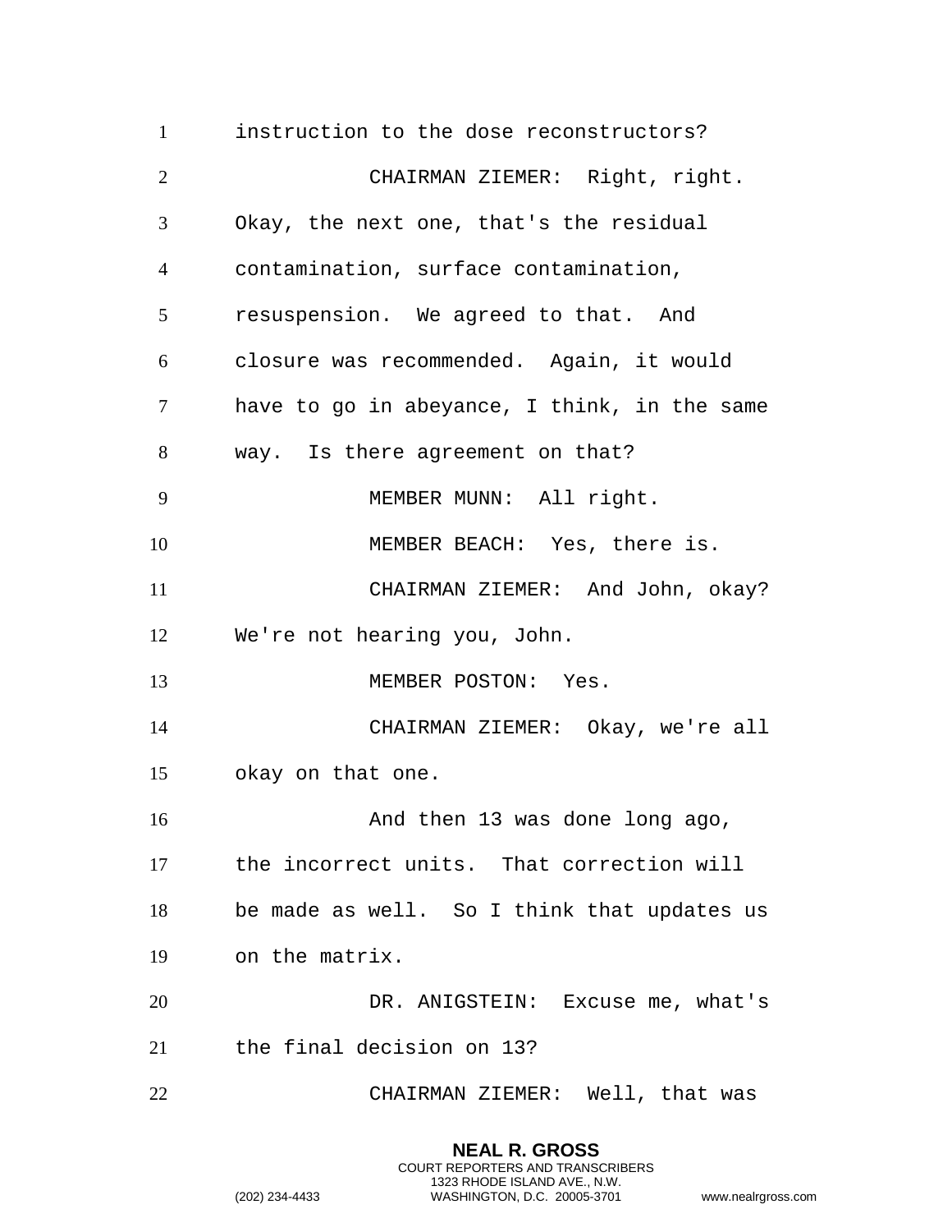instruction to the dose reconstructors?

CHAIRMAN ZIEMER: Right, right. Okay, the next one, that's the residual contamination, surface contamination, resuspension. We agreed to that. And closure was recommended. Again, it would have to go in abeyance, I think, in the same way. Is there agreement on that?

MEMBER MUNN: All right.

MEMBER BEACH: Yes, there is.

CHAIRMAN ZIEMER: And John, okay? We're not hearing you, John.

MEMBER POSTON: Yes.

CHAIRMAN ZIEMER: Okay, we're all okay on that one.

And then 13 was done long ago, the incorrect units. That correction will be made as well. So I think that updates us on the matrix.

DR. ANIGSTEIN: Excuse me, what's the final decision on 13?

CHAIRMAN ZIEMER: Well, that was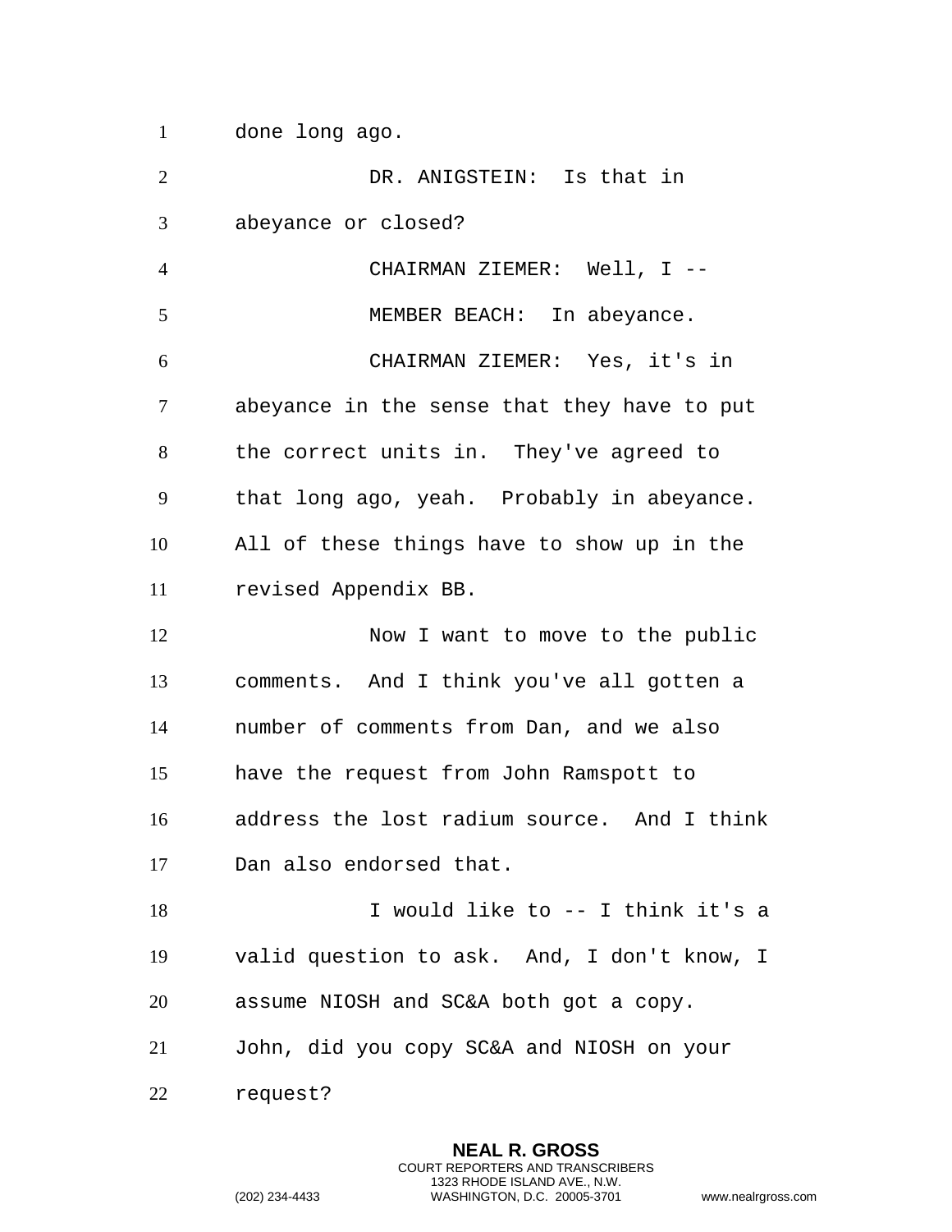done long ago.

DR. ANIGSTEIN: Is that in abeyance or closed?

CHAIRMAN ZIEMER: Well, I --

MEMBER BEACH: In abeyance.

CHAIRMAN ZIEMER: Yes, it's in abeyance in the sense that they have to put the correct units in. They've agreed to that long ago, yeah. Probably in abeyance. All of these things have to show up in the revised Appendix BB.

Now I want to move to the public comments. And I think you've all gotten a number of comments from Dan, and we also have the request from John Ramspott to address the lost radium source. And I think Dan also endorsed that.

I would like to -- I think it's a valid question to ask. And, I don't know, I assume NIOSH and SC&A both got a copy. John, did you copy SC&A and NIOSH on your request?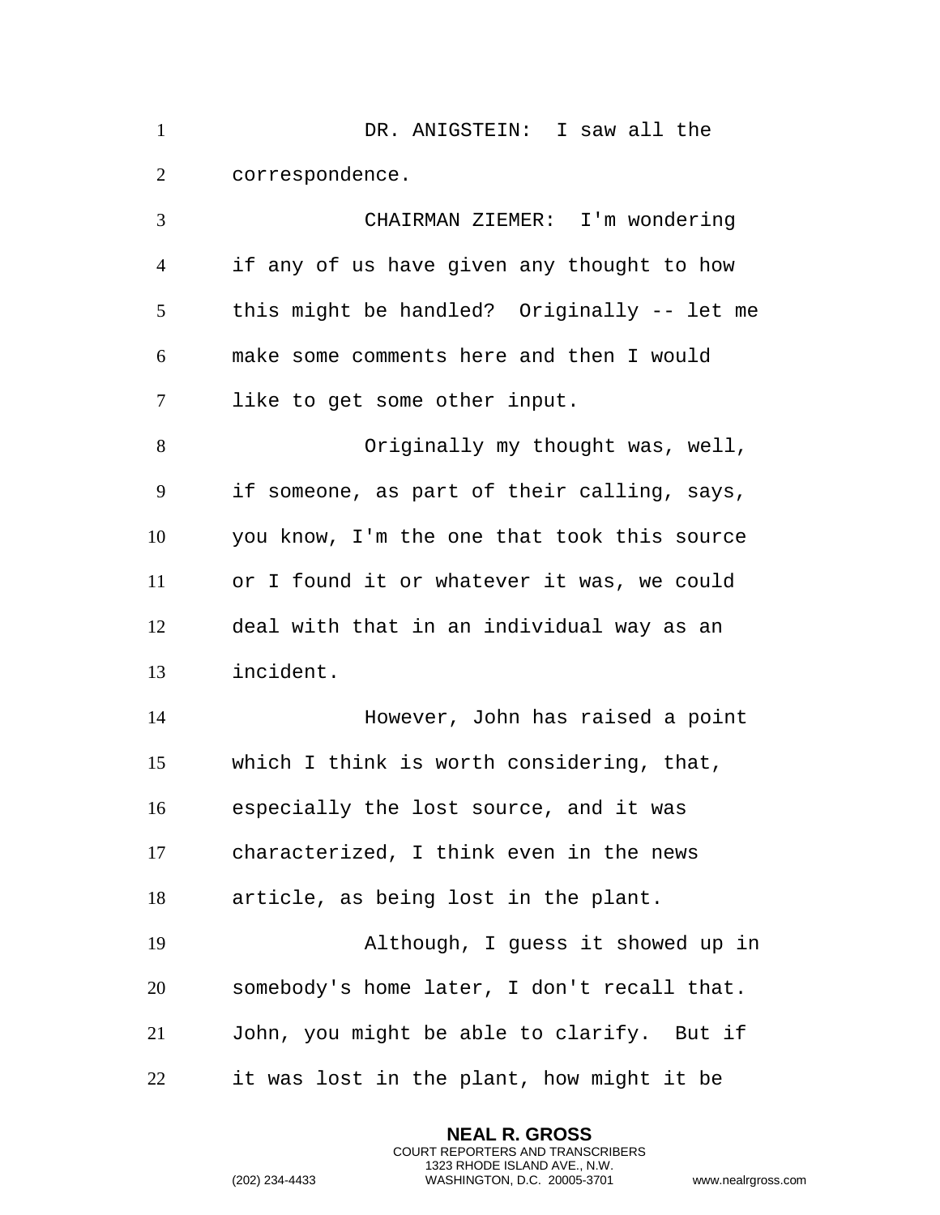DR. ANIGSTEIN: I saw all the correspondence.

CHAIRMAN ZIEMER: I'm wondering if any of us have given any thought to how this might be handled? Originally -- let me make some comments here and then I would like to get some other input.

Originally my thought was, well, if someone, as part of their calling, says, you know, I'm the one that took this source or I found it or whatever it was, we could deal with that in an individual way as an incident.

However, John has raised a point which I think is worth considering, that, especially the lost source, and it was characterized, I think even in the news article, as being lost in the plant.

Although, I guess it showed up in somebody's home later, I don't recall that. John, you might be able to clarify. But if it was lost in the plant, how might it be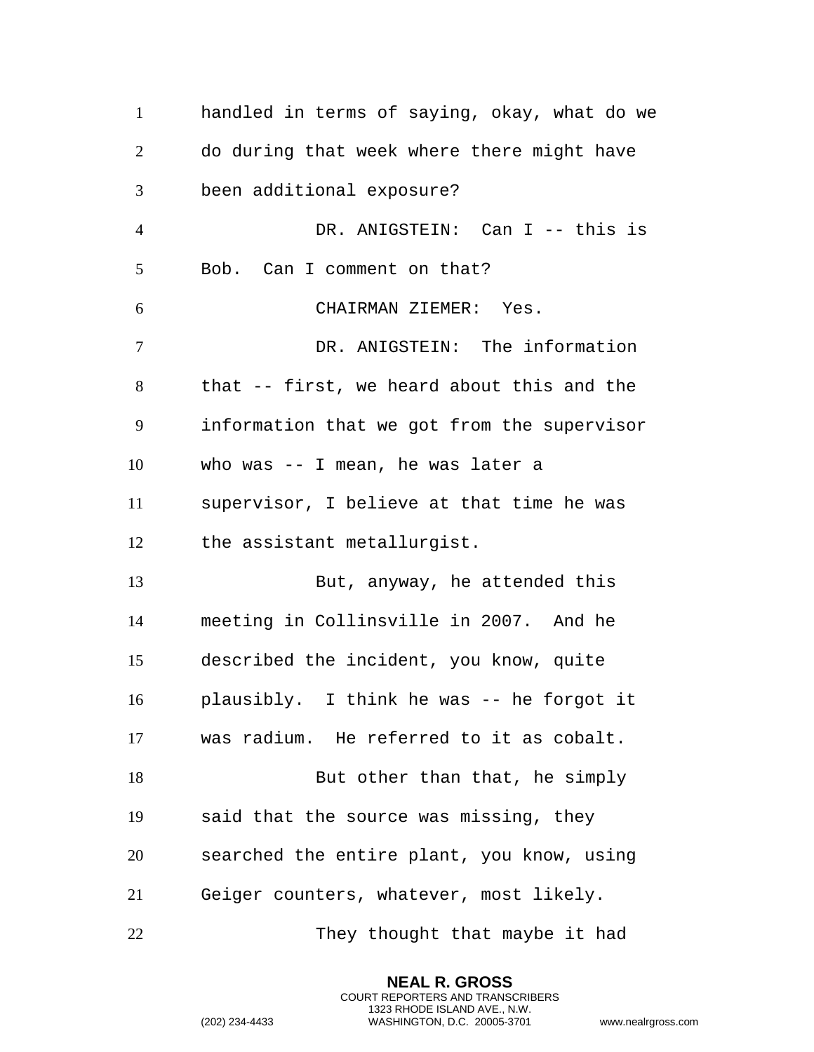handled in terms of saying, okay, what do we do during that week where there might have been additional exposure?

DR. ANIGSTEIN: Can I -- this is Bob. Can I comment on that?

CHAIRMAN ZIEMER: Yes.

DR. ANIGSTEIN: The information that -- first, we heard about this and the information that we got from the supervisor who was -- I mean, he was later a supervisor, I believe at that time he was the assistant metallurgist.

But, anyway, he attended this meeting in Collinsville in 2007. And he described the incident, you know, quite plausibly. I think he was -- he forgot it was radium. He referred to it as cobalt.

But other than that, he simply said that the source was missing, they searched the entire plant, you know, using Geiger counters, whatever, most likely.

They thought that maybe it had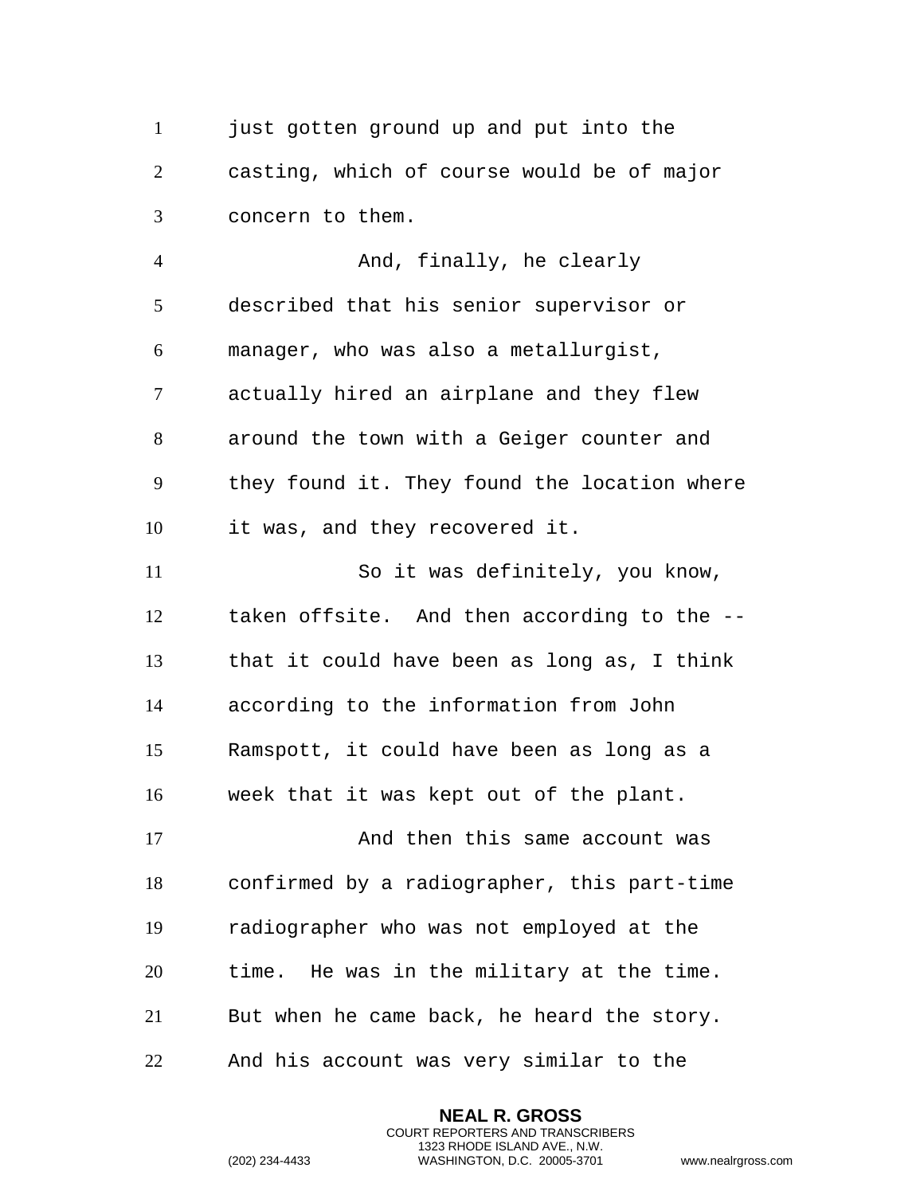just gotten ground up and put into the casting, which of course would be of major concern to them.

And, finally, he clearly described that his senior supervisor or manager, who was also a metallurgist, actually hired an airplane and they flew around the town with a Geiger counter and they found it. They found the location where it was, and they recovered it.

So it was definitely, you know, taken offsite. And then according to the -- that it could have been as long as, I think according to the information from John Ramspott, it could have been as long as a week that it was kept out of the plant.

And then this same account was confirmed by a radiographer, this part-time radiographer who was not employed at the time. He was in the military at the time. But when he came back, he heard the story. And his account was very similar to the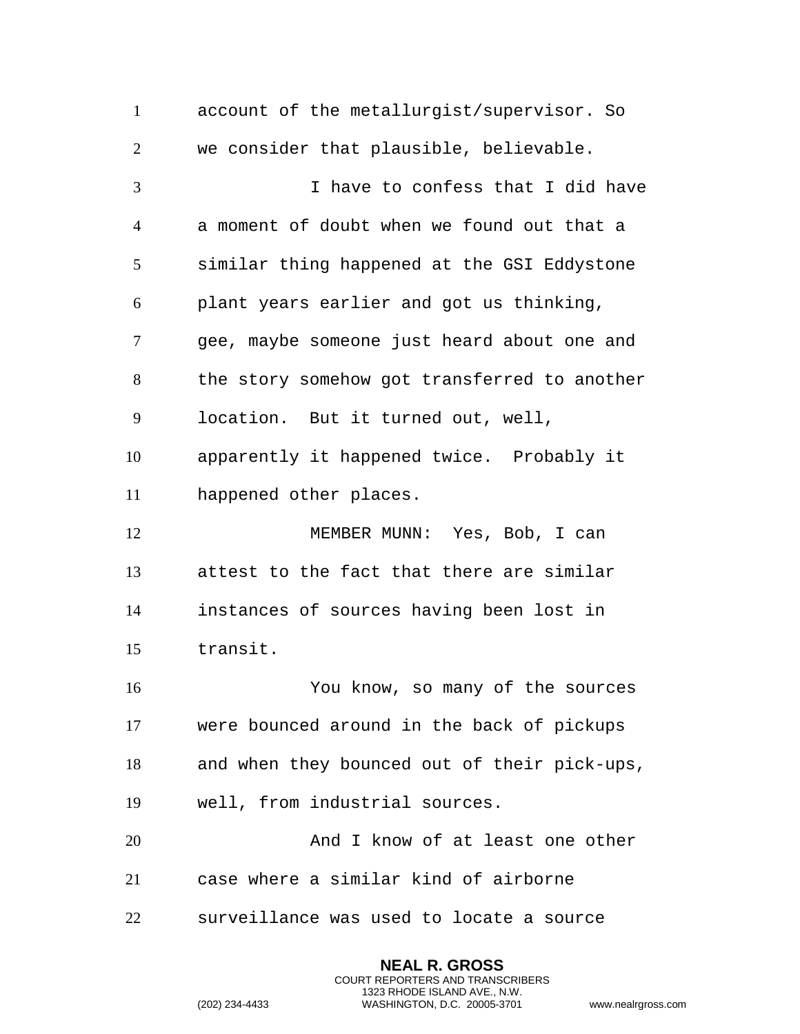account of the metallurgist/supervisor. So we consider that plausible, believable.

I have to confess that I did have a moment of doubt when we found out that a similar thing happened at the GSI Eddystone plant years earlier and got us thinking, gee, maybe someone just heard about one and the story somehow got transferred to another location. But it turned out, well, apparently it happened twice. Probably it happened other places.

MEMBER MUNN: Yes, Bob, I can attest to the fact that there are similar instances of sources having been lost in transit.

You know, so many of the sources were bounced around in the back of pickups and when they bounced out of their pick-ups, well, from industrial sources.

And I know of at least one other case where a similar kind of airborne surveillance was used to locate a source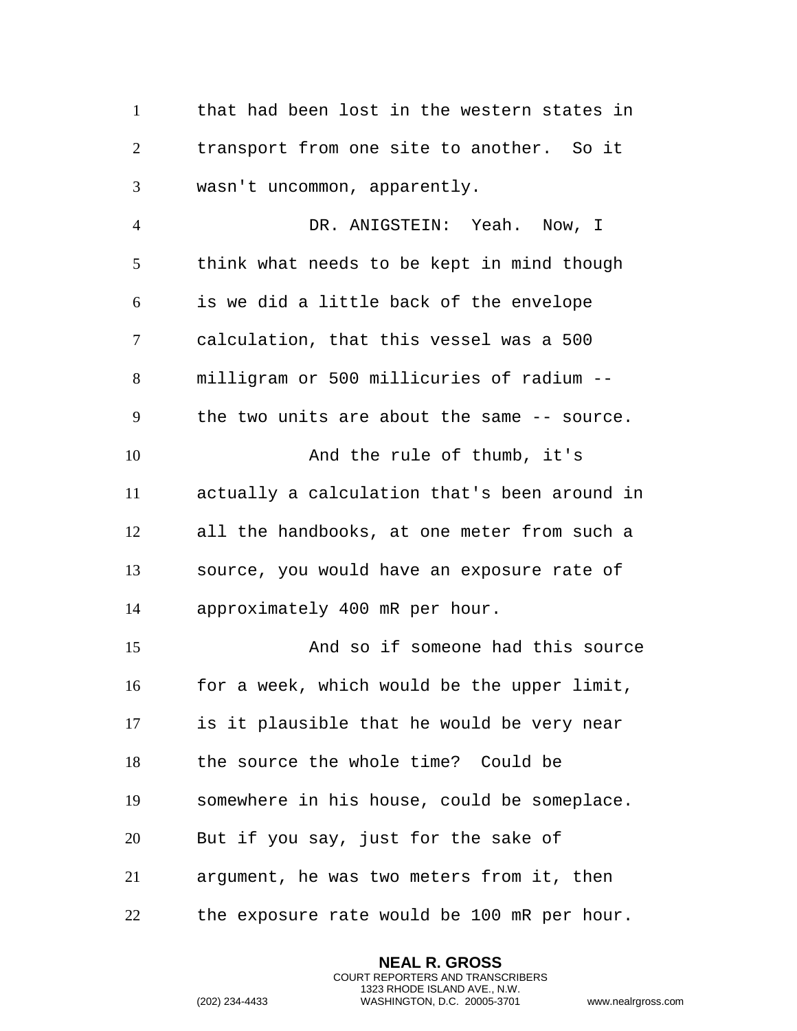that had been lost in the western states in transport from one site to another. So it wasn't uncommon, apparently.

DR. ANIGSTEIN: Yeah. Now, I think what needs to be kept in mind though is we did a little back of the envelope calculation, that this vessel was a 500 milligram or 500 millicuries of radium -- the two units are about the same -- source.

And the rule of thumb, it's actually a calculation that's been around in all the handbooks, at one meter from such a source, you would have an exposure rate of approximately 400 mR per hour.

And so if someone had this source for a week, which would be the upper limit, is it plausible that he would be very near the source the whole time? Could be somewhere in his house, could be someplace. But if you say, just for the sake of argument, he was two meters from it, then the exposure rate would be 100 mR per hour.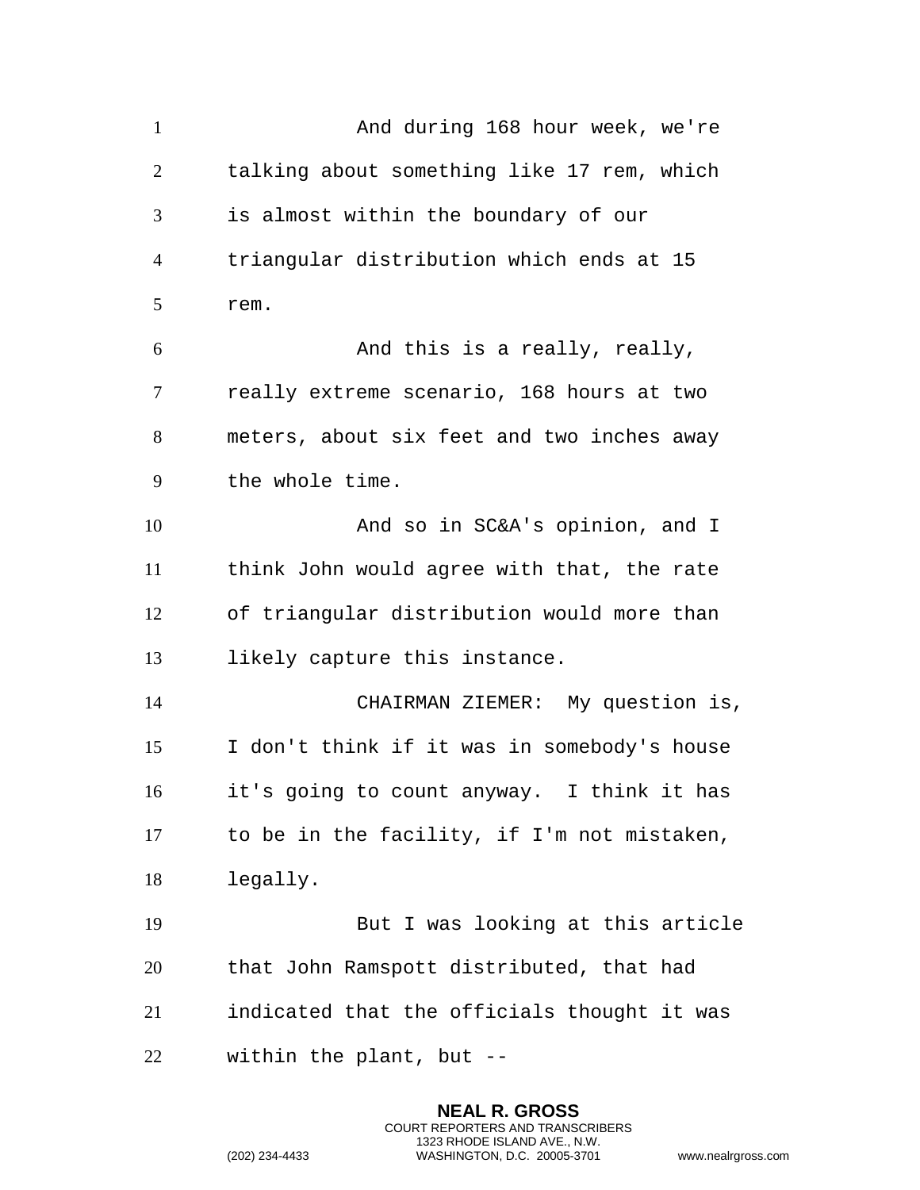And during 168 hour week, we're talking about something like 17 rem, which is almost within the boundary of our triangular distribution which ends at 15 rem.

And this is a really, really, really extreme scenario, 168 hours at two meters, about six feet and two inches away the whole time.

And so in SC&A's opinion, and I think John would agree with that, the rate of triangular distribution would more than likely capture this instance.

CHAIRMAN ZIEMER: My question is, I don't think if it was in somebody's house it's going to count anyway. I think it has to be in the facility, if I'm not mistaken, legally.

But I was looking at this article that John Ramspott distributed, that had indicated that the officials thought it was within the plant, but --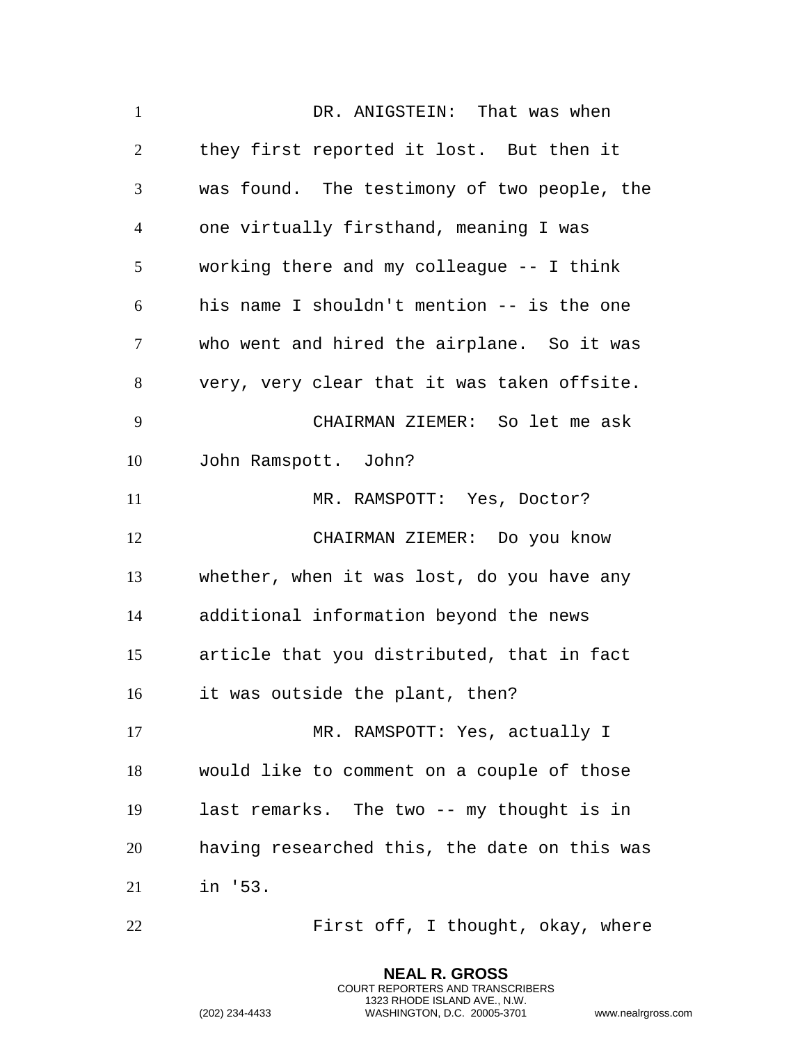DR. ANIGSTEIN: That was when they first reported it lost. But then it was found. The testimony of two people, the one virtually firsthand, meaning I was working there and my colleague -- I think his name I shouldn't mention -- is the one who went and hired the airplane. So it was very, very clear that it was taken offsite.

CHAIRMAN ZIEMER: So let me ask John Ramspott. John?

MR. RAMSPOTT: Yes, Doctor?

CHAIRMAN ZIEMER: Do you know whether, when it was lost, do you have any additional information beyond the news article that you distributed, that in fact it was outside the plant, then?

MR. RAMSPOTT: Yes, actually I would like to comment on a couple of those last remarks. The two -- my thought is in having researched this, the date on this was in '53.

First off, I thought, okay, where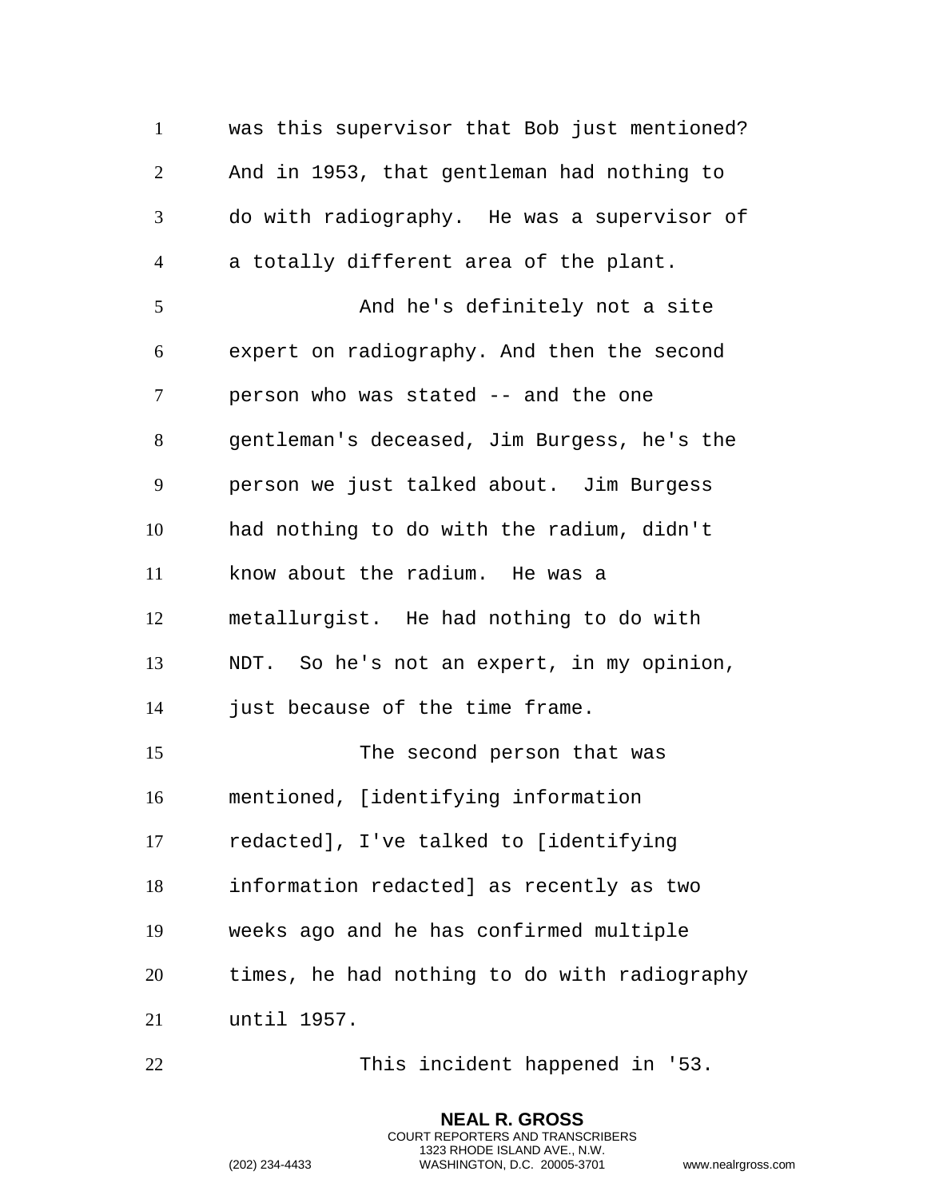was this supervisor that Bob just mentioned? And in 1953, that gentleman had nothing to do with radiography. He was a supervisor of a totally different area of the plant.

And he's definitely not a site expert on radiography. And then the second person who was stated -- and the one gentleman's deceased, Jim Burgess, he's the person we just talked about. Jim Burgess had nothing to do with the radium, didn't know about the radium. He was a metallurgist. He had nothing to do with NDT. So he's not an expert, in my opinion, just because of the time frame.

The second person that was mentioned, [identifying information redacted], I've talked to [identifying information redacted] as recently as two weeks ago and he has confirmed multiple times, he had nothing to do with radiography until 1957.

This incident happened in '53.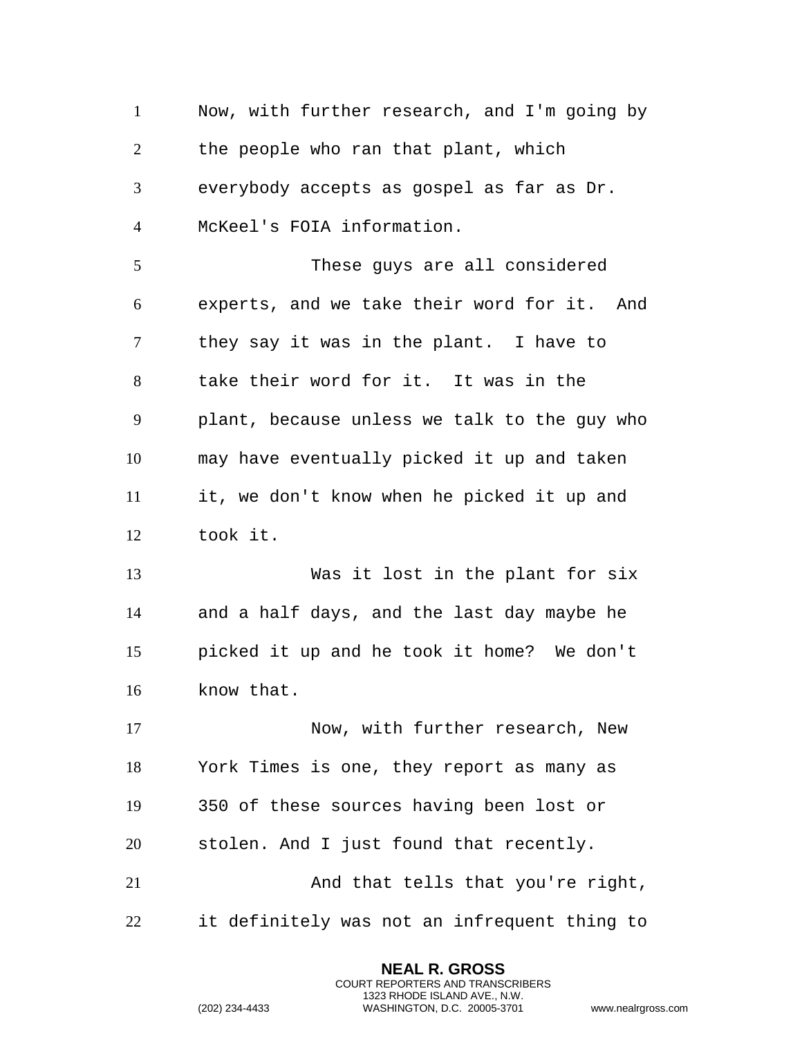Now, with further research, and I'm going by the people who ran that plant, which everybody accepts as gospel as far as Dr. McKeel's FOIA information.

These guys are all considered experts, and we take their word for it. And they say it was in the plant. I have to take their word for it. It was in the plant, because unless we talk to the guy who may have eventually picked it up and taken it, we don't know when he picked it up and took it.

Was it lost in the plant for six and a half days, and the last day maybe he picked it up and he took it home? We don't know that.

Now, with further research, New York Times is one, they report as many as 350 of these sources having been lost or stolen. And I just found that recently.

And that tells that you're right, it definitely was not an infrequent thing to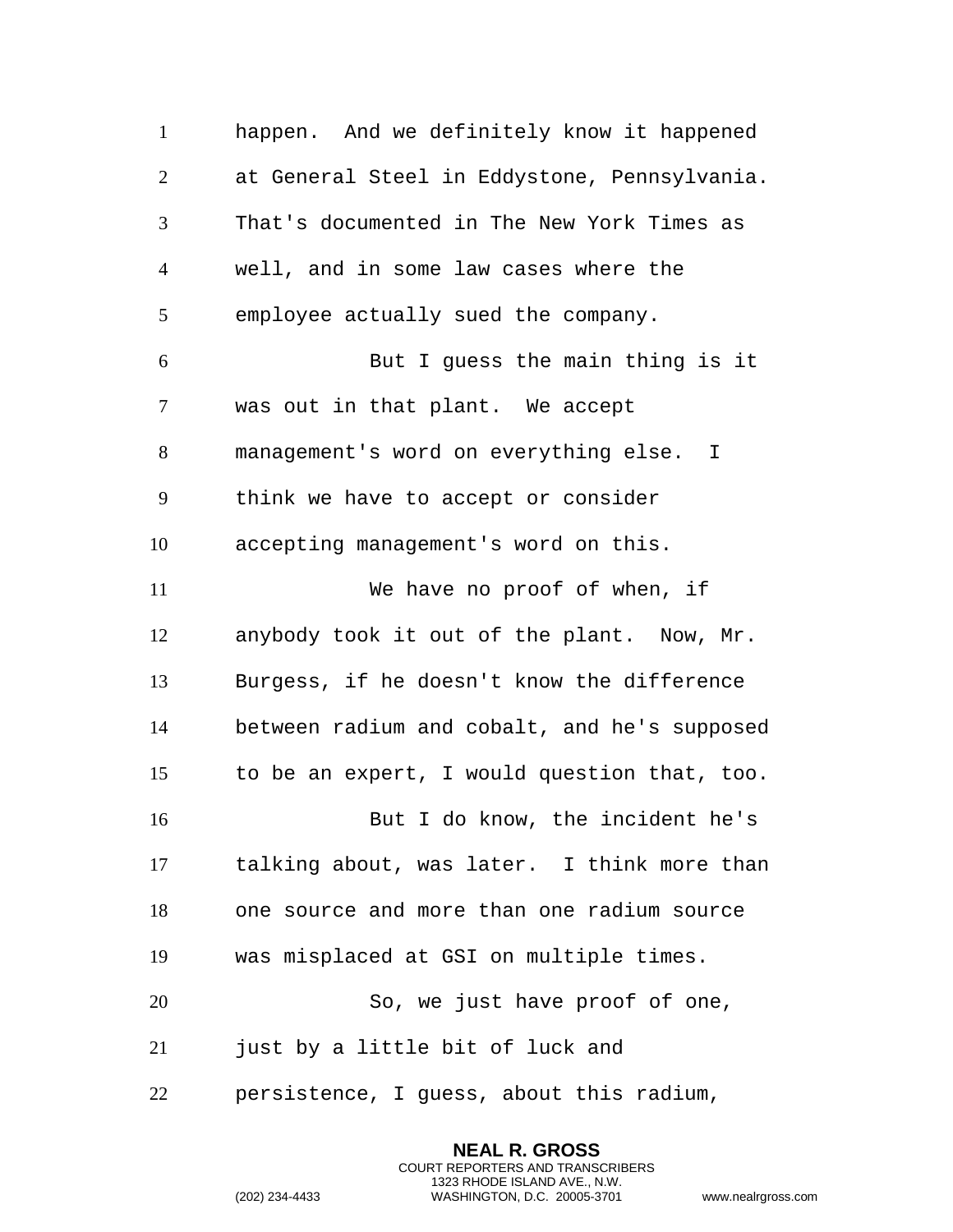happen. And we definitely know it happened at General Steel in Eddystone, Pennsylvania. That's documented in The New York Times as well, and in some law cases where the employee actually sued the company.

But I guess the main thing is it was out in that plant. We accept management's word on everything else. I think we have to accept or consider accepting management's word on this.

We have no proof of when, if anybody took it out of the plant. Now, Mr. Burgess, if he doesn't know the difference between radium and cobalt, and he's supposed to be an expert, I would question that, too.

But I do know, the incident he's talking about, was later. I think more than one source and more than one radium source was misplaced at GSI on multiple times.

So, we just have proof of one, just by a little bit of luck and persistence, I guess, about this radium,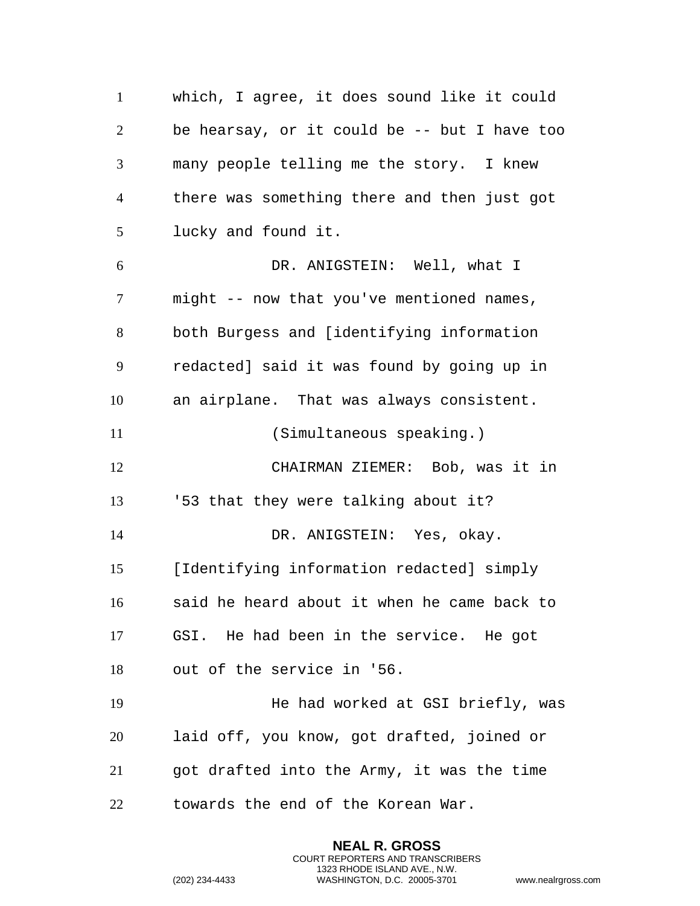which, I agree, it does sound like it could be hearsay, or it could be -- but I have too many people telling me the story. I knew there was something there and then just got lucky and found it.

DR. ANIGSTEIN: Well, what I might -- now that you've mentioned names, both Burgess and [identifying information redacted] said it was found by going up in an airplane. That was always consistent.

(Simultaneous speaking.)

CHAIRMAN ZIEMER: Bob, was it in '53 that they were talking about it?

DR. ANIGSTEIN: Yes, okay. [Identifying information redacted] simply said he heard about it when he came back to GSI. He had been in the service. He got out of the service in '56.

He had worked at GSI briefly, was laid off, you know, got drafted, joined or got drafted into the Army, it was the time towards the end of the Korean War.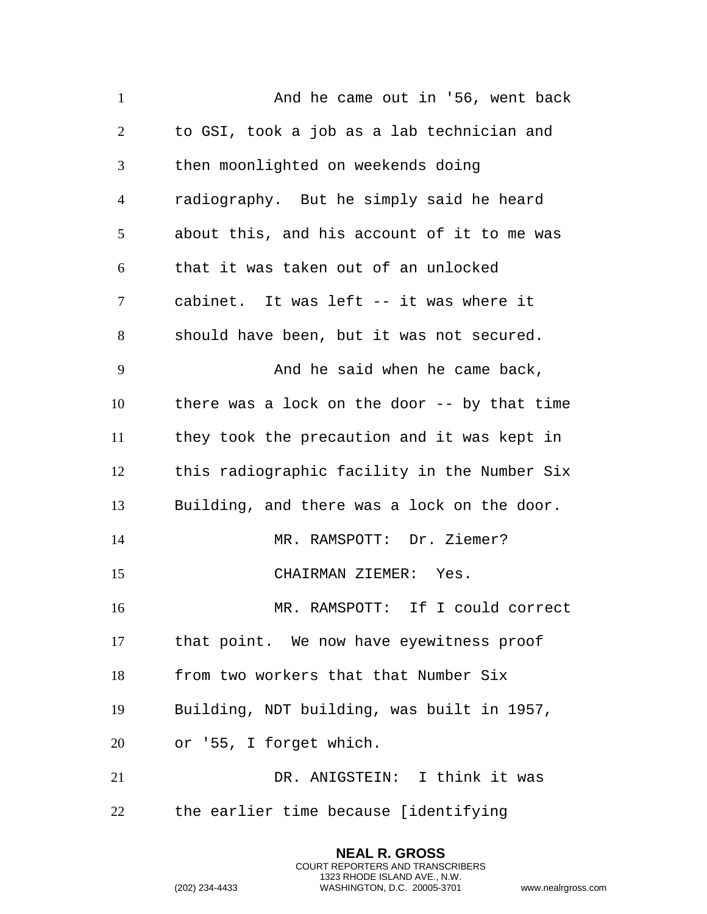And he came out in '56, went back to GSI, took a job as a lab technician and then moonlighted on weekends doing radiography. But he simply said he heard about this, and his account of it to me was that it was taken out of an unlocked cabinet. It was left -- it was where it should have been, but it was not secured.

And he said when he came back, there was a lock on the door -- by that time they took the precaution and it was kept in this radiographic facility in the Number Six Building, and there was a lock on the door.

MR. RAMSPOTT: Dr. Ziemer?

CHAIRMAN ZIEMER: Yes.

MR. RAMSPOTT: If I could correct that point. We now have eyewitness proof from two workers that that Number Six Building, NDT building, was built in 1957, or '55, I forget which.

DR. ANIGSTEIN: I think it was the earlier time because [identifying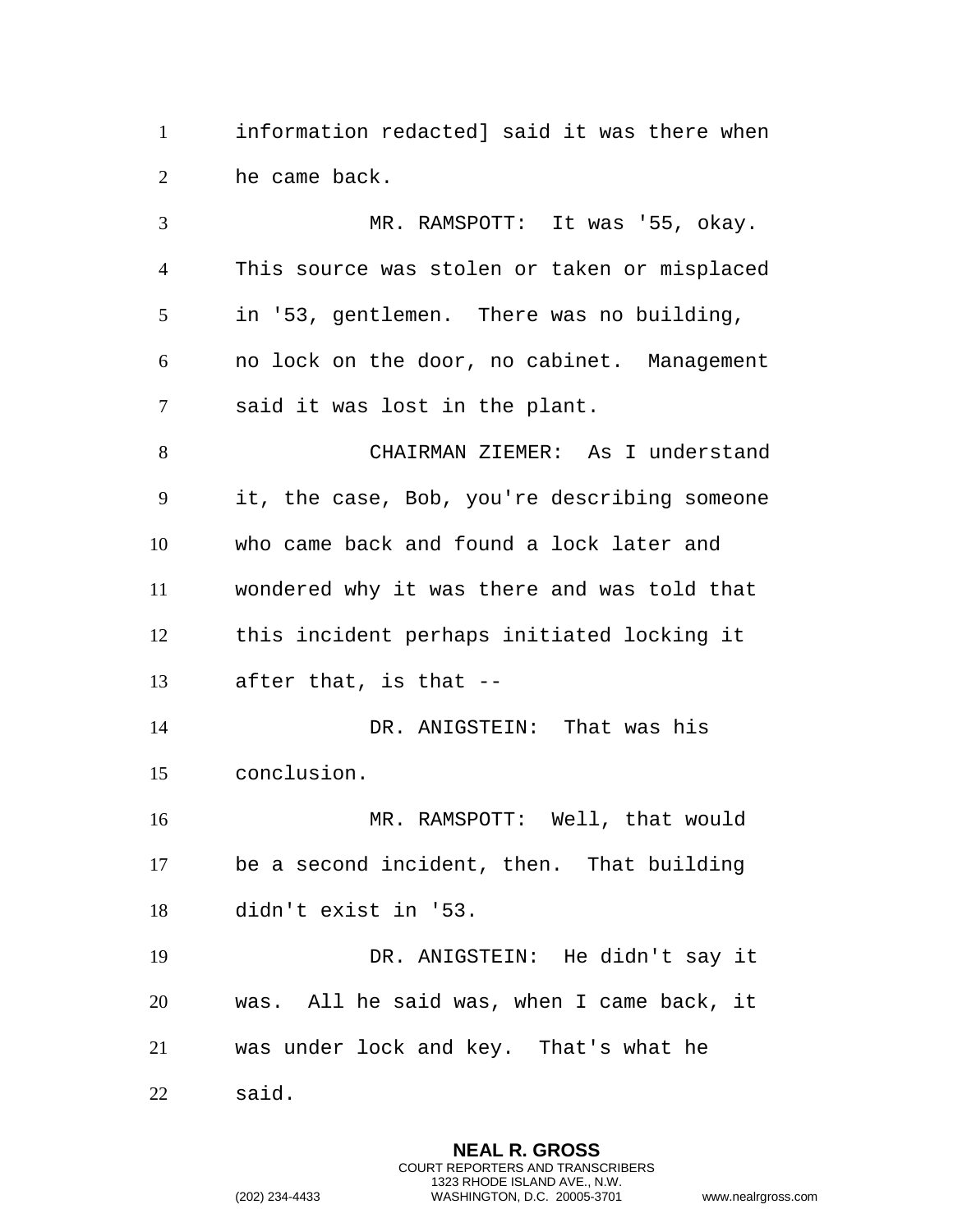information redacted] said it was there when he came back.

MR. RAMSPOTT: It was '55, okay. This source was stolen or taken or misplaced in '53, gentlemen. There was no building, no lock on the door, no cabinet. Management said it was lost in the plant.

CHAIRMAN ZIEMER: As I understand it, the case, Bob, you're describing someone who came back and found a lock later and wondered why it was there and was told that this incident perhaps initiated locking it after that, is that --

DR. ANIGSTEIN: That was his conclusion.

MR. RAMSPOTT: Well, that would be a second incident, then. That building didn't exist in '53.

DR. ANIGSTEIN: He didn't say it was. All he said was, when I came back, it was under lock and key. That's what he said.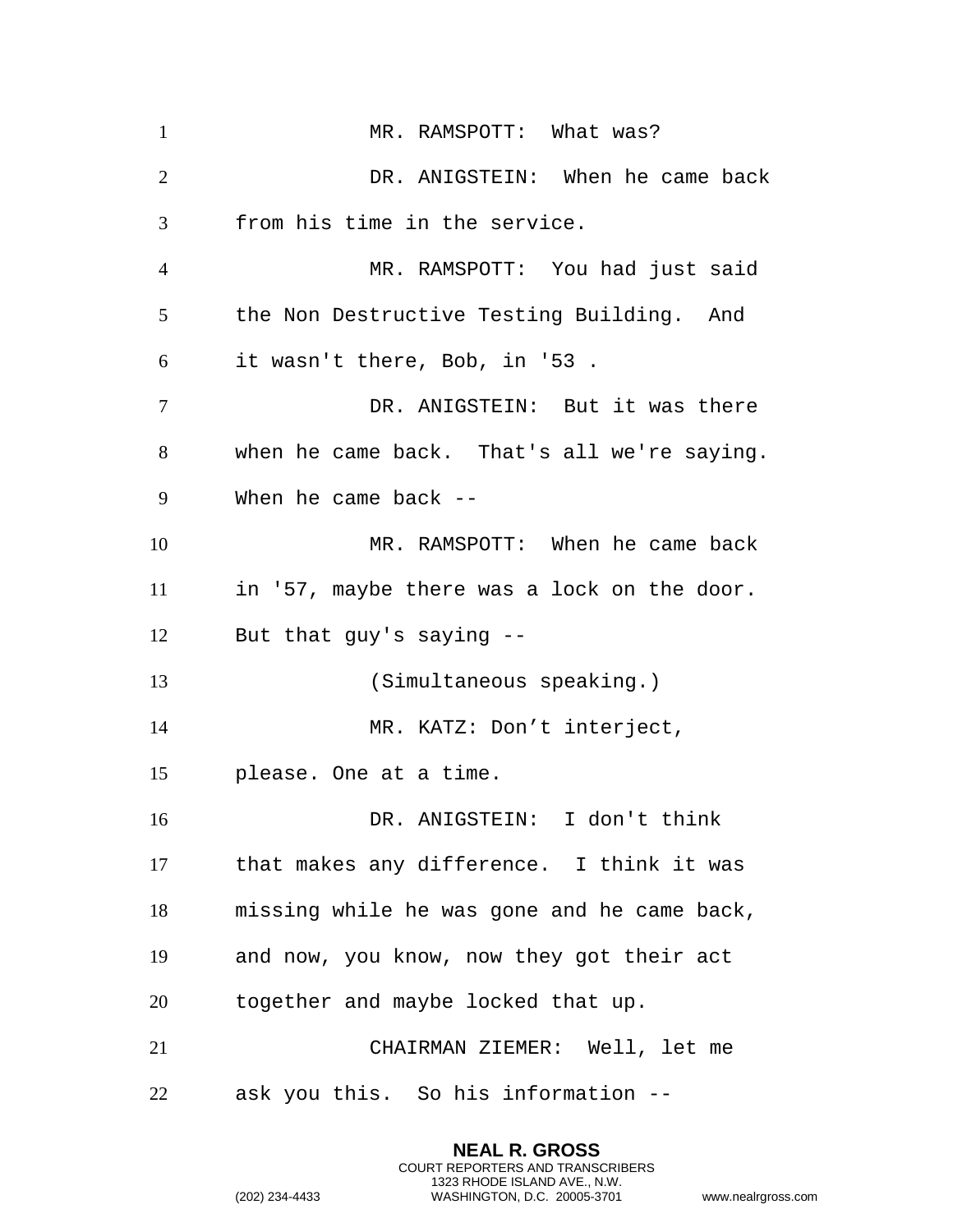MR. RAMSPOTT: What was?

DR. ANIGSTEIN: When he came back from his time in the service.

MR. RAMSPOTT: You had just said the Non Destructive Testing Building. And it wasn't there, Bob, in '53 .

DR. ANIGSTEIN: But it was there when he came back. That's all we're saying. When he came back --

MR. RAMSPOTT: When he came back in '57, maybe there was a lock on the door. But that guy's saying --

(Simultaneous speaking.)

MR. KATZ: Don't interject, please. One at a time.

DR. ANIGSTEIN: I don't think that makes any difference. I think it was missing while he was gone and he came back, and now, you know, now they got their act together and maybe locked that up.

CHAIRMAN ZIEMER: Well, let me ask you this. So his information --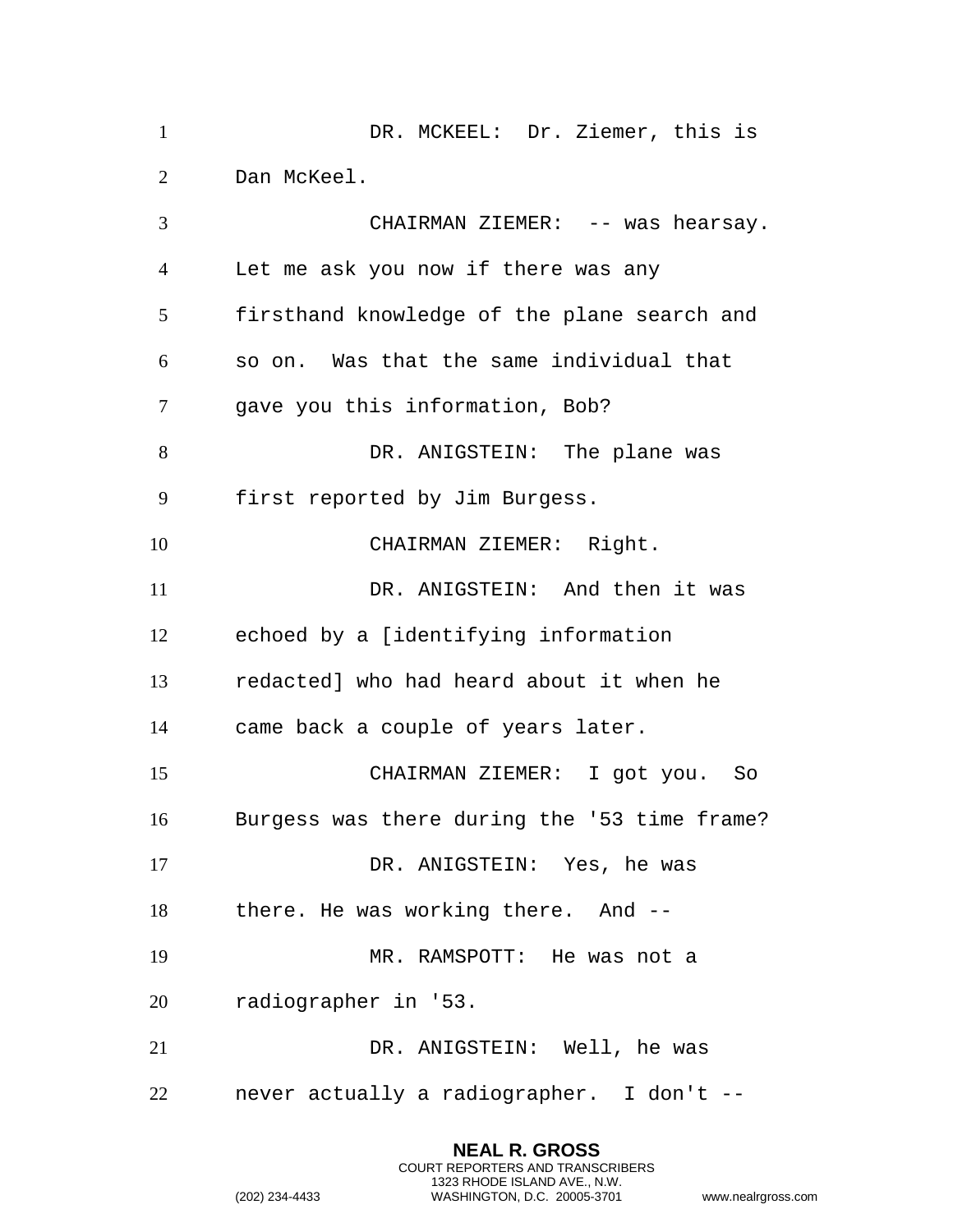DR. MCKEEL: Dr. Ziemer, this is Dan McKeel.

CHAIRMAN ZIEMER: -- was hearsay. Let me ask you now if there was any firsthand knowledge of the plane search and so on. Was that the same individual that gave you this information, Bob?

DR. ANIGSTEIN: The plane was first reported by Jim Burgess.

CHAIRMAN ZIEMER: Right.

DR. ANIGSTEIN: And then it was echoed by a [identifying information redacted] who had heard about it when he came back a couple of years later.

CHAIRMAN ZIEMER: I got you. So Burgess was there during the '53 time frame?

DR. ANIGSTEIN: Yes, he was there. He was working there. And --

MR. RAMSPOTT: He was not a radiographer in '53.

DR. ANIGSTEIN: Well, he was never actually a radiographer. I don't --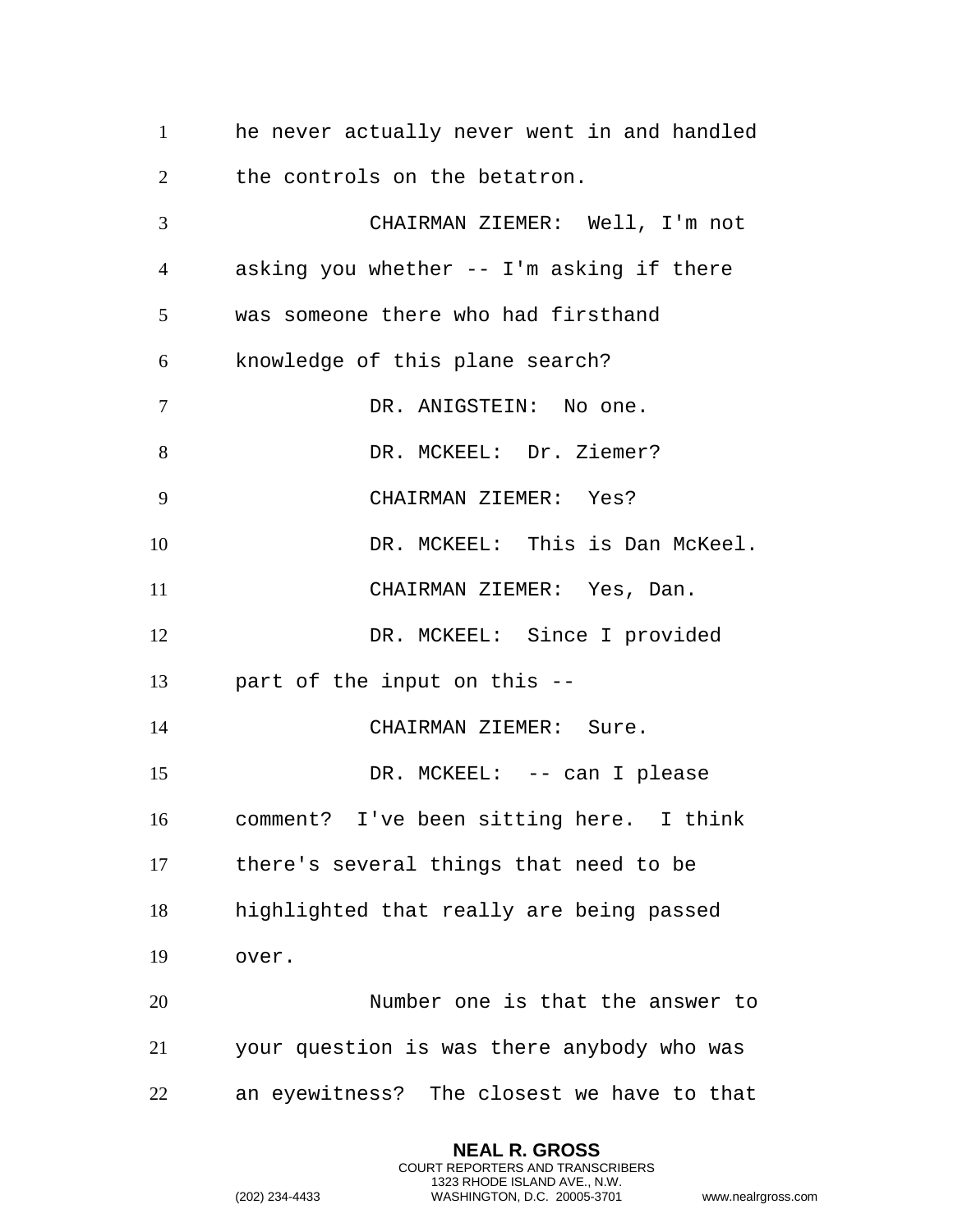he never actually never went in and handled the controls on the betatron.

CHAIRMAN ZIEMER: Well, I'm not asking you whether -- I'm asking if there was someone there who had firsthand knowledge of this plane search?

DR. ANIGSTEIN: No one.

DR. MCKEEL: Dr. Ziemer?

CHAIRMAN ZIEMER: Yes?

DR. MCKEEL: This is Dan McKeel.

CHAIRMAN ZIEMER: Yes, Dan.

DR. MCKEEL: Since I provided part of the input on this --

CHAIRMAN ZIEMER: Sure.

DR. MCKEEL: -- can I please comment? I've been sitting here. I think there's several things that need to be highlighted that really are being passed over.

Number one is that the answer to your question is was there anybody who was an eyewitness? The closest we have to that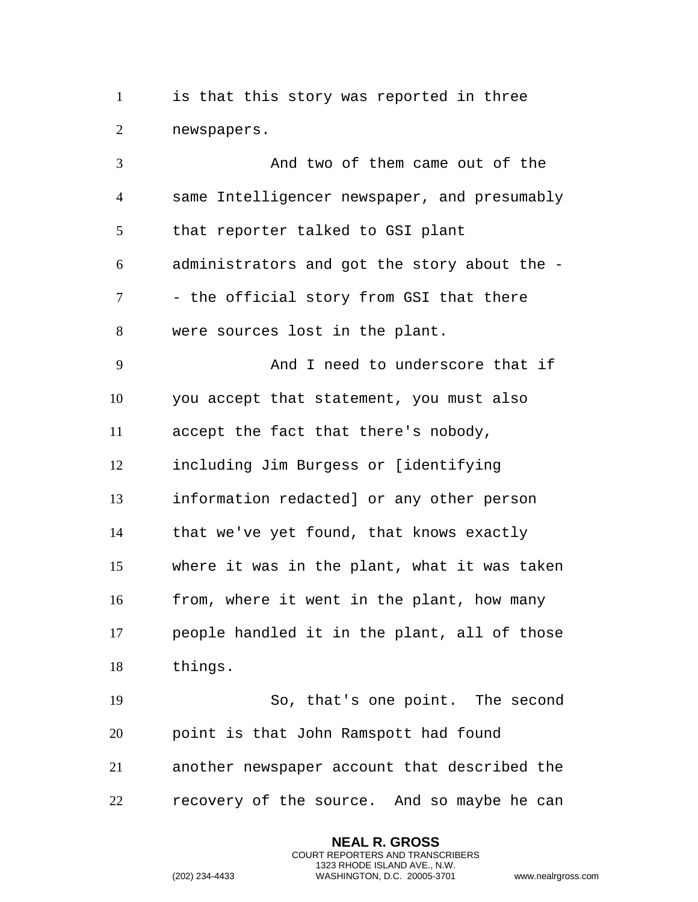is that this story was reported in three newspapers.

And two of them came out of the same Intelligencer newspaper, and presumably that reporter talked to GSI plant administrators and got the story about the -- the official story from GSI that there were sources lost in the plant.

And I need to underscore that if you accept that statement, you must also accept the fact that there's nobody, including Jim Burgess or [identifying information redacted] or any other person that we've yet found, that knows exactly where it was in the plant, what it was taken from, where it went in the plant, how many people handled it in the plant, all of those things.

So, that's one point. The second point is that John Ramspott had found another newspaper account that described the recovery of the source. And so maybe he can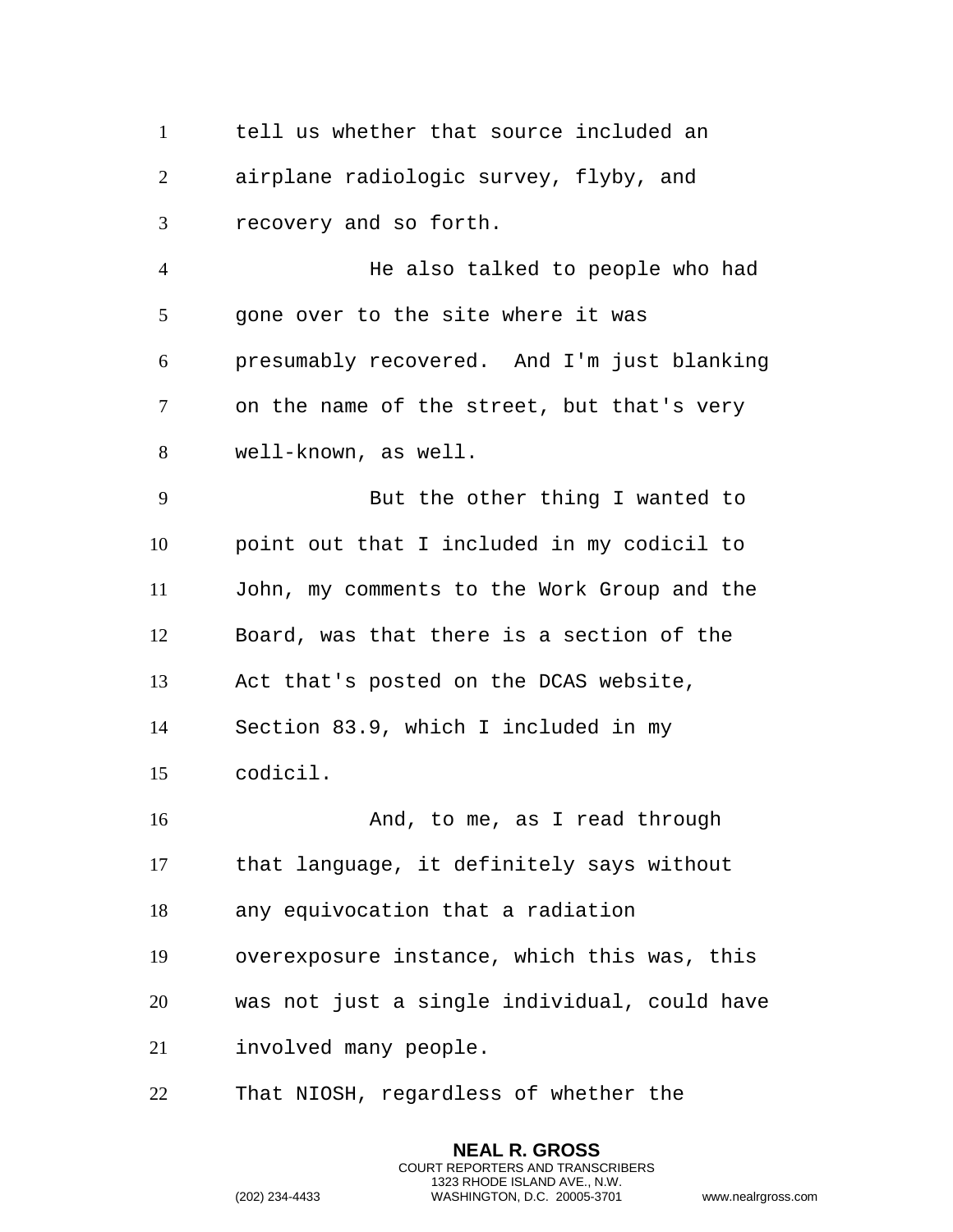tell us whether that source included an airplane radiologic survey, flyby, and recovery and so forth.

He also talked to people who had gone over to the site where it was presumably recovered. And I'm just blanking on the name of the street, but that's very well-known, as well.

But the other thing I wanted to point out that I included in my codicil to John, my comments to the Work Group and the Board, was that there is a section of the Act that's posted on the DCAS website, Section 83.9, which I included in my codicil.

And, to me, as I read through that language, it definitely says without any equivocation that a radiation overexposure instance, which this was, this was not just a single individual, could have involved many people.

That NIOSH, regardless of whether the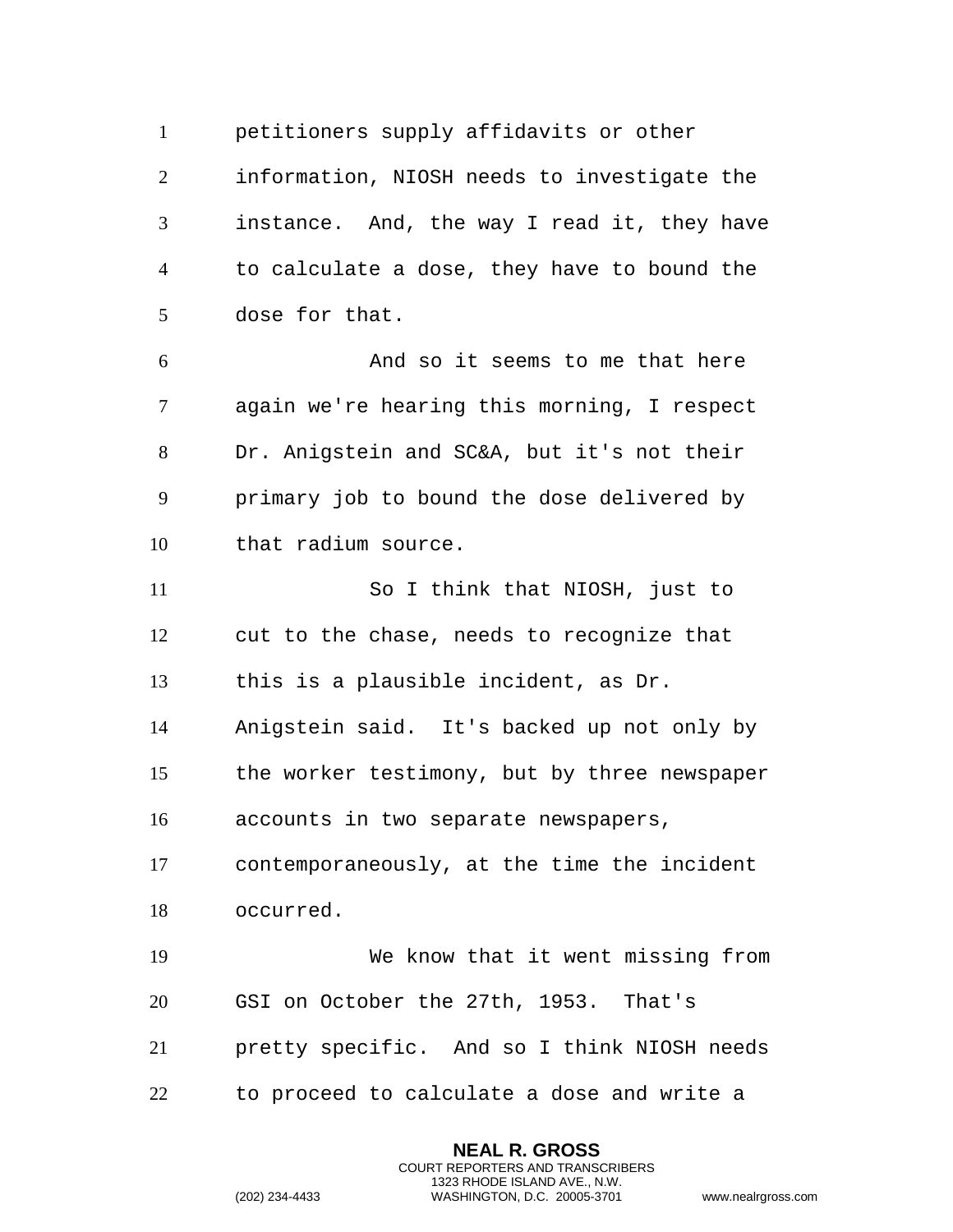petitioners supply affidavits or other information, NIOSH needs to investigate the instance. And, the way I read it, they have to calculate a dose, they have to bound the dose for that.

And so it seems to me that here again we're hearing this morning, I respect Dr. Anigstein and SC&A, but it's not their primary job to bound the dose delivered by that radium source.

So I think that NIOSH, just to cut to the chase, needs to recognize that this is a plausible incident, as Dr. Anigstein said. It's backed up not only by the worker testimony, but by three newspaper accounts in two separate newspapers, contemporaneously, at the time the incident occurred.

We know that it went missing from GSI on October the 27th, 1953. That's pretty specific. And so I think NIOSH needs to proceed to calculate a dose and write a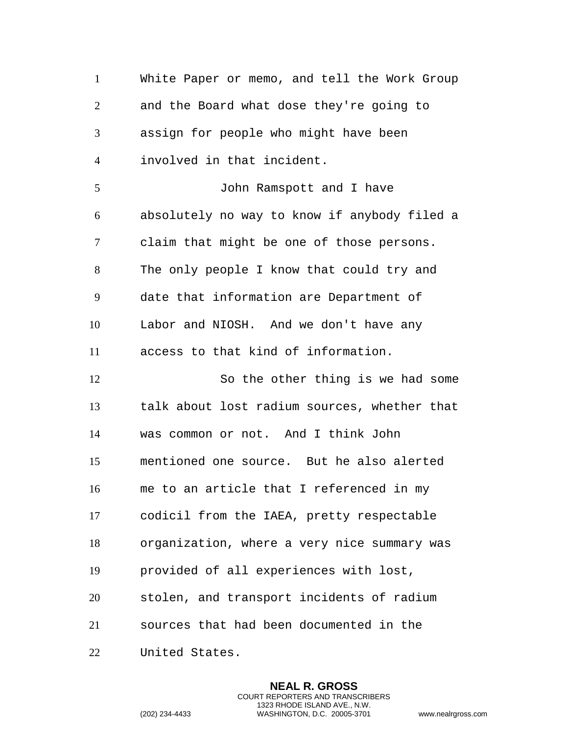White Paper or memo, and tell the Work Group and the Board what dose they're going to assign for people who might have been involved in that incident.

John Ramspott and I have absolutely no way to know if anybody filed a claim that might be one of those persons. The only people I know that could try and date that information are Department of Labor and NIOSH. And we don't have any access to that kind of information.

So the other thing is we had some talk about lost radium sources, whether that was common or not. And I think John mentioned one source. But he also alerted me to an article that I referenced in my codicil from the IAEA, pretty respectable organization, where a very nice summary was provided of all experiences with lost, stolen, and transport incidents of radium sources that had been documented in the United States.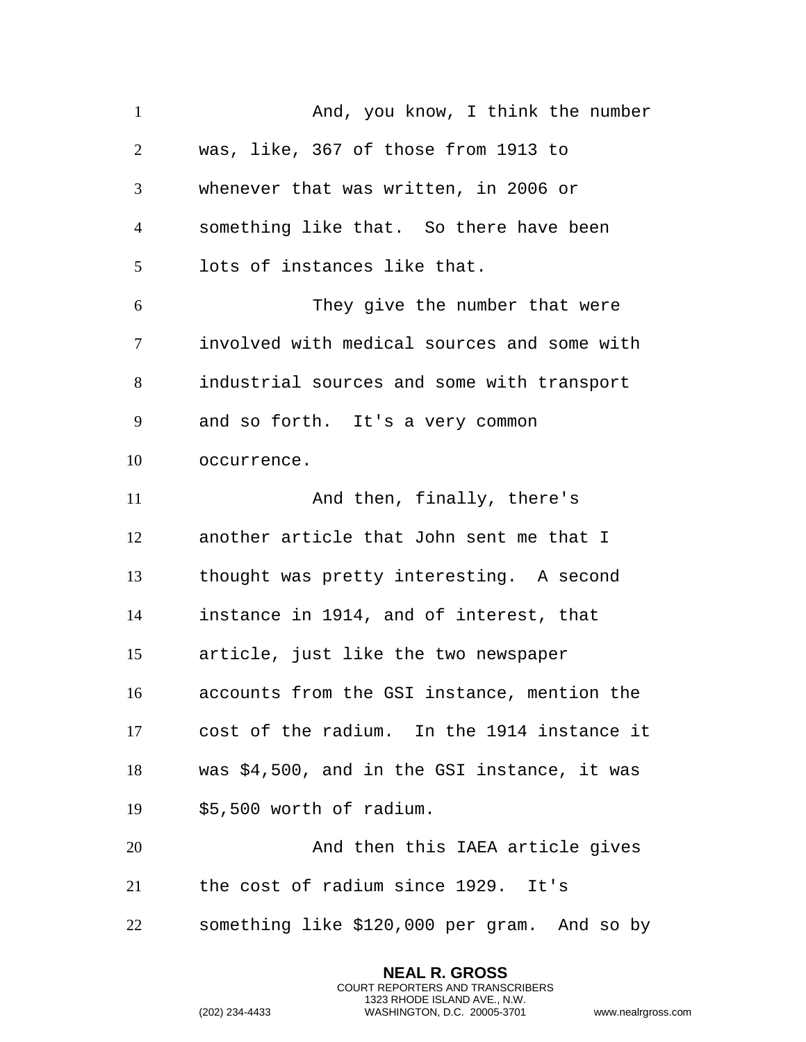And, you know, I think the number was, like, 367 of those from 1913 to whenever that was written, in 2006 or something like that. So there have been lots of instances like that.

They give the number that were involved with medical sources and some with industrial sources and some with transport and so forth. It's a very common occurrence.

And then, finally, there's another article that John sent me that I thought was pretty interesting. A second instance in 1914, and of interest, that article, just like the two newspaper accounts from the GSI instance, mention the cost of the radium. In the 1914 instance it was $4,500, and in the GSI instance, it was $5,500 worth of radium.

And then this IAEA article gives the cost of radium since 1929. It's something like $120,000 per gram. And so by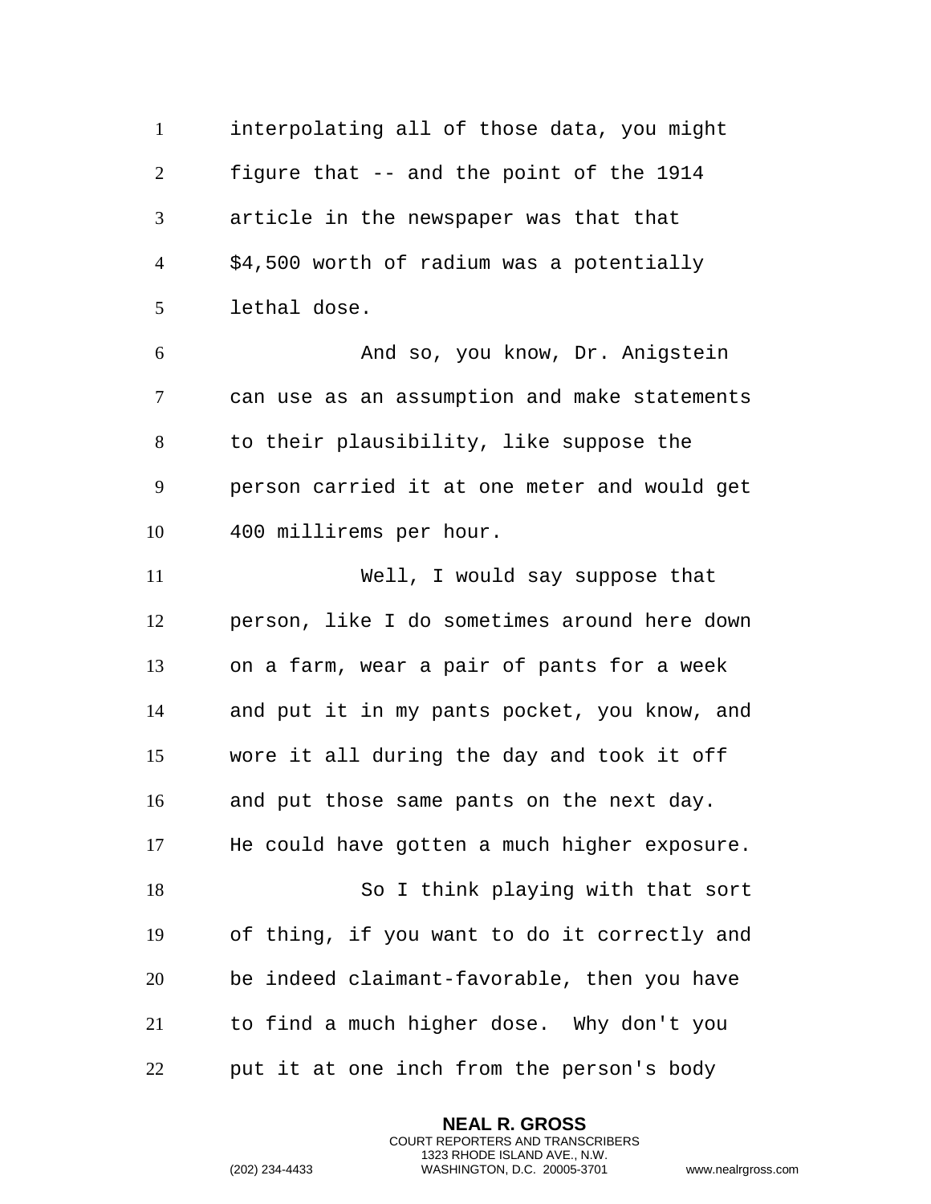interpolating all of those data, you might figure that -- and the point of the 1914 article in the newspaper was that that $4,500 worth of radium was a potentially lethal dose.

And so, you know, Dr. Anigstein can use as an assumption and make statements to their plausibility, like suppose the person carried it at one meter and would get 400 millirems per hour.

Well, I would say suppose that person, like I do sometimes around here down on a farm, wear a pair of pants for a week and put it in my pants pocket, you know, and wore it all during the day and took it off and put those same pants on the next day. He could have gotten a much higher exposure.

So I think playing with that sort of thing, if you want to do it correctly and be indeed claimant-favorable, then you have to find a much higher dose. Why don't you put it at one inch from the person's body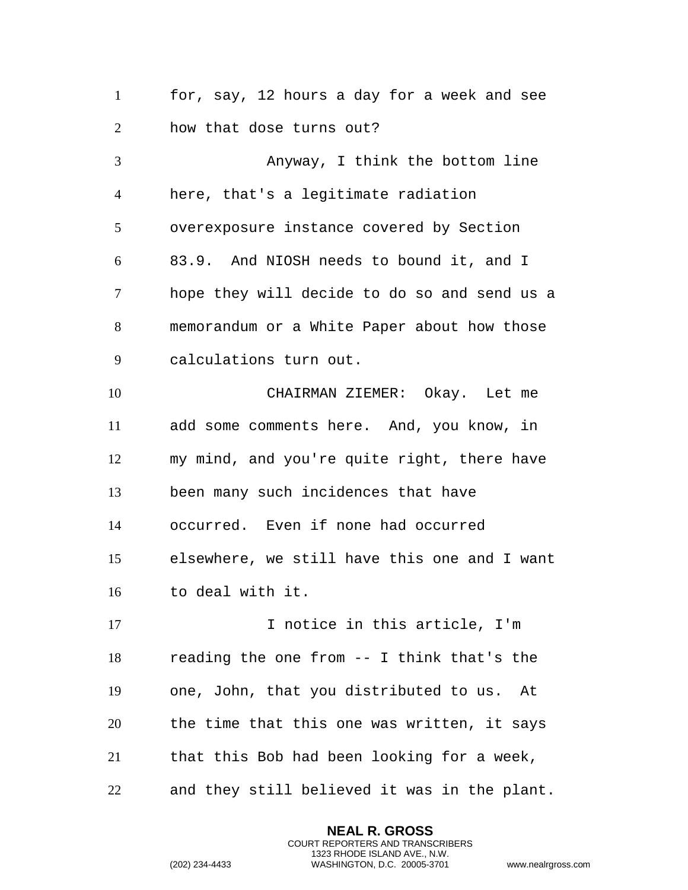for, say, 12 hours a day for a week and see how that dose turns out?

Anyway, I think the bottom line here, that's a legitimate radiation overexposure instance covered by Section 83.9. And NIOSH needs to bound it, and I hope they will decide to do so and send us a memorandum or a White Paper about how those calculations turn out.

CHAIRMAN ZIEMER: Okay. Let me add some comments here. And, you know, in my mind, and you're quite right, there have been many such incidences that have occurred. Even if none had occurred elsewhere, we still have this one and I want to deal with it.

I notice in this article, I'm reading the one from -- I think that's the one, John, that you distributed to us. At the time that this one was written, it says that this Bob had been looking for a week, and they still believed it was in the plant.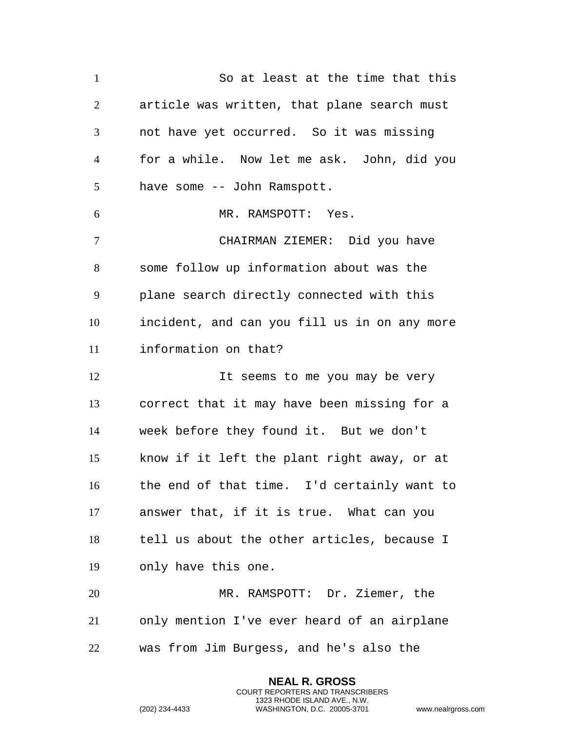So at least at the time that this article was written, that plane search must not have yet occurred. So it was missing for a while. Now let me ask. John, did you have some -- John Ramspott.

MR. RAMSPOTT: Yes.

CHAIRMAN ZIEMER: Did you have some follow up information about was the plane search directly connected with this incident, and can you fill us in on any more information on that?

It seems to me you may be very correct that it may have been missing for a week before they found it. But we don't know if it left the plant right away, or at the end of that time. I'd certainly want to answer that, if it is true. What can you tell us about the other articles, because I only have this one.

MR. RAMSPOTT: Dr. Ziemer, the only mention I've ever heard of an airplane was from Jim Burgess, and he's also the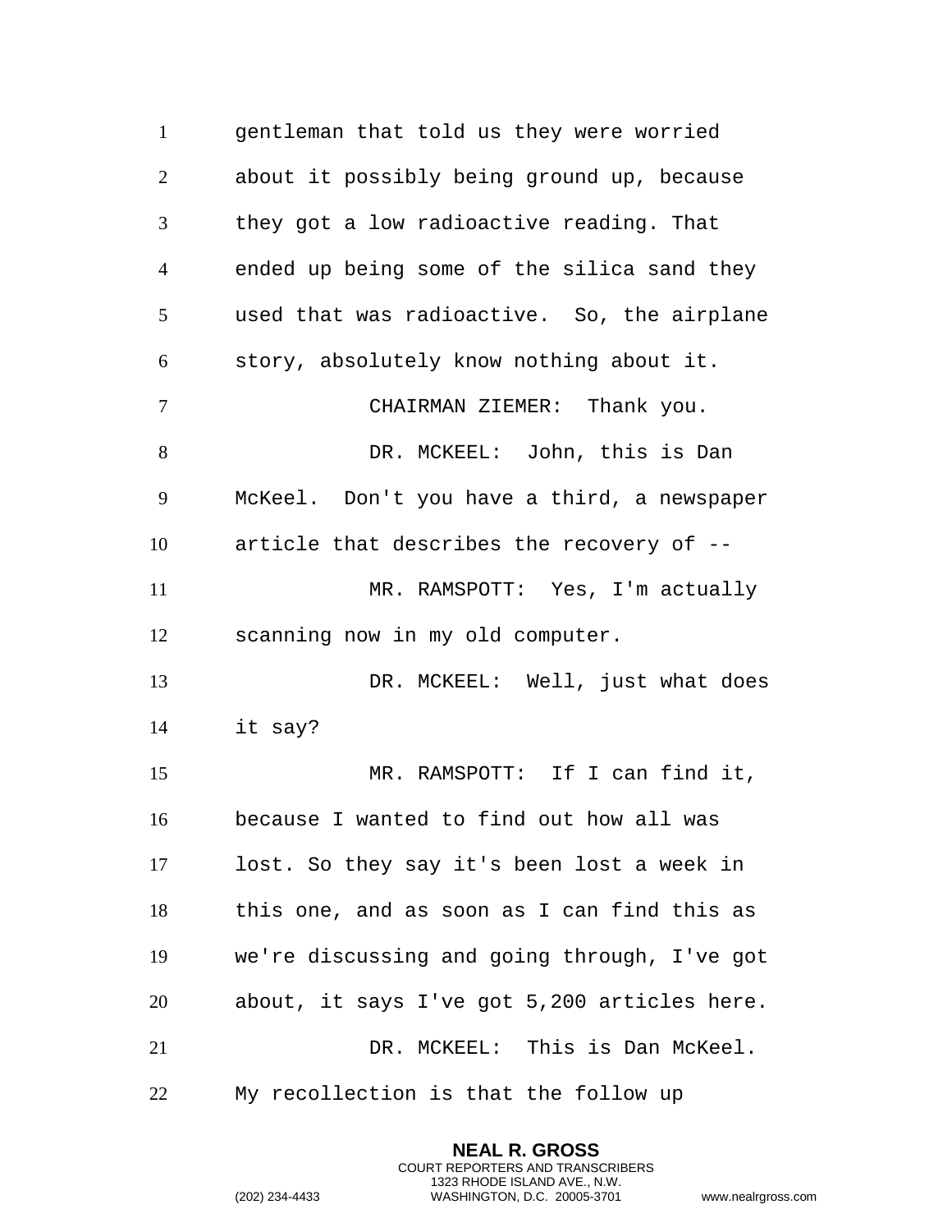gentleman that told us they were worried about it possibly being ground up, because they got a low radioactive reading. That ended up being some of the silica sand they used that was radioactive. So, the airplane story, absolutely know nothing about it.

CHAIRMAN ZIEMER: Thank you.

DR. MCKEEL: John, this is Dan McKeel. Don't you have a third, a newspaper article that describes the recovery of --

MR. RAMSPOTT: Yes, I'm actually scanning now in my old computer.

DR. MCKEEL: Well, just what does it say?

MR. RAMSPOTT: If I can find it, because I wanted to find out how all was lost. So they say it's been lost a week in this one, and as soon as I can find this as we're discussing and going through, I've got about, it says I've got 5,200 articles here.

DR. MCKEEL: This is Dan McKeel. My recollection is that the follow up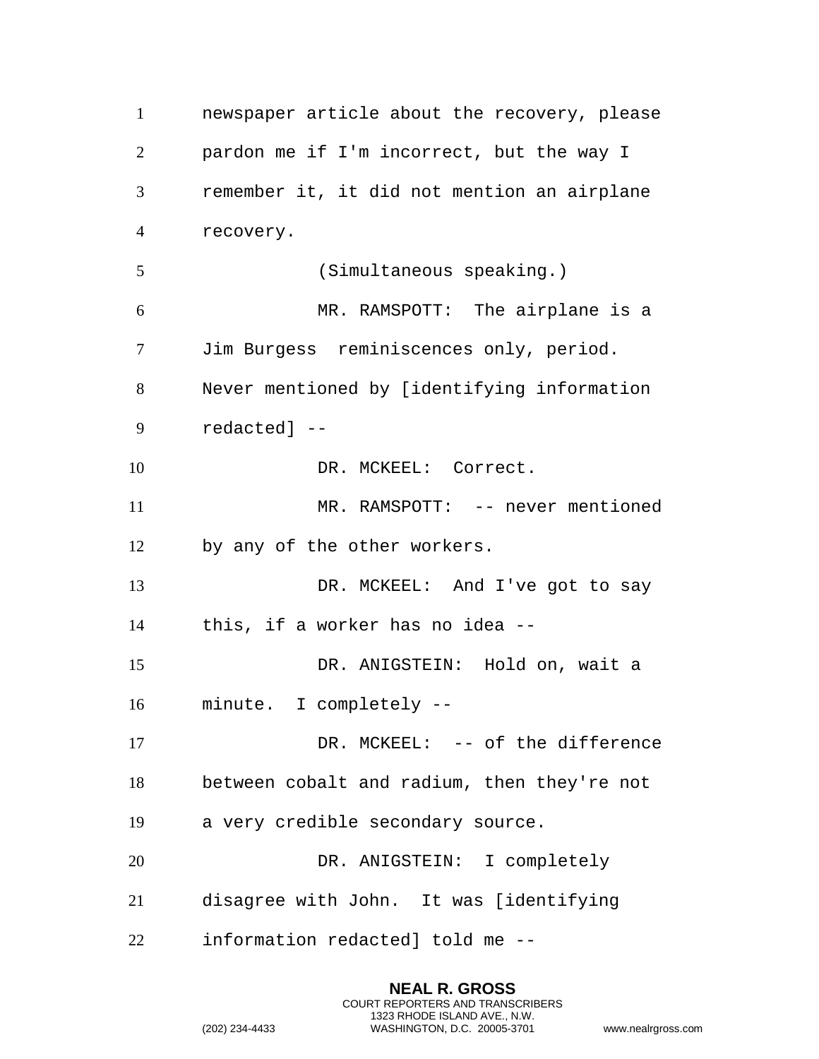newspaper article about the recovery, please pardon me if I'm incorrect, but the way I remember it, it did not mention an airplane recovery.

(Simultaneous speaking.)

MR. RAMSPOTT: The airplane is a Jim Burgess reminiscences only, period. Never mentioned by [identifying information redacted] --

DR. MCKEEL: Correct.

MR. RAMSPOTT: -- never mentioned by any of the other workers.

DR. MCKEEL: And I've got to say this, if a worker has no idea --

DR. ANIGSTEIN: Hold on, wait a minute. I completely --

DR. MCKEEL: -- of the difference between cobalt and radium, then they're not a very credible secondary source.

DR. ANIGSTEIN: I completely disagree with John. It was [identifying information redacted] told me --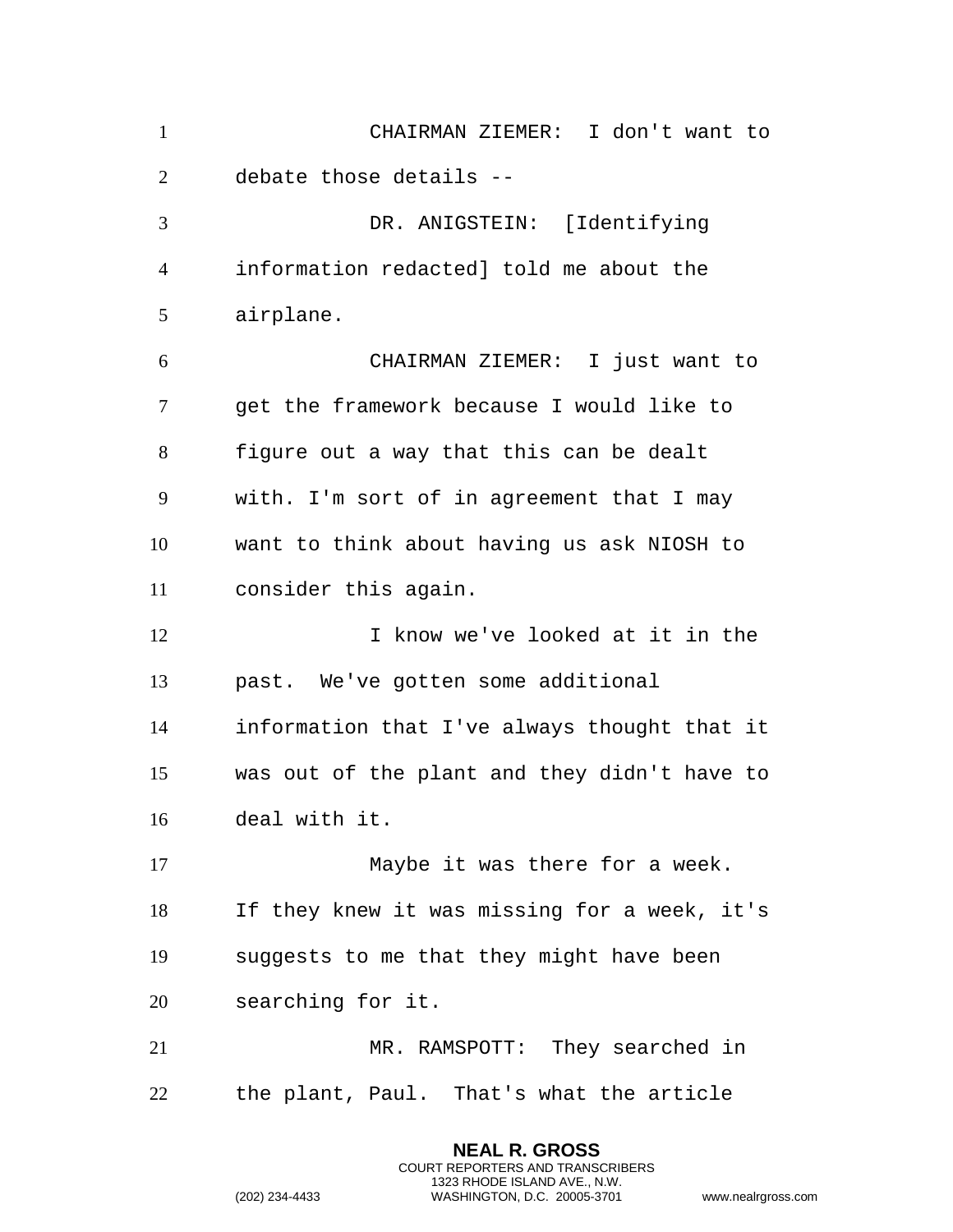CHAIRMAN ZIEMER: I don't want to debate those details --

DR. ANIGSTEIN: [Identifying information redacted] told me about the airplane.

CHAIRMAN ZIEMER: I just want to get the framework because I would like to figure out a way that this can be dealt with. I'm sort of in agreement that I may want to think about having us ask NIOSH to consider this again.

I know we've looked at it in the past. We've gotten some additional information that I've always thought that it was out of the plant and they didn't have to deal with it.

Maybe it was there for a week. If they knew it was missing for a week, it's suggests to me that they might have been searching for it.

MR. RAMSPOTT: They searched in the plant, Paul. That's what the article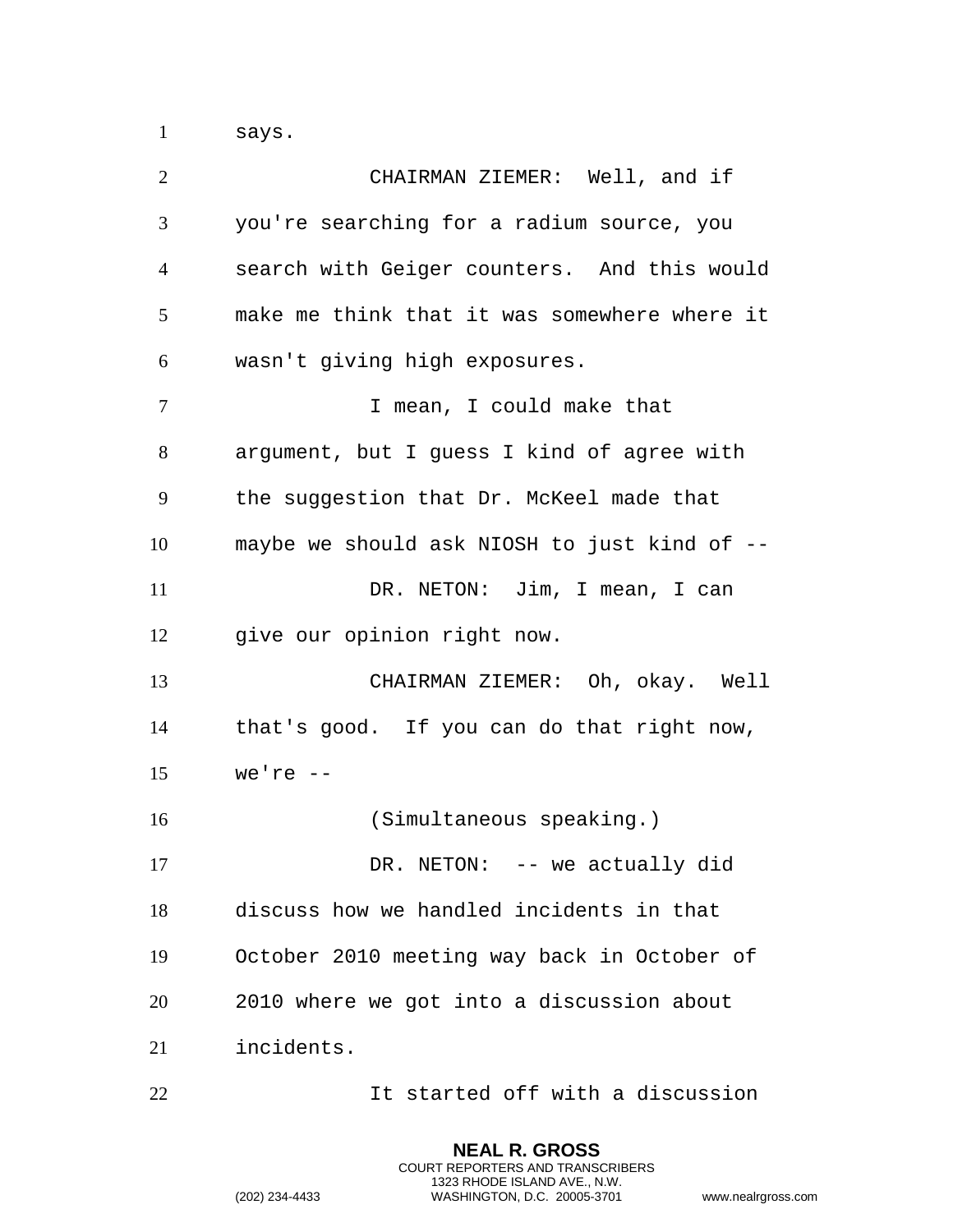says.

CHAIRMAN ZIEMER: Well, and if you're searching for a radium source, you search with Geiger counters. And this would make me think that it was somewhere where it wasn't giving high exposures.

I mean, I could make that argument, but I guess I kind of agree with the suggestion that Dr. McKeel made that maybe we should ask NIOSH to just kind of --

DR. NETON: Jim, I mean, I can give our opinion right now.

CHAIRMAN ZIEMER: Oh, okay. Well that's good. If you can do that right now, we're --

(Simultaneous speaking.)

DR. NETON: -- we actually did discuss how we handled incidents in that October 2010 meeting way back in October of 2010 where we got into a discussion about incidents.

It started off with a discussion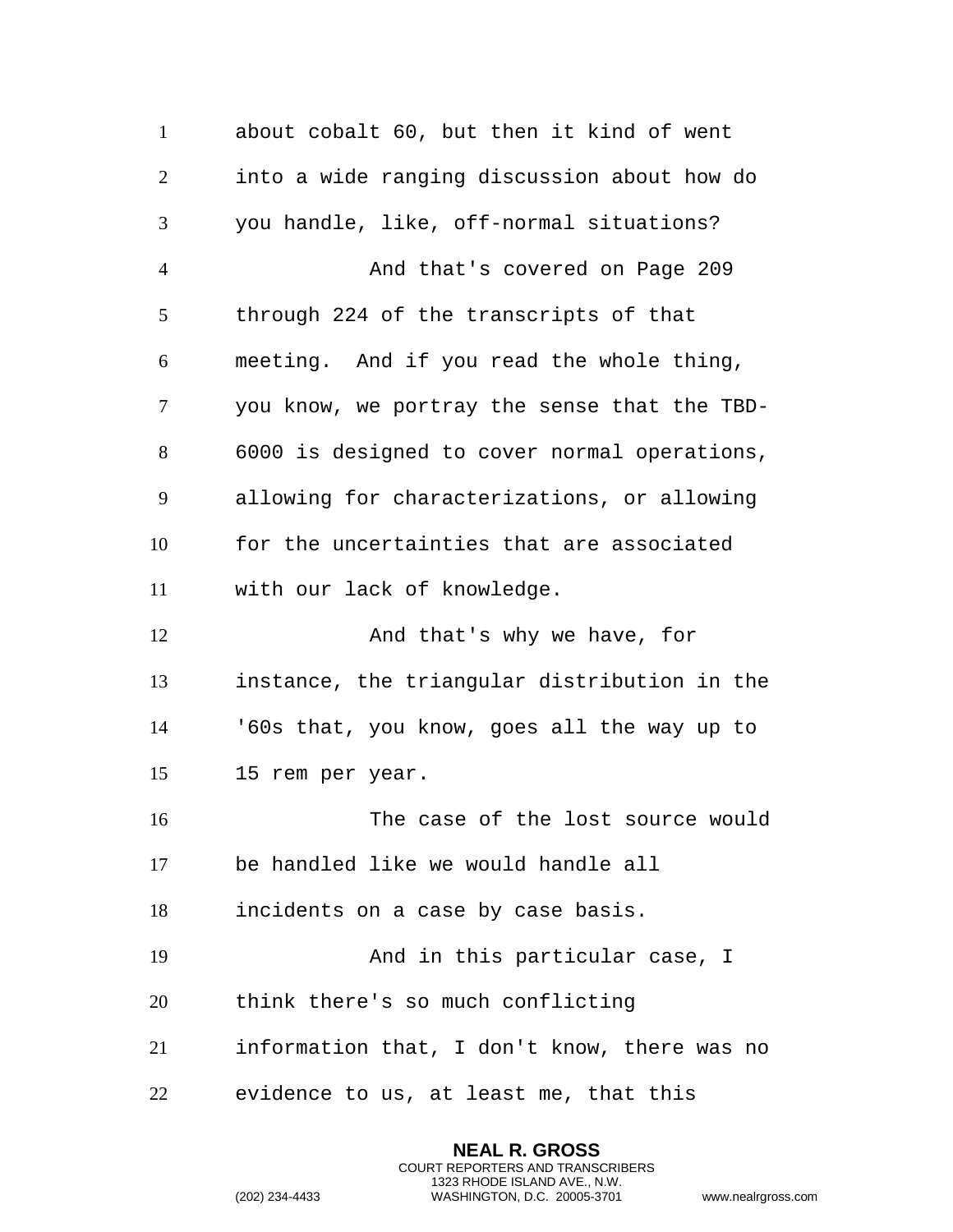about cobalt 60, but then it kind of went into a wide ranging discussion about how do you handle, like, off-normal situations?

And that's covered on Page 209 through 224 of the transcripts of that meeting. And if you read the whole thing, you know, we portray the sense that the TBD-6000 is designed to cover normal operations, allowing for characterizations, or allowing for the uncertainties that are associated with our lack of knowledge.

And that's why we have, for instance, the triangular distribution in the '60s that, you know, goes all the way up to 15 rem per year.

The case of the lost source would be handled like we would handle all incidents on a case by case basis.

And in this particular case, I think there's so much conflicting information that, I don't know, there was no evidence to us, at least me, that this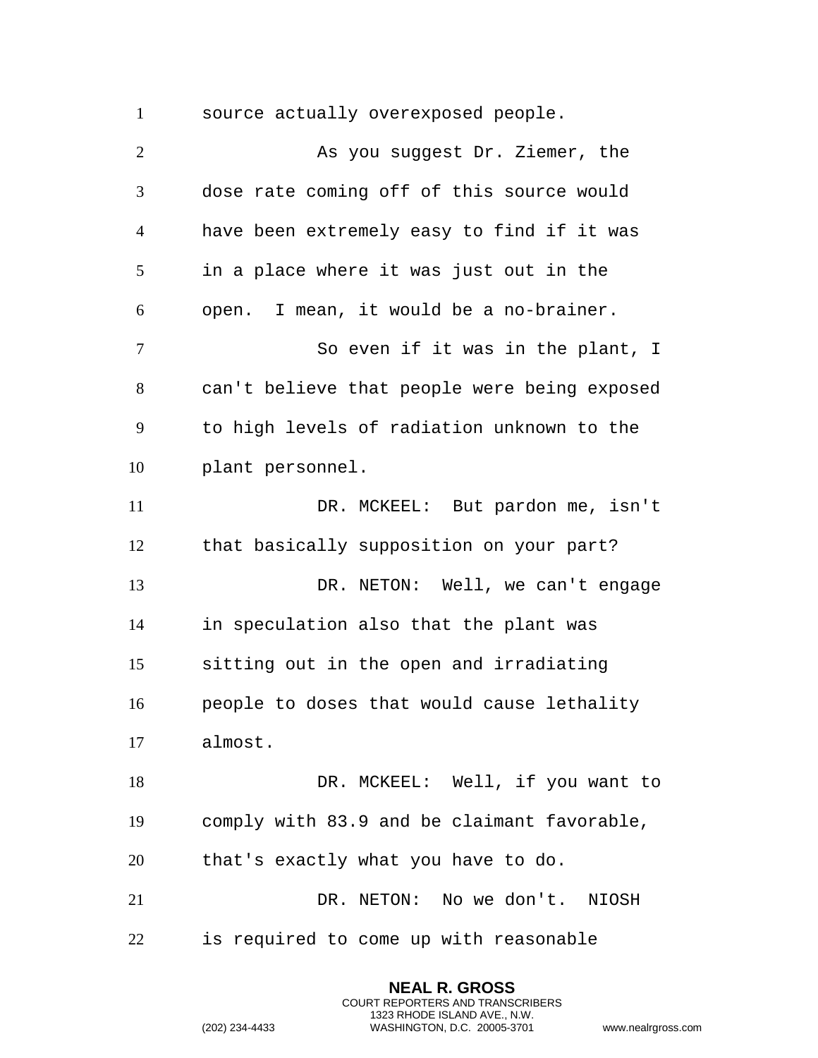source actually overexposed people.

As you suggest Dr. Ziemer, the dose rate coming off of this source would have been extremely easy to find if it was in a place where it was just out in the open. I mean, it would be a no-brainer.

So even if it was in the plant, I can't believe that people were being exposed to high levels of radiation unknown to the plant personnel.

DR. MCKEEL: But pardon me, isn't that basically supposition on your part?

DR. NETON: Well, we can't engage in speculation also that the plant was sitting out in the open and irradiating people to doses that would cause lethality almost.

DR. MCKEEL: Well, if you want to comply with 83.9 and be claimant favorable, that's exactly what you have to do.

DR. NETON: No we don't. NIOSH is required to come up with reasonable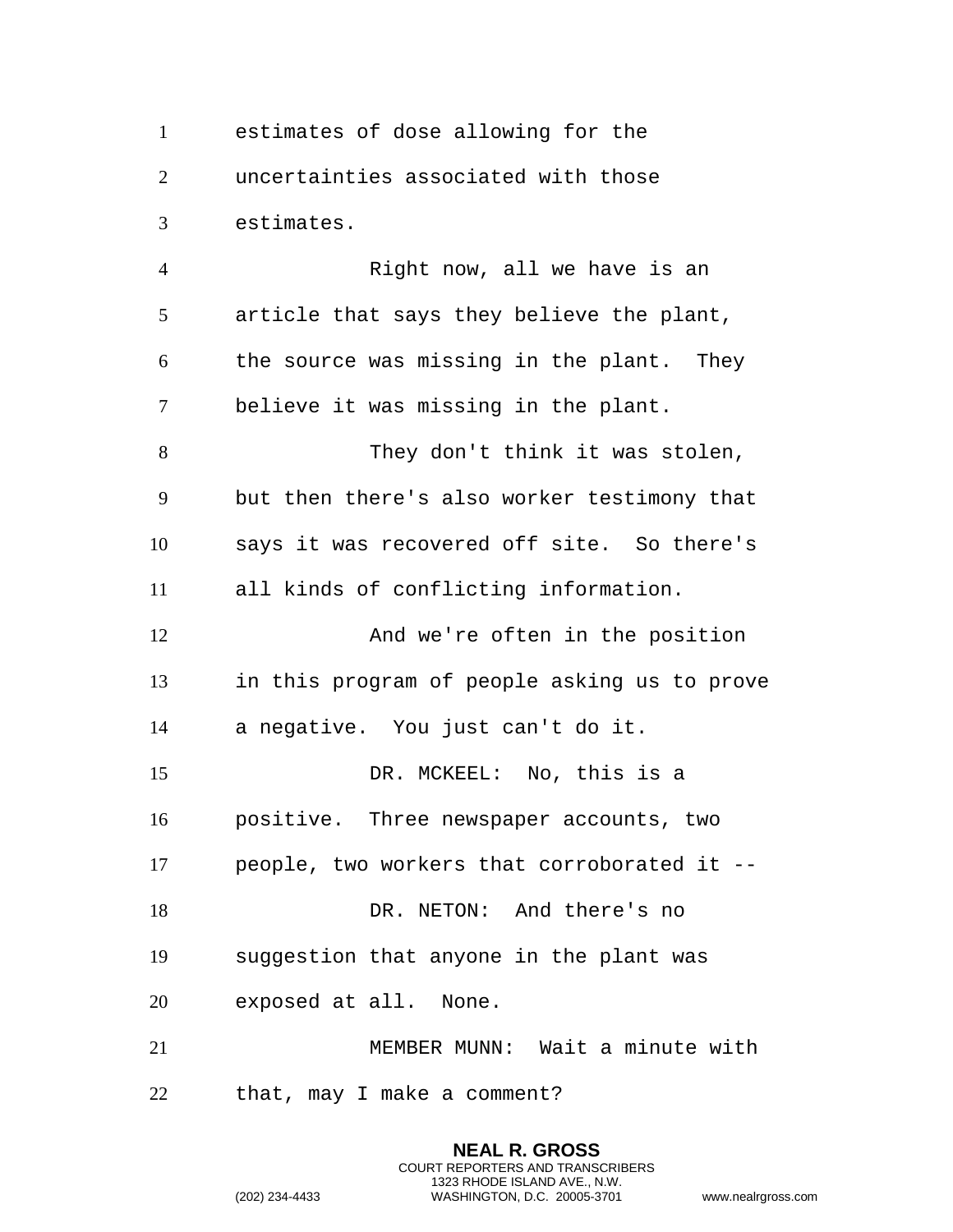estimates of dose allowing for the uncertainties associated with those estimates.

Right now, all we have is an article that says they believe the plant, the source was missing in the plant. They believe it was missing in the plant.

They don't think it was stolen, but then there's also worker testimony that says it was recovered off site. So there's all kinds of conflicting information.

And we're often in the position in this program of people asking us to prove a negative. You just can't do it.

DR. MCKEEL: No, this is a positive. Three newspaper accounts, two people, two workers that corroborated it --

DR. NETON: And there's no suggestion that anyone in the plant was exposed at all. None.

MEMBER MUNN: Wait a minute with that, may I make a comment?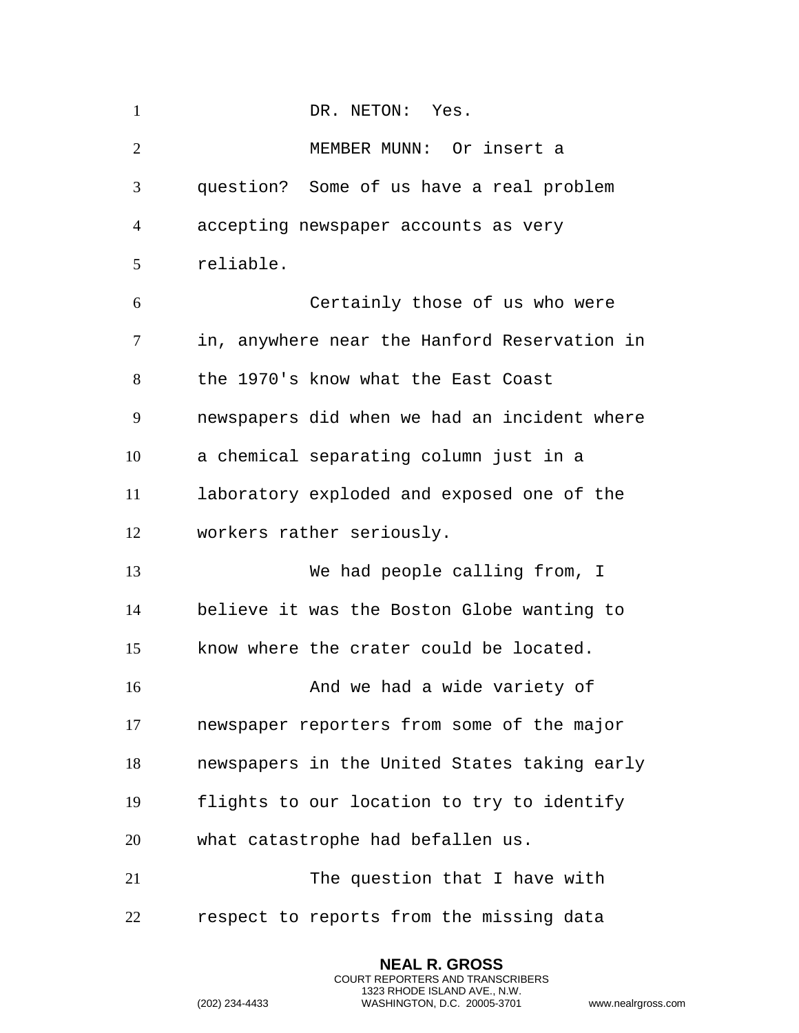DR. NETON: Yes.

MEMBER MUNN: Or insert a question? Some of us have a real problem accepting newspaper accounts as very reliable.

Certainly those of us who were in, anywhere near the Hanford Reservation in the 1970's know what the East Coast newspapers did when we had an incident where a chemical separating column just in a laboratory exploded and exposed one of the workers rather seriously.

We had people calling from, I believe it was the Boston Globe wanting to know where the crater could be located.

And we had a wide variety of newspaper reporters from some of the major newspapers in the United States taking early flights to our location to try to identify what catastrophe had befallen us.

The question that I have with respect to reports from the missing data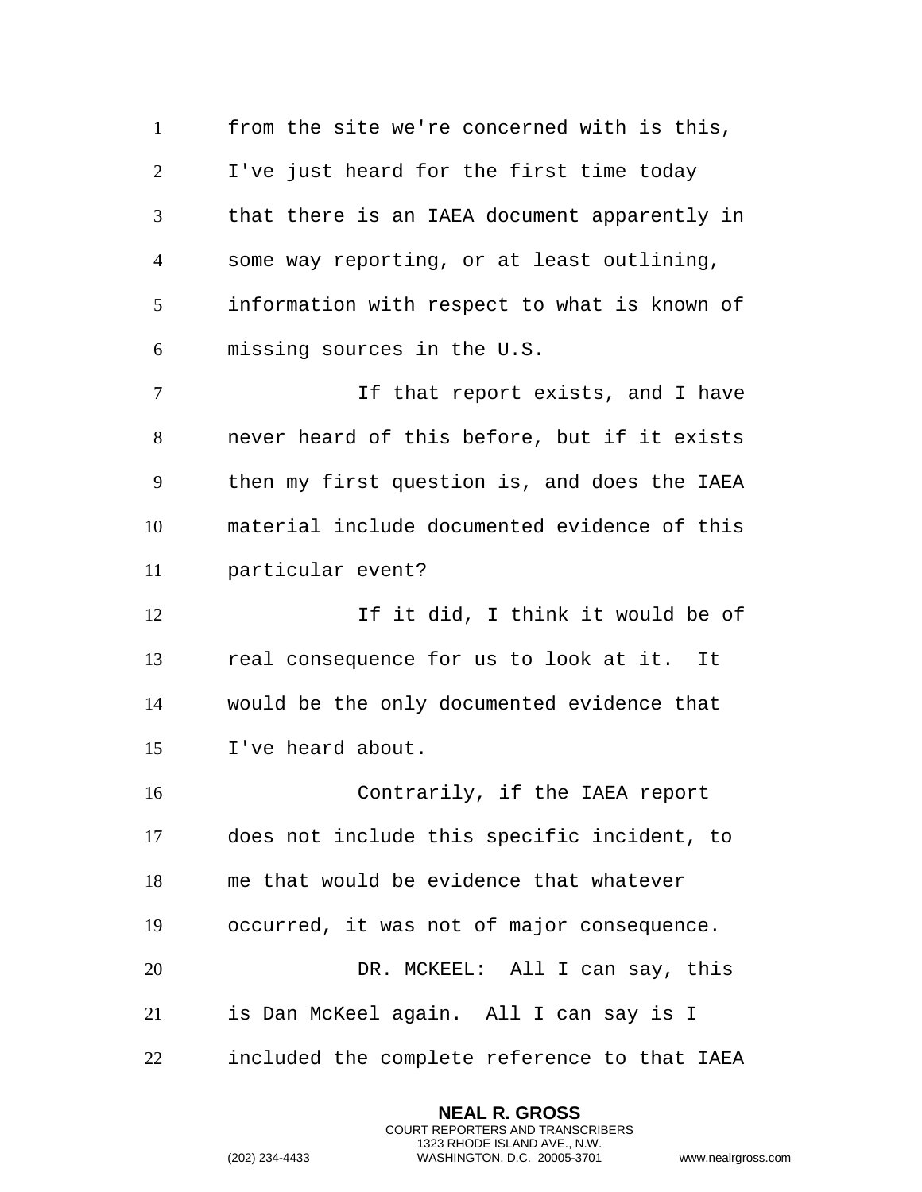from the site we're concerned with is this, I've just heard for the first time today that there is an IAEA document apparently in some way reporting, or at least outlining, information with respect to what is known of missing sources in the U.S.

If that report exists, and I have never heard of this before, but if it exists then my first question is, and does the IAEA material include documented evidence of this particular event?

If it did, I think it would be of real consequence for us to look at it. It would be the only documented evidence that I've heard about.

Contrarily, if the IAEA report does not include this specific incident, to me that would be evidence that whatever occurred, it was not of major consequence.

DR. MCKEEL: All I can say, this is Dan McKeel again. All I can say is I included the complete reference to that IAEA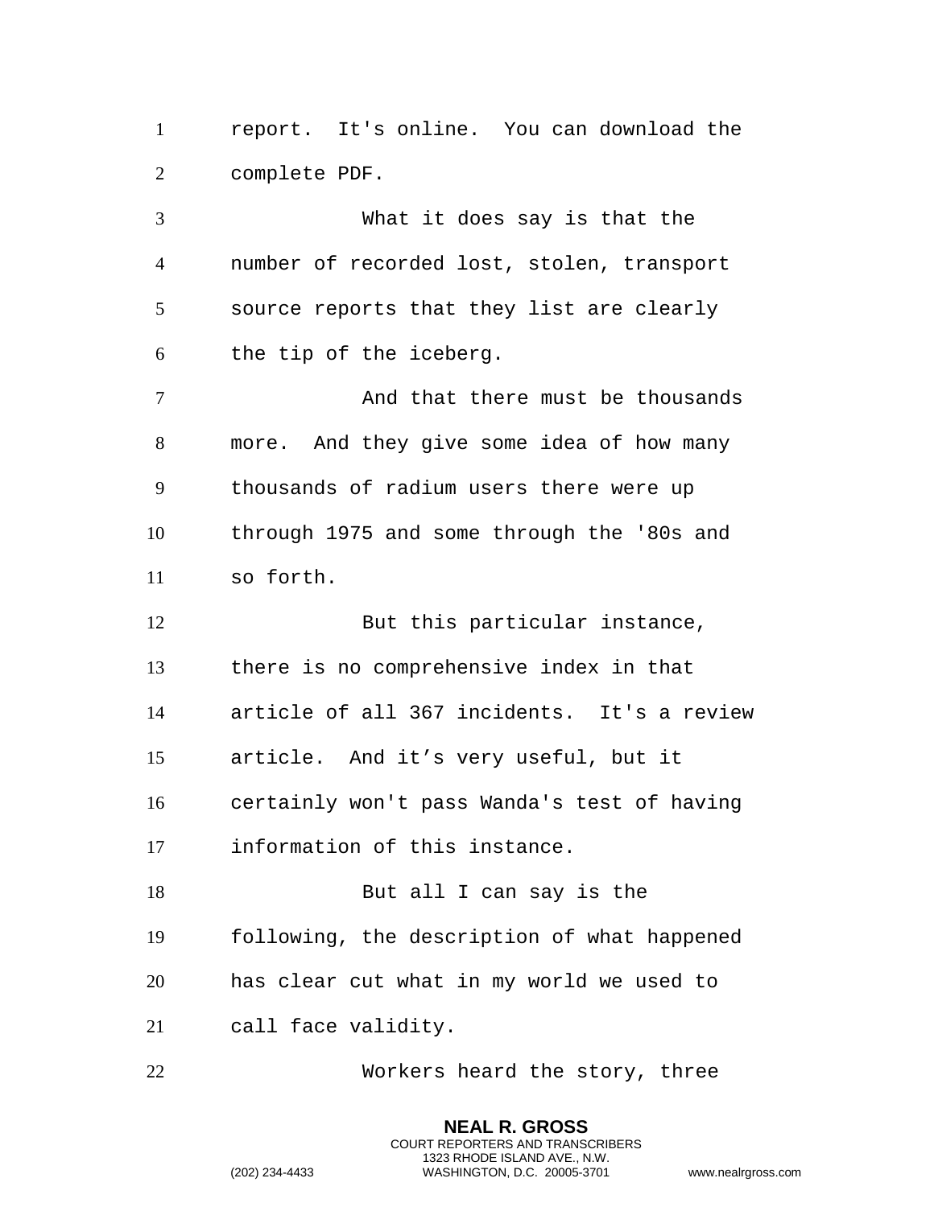report. It's online. You can download the complete PDF.

What it does say is that the number of recorded lost, stolen, transport source reports that they list are clearly the tip of the iceberg.

And that there must be thousands more. And they give some idea of how many thousands of radium users there were up through 1975 and some through the '80s and so forth.

But this particular instance, there is no comprehensive index in that article of all 367 incidents. It's a review article. And it's very useful, but it certainly won't pass Wanda's test of having information of this instance.

But all I can say is the following, the description of what happened has clear cut what in my world we used to call face validity.

Workers heard the story, three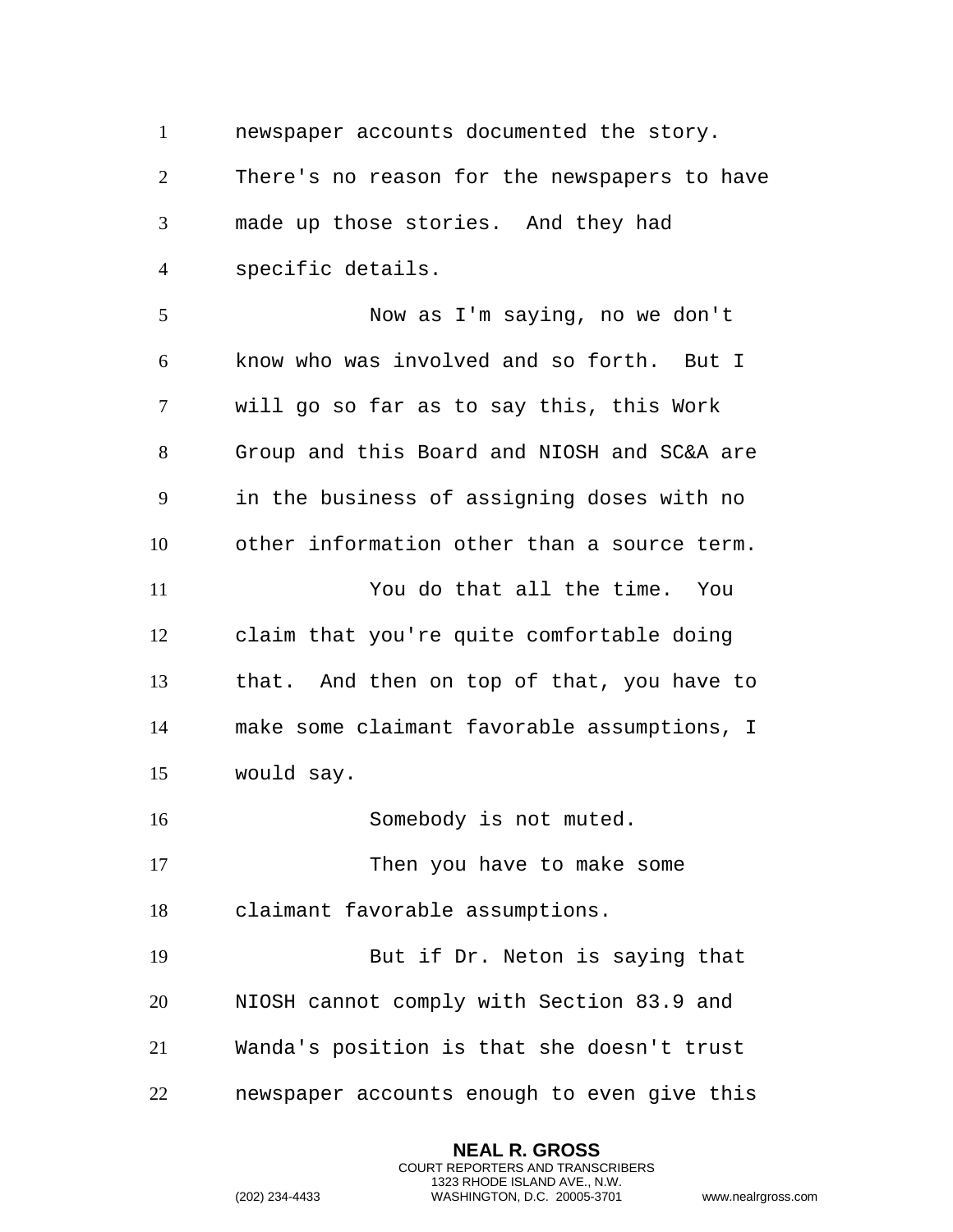newspaper accounts documented the story. There's no reason for the newspapers to have made up those stories. And they had specific details.

Now as I'm saying, no we don't know who was involved and so forth. But I will go so far as to say this, this Work Group and this Board and NIOSH and SC&A are in the business of assigning doses with no other information other than a source term.

You do that all the time. You claim that you're quite comfortable doing that. And then on top of that, you have to make some claimant favorable assumptions, I would say.

Somebody is not muted.

Then you have to make some claimant favorable assumptions.

But if Dr. Neton is saying that NIOSH cannot comply with Section 83.9 and Wanda's position is that she doesn't trust newspaper accounts enough to even give this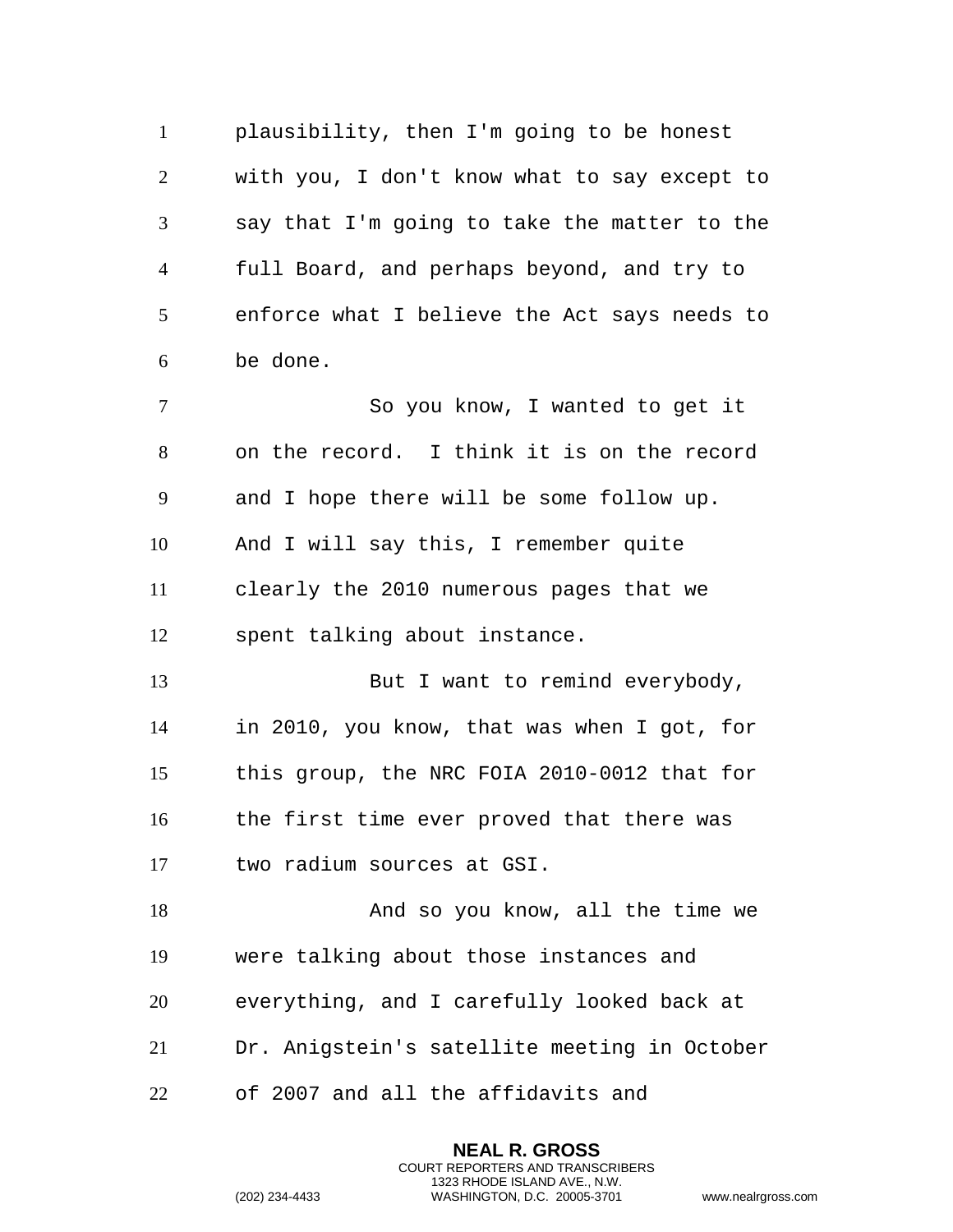plausibility, then I'm going to be honest with you, I don't know what to say except to say that I'm going to take the matter to the full Board, and perhaps beyond, and try to enforce what I believe the Act says needs to be done.

So you know, I wanted to get it on the record. I think it is on the record and I hope there will be some follow up. And I will say this, I remember quite clearly the 2010 numerous pages that we spent talking about instance.

But I want to remind everybody, in 2010, you know, that was when I got, for this group, the NRC FOIA 2010-0012 that for the first time ever proved that there was two radium sources at GSI.

And so you know, all the time we were talking about those instances and everything, and I carefully looked back at Dr. Anigstein's satellite meeting in October of 2007 and all the affidavits and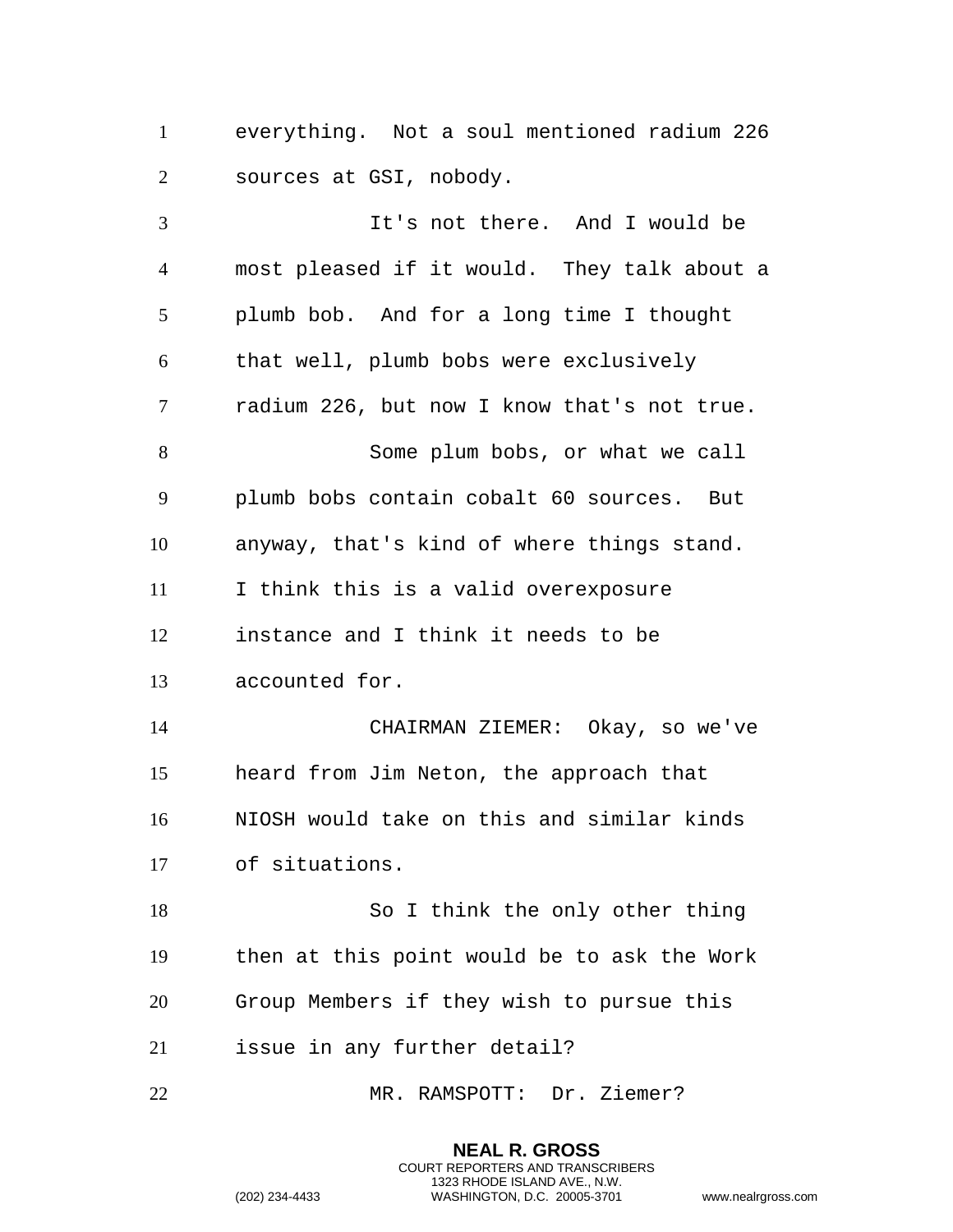everything. Not a soul mentioned radium 226 sources at GSI, nobody.

It's not there. And I would be most pleased if it would. They talk about a plumb bob. And for a long time I thought that well, plumb bobs were exclusively radium 226, but now I know that's not true.

Some plum bobs, or what we call plumb bobs contain cobalt 60 sources. But anyway, that's kind of where things stand. I think this is a valid overexposure instance and I think it needs to be accounted for.

CHAIRMAN ZIEMER: Okay, so we've heard from Jim Neton, the approach that NIOSH would take on this and similar kinds of situations.

So I think the only other thing then at this point would be to ask the Work Group Members if they wish to pursue this issue in any further detail?

MR. RAMSPOTT: Dr. Ziemer?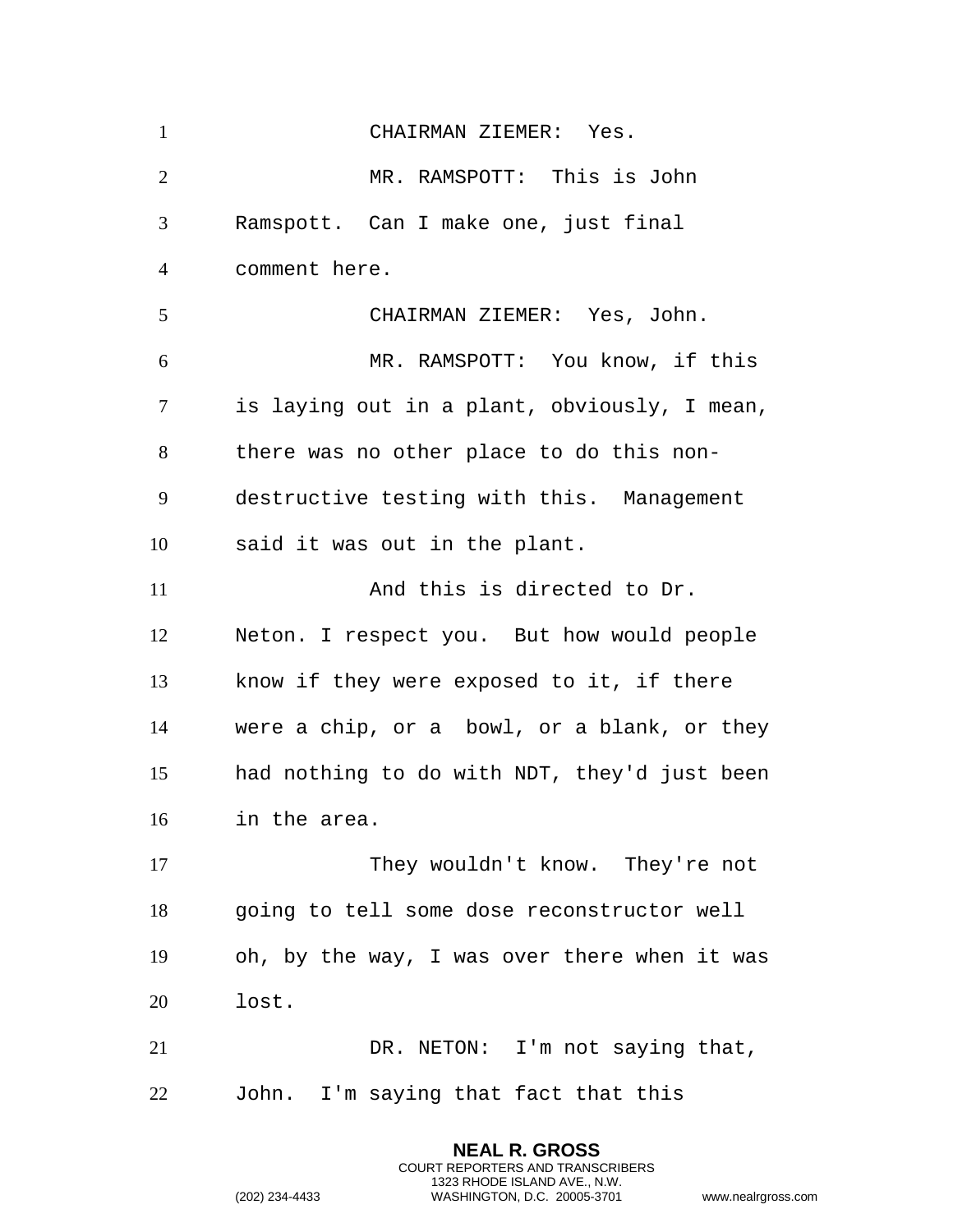CHAIRMAN ZIEMER: Yes.

MR. RAMSPOTT: This is John Ramspott. Can I make one, just final comment here.

CHAIRMAN ZIEMER: Yes, John.

MR. RAMSPOTT: You know, if this is laying out in a plant, obviously, I mean, there was no other place to do this non-destructive testing with this. Management said it was out in the plant.

And this is directed to Dr. Neton. I respect you. But how would people know if they were exposed to it, if there were a chip, or a bowl, or a blank, or they had nothing to do with NDT, they'd just been in the area.

They wouldn't know. They're not going to tell some dose reconstructor well oh, by the way, I was over there when it was lost.

DR. NETON: I'm not saying that, John. I'm saying that fact that this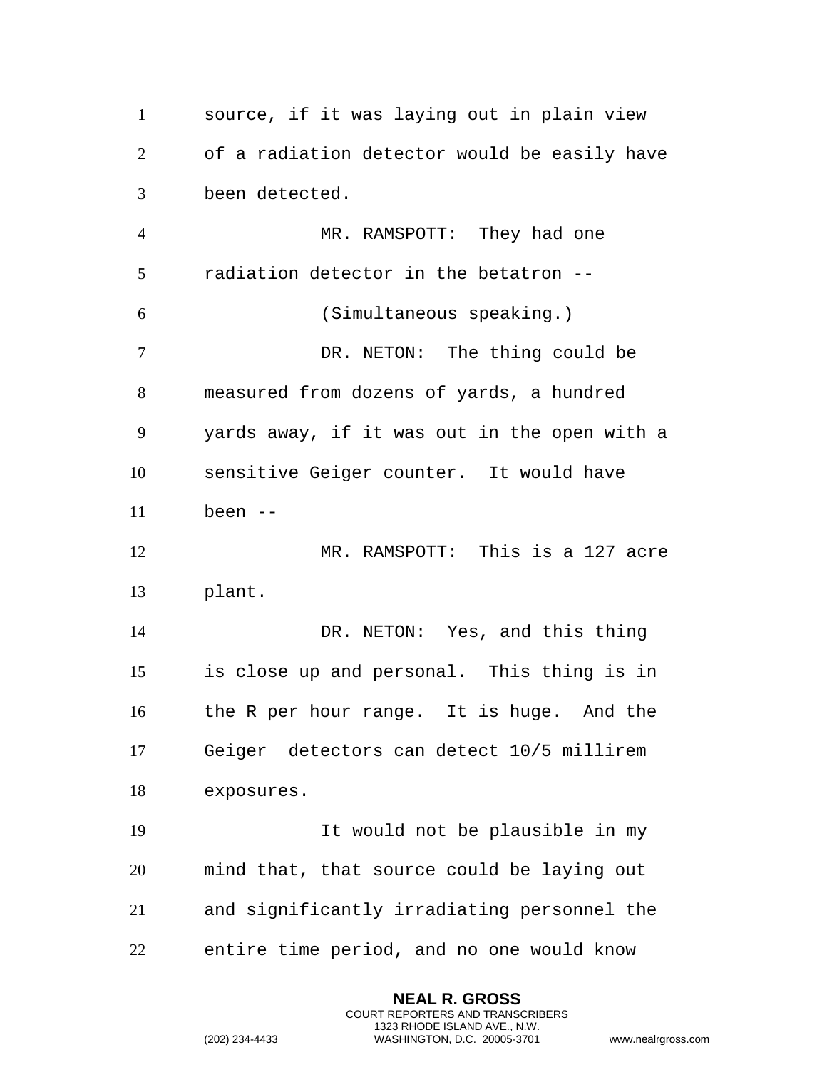source, if it was laying out in plain view of a radiation detector would be easily have been detected.

MR. RAMSPOTT: They had one radiation detector in the betatron --

(Simultaneous speaking.)

DR. NETON: The thing could be measured from dozens of yards, a hundred yards away, if it was out in the open with a sensitive Geiger counter. It would have been --

MR. RAMSPOTT: This is a 127 acre plant.

DR. NETON: Yes, and this thing is close up and personal. This thing is in the R per hour range. It is huge. And the Geiger detectors can detect 10/5 millirem exposures.

It would not be plausible in my mind that, that source could be laying out and significantly irradiating personnel the entire time period, and no one would know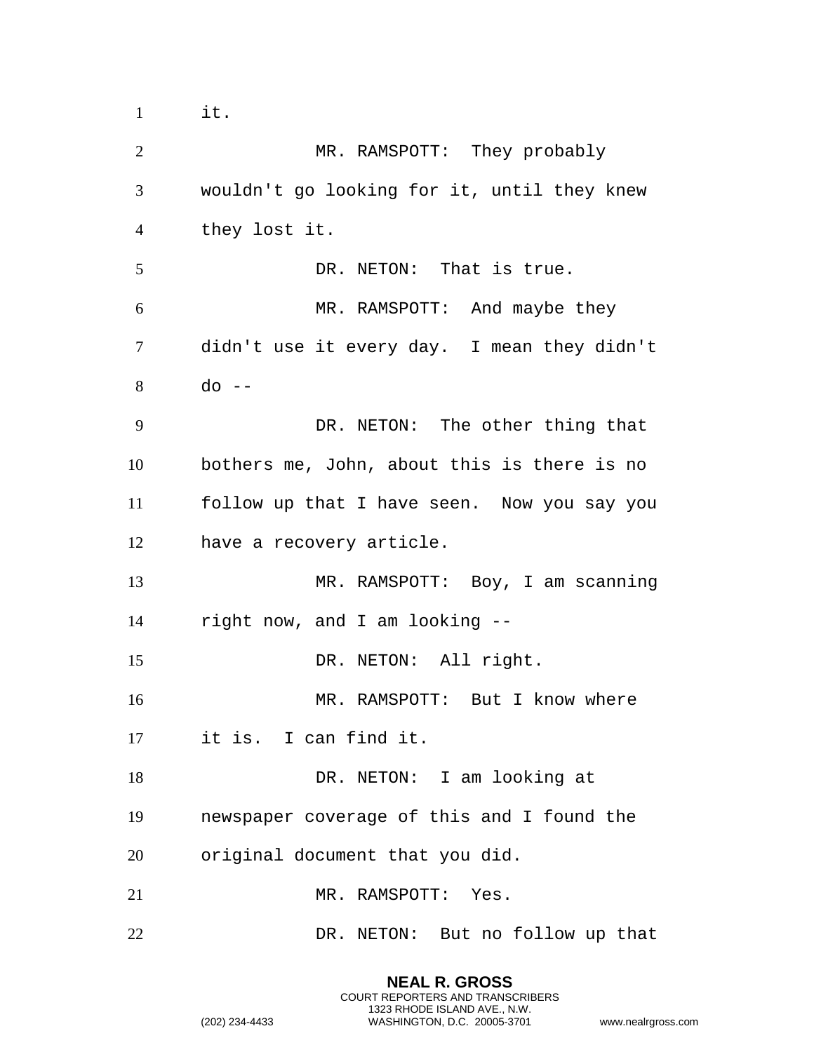it.

MR. RAMSPOTT: They probably wouldn't go looking for it, until they knew they lost it.

DR. NETON: That is true.

MR. RAMSPOTT: And maybe they didn't use it every day. I mean they didn't do --

DR. NETON: The other thing that bothers me, John, about this is there is no follow up that I have seen. Now you say you have a recovery article.

MR. RAMSPOTT: Boy, I am scanning right now, and I am looking --

DR. NETON: All right.

MR. RAMSPOTT: But I know where it is. I can find it.

DR. NETON: I am looking at newspaper coverage of this and I found the original document that you did.

MR. RAMSPOTT: Yes.

DR. NETON: But no follow up that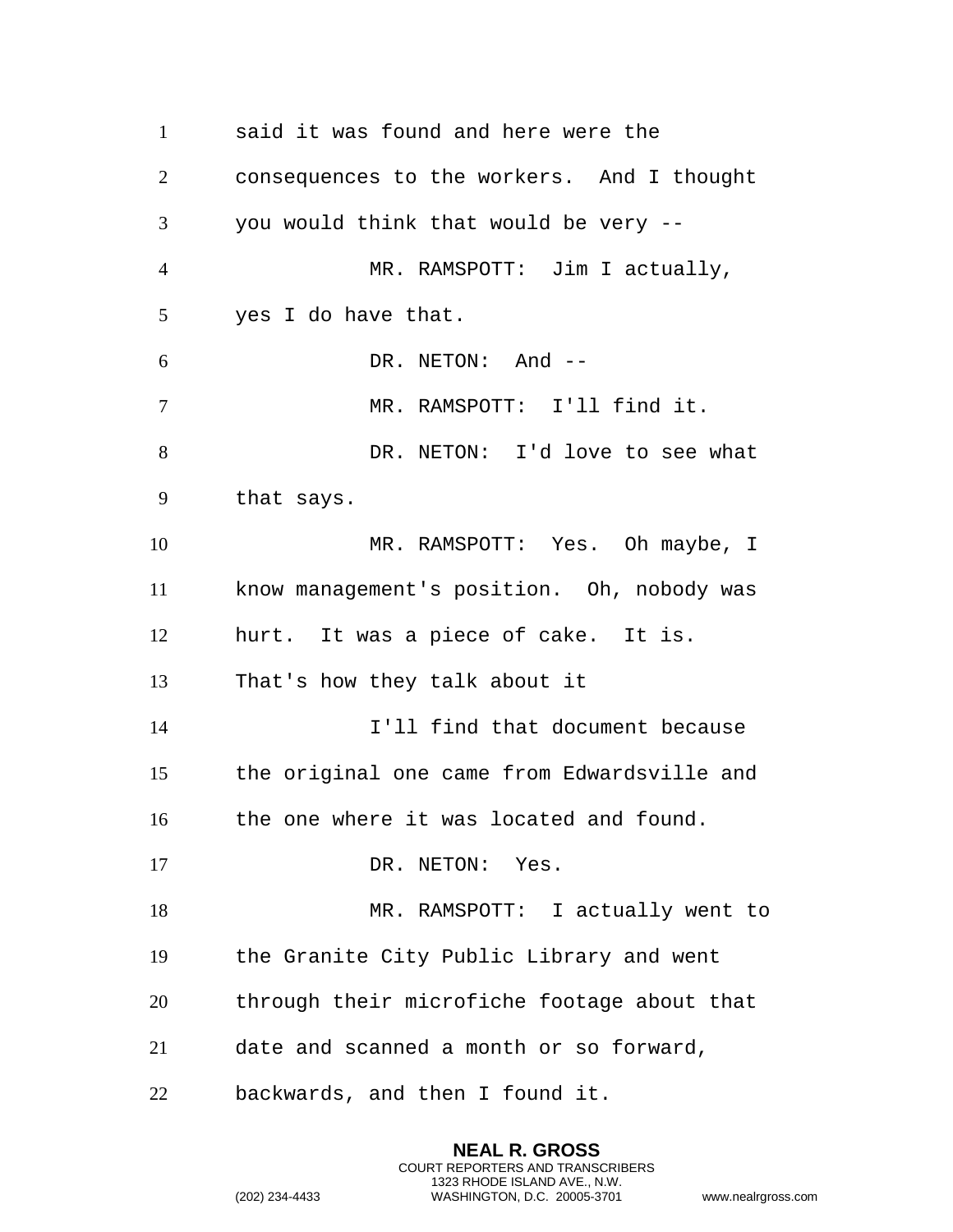said it was found and here were the consequences to the workers. And I thought you would think that would be very --

MR. RAMSPOTT: Jim I actually, yes I do have that.

DR. NETON: And --

MR. RAMSPOTT: I'll find it.

DR. NETON: I'd love to see what that says.

MR. RAMSPOTT: Yes. Oh maybe, I know management's position. Oh, nobody was hurt. It was a piece of cake. It is. That's how they talk about it

I'll find that document because the original one came from Edwardsville and the one where it was located and found.

DR. NETON: Yes.

MR. RAMSPOTT: I actually went to the Granite City Public Library and went through their microfiche footage about that date and scanned a month or so forward, backwards, and then I found it.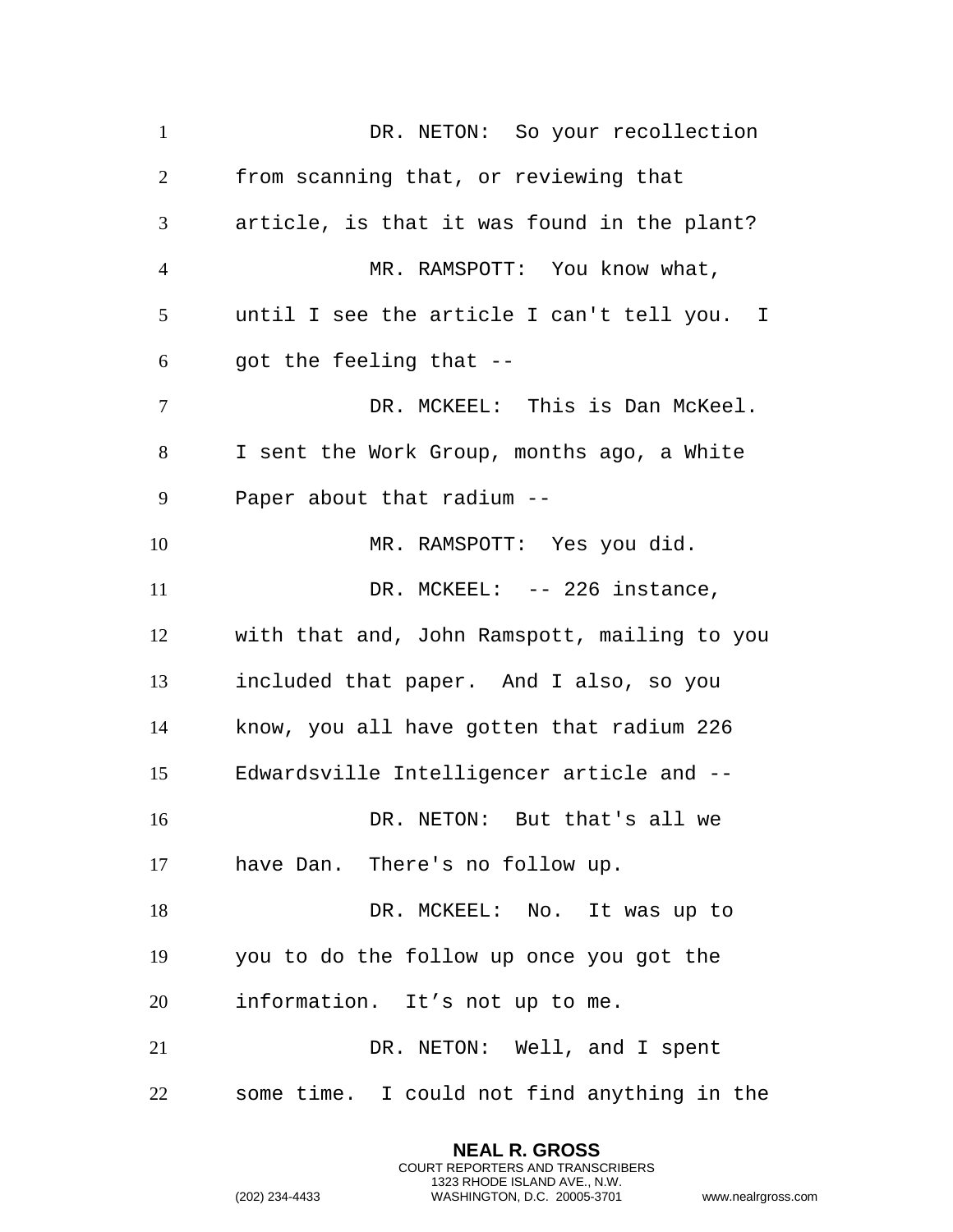DR. NETON: So your recollection from scanning that, or reviewing that article, is that it was found in the plant?

MR. RAMSPOTT: You know what, until I see the article I can't tell you. I got the feeling that --

DR. MCKEEL: This is Dan McKeel. I sent the Work Group, months ago, a White Paper about that radium --

MR. RAMSPOTT: Yes you did.

DR. MCKEEL: -- 226 instance, with that and, John Ramspott, mailing to you included that paper. And I also, so you know, you all have gotten that radium 226 Edwardsville Intelligencer article and --

DR. NETON: But that's all we have Dan. There's no follow up.

DR. MCKEEL: No. It was up to you to do the follow up once you got the information. It's not up to me.

DR. NETON: Well, and I spent some time. I could not find anything in the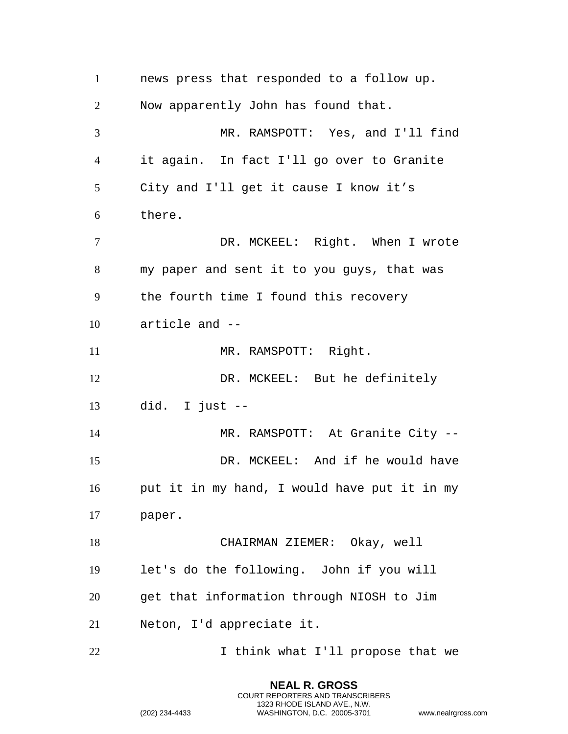news press that responded to a follow up. Now apparently John has found that.

MR. RAMSPOTT: Yes, and I'll find it again. In fact I'll go over to Granite City and I'll get it cause I know it’s there.

DR. MCKEEL: Right. When I wrote my paper and sent it to you guys, that was the fourth time I found this recovery article and --

MR. RAMSPOTT: Right.

DR. MCKEEL: But he definitely did. I just --

MR. RAMSPOTT: At Granite City --

DR. MCKEEL: And if he would have put it in my hand, I would have put it in my paper.

CHAIRMAN ZIEMER: Okay, well let's do the following. John if you will get that information through NIOSH to Jim Neton, I'd appreciate it.

I think what I'll propose that we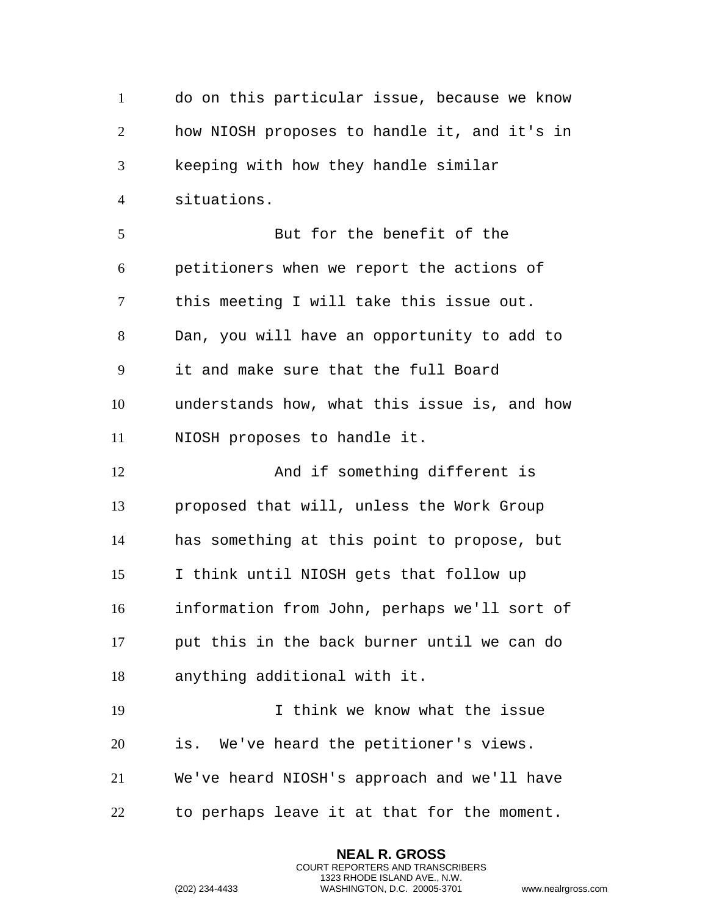do on this particular issue, because we know how NIOSH proposes to handle it, and it's in keeping with how they handle similar situations.

But for the benefit of the petitioners when we report the actions of this meeting I will take this issue out. Dan, you will have an opportunity to add to it and make sure that the full Board understands how, what this issue is, and how NIOSH proposes to handle it.

And if something different is proposed that will, unless the Work Group has something at this point to propose, but I think until NIOSH gets that follow up information from John, perhaps we'll sort of put this in the back burner until we can do anything additional with it.

I think we know what the issue is. We've heard the petitioner's views. We've heard NIOSH's approach and we'll have to perhaps leave it at that for the moment.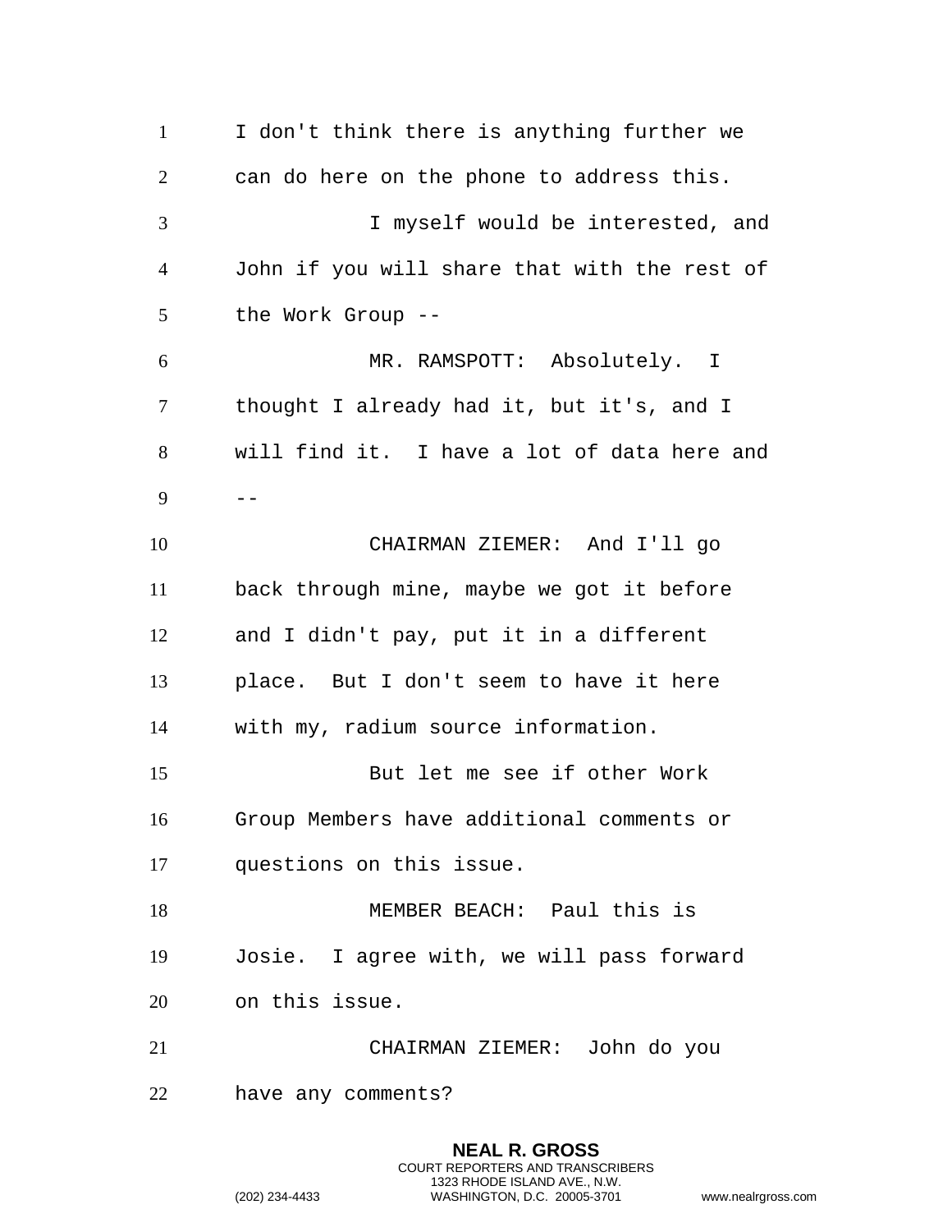I don't think there is anything further we can do here on the phone to address this.

I myself would be interested, and John if you will share that with the rest of the Work Group --

MR. RAMSPOTT: Absolutely. I thought I already had it, but it's, and I will find it. I have a lot of data here and --

CHAIRMAN ZIEMER: And I'll go back through mine, maybe we got it before and I didn't pay, put it in a different place. But I don't seem to have it here with my, radium source information.

But let me see if other Work Group Members have additional comments or questions on this issue.

MEMBER BEACH: Paul this is Josie. I agree with, we will pass forward on this issue.

CHAIRMAN ZIEMER: John do you have any comments?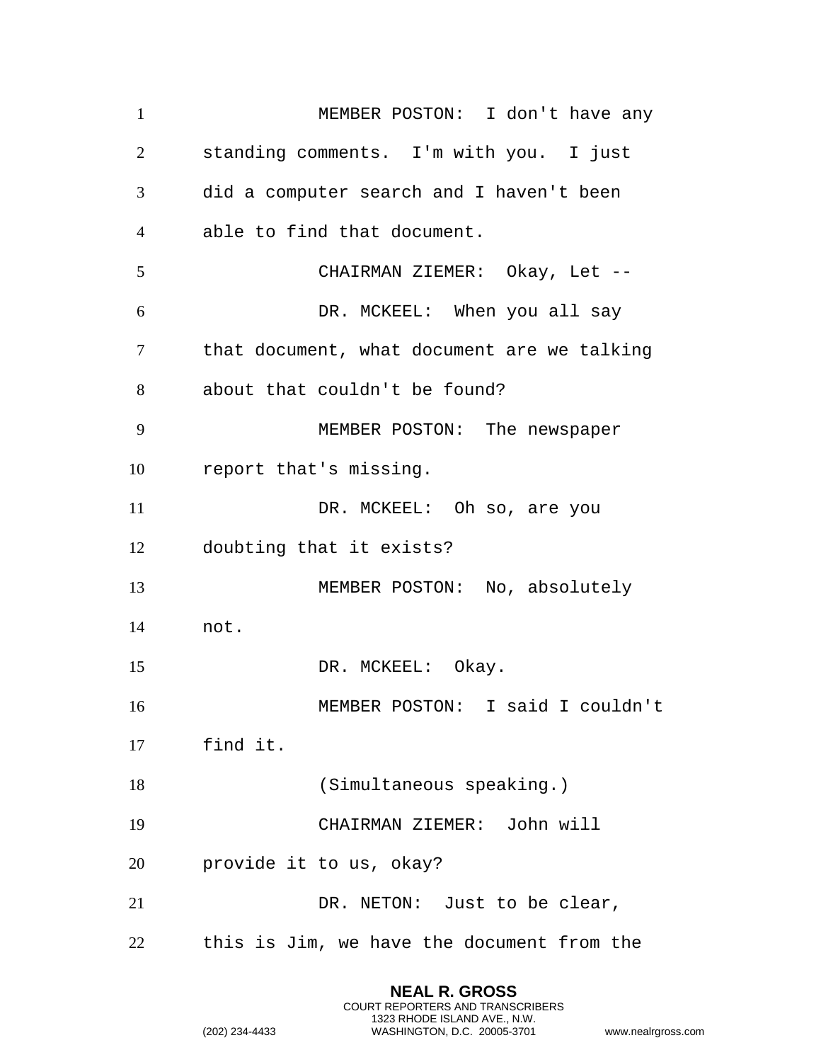MEMBER POSTON: I don't have any standing comments. I'm with you. I just did a computer search and I haven't been able to find that document.

CHAIRMAN ZIEMER: Okay, Let --

DR. MCKEEL: When you all say that document, what document are we talking about that couldn't be found?

MEMBER POSTON: The newspaper report that's missing.

DR. MCKEEL: Oh so, are you doubting that it exists?

MEMBER POSTON: No, absolutely not.

DR. MCKEEL: Okay.

MEMBER POSTON: I said I couldn't find it.

(Simultaneous speaking.)

CHAIRMAN ZIEMER: John will provide it to us, okay?

DR. NETON: Just to be clear, this is Jim, we have the document from the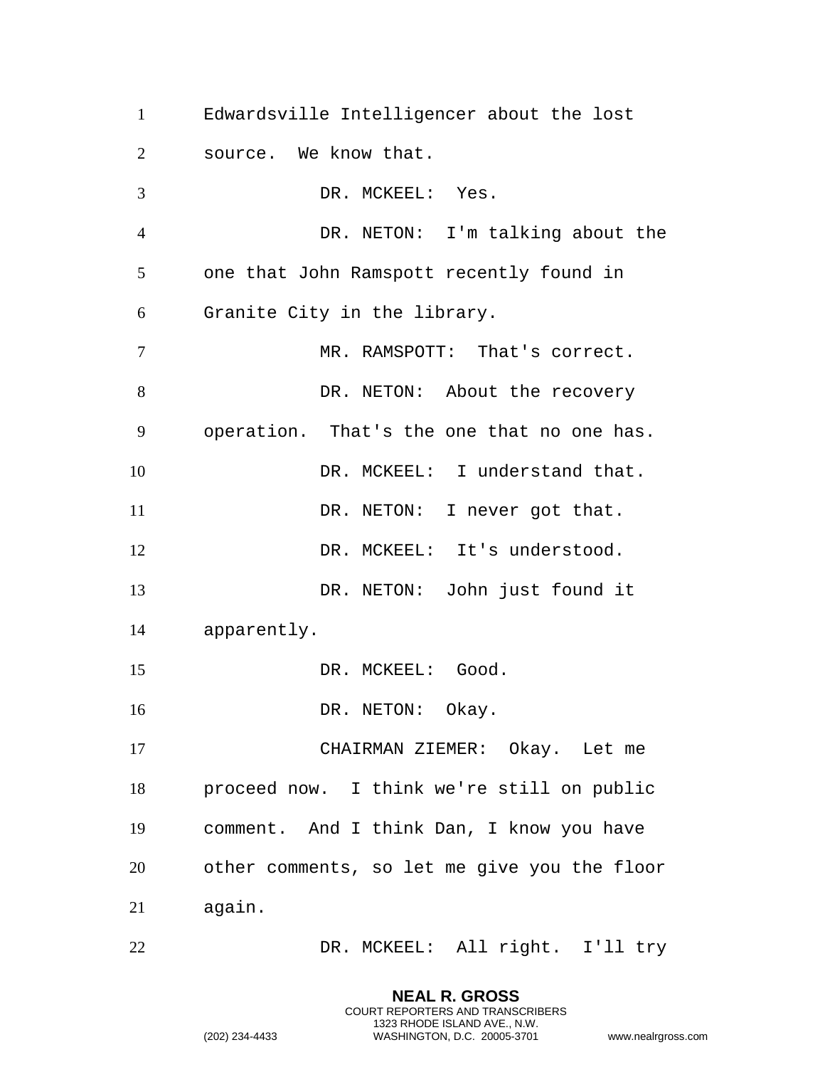Edwardsville Intelligencer about the lost source. We know that.

DR. MCKEEL: Yes.

DR. NETON: I'm talking about the one that John Ramspott recently found in Granite City in the library.

MR. RAMSPOTT: That's correct.

DR. NETON: About the recovery operation. That's the one that no one has.

DR. MCKEEL: I understand that.

DR. NETON: I never got that.

DR. MCKEEL: It's understood.

DR. NETON: John just found it apparently.

DR. MCKEEL: Good.

DR. NETON: Okay.

CHAIRMAN ZIEMER: Okay. Let me proceed now. I think we're still on public comment. And I think Dan, I know you have other comments, so let me give you the floor again.

DR. MCKEEL: All right. I'll try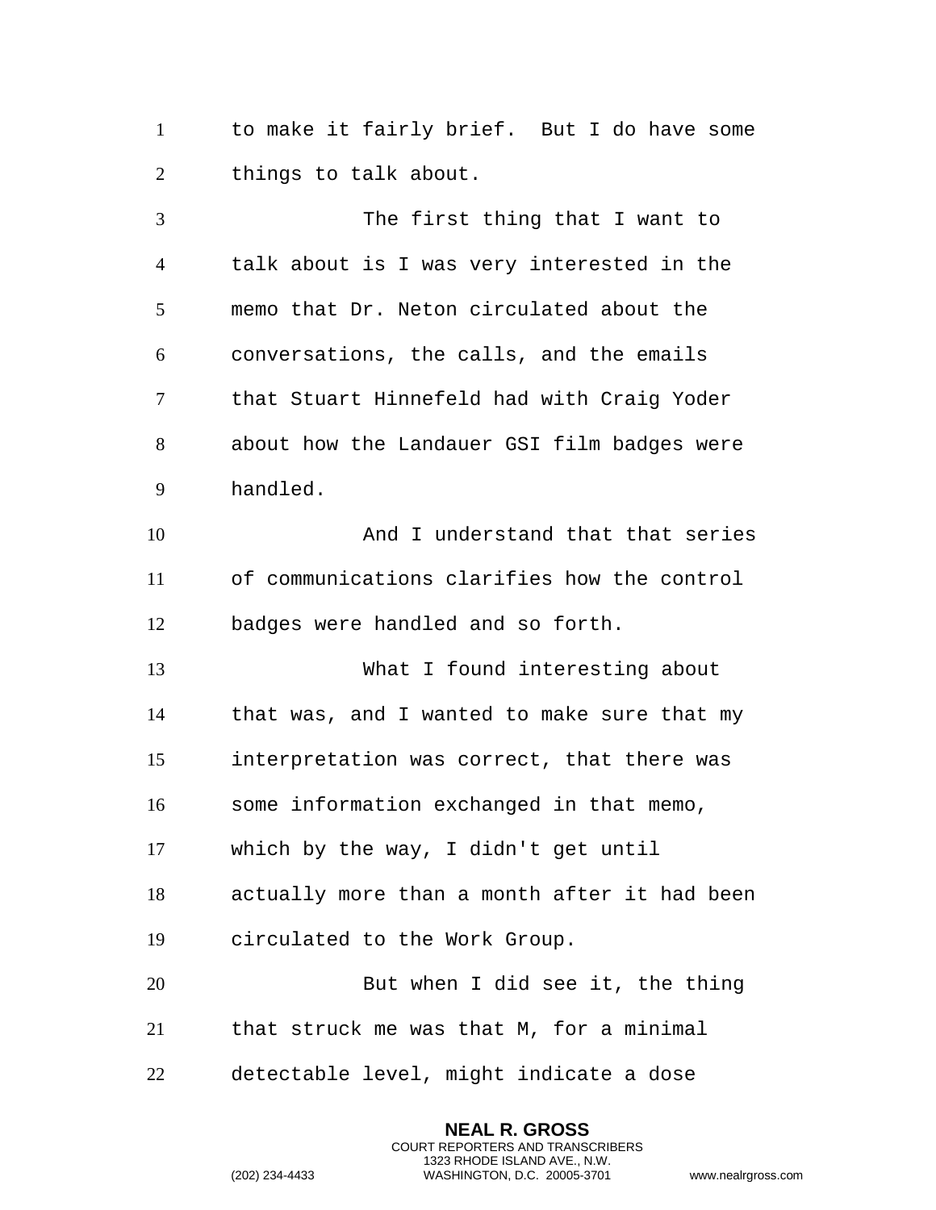to make it fairly brief. But I do have some things to talk about.

The first thing that I want to talk about is I was very interested in the memo that Dr. Neton circulated about the conversations, the calls, and the emails that Stuart Hinnefeld had with Craig Yoder about how the Landauer GSI film badges were handled.

And I understand that that series of communications clarifies how the control badges were handled and so forth.

What I found interesting about that was, and I wanted to make sure that my interpretation was correct, that there was some information exchanged in that memo, which by the way, I didn't get until actually more than a month after it had been circulated to the Work Group.

But when I did see it, the thing that struck me was that M, for a minimal detectable level, might indicate a dose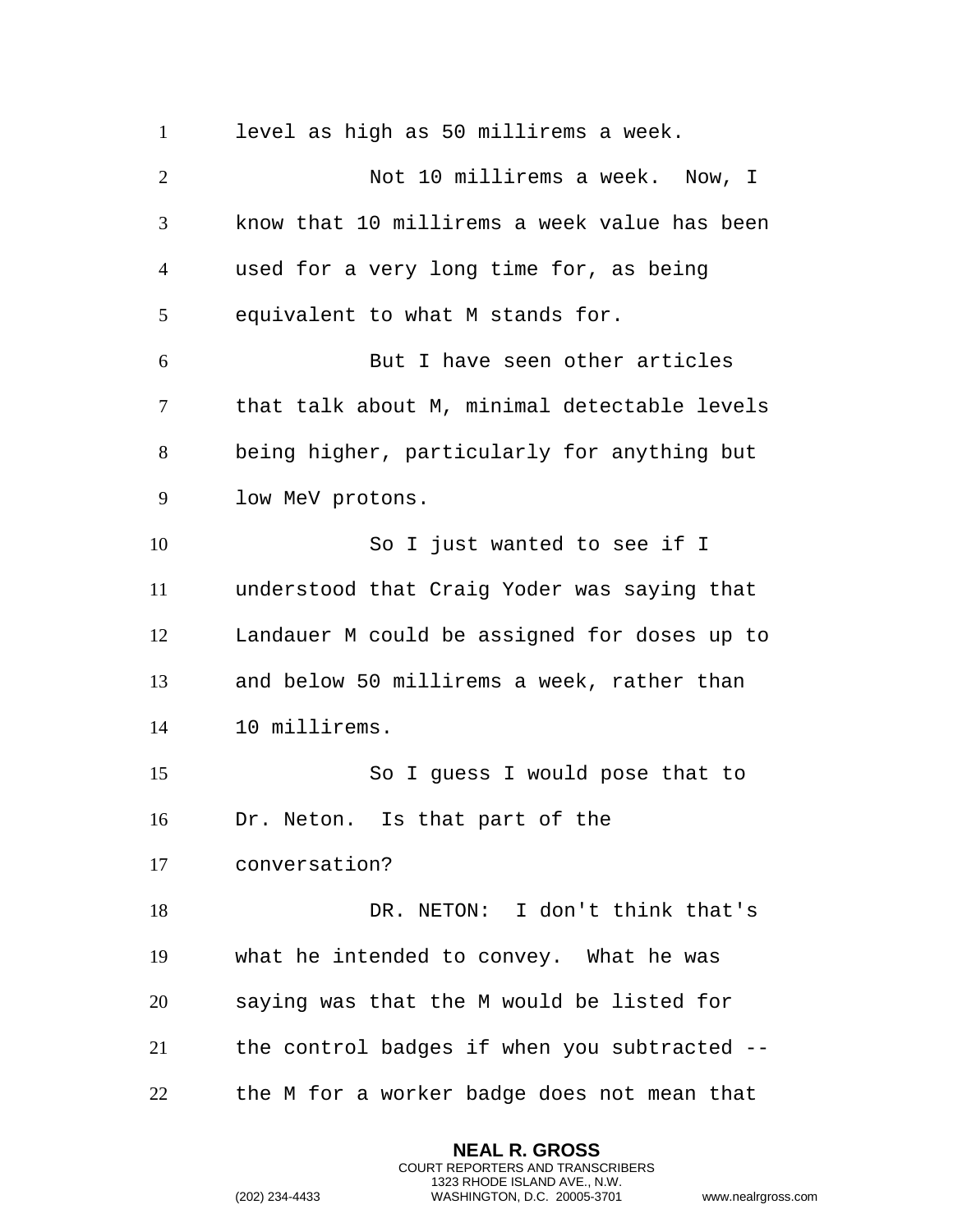level as high as 50 millirems a week.

Not 10 millirems a week. Now, I know that 10 millirems a week value has been used for a very long time for, as being equivalent to what M stands for.

But I have seen other articles that talk about M, minimal detectable levels being higher, particularly for anything but low MeV protons.

So I just wanted to see if I understood that Craig Yoder was saying that Landauer M could be assigned for doses up to and below 50 millirems a week, rather than 10 millirems.

So I guess I would pose that to Dr. Neton. Is that part of the conversation?

DR. NETON: I don't think that's what he intended to convey. What he was saying was that the M would be listed for the control badges if when you subtracted -- the M for a worker badge does not mean that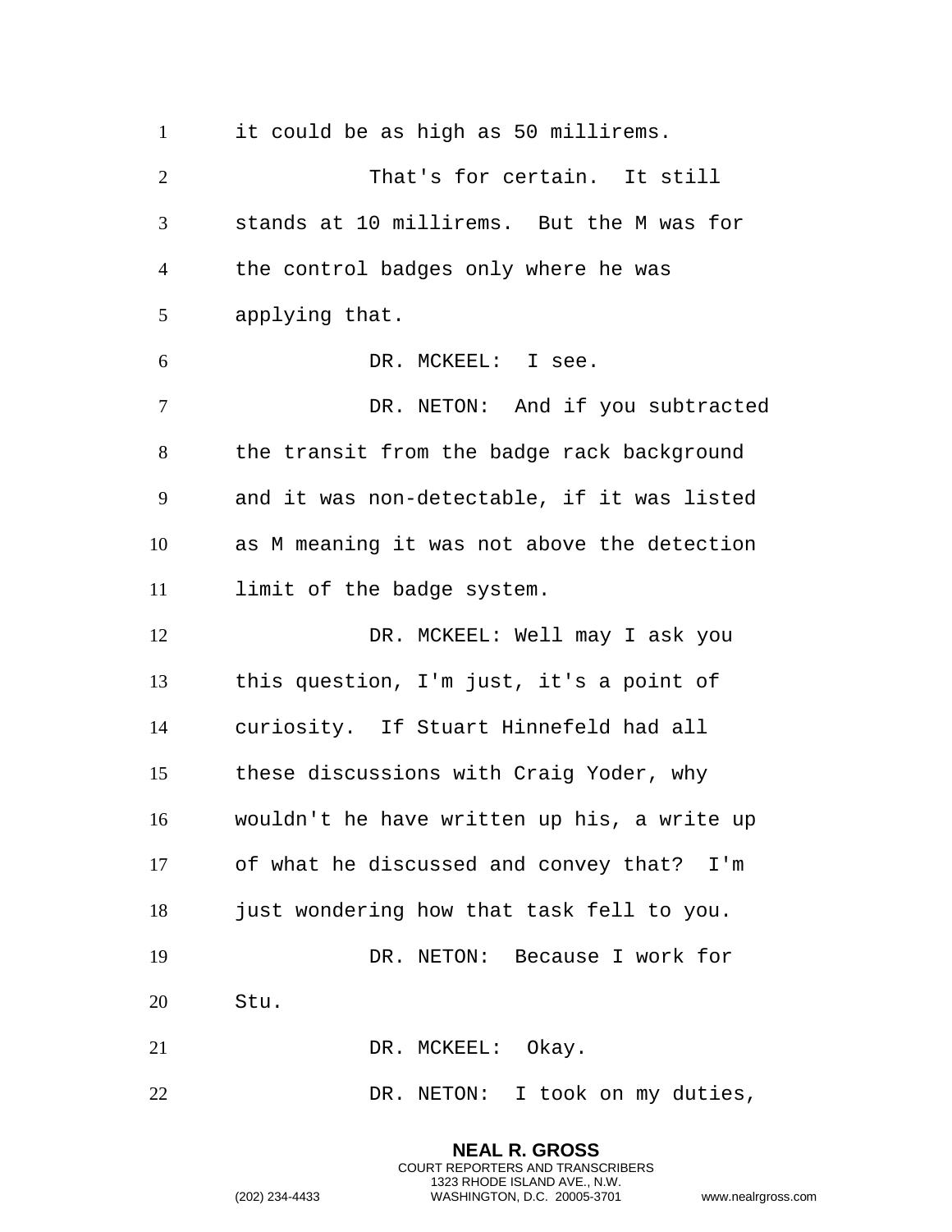it could be as high as 50 millirems.

That's for certain. It still stands at 10 millirems. But the M was for the control badges only where he was applying that.

DR. MCKEEL: I see.

DR. NETON: And if you subtracted the transit from the badge rack background and it was non-detectable, if it was listed as M meaning it was not above the detection limit of the badge system.

DR. MCKEEL: Well may I ask you this question, I'm just, it's a point of curiosity. If Stuart Hinnefeld had all these discussions with Craig Yoder, why wouldn't he have written up his, a write up of what he discussed and convey that? I'm just wondering how that task fell to you.

DR. NETON: Because I work for Stu.

DR. MCKEEL: Okay.

DR. NETON: I took on my duties,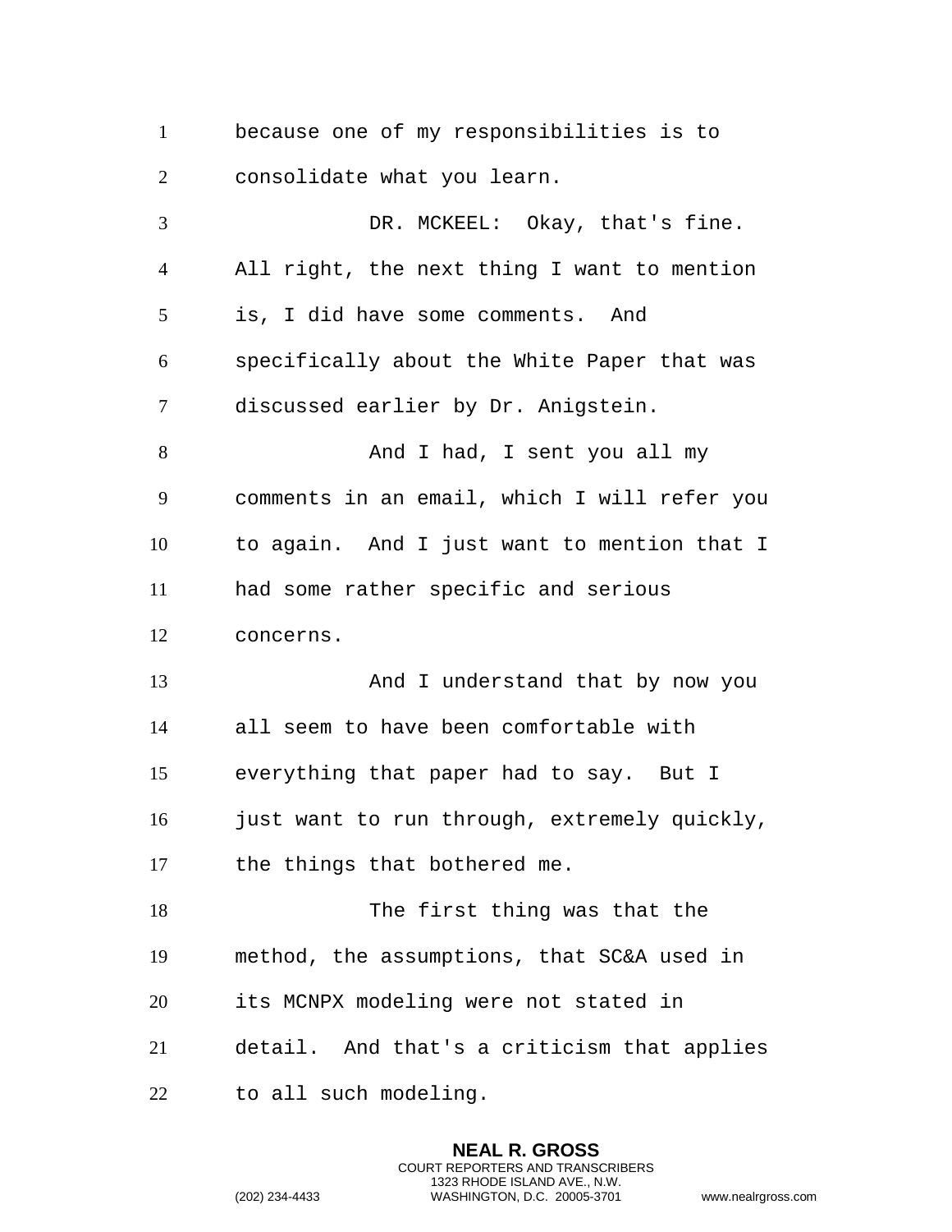because one of my responsibilities is to consolidate what you learn.

DR. MCKEEL: Okay, that's fine. All right, the next thing I want to mention is, I did have some comments. And specifically about the White Paper that was discussed earlier by Dr. Anigstein.

And I had, I sent you all my comments in an email, which I will refer you to again. And I just want to mention that I had some rather specific and serious concerns.

And I understand that by now you all seem to have been comfortable with everything that paper had to say. But I just want to run through, extremely quickly, the things that bothered me.

The first thing was that the method, the assumptions, that SC&A used in its MCNPX modeling were not stated in detail. And that's a criticism that applies to all such modeling.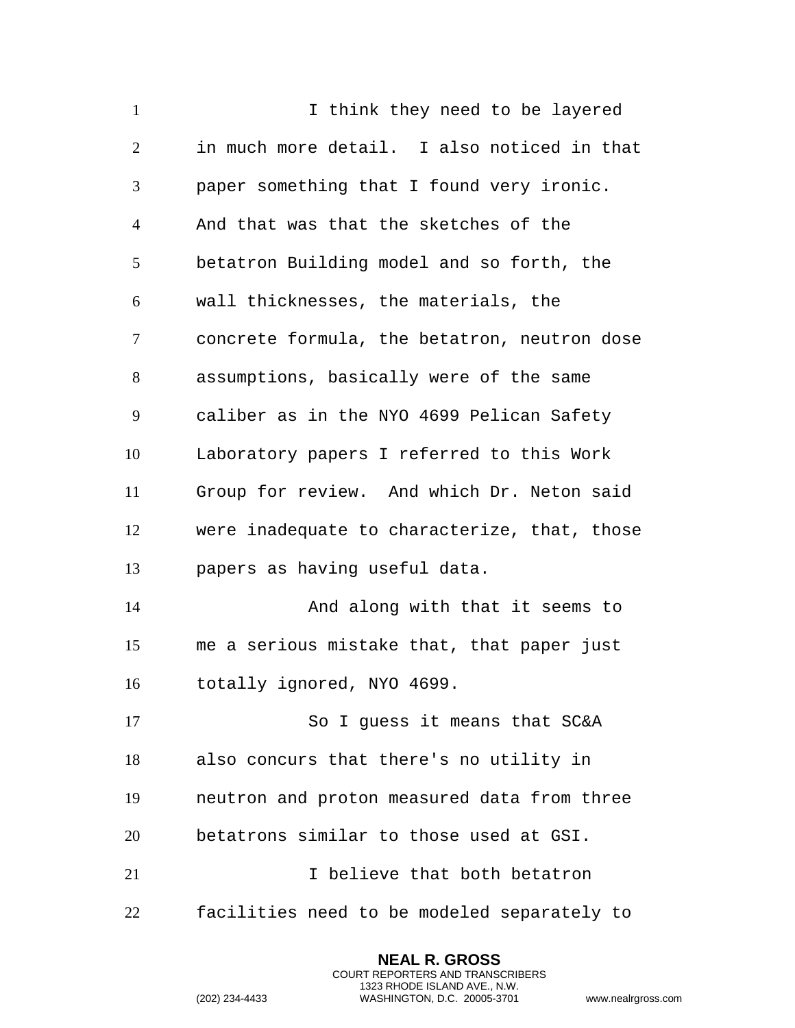I think they need to be layered in much more detail. I also noticed in that paper something that I found very ironic. And that was that the sketches of the betatron Building model and so forth, the wall thicknesses, the materials, the concrete formula, the betatron, neutron dose assumptions, basically were of the same caliber as in the NYO 4699 Pelican Safety Laboratory papers I referred to this Work Group for review. And which Dr. Neton said were inadequate to characterize, that, those papers as having useful data.

And along with that it seems to me a serious mistake that, that paper just totally ignored, NYO 4699.

So I guess it means that SC&A also concurs that there's no utility in neutron and proton measured data from three betatrons similar to those used at GSI.

I believe that both betatron facilities need to be modeled separately to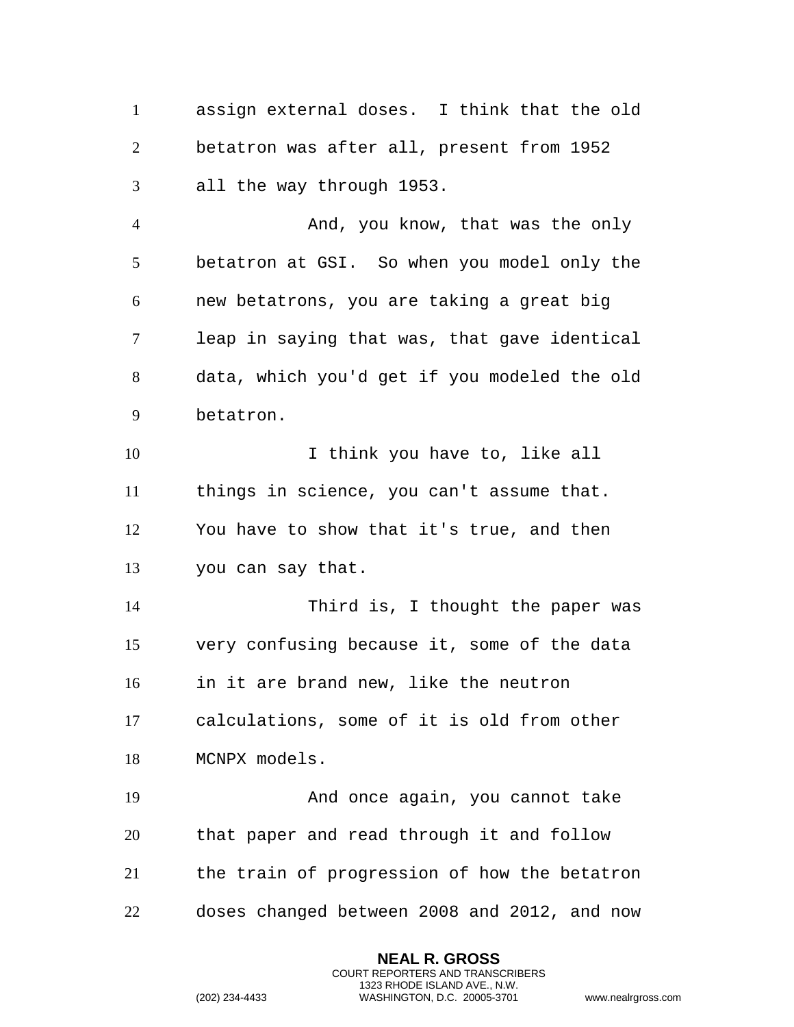assign external doses. I think that the old betatron was after all, present from 1952 all the way through 1953.

And, you know, that was the only betatron at GSI. So when you model only the new betatrons, you are taking a great big leap in saying that was, that gave identical data, which you'd get if you modeled the old betatron.

I think you have to, like all things in science, you can't assume that. You have to show that it's true, and then you can say that.

Third is, I thought the paper was very confusing because it, some of the data in it are brand new, like the neutron calculations, some of it is old from other MCNPX models.

And once again, you cannot take that paper and read through it and follow the train of progression of how the betatron doses changed between 2008 and 2012, and now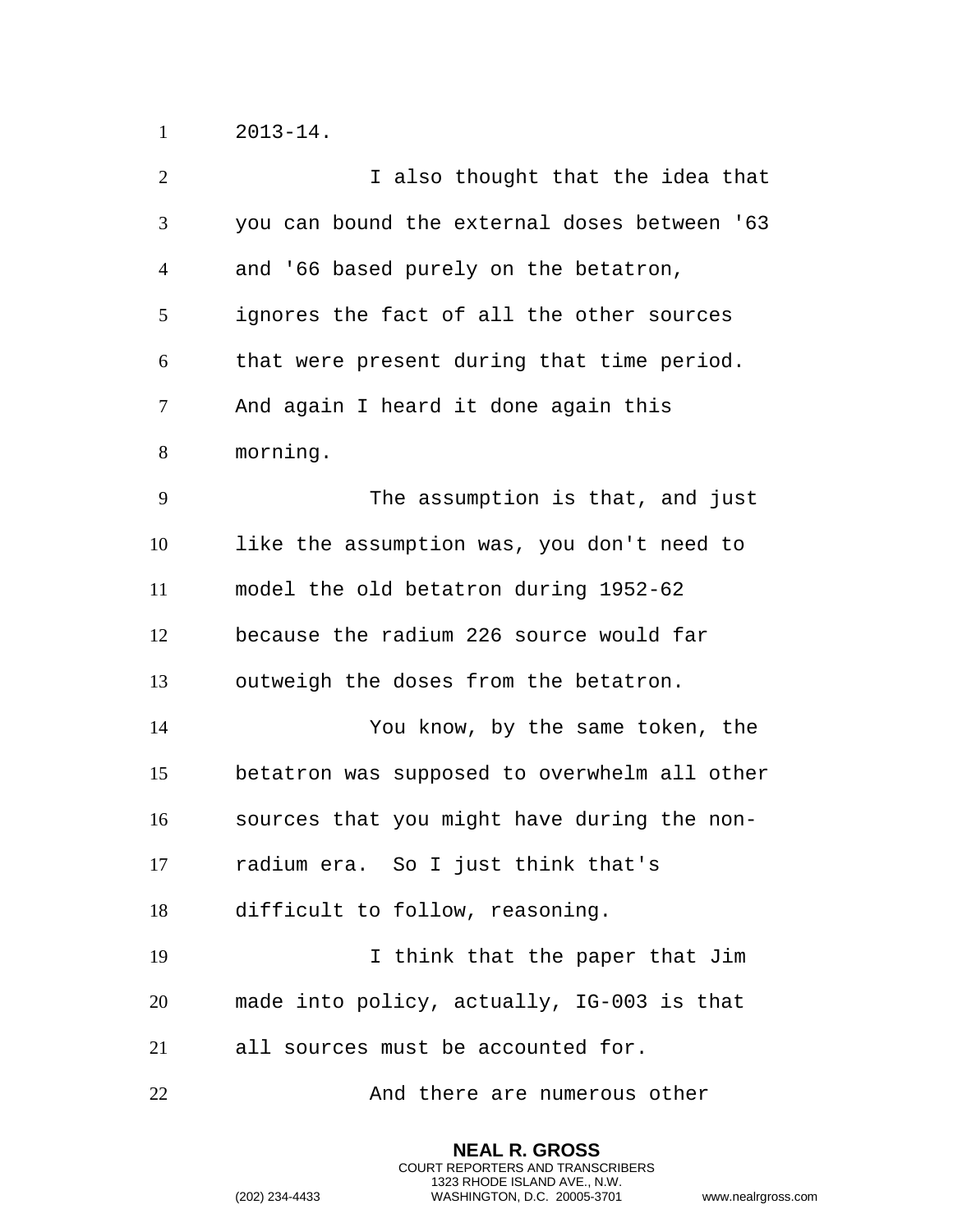2013-14.

I also thought that the idea that you can bound the external doses between '63 and '66 based purely on the betatron, ignores the fact of all the other sources that were present during that time period. And again I heard it done again this morning.

The assumption is that, and just like the assumption was, you don't need to model the old betatron during 1952-62 because the radium 226 source would far outweigh the doses from the betatron.

You know, by the same token, the betatron was supposed to overwhelm all other sources that you might have during the non-radium era. So I just think that's difficult to follow, reasoning.

I think that the paper that Jim made into policy, actually, IG-003 is that all sources must be accounted for.

And there are numerous other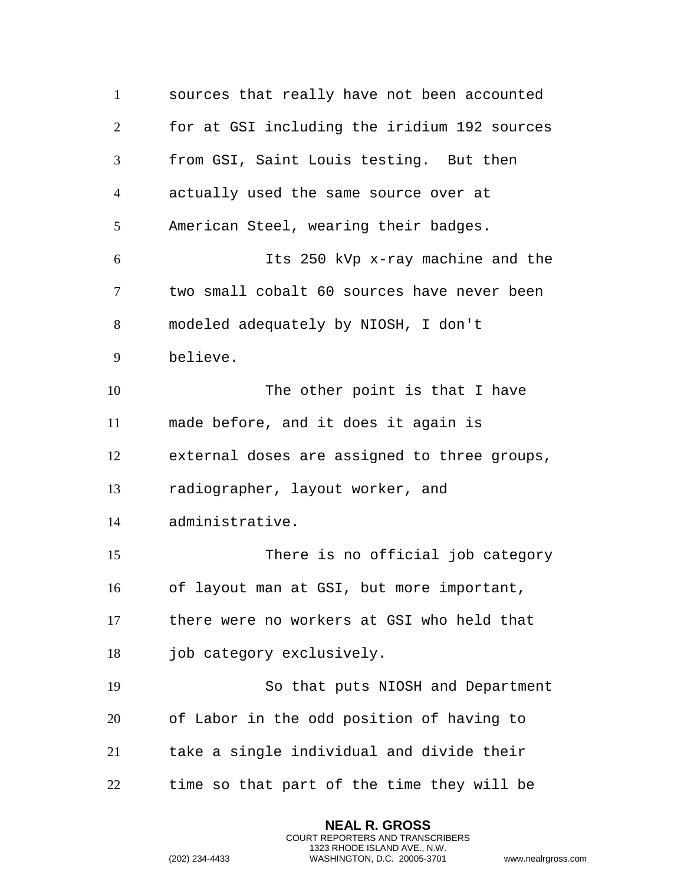sources that really have not been accounted for at GSI including the iridium 192 sources from GSI, Saint Louis testing. But then actually used the same source over at American Steel, wearing their badges.

Its 250 kVp x-ray machine and the two small cobalt 60 sources have never been modeled adequately by NIOSH, I don't believe.

The other point is that I have made before, and it does it again is external doses are assigned to three groups, radiographer, layout worker, and administrative.

There is no official job category of layout man at GSI, but more important, there were no workers at GSI who held that job category exclusively.

So that puts NIOSH and Department of Labor in the odd position of having to take a single individual and divide their time so that part of the time they will be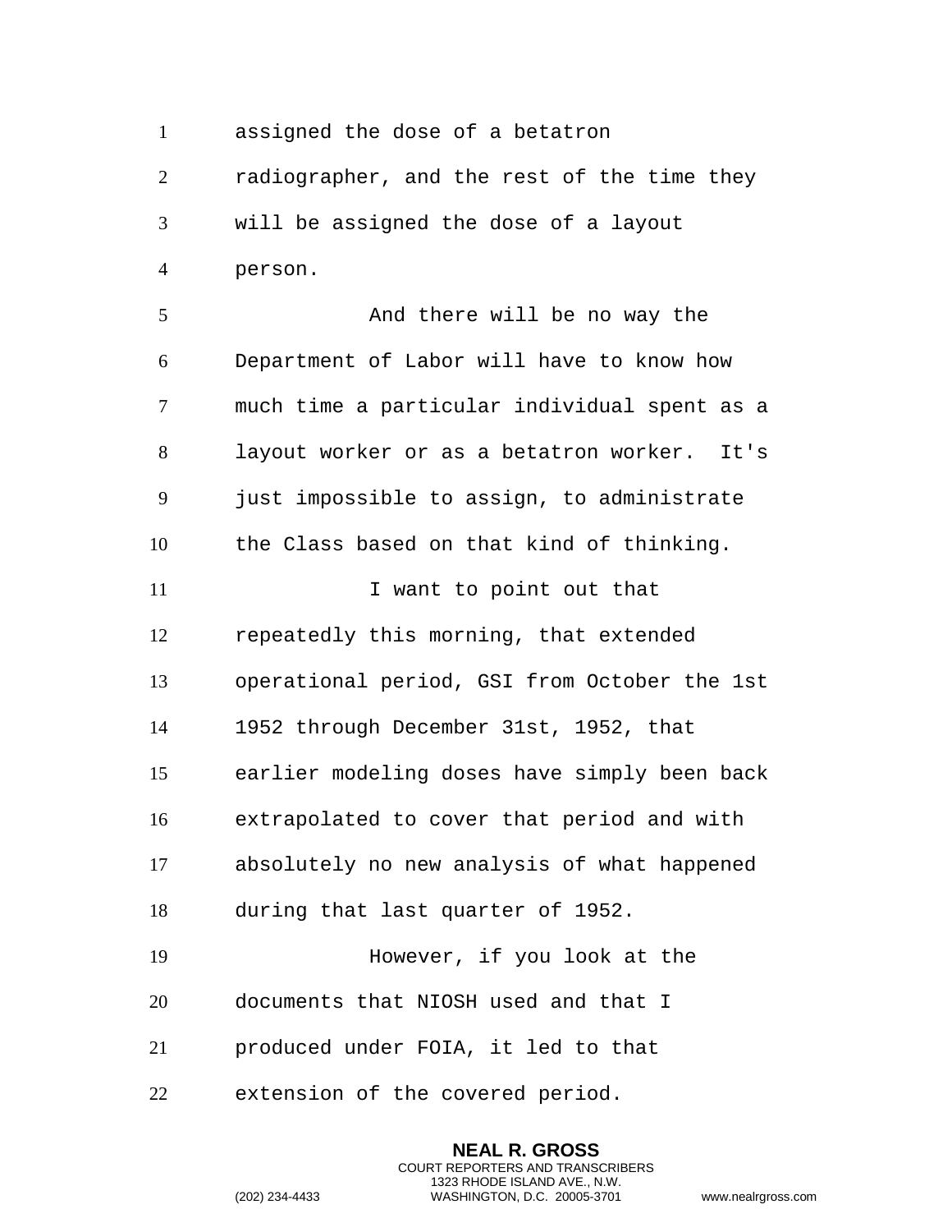assigned the dose of a betatron radiographer, and the rest of the time they will be assigned the dose of a layout person.

And there will be no way the Department of Labor will have to know how much time a particular individual spent as a layout worker or as a betatron worker. It's just impossible to assign, to administrate the Class based on that kind of thinking.

I want to point out that repeatedly this morning, that extended operational period, GSI from October the 1st 1952 through December 31st, 1952, that earlier modeling doses have simply been back extrapolated to cover that period and with absolutely no new analysis of what happened during that last quarter of 1952.

However, if you look at the documents that NIOSH used and that I produced under FOIA, it led to that extension of the covered period.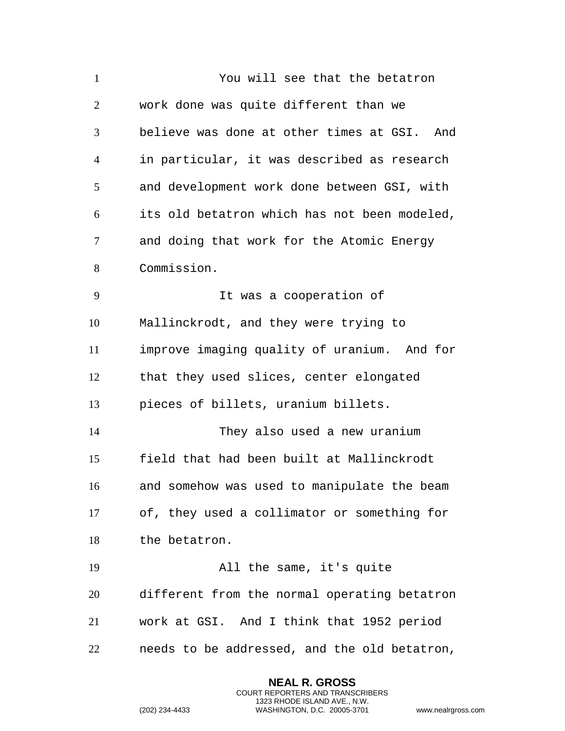You will see that the betatron work done was quite different than we believe was done at other times at GSI. And in particular, it was described as research and development work done between GSI, with its old betatron which has not been modeled, and doing that work for the Atomic Energy Commission.

It was a cooperation of Mallinckrodt, and they were trying to improve imaging quality of uranium. And for that they used slices, center elongated pieces of billets, uranium billets.

They also used a new uranium field that had been built at Mallinckrodt and somehow was used to manipulate the beam of, they used a collimator or something for the betatron.

All the same, it's quite different from the normal operating betatron work at GSI. And I think that 1952 period needs to be addressed, and the old betatron,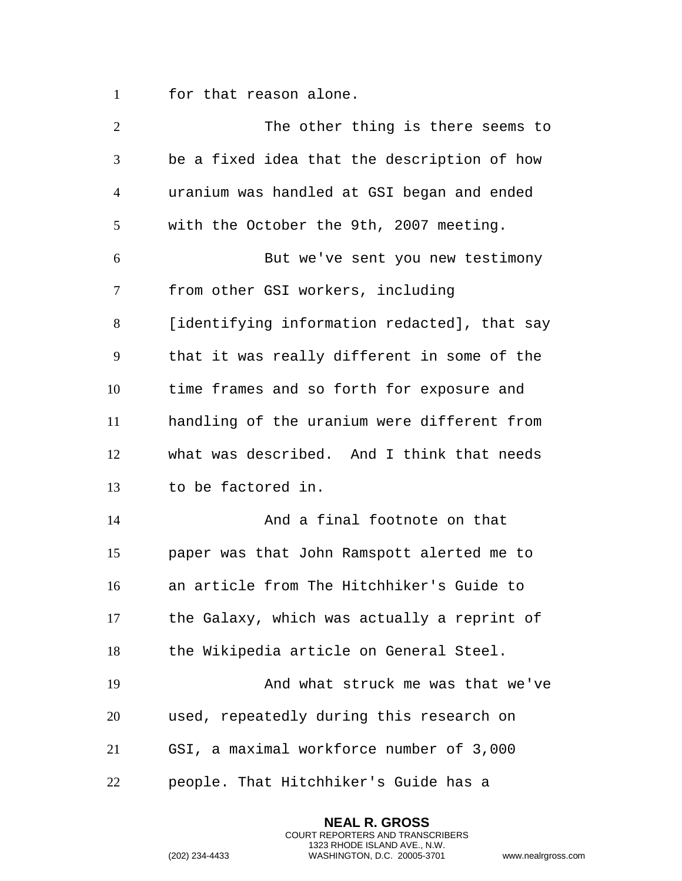for that reason alone.

The other thing is there seems to be a fixed idea that the description of how uranium was handled at GSI began and ended with the October the 9th, 2007 meeting.

But we've sent you new testimony from other GSI workers, including [identifying information redacted], that say that it was really different in some of the time frames and so forth for exposure and handling of the uranium were different from what was described. And I think that needs to be factored in.

And a final footnote on that paper was that John Ramspott alerted me to an article from The Hitchhiker's Guide to the Galaxy, which was actually a reprint of the Wikipedia article on General Steel.

And what struck me was that we've used, repeatedly during this research on GSI, a maximal workforce number of 3,000 people. That Hitchhiker's Guide has a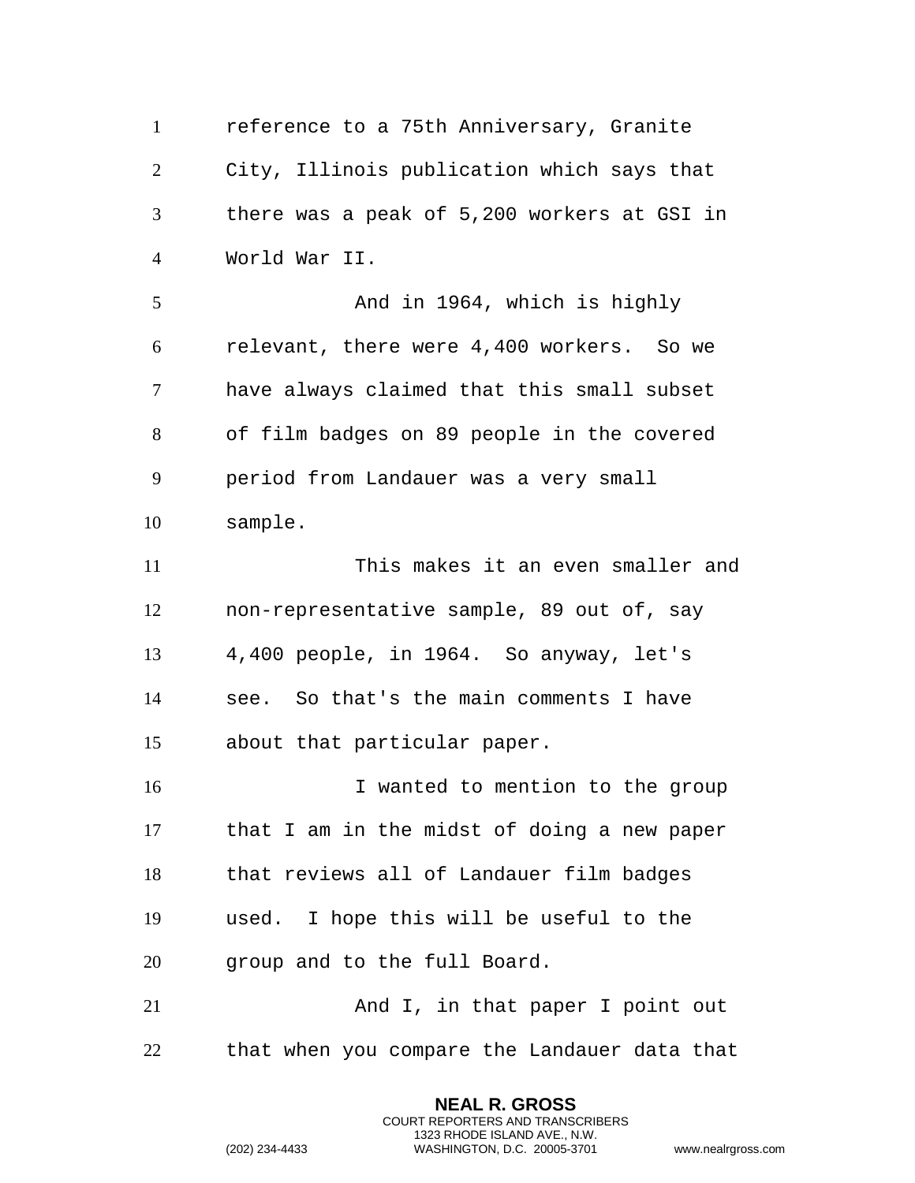reference to a 75th Anniversary, Granite City, Illinois publication which says that there was a peak of 5,200 workers at GSI in World War II.

And in 1964, which is highly relevant, there were 4,400 workers. So we have always claimed that this small subset of film badges on 89 people in the covered period from Landauer was a very small sample.

This makes it an even smaller and non-representative sample, 89 out of, say 4,400 people, in 1964. So anyway, let's see. So that's the main comments I have about that particular paper.

I wanted to mention to the group that I am in the midst of doing a new paper that reviews all of Landauer film badges used. I hope this will be useful to the group and to the full Board.

And I, in that paper I point out that when you compare the Landauer data that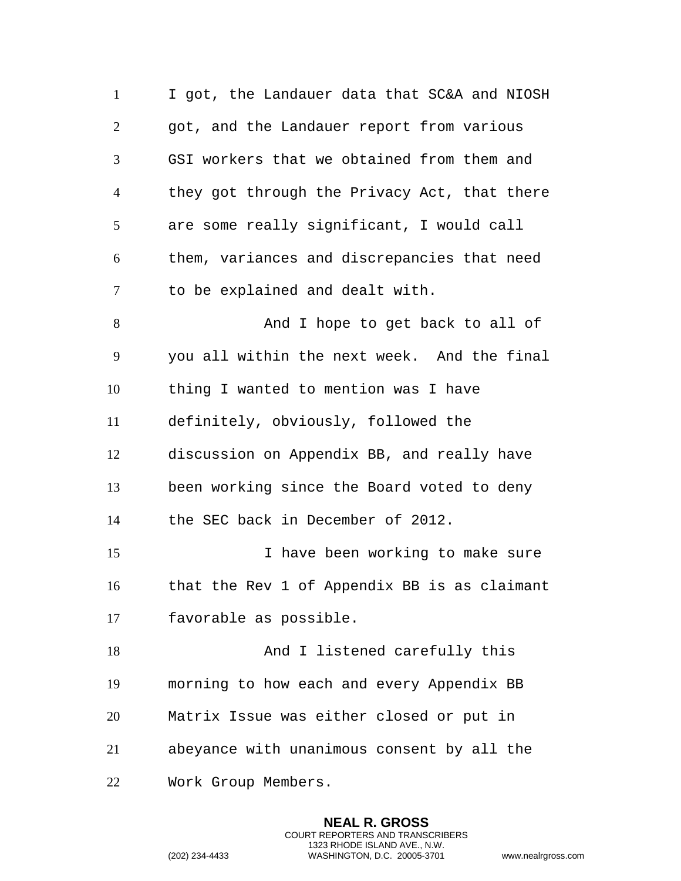I got, the Landauer data that SC&A and NIOSH got, and the Landauer report from various GSI workers that we obtained from them and they got through the Privacy Act, that there are some really significant, I would call them, variances and discrepancies that need to be explained and dealt with.

And I hope to get back to all of you all within the next week. And the final thing I wanted to mention was I have definitely, obviously, followed the discussion on Appendix BB, and really have been working since the Board voted to deny the SEC back in December of 2012.

I have been working to make sure that the Rev 1 of Appendix BB is as claimant favorable as possible.

And I listened carefully this morning to how each and every Appendix BB Matrix Issue was either closed or put in abeyance with unanimous consent by all the Work Group Members.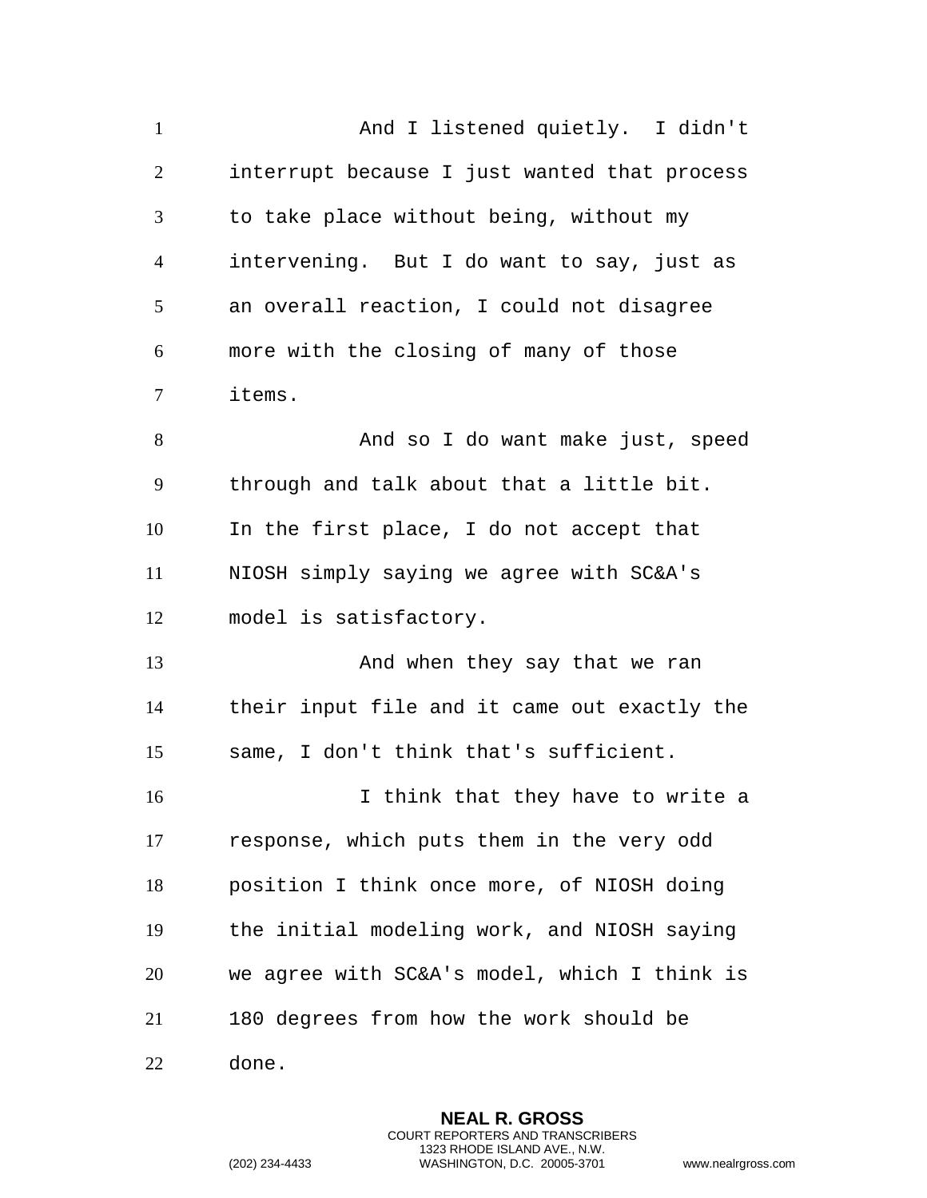And I listened quietly. I didn't interrupt because I just wanted that process to take place without being, without my intervening. But I do want to say, just as an overall reaction, I could not disagree more with the closing of many of those items.

And so I do want make just, speed through and talk about that a little bit. In the first place, I do not accept that NIOSH simply saying we agree with SC&A's model is satisfactory.

And when they say that we ran their input file and it came out exactly the same, I don't think that's sufficient.

I think that they have to write a response, which puts them in the very odd position I think once more, of NIOSH doing the initial modeling work, and NIOSH saying we agree with SC&A's model, which I think is 180 degrees from how the work should be done.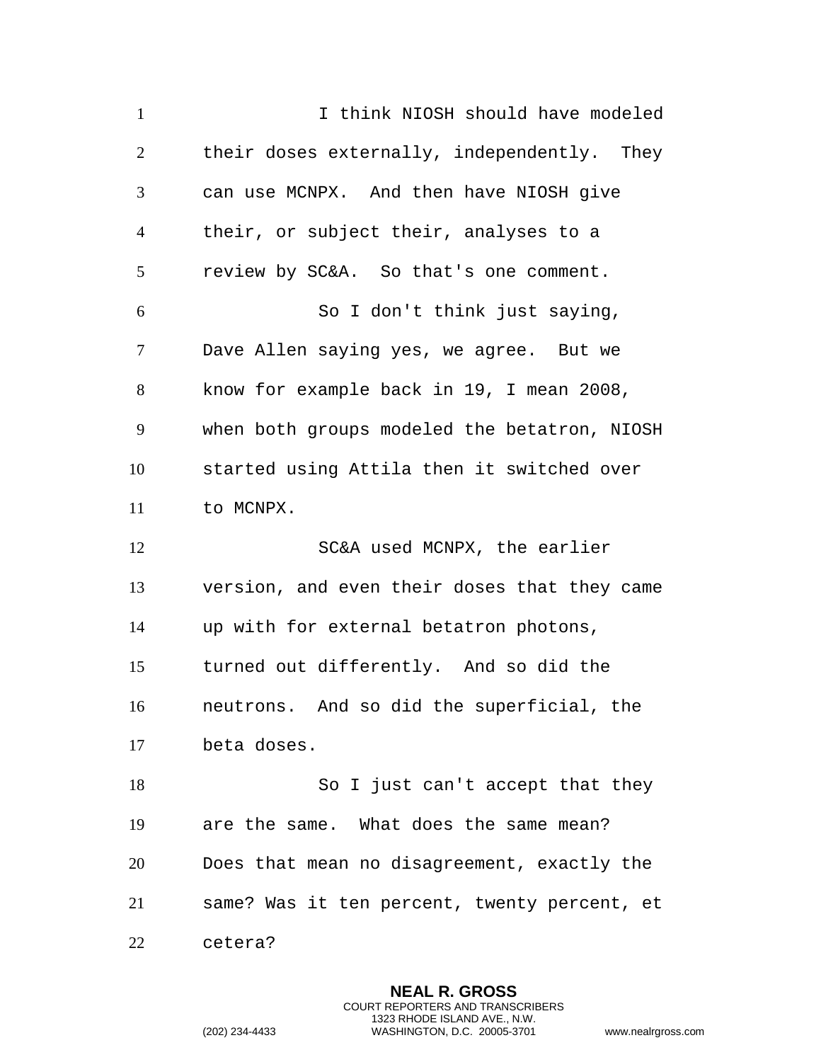I think NIOSH should have modeled their doses externally, independently. They can use MCNPX. And then have NIOSH give their, or subject their, analyses to a review by SC&A. So that's one comment.

So I don't think just saying, Dave Allen saying yes, we agree. But we know for example back in 19, I mean 2008, when both groups modeled the betatron, NIOSH started using Attila then it switched over to MCNPX.

SC&A used MCNPX, the earlier version, and even their doses that they came up with for external betatron photons, turned out differently. And so did the neutrons. And so did the superficial, the beta doses.

So I just can't accept that they are the same. What does the same mean? Does that mean no disagreement, exactly the same? Was it ten percent, twenty percent, et cetera?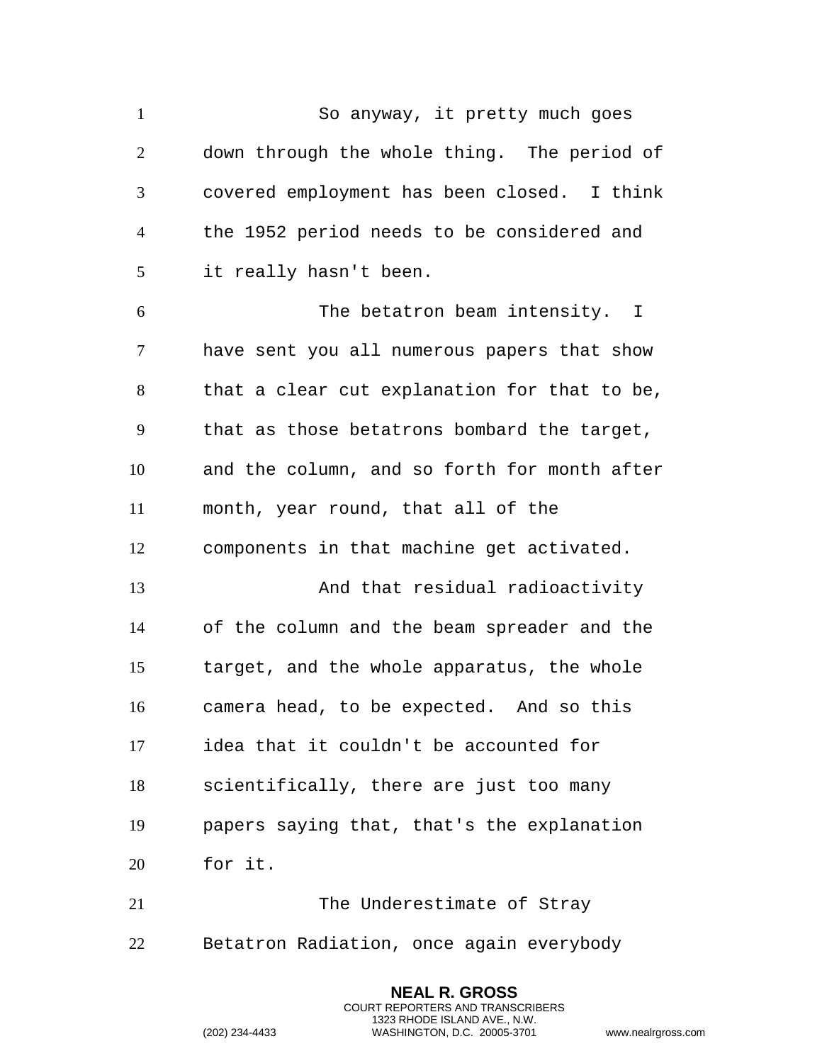So anyway, it pretty much goes down through the whole thing. The period of covered employment has been closed. I think the 1952 period needs to be considered and it really hasn't been.

The betatron beam intensity. I have sent you all numerous papers that show that a clear cut explanation for that to be, that as those betatrons bombard the target, and the column, and so forth for month after month, year round, that all of the components in that machine get activated.

And that residual radioactivity of the column and the beam spreader and the target, and the whole apparatus, the whole camera head, to be expected. And so this idea that it couldn't be accounted for scientifically, there are just too many papers saying that, that's the explanation for it.

The Underestimate of Stray Betatron Radiation, once again everybody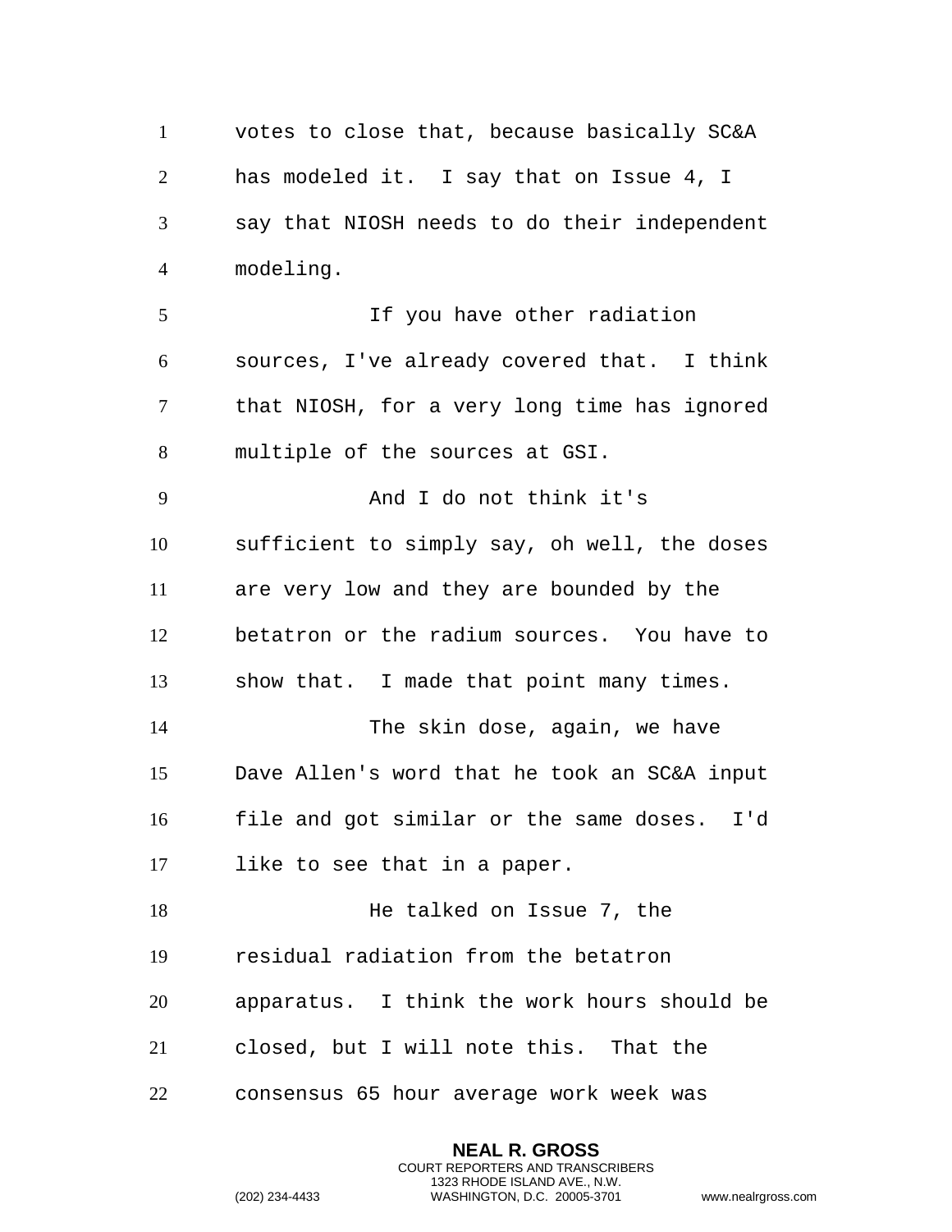votes to close that, because basically SC&A has modeled it. I say that on Issue 4, I say that NIOSH needs to do their independent modeling.

If you have other radiation sources, I've already covered that. I think that NIOSH, for a very long time has ignored multiple of the sources at GSI.

And I do not think it's sufficient to simply say, oh well, the doses are very low and they are bounded by the betatron or the radium sources. You have to show that. I made that point many times.

The skin dose, again, we have Dave Allen's word that he took an SC&A input file and got similar or the same doses. I'd like to see that in a paper.

He talked on Issue 7, the residual radiation from the betatron apparatus. I think the work hours should be closed, but I will note this. That the consensus 65 hour average work week was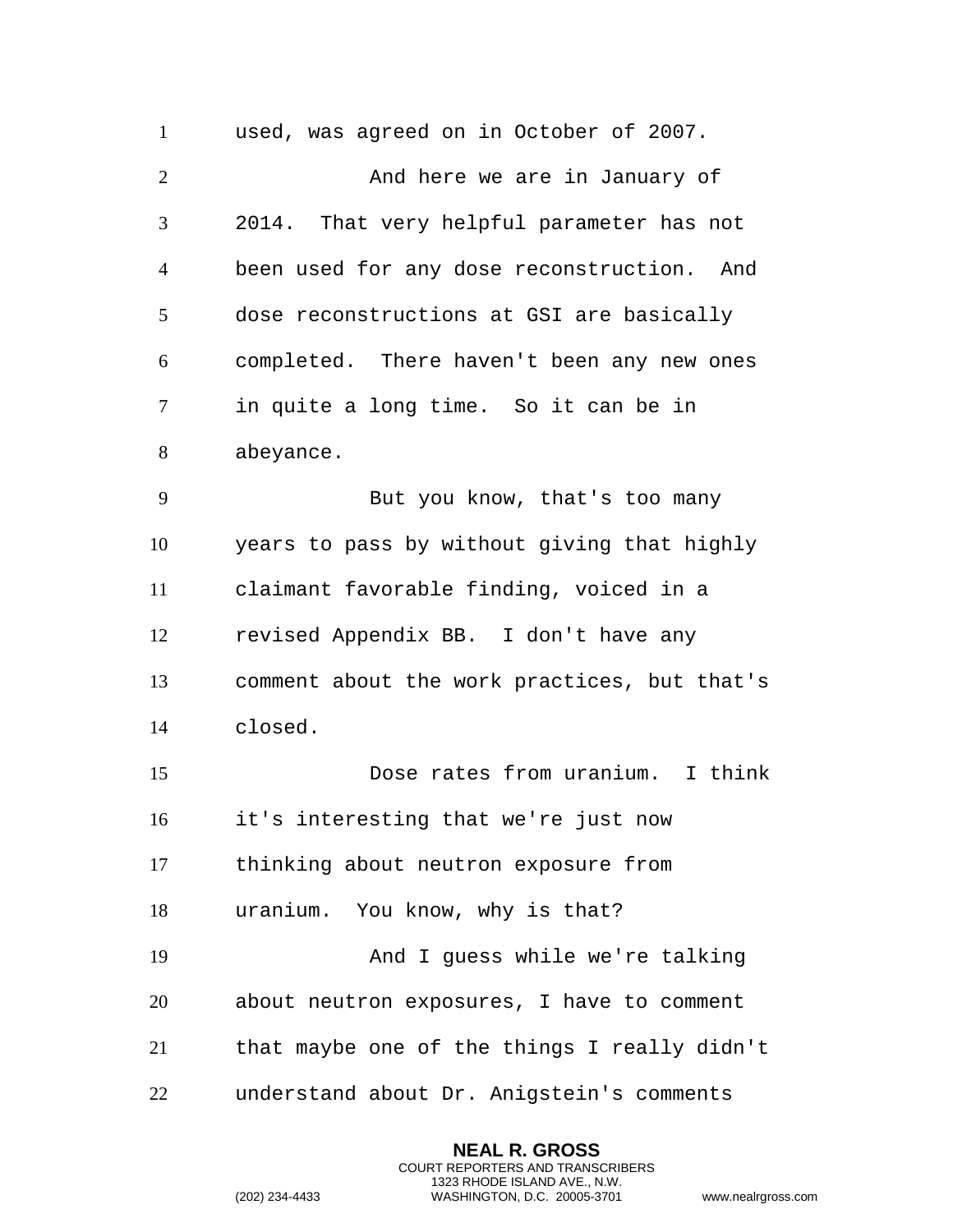used, was agreed on in October of 2007.

And here we are in January of 2014. That very helpful parameter has not been used for any dose reconstruction. And dose reconstructions at GSI are basically completed. There haven't been any new ones in quite a long time. So it can be in abeyance.

But you know, that's too many years to pass by without giving that highly claimant favorable finding, voiced in a revised Appendix BB. I don't have any comment about the work practices, but that's closed.

Dose rates from uranium. I think it's interesting that we're just now thinking about neutron exposure from uranium. You know, why is that?

And I guess while we're talking about neutron exposures, I have to comment that maybe one of the things I really didn't understand about Dr. Anigstein's comments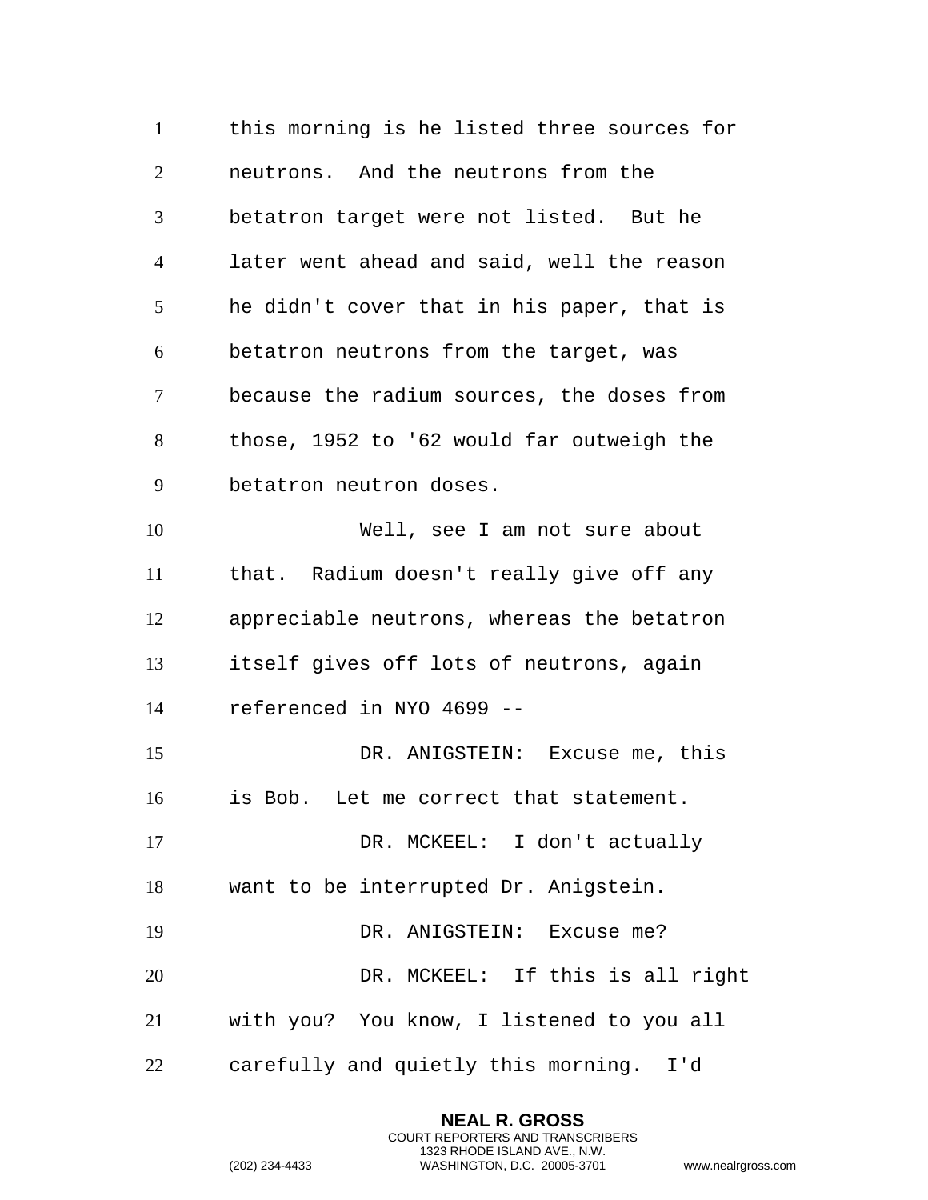this morning is he listed three sources for neutrons. And the neutrons from the betatron target were not listed. But he later went ahead and said, well the reason he didn't cover that in his paper, that is betatron neutrons from the target, was because the radium sources, the doses from those, 1952 to '62 would far outweigh the betatron neutron doses.

Well, see I am not sure about that. Radium doesn't really give off any appreciable neutrons, whereas the betatron itself gives off lots of neutrons, again referenced in NYO 4699 --

DR. ANIGSTEIN: Excuse me, this is Bob. Let me correct that statement.

DR. MCKEEL: I don't actually want to be interrupted Dr. Anigstein.

DR. ANIGSTEIN: Excuse me?

DR. MCKEEL: If this is all right with you? You know, I listened to you all carefully and quietly this morning. I'd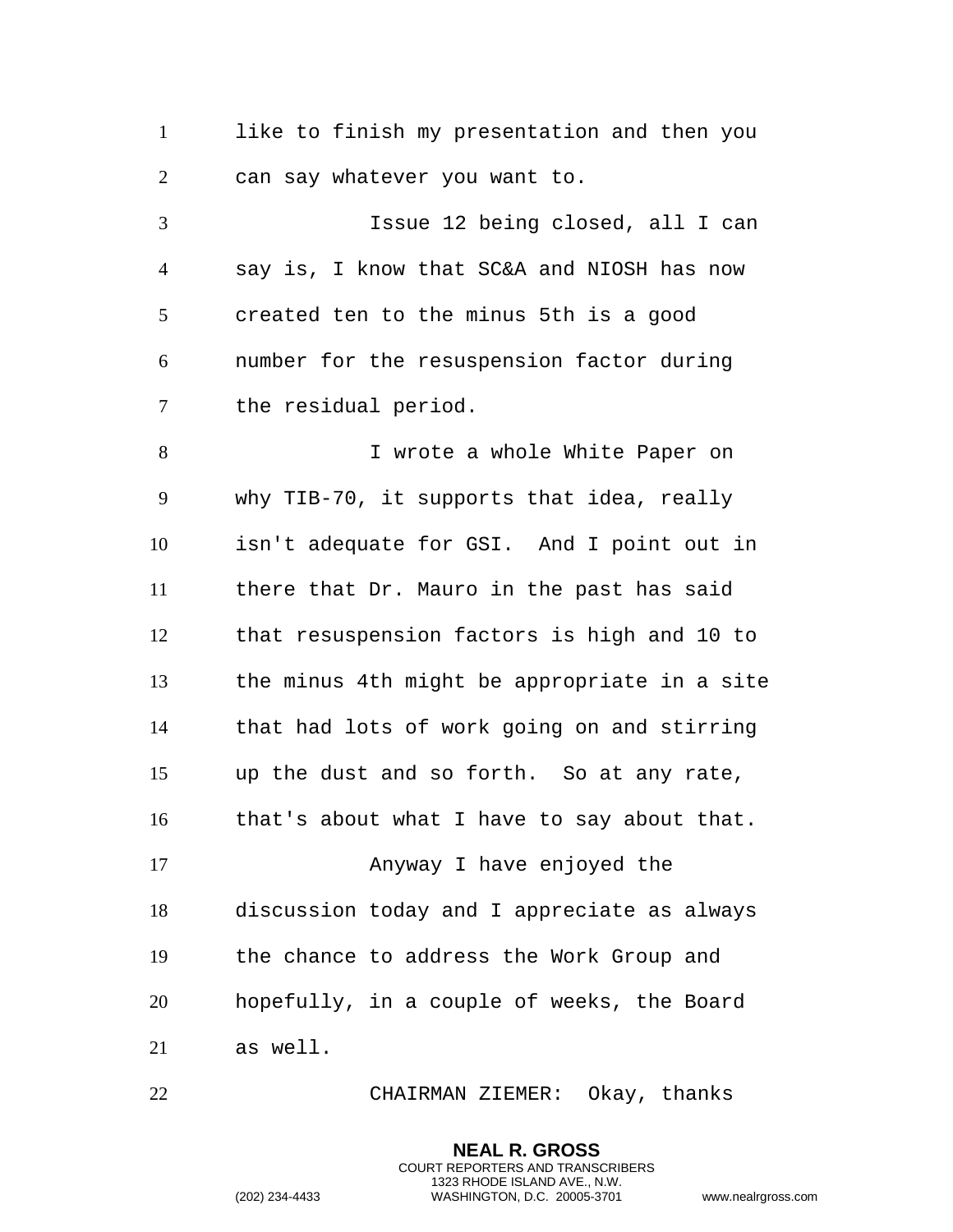like to finish my presentation and then you can say whatever you want to.

Issue 12 being closed, all I can say is, I know that SC&A and NIOSH has now created ten to the minus 5th is a good number for the resuspension factor during the residual period.

I wrote a whole White Paper on why TIB-70, it supports that idea, really isn't adequate for GSI. And I point out in there that Dr. Mauro in the past has said that resuspension factors is high and 10 to the minus 4th might be appropriate in a site that had lots of work going on and stirring up the dust and so forth. So at any rate, that's about what I have to say about that.

Anyway I have enjoyed the discussion today and I appreciate as always the chance to address the Work Group and hopefully, in a couple of weeks, the Board as well.

CHAIRMAN ZIEMER: Okay, thanks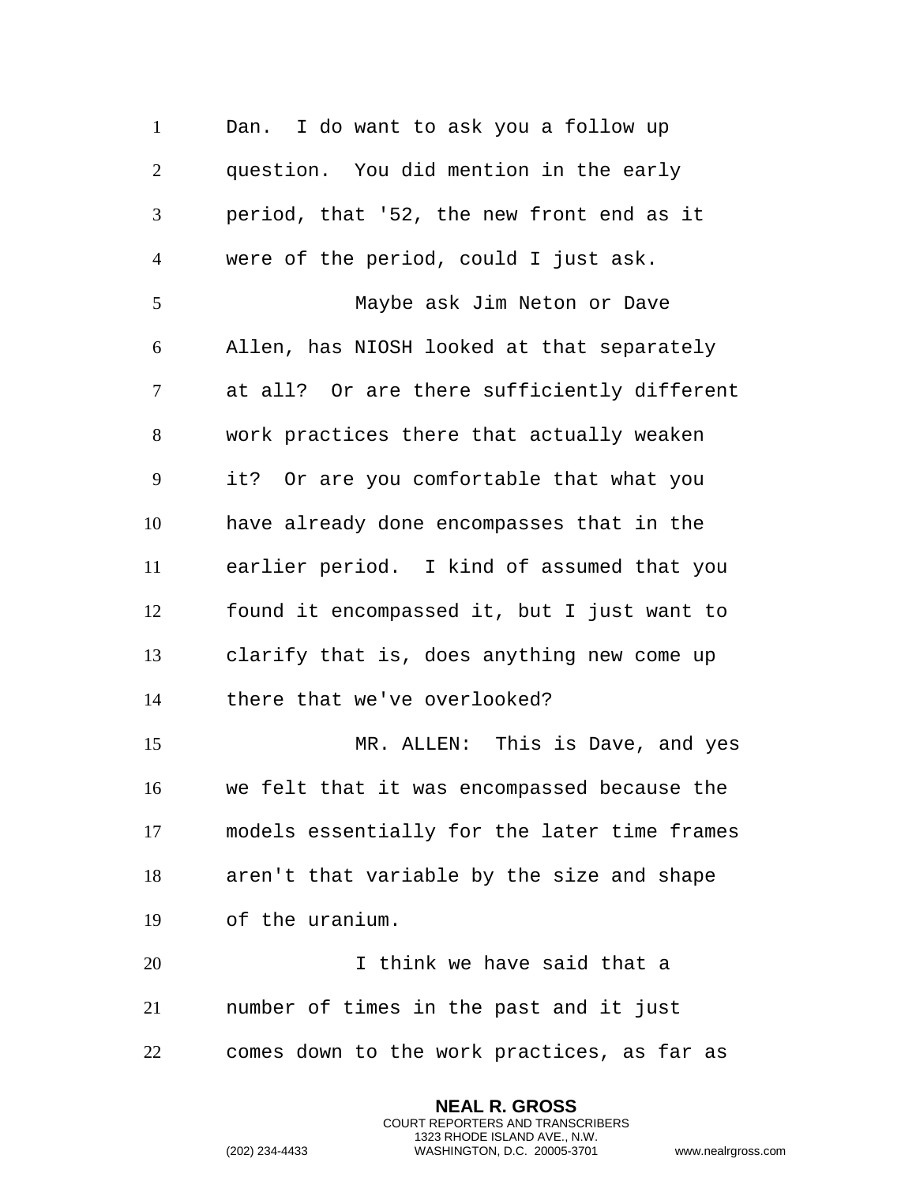Dan. I do want to ask you a follow up question. You did mention in the early period, that '52, the new front end as it were of the period, could I just ask.

Maybe ask Jim Neton or Dave Allen, has NIOSH looked at that separately at all? Or are there sufficiently different work practices there that actually weaken it? Or are you comfortable that what you have already done encompasses that in the earlier period. I kind of assumed that you found it encompassed it, but I just want to clarify that is, does anything new come up there that we've overlooked?

MR. ALLEN: This is Dave, and yes we felt that it was encompassed because the models essentially for the later time frames aren't that variable by the size and shape of the uranium.

I think we have said that a number of times in the past and it just comes down to the work practices, as far as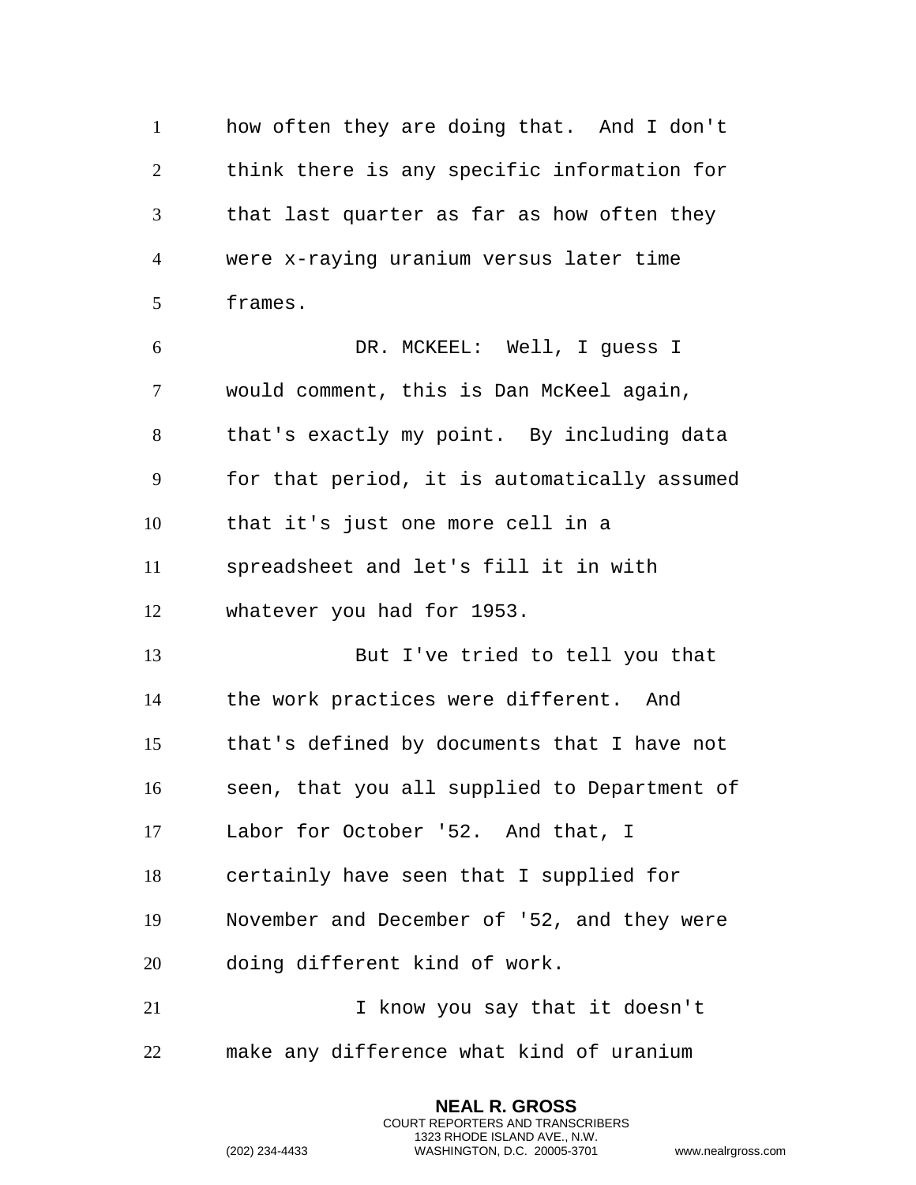how often they are doing that. And I don't think there is any specific information for that last quarter as far as how often they were x-raying uranium versus later time frames.

DR. MCKEEL: Well, I guess I would comment, this is Dan McKeel again, that's exactly my point. By including data for that period, it is automatically assumed that it's just one more cell in a spreadsheet and let's fill it in with whatever you had for 1953.

But I've tried to tell you that the work practices were different. And that's defined by documents that I have not seen, that you all supplied to Department of Labor for October '52. And that, I certainly have seen that I supplied for November and December of '52, and they were doing different kind of work.

I know you say that it doesn't make any difference what kind of uranium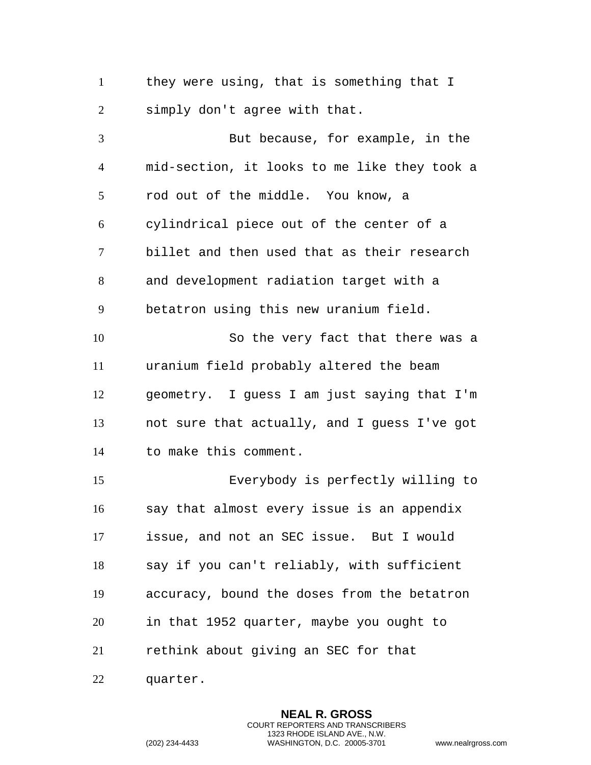they were using, that is something that I simply don't agree with that.

But because, for example, in the mid-section, it looks to me like they took a rod out of the middle. You know, a cylindrical piece out of the center of a billet and then used that as their research and development radiation target with a betatron using this new uranium field.

So the very fact that there was a uranium field probably altered the beam geometry. I guess I am just saying that I'm not sure that actually, and I guess I've got to make this comment.

Everybody is perfectly willing to say that almost every issue is an appendix issue, and not an SEC issue. But I would say if you can't reliably, with sufficient accuracy, bound the doses from the betatron in that 1952 quarter, maybe you ought to rethink about giving an SEC for that quarter.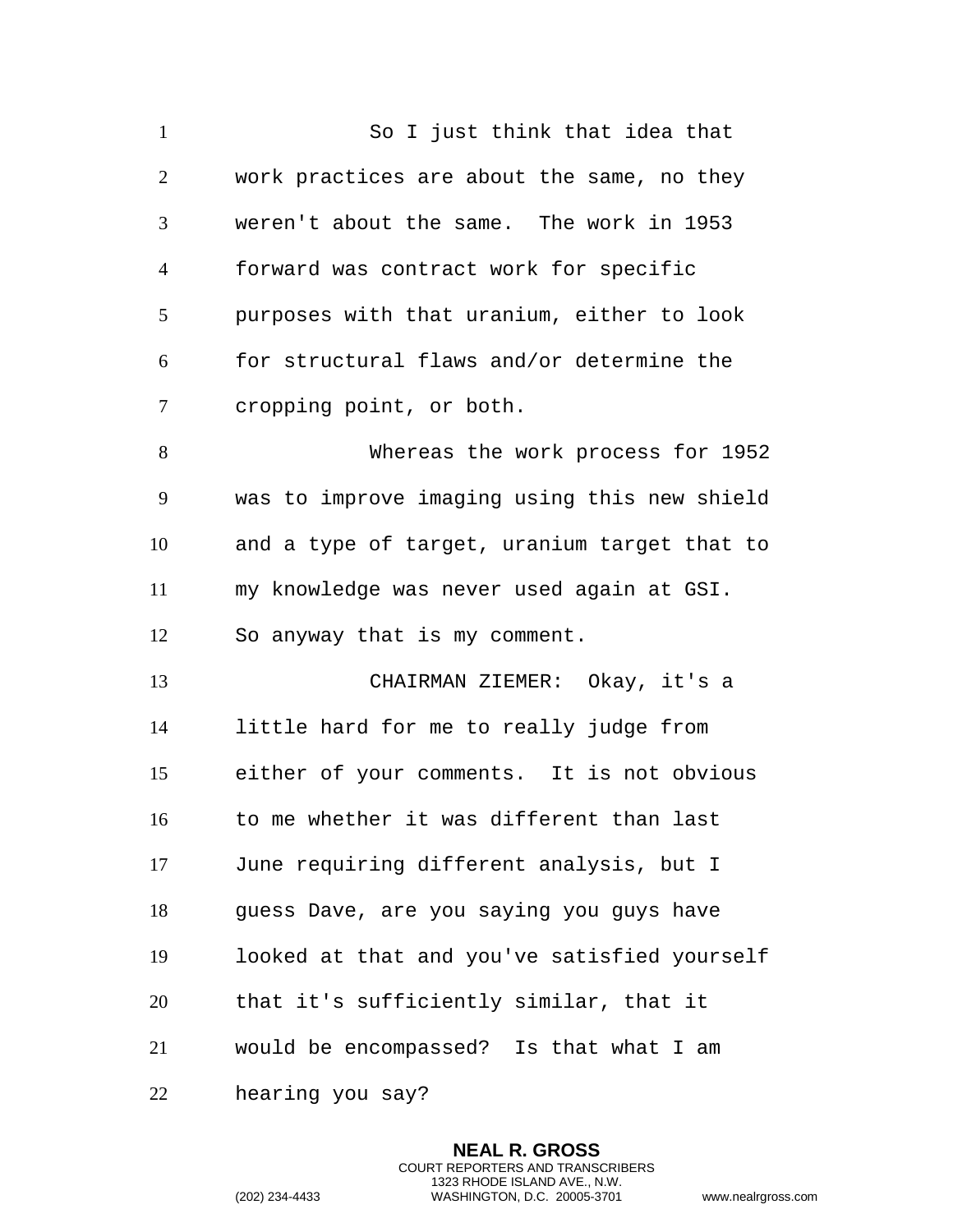So I just think that idea that work practices are about the same, no they weren't about the same. The work in 1953 forward was contract work for specific purposes with that uranium, either to look for structural flaws and/or determine the cropping point, or both.

Whereas the work process for 1952 was to improve imaging using this new shield and a type of target, uranium target that to my knowledge was never used again at GSI. So anyway that is my comment.

CHAIRMAN ZIEMER: Okay, it's a little hard for me to really judge from either of your comments. It is not obvious to me whether it was different than last June requiring different analysis, but I guess Dave, are you saying you guys have looked at that and you've satisfied yourself that it's sufficiently similar, that it would be encompassed? Is that what I am hearing you say?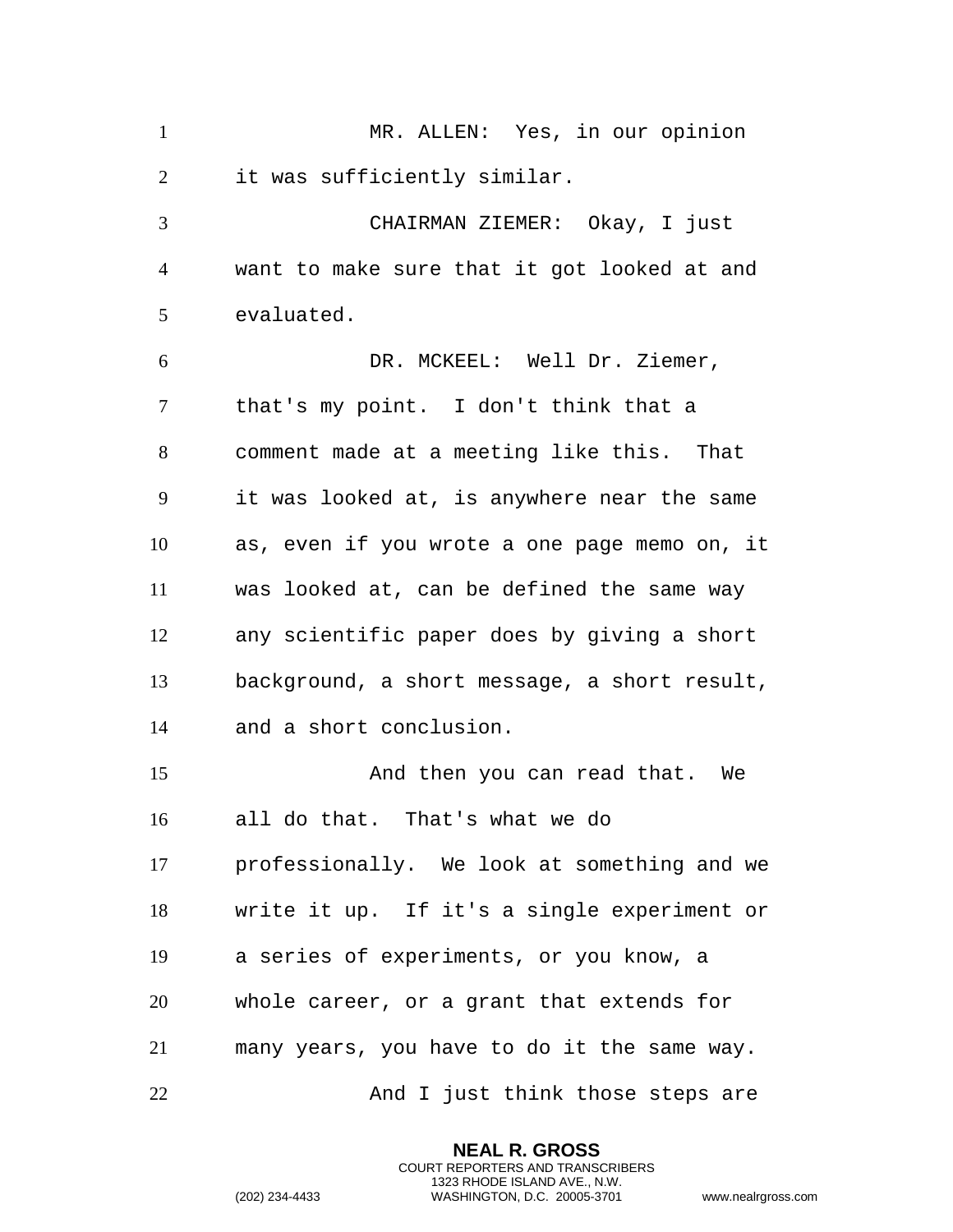MR. ALLEN: Yes, in our opinion it was sufficiently similar.

CHAIRMAN ZIEMER: Okay, I just want to make sure that it got looked at and evaluated.

DR. MCKEEL: Well Dr. Ziemer, that's my point. I don't think that a comment made at a meeting like this. That it was looked at, is anywhere near the same as, even if you wrote a one page memo on, it was looked at, can be defined the same way any scientific paper does by giving a short background, a short message, a short result, and a short conclusion.

And then you can read that. We all do that. That's what we do professionally. We look at something and we write it up. If it's a single experiment or a series of experiments, or you know, a whole career, or a grant that extends for many years, you have to do it the same way.

And I just think those steps are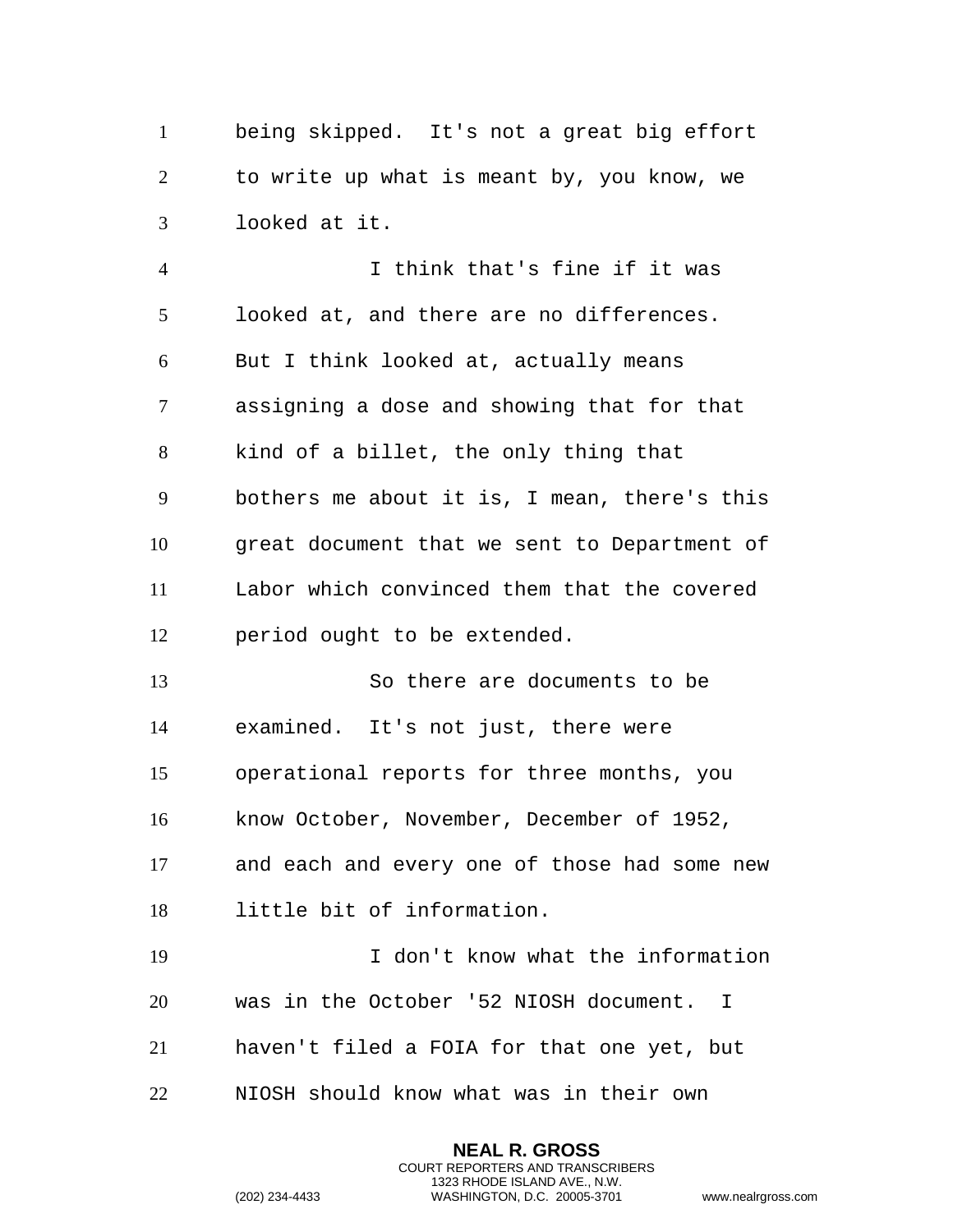being skipped. It's not a great big effort to write up what is meant by, you know, we looked at it.

I think that's fine if it was looked at, and there are no differences. But I think looked at, actually means assigning a dose and showing that for that kind of a billet, the only thing that bothers me about it is, I mean, there's this great document that we sent to Department of Labor which convinced them that the covered period ought to be extended.

So there are documents to be examined. It's not just, there were operational reports for three months, you know October, November, December of 1952, and each and every one of those had some new little bit of information.

I don't know what the information was in the October '52 NIOSH document. I haven't filed a FOIA for that one yet, but NIOSH should know what was in their own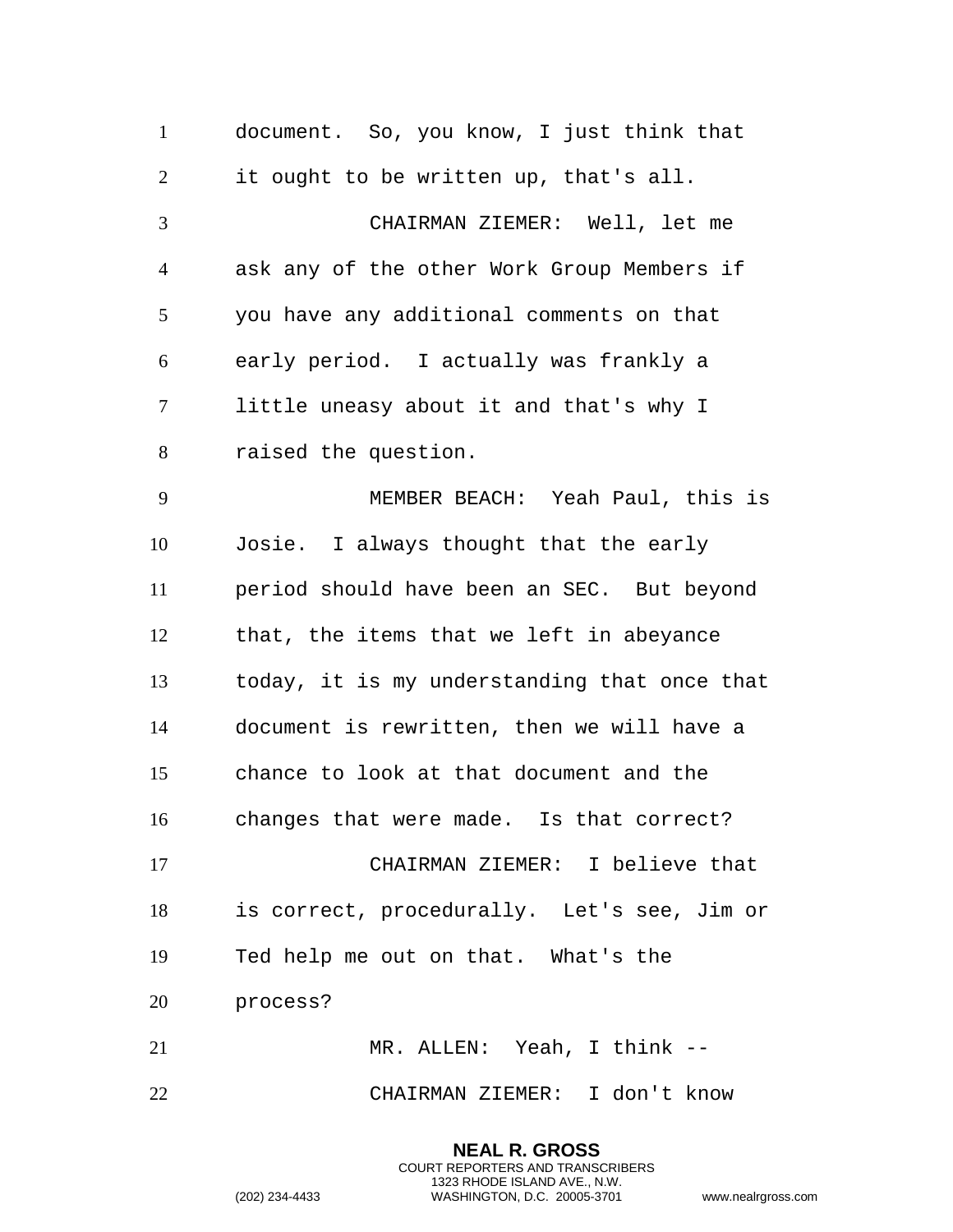document. So, you know, I just think that it ought to be written up, that's all.

CHAIRMAN ZIEMER: Well, let me ask any of the other Work Group Members if you have any additional comments on that early period. I actually was frankly a little uneasy about it and that's why I raised the question.

MEMBER BEACH: Yeah Paul, this is Josie. I always thought that the early period should have been an SEC. But beyond that, the items that we left in abeyance today, it is my understanding that once that document is rewritten, then we will have a chance to look at that document and the changes that were made. Is that correct?

CHAIRMAN ZIEMER: I believe that is correct, procedurally. Let's see, Jim or Ted help me out on that. What's the process?

MR. ALLEN: Yeah, I think --

CHAIRMAN ZIEMER: I don't know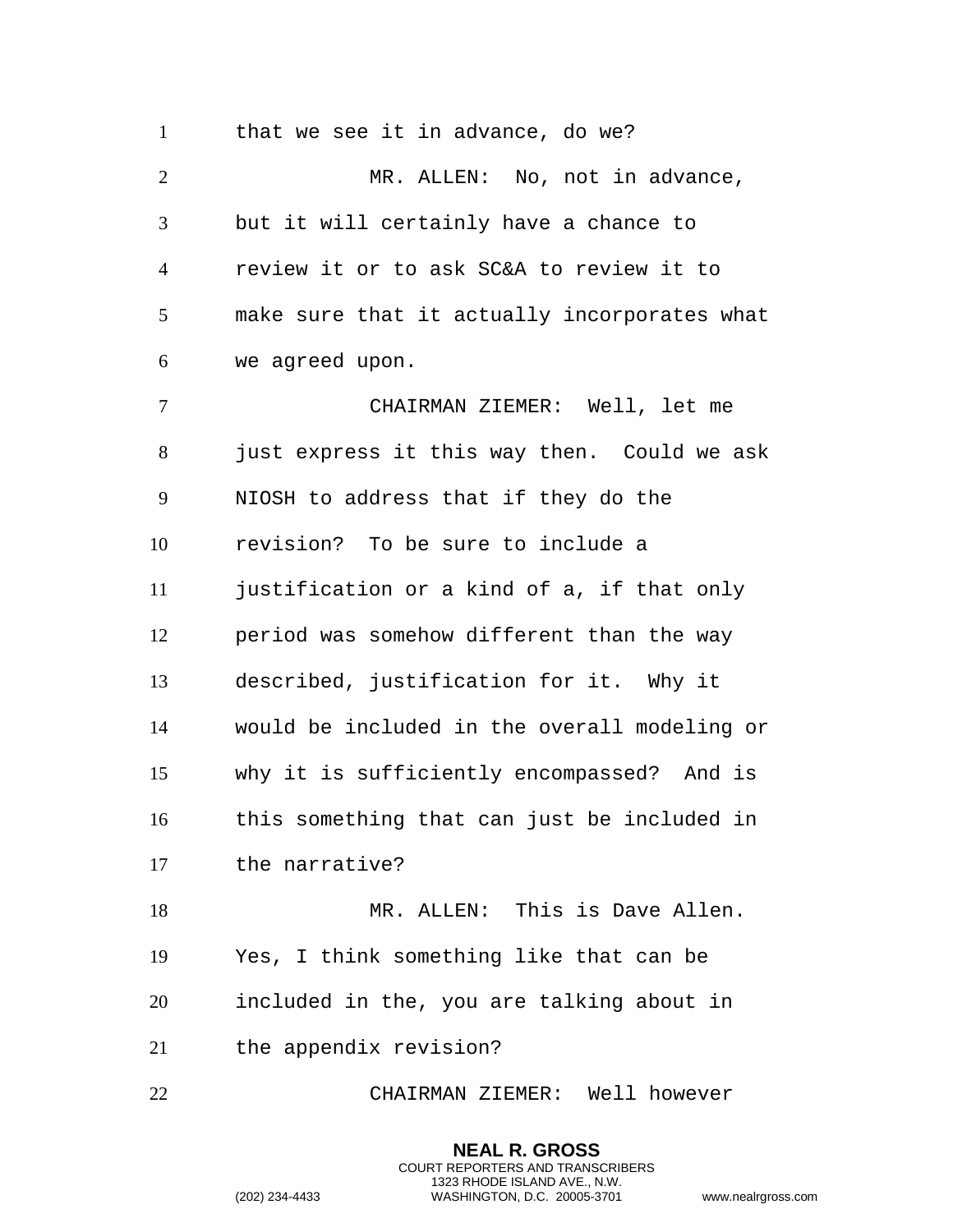that we see it in advance, do we?

MR. ALLEN: No, not in advance, but it will certainly have a chance to review it or to ask SC&A to review it to make sure that it actually incorporates what we agreed upon.

CHAIRMAN ZIEMER: Well, let me just express it this way then. Could we ask NIOSH to address that if they do the revision? To be sure to include a justification or a kind of a, if that only period was somehow different than the way described, justification for it. Why it would be included in the overall modeling or why it is sufficiently encompassed? And is this something that can just be included in the narrative?

MR. ALLEN: This is Dave Allen. Yes, I think something like that can be included in the, you are talking about in the appendix revision?

CHAIRMAN ZIEMER: Well however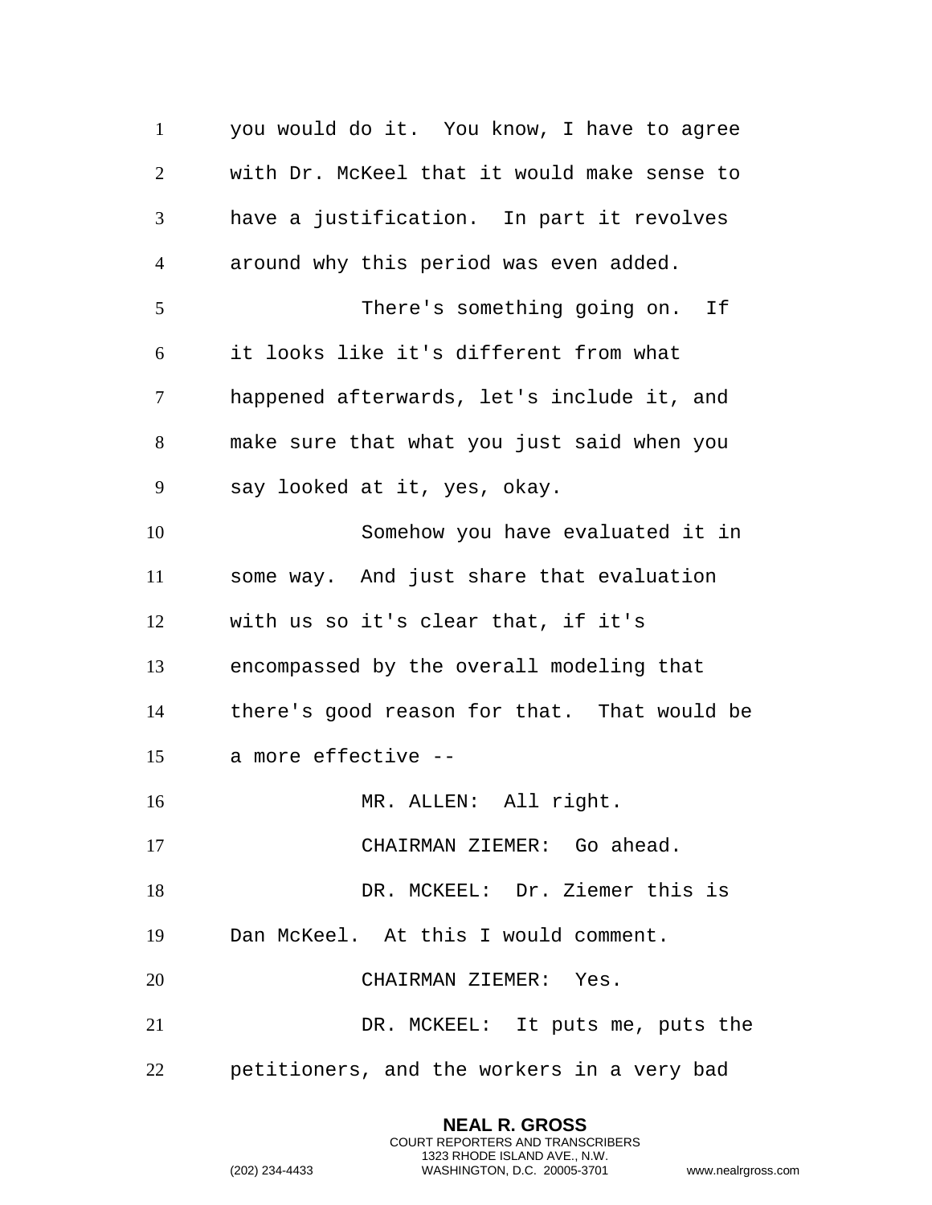you would do it. You know, I have to agree with Dr. McKeel that it would make sense to have a justification. In part it revolves around why this period was even added.

There's something going on. If it looks like it's different from what happened afterwards, let's include it, and make sure that what you just said when you say looked at it, yes, okay.

Somehow you have evaluated it in some way. And just share that evaluation with us so it's clear that, if it's encompassed by the overall modeling that there's good reason for that. That would be a more effective --

MR. ALLEN: All right.

CHAIRMAN ZIEMER: Go ahead.

DR. MCKEEL: Dr. Ziemer this is Dan McKeel. At this I would comment.

CHAIRMAN ZIEMER: Yes.

DR. MCKEEL: It puts me, puts the petitioners, and the workers in a very bad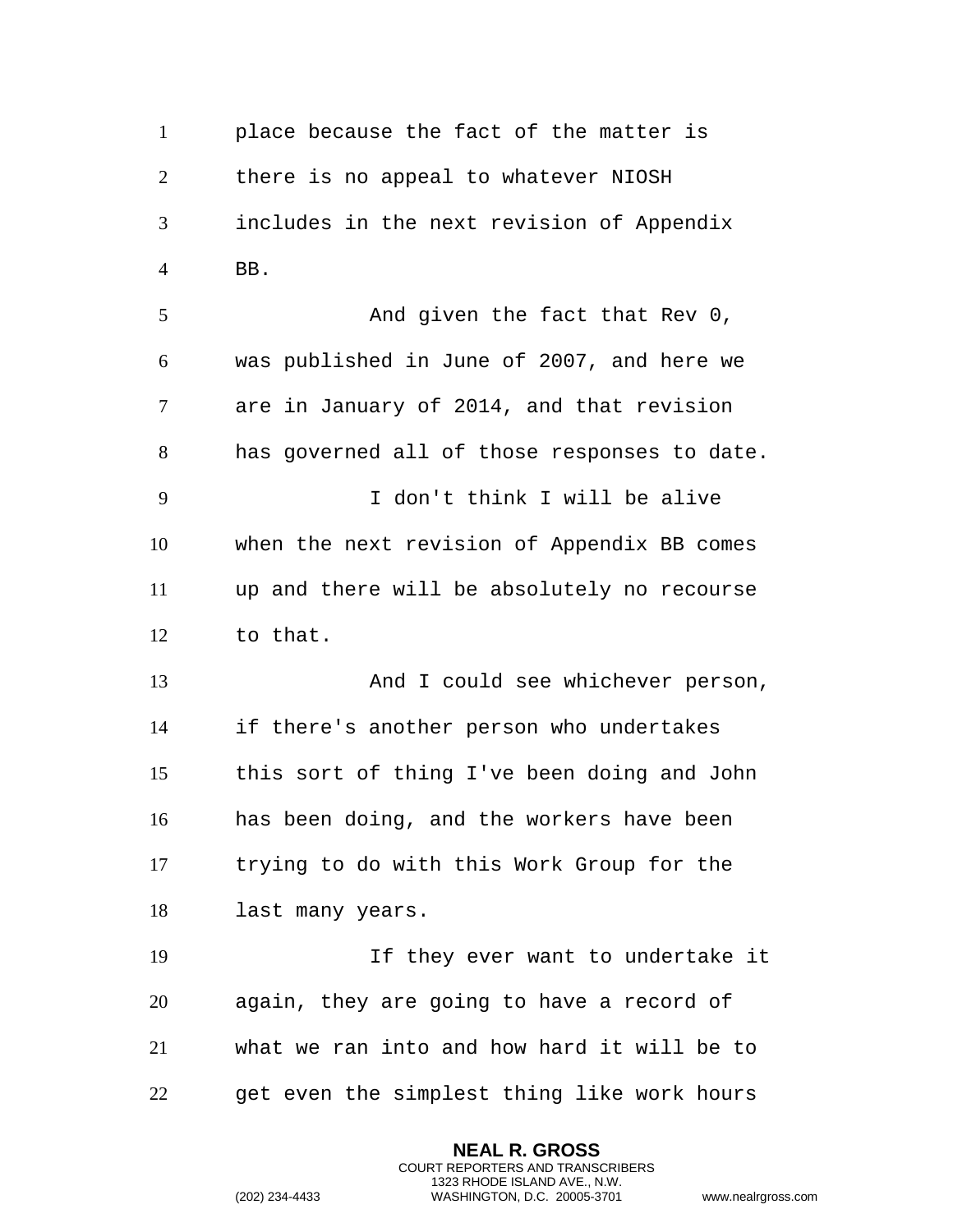place because the fact of the matter is there is no appeal to whatever NIOSH includes in the next revision of Appendix BB.

And given the fact that Rev 0, was published in June of 2007, and here we are in January of 2014, and that revision has governed all of those responses to date.

I don't think I will be alive when the next revision of Appendix BB comes up and there will be absolutely no recourse to that.

And I could see whichever person, if there's another person who undertakes this sort of thing I've been doing and John has been doing, and the workers have been trying to do with this Work Group for the last many years.

If they ever want to undertake it again, they are going to have a record of what we ran into and how hard it will be to get even the simplest thing like work hours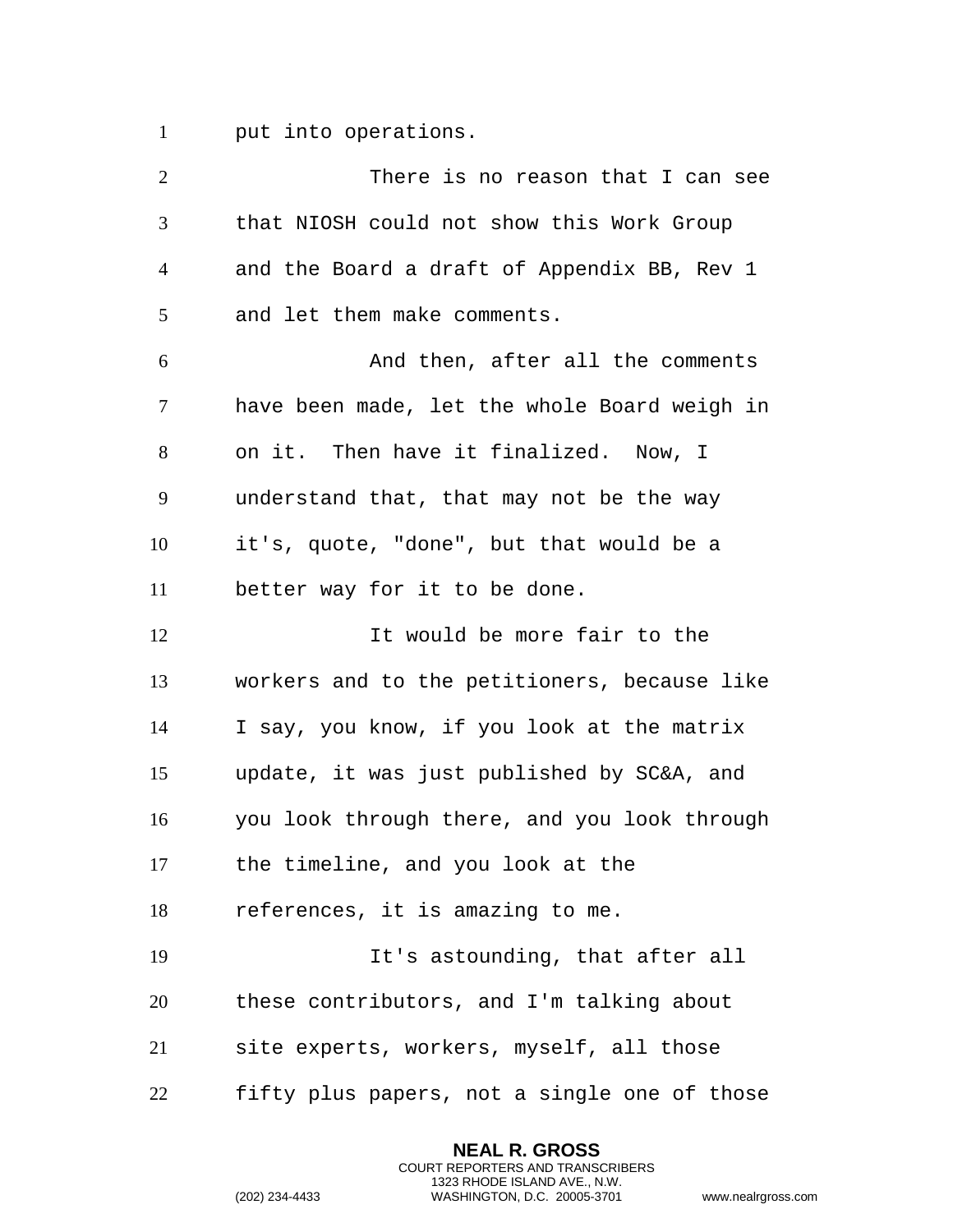put into operations.

There is no reason that I can see that NIOSH could not show this Work Group and the Board a draft of Appendix BB, Rev 1 and let them make comments.

And then, after all the comments have been made, let the whole Board weigh in on it.  Then have it finalized.  Now, I understand that, that may not be the way it's, quote, "done", but that would be a better way for it to be done.

It would be more fair to the workers and to the petitioners, because like I say, you know, if you look at the matrix update, it was just published by SC&A, and you look through there, and you look through the timeline, and you look at the references, it is amazing to me.

It's astounding, that after all these contributors, and I'm talking about site experts, workers, myself, all those fifty plus papers, not a single one of those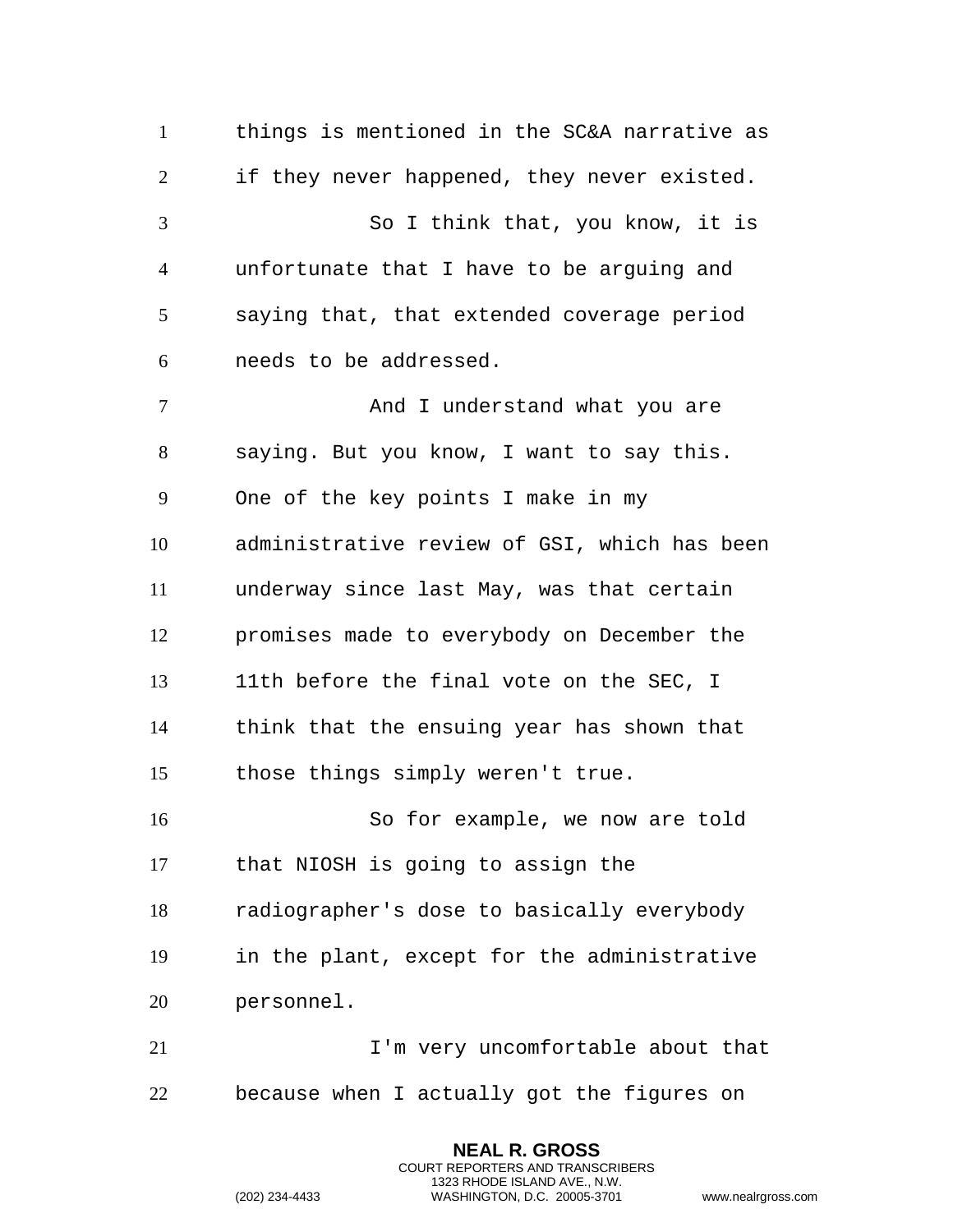things is mentioned in the SC&A narrative as if they never happened, they never existed.

So I think that, you know, it is unfortunate that I have to be arguing and saying that, that extended coverage period needs to be addressed.

And I understand what you are saying. But you know, I want to say this. One of the key points I make in my administrative review of GSI, which has been underway since last May, was that certain promises made to everybody on December the 11th before the final vote on the SEC, I think that the ensuing year has shown that those things simply weren't true.

So for example, we now are told that NIOSH is going to assign the radiographer's dose to basically everybody in the plant, except for the administrative personnel.

I'm very uncomfortable about that because when I actually got the figures on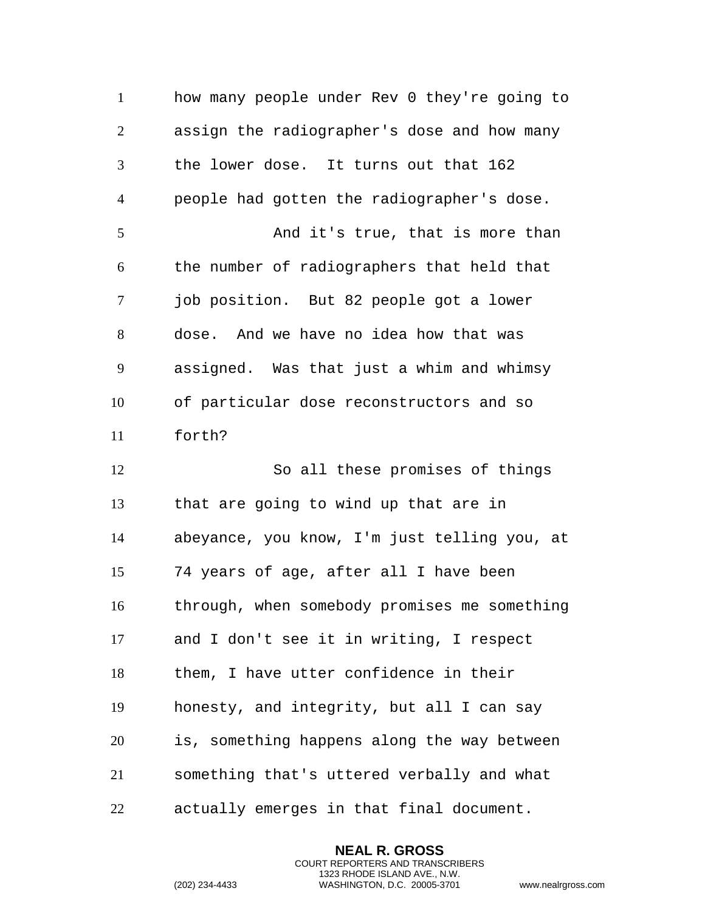how many people under Rev 0 they're going to assign the radiographer's dose and how many the lower dose. It turns out that 162 people had gotten the radiographer's dose.

And it's true, that is more than the number of radiographers that held that job position. But 82 people got a lower dose. And we have no idea how that was assigned. Was that just a whim and whimsy of particular dose reconstructors and so forth?

So all these promises of things that are going to wind up that are in abeyance, you know, I'm just telling you, at 74 years of age, after all I have been through, when somebody promises me something and I don't see it in writing, I respect them, I have utter confidence in their honesty, and integrity, but all I can say is, something happens along the way between something that's uttered verbally and what actually emerges in that final document.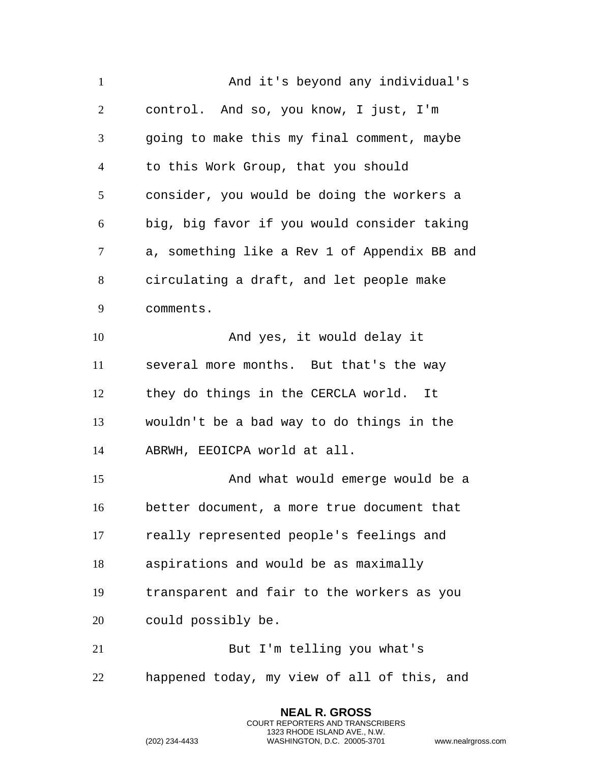And it's beyond any individual's control. And so, you know, I just, I'm going to make this my final comment, maybe to this Work Group, that you should consider, you would be doing the workers a big, big favor if you would consider taking a, something like a Rev 1 of Appendix BB and circulating a draft, and let people make comments.

And yes, it would delay it several more months. But that's the way they do things in the CERCLA world. It wouldn't be a bad way to do things in the ABRWH, EEOICPA world at all.

And what would emerge would be a better document, a more true document that really represented people's feelings and aspirations and would be as maximally transparent and fair to the workers as you could possibly be.

But I'm telling you what's happened today, my view of all of this, and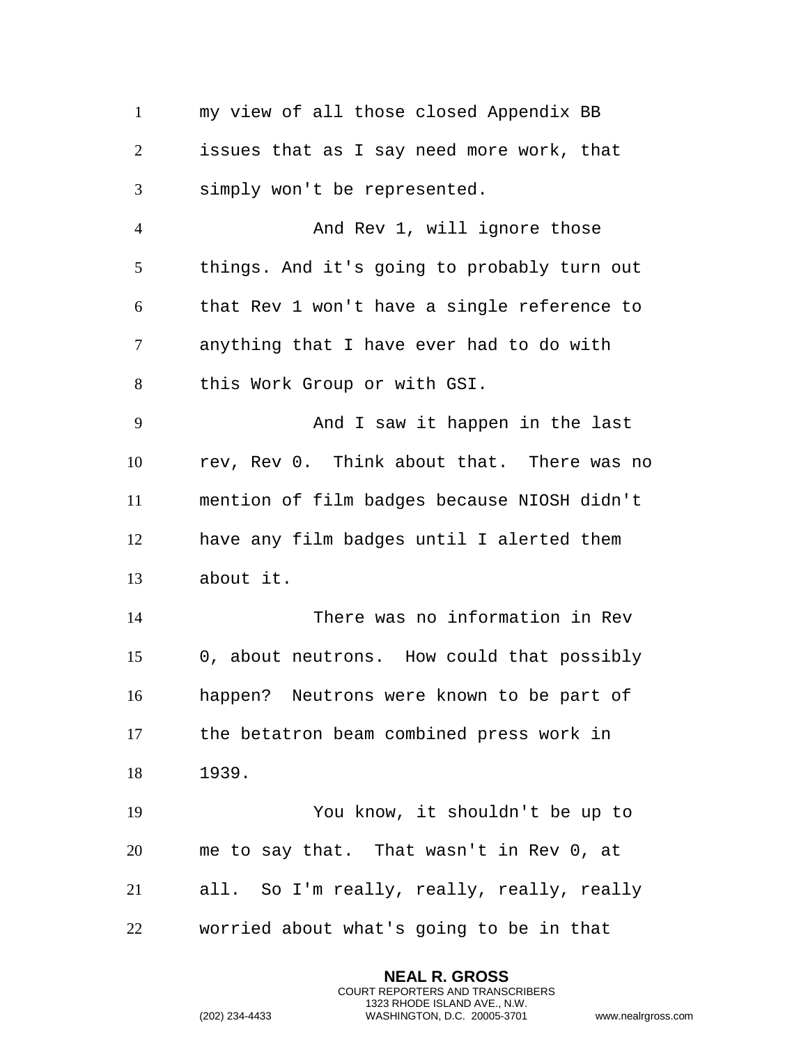my view of all those closed Appendix BB issues that as I say need more work, that simply won't be represented.

And Rev 1, will ignore those things. And it's going to probably turn out that Rev 1 won't have a single reference to anything that I have ever had to do with this Work Group or with GSI.

And I saw it happen in the last rev, Rev 0. Think about that. There was no mention of film badges because NIOSH didn't have any film badges until I alerted them about it.

There was no information in Rev 0, about neutrons. How could that possibly happen? Neutrons were known to be part of the betatron beam combined press work in 1939.

You know, it shouldn't be up to me to say that. That wasn't in Rev 0, at all. So I'm really, really, really, really worried about what's going to be in that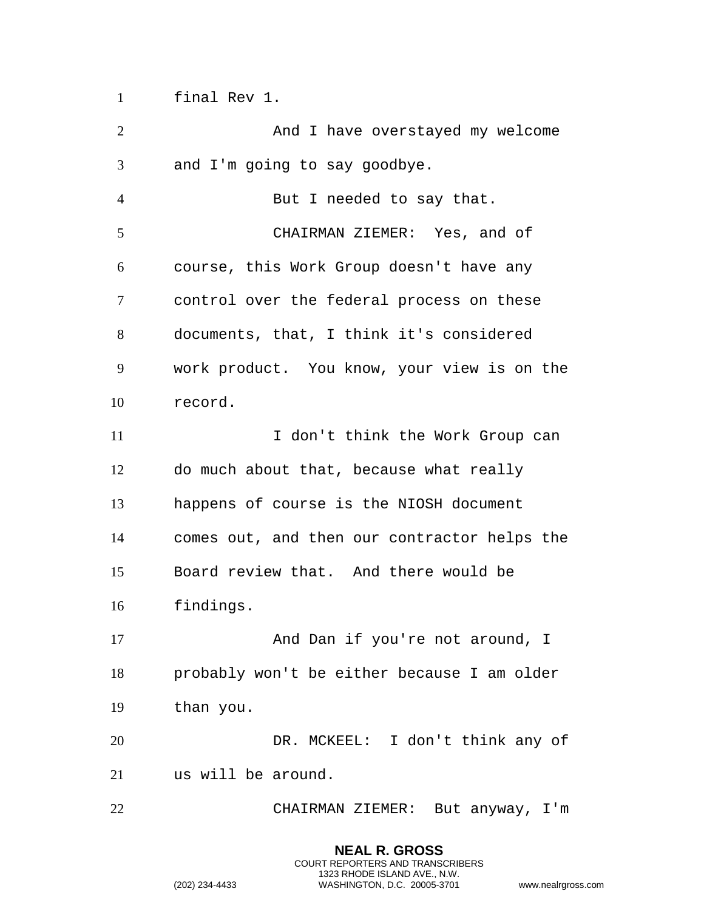final Rev 1.

And I have overstayed my welcome and I'm going to say goodbye.

But I needed to say that.

CHAIRMAN ZIEMER: Yes, and of course, this Work Group doesn't have any control over the federal process on these documents, that, I think it's considered work product. You know, your view is on the record.

I don't think the Work Group can do much about that, because what really happens of course is the NIOSH document comes out, and then our contractor helps the Board review that. And there would be findings.

And Dan if you're not around, I probably won't be either because I am older than you.

DR. MCKEEL: I don't think any of us will be around.

CHAIRMAN ZIEMER: But anyway, I'm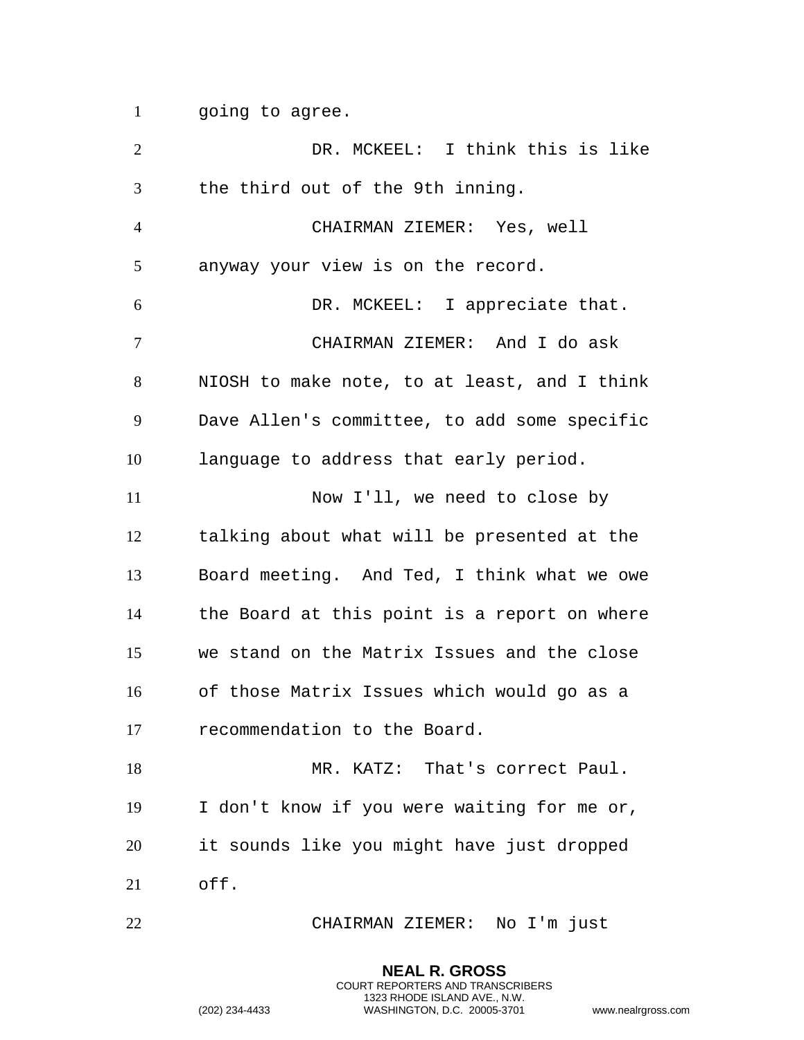going to agree.

DR. MCKEEL: I think this is like the third out of the 9th inning.

CHAIRMAN ZIEMER: Yes, well anyway your view is on the record.

DR. MCKEEL: I appreciate that.

CHAIRMAN ZIEMER: And I do ask NIOSH to make note, to at least, and I think Dave Allen's committee, to add some specific language to address that early period.

Now I'll, we need to close by talking about what will be presented at the Board meeting. And Ted, I think what we owe the Board at this point is a report on where we stand on the Matrix Issues and the close of those Matrix Issues which would go as a recommendation to the Board.

MR. KATZ: That's correct Paul. I don't know if you were waiting for me or, it sounds like you might have just dropped off.

CHAIRMAN ZIEMER: No I'm just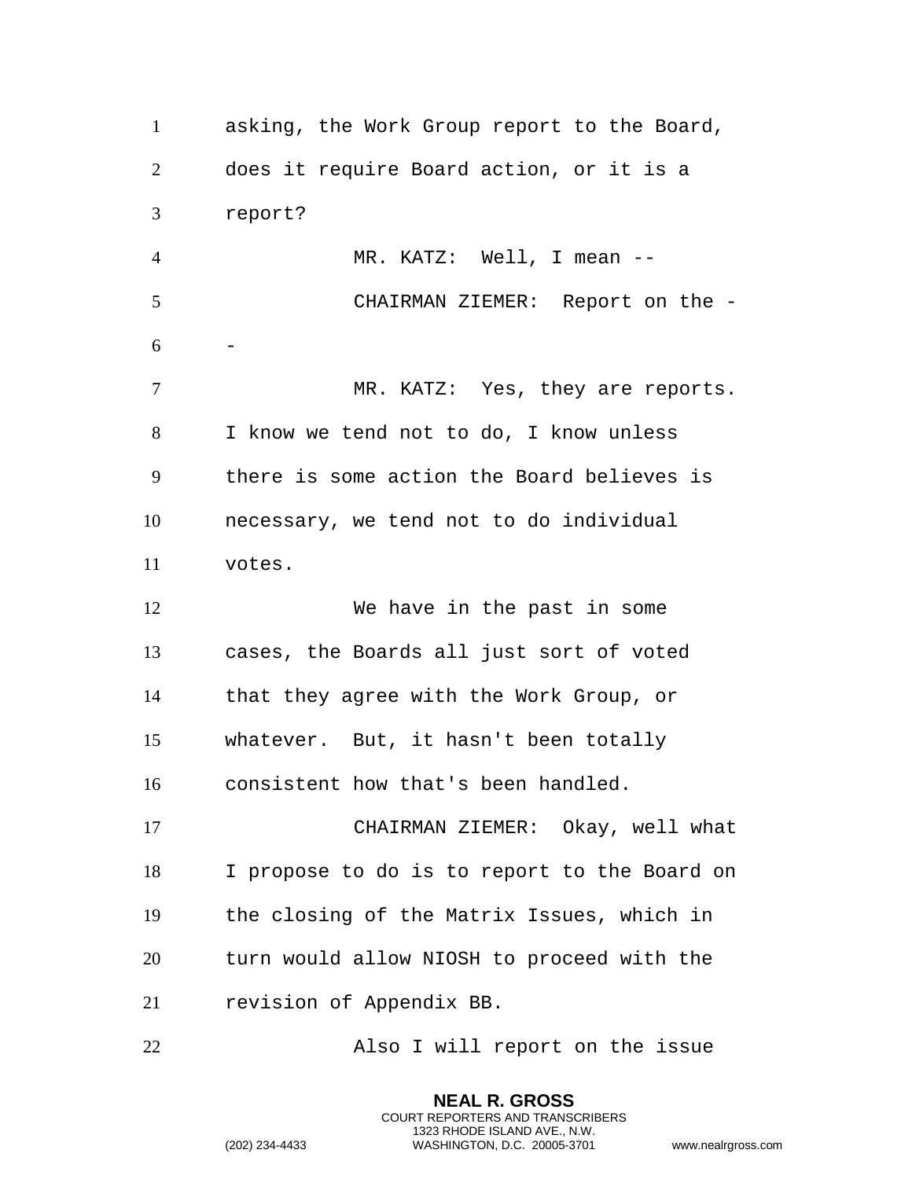asking, the Work Group report to the Board, does it require Board action, or it is a report?

MR. KATZ: Well, I mean --

CHAIRMAN ZIEMER: Report on the --

MR. KATZ: Yes, they are reports. I know we tend not to do, I know unless there is some action the Board believes is necessary, we tend not to do individual votes.

We have in the past in some cases, the Boards all just sort of voted that they agree with the Work Group, or whatever. But, it hasn't been totally consistent how that's been handled.

CHAIRMAN ZIEMER: Okay, well what I propose to do is to report to the Board on the closing of the Matrix Issues, which in turn would allow NIOSH to proceed with the revision of Appendix BB.

Also I will report on the issue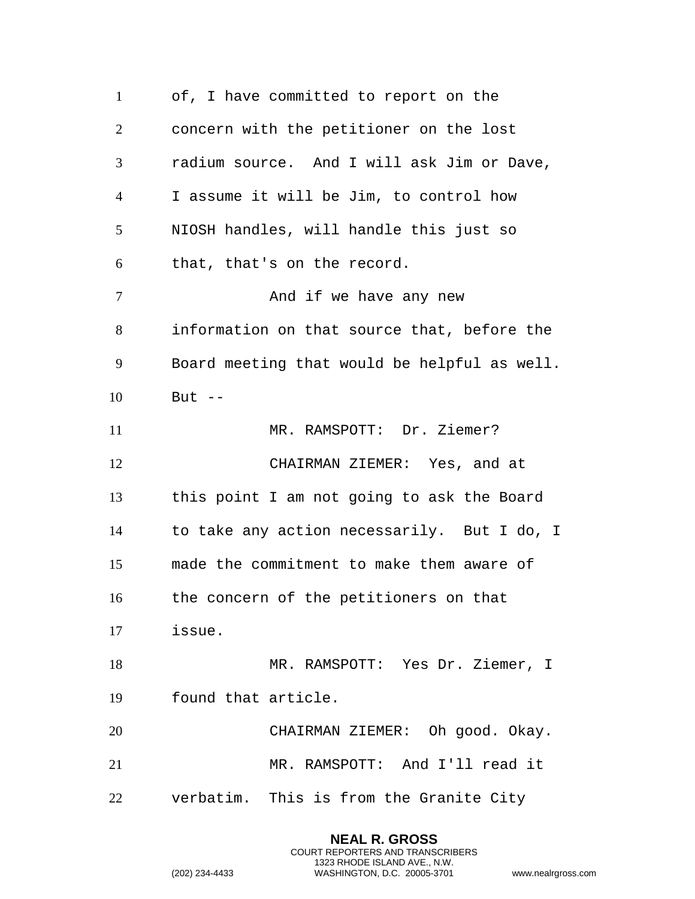of, I have committed to report on the concern with the petitioner on the lost radium source. And I will ask Jim or Dave, I assume it will be Jim, to control how NIOSH handles, will handle this just so that, that's on the record.

And if we have any new information on that source that, before the Board meeting that would be helpful as well. But --

MR. RAMSPOTT: Dr. Ziemer?

CHAIRMAN ZIEMER: Yes, and at this point I am not going to ask the Board to take any action necessarily. But I do, I made the commitment to make them aware of the concern of the petitioners on that issue.

MR. RAMSPOTT: Yes Dr. Ziemer, I found that article.

CHAIRMAN ZIEMER: Oh good. Okay.

MR. RAMSPOTT: And I'll read it verbatim. This is from the Granite City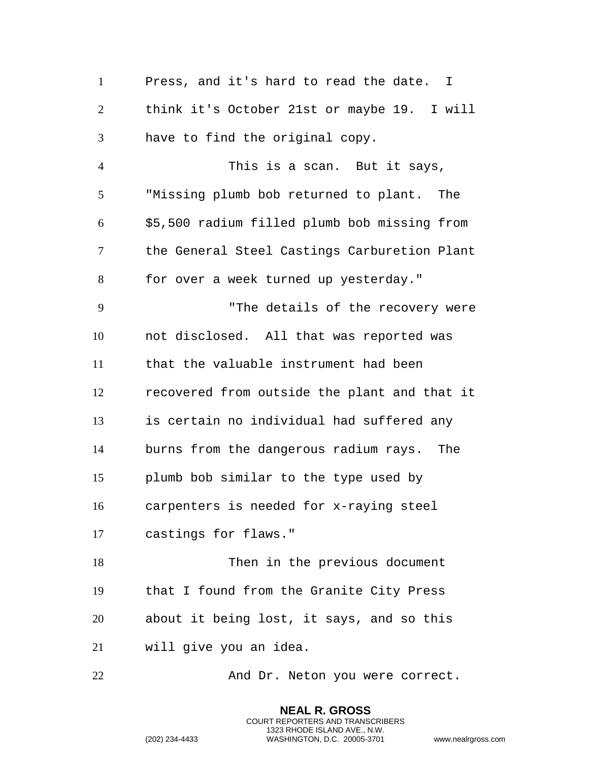Press, and it's hard to read the date. I think it's October 21st or maybe 19. I will have to find the original copy.

This is a scan. But it says, "Missing plumb bob returned to plant. The $5,500 radium filled plumb bob missing from the General Steel Castings Carburetion Plant for over a week turned up yesterday."

"The details of the recovery were not disclosed. All that was reported was that the valuable instrument had been recovered from outside the plant and that it is certain no individual had suffered any burns from the dangerous radium rays. The plumb bob similar to the type used by carpenters is needed for x-raying steel castings for flaws."

Then in the previous document that I found from the Granite City Press about it being lost, it says, and so this will give you an idea.

And Dr. Neton you were correct.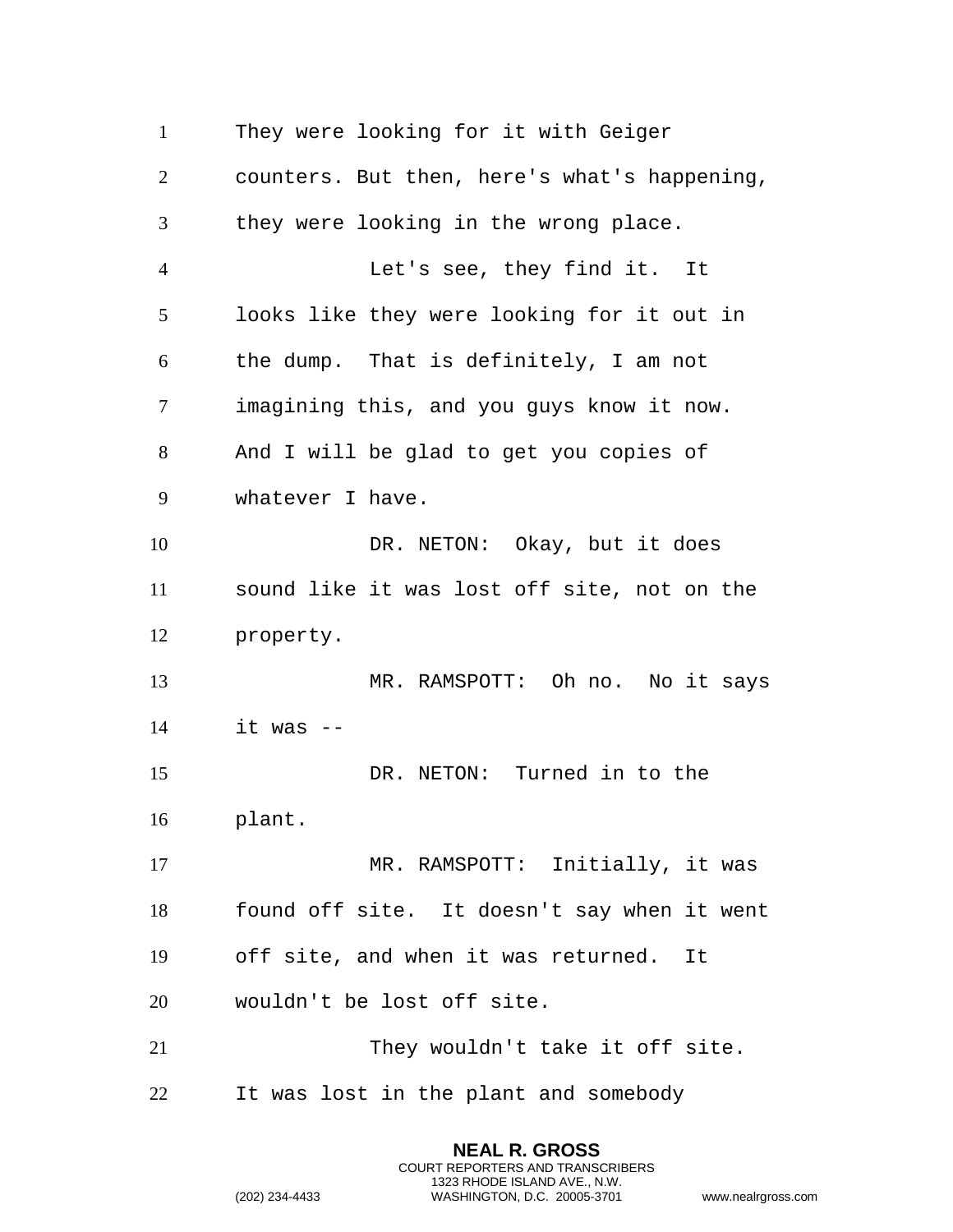They were looking for it with Geiger counters. But then, here's what's happening, they were looking in the wrong place.

Let's see, they find it. It looks like they were looking for it out in the dump. That is definitely, I am not imagining this, and you guys know it now. And I will be glad to get you copies of whatever I have.

DR. NETON: Okay, but it does sound like it was lost off site, not on the property.

MR. RAMSPOTT: Oh no. No it says it was --

DR. NETON: Turned in to the plant.

MR. RAMSPOTT: Initially, it was found off site. It doesn't say when it went off site, and when it was returned. It wouldn't be lost off site.

They wouldn't take it off site. It was lost in the plant and somebody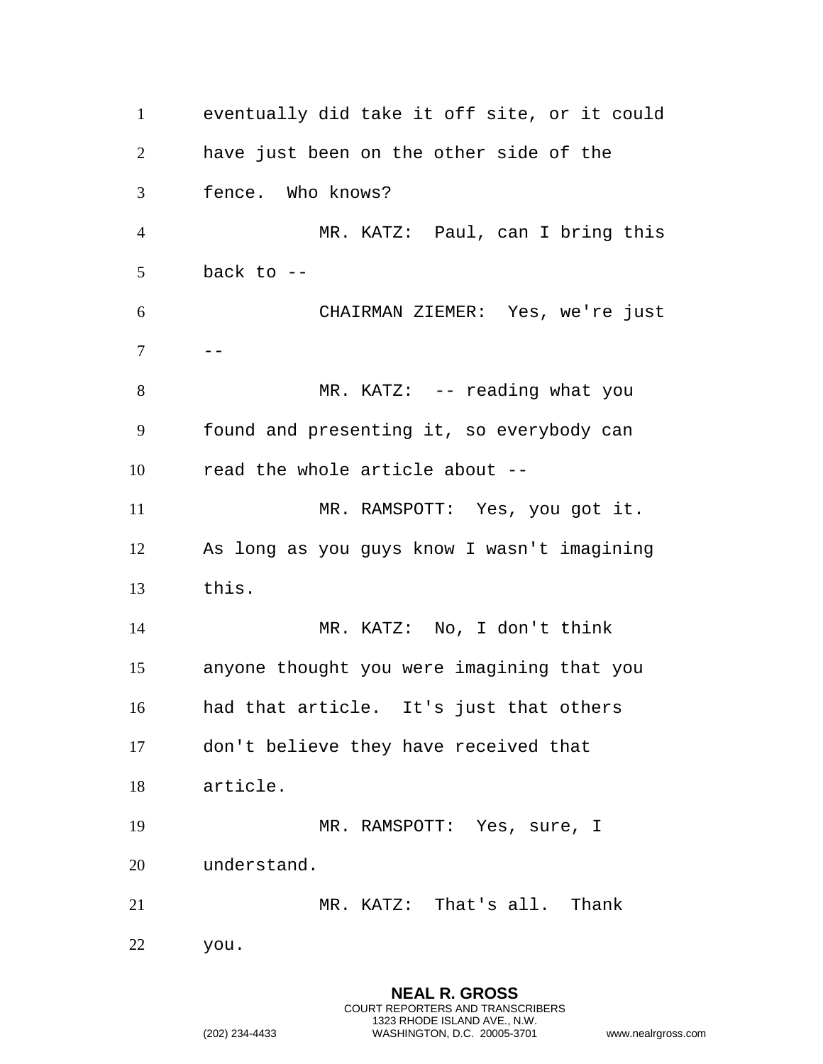eventually did take it off site, or it could have just been on the other side of the fence. Who knows?

MR. KATZ: Paul, can I bring this back to --

CHAIRMAN ZIEMER: Yes, we're just --

MR. KATZ: -- reading what you found and presenting it, so everybody can read the whole article about --

MR. RAMSPOTT: Yes, you got it. As long as you guys know I wasn't imagining this.

MR. KATZ: No, I don't think anyone thought you were imagining that you had that article. It's just that others don't believe they have received that article.

MR. RAMSPOTT: Yes, sure, I understand.

MR. KATZ: That's all. Thank you.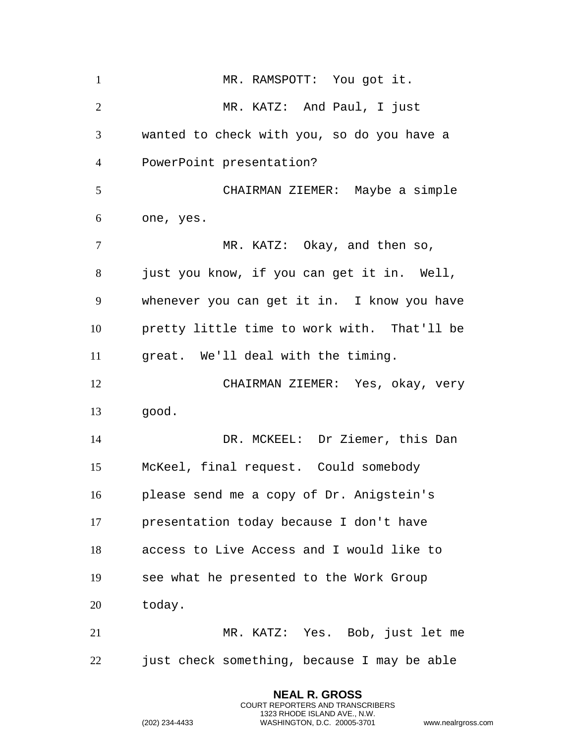MR. RAMSPOTT: You got it.

MR. KATZ: And Paul, I just wanted to check with you, so do you have a PowerPoint presentation?

CHAIRMAN ZIEMER: Maybe a simple one, yes.

MR. KATZ: Okay, and then so, just you know, if you can get it in. Well, whenever you can get it in. I know you have pretty little time to work with. That'll be great. We'll deal with the timing.

CHAIRMAN ZIEMER: Yes, okay, very good.

DR. MCKEEL: Dr Ziemer, this Dan McKeel, final request. Could somebody please send me a copy of Dr. Anigstein's presentation today because I don't have access to Live Access and I would like to see what he presented to the Work Group today.

MR. KATZ: Yes. Bob, just let me just check something, because I may be able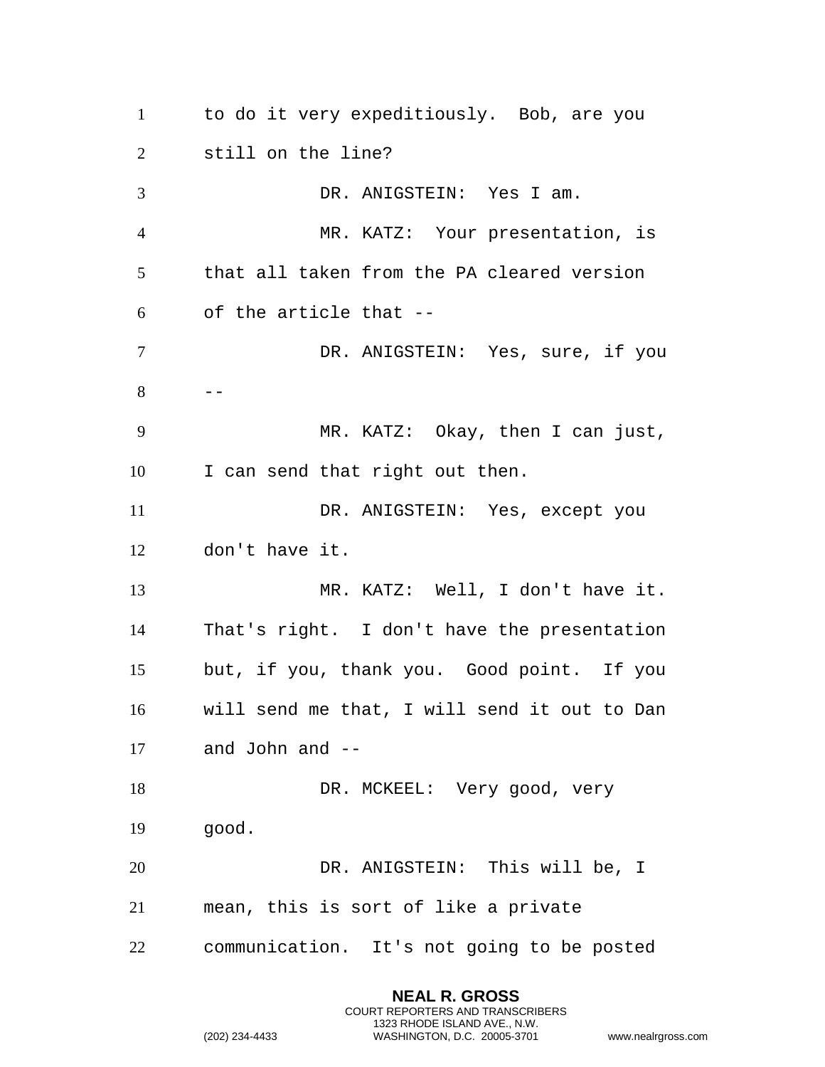to do it very expeditiously. Bob, are you still on the line?

DR. ANIGSTEIN: Yes I am.

MR. KATZ: Your presentation, is that all taken from the PA cleared version of the article that --

DR. ANIGSTEIN: Yes, sure, if you --

MR. KATZ: Okay, then I can just, I can send that right out then.

DR. ANIGSTEIN: Yes, except you don't have it.

MR. KATZ: Well, I don't have it. That's right. I don't have the presentation but, if you, thank you. Good point. If you will send me that, I will send it out to Dan and John and --

DR. MCKEEL: Very good, very good.

DR. ANIGSTEIN: This will be, I mean, this is sort of like a private communication. It's not going to be posted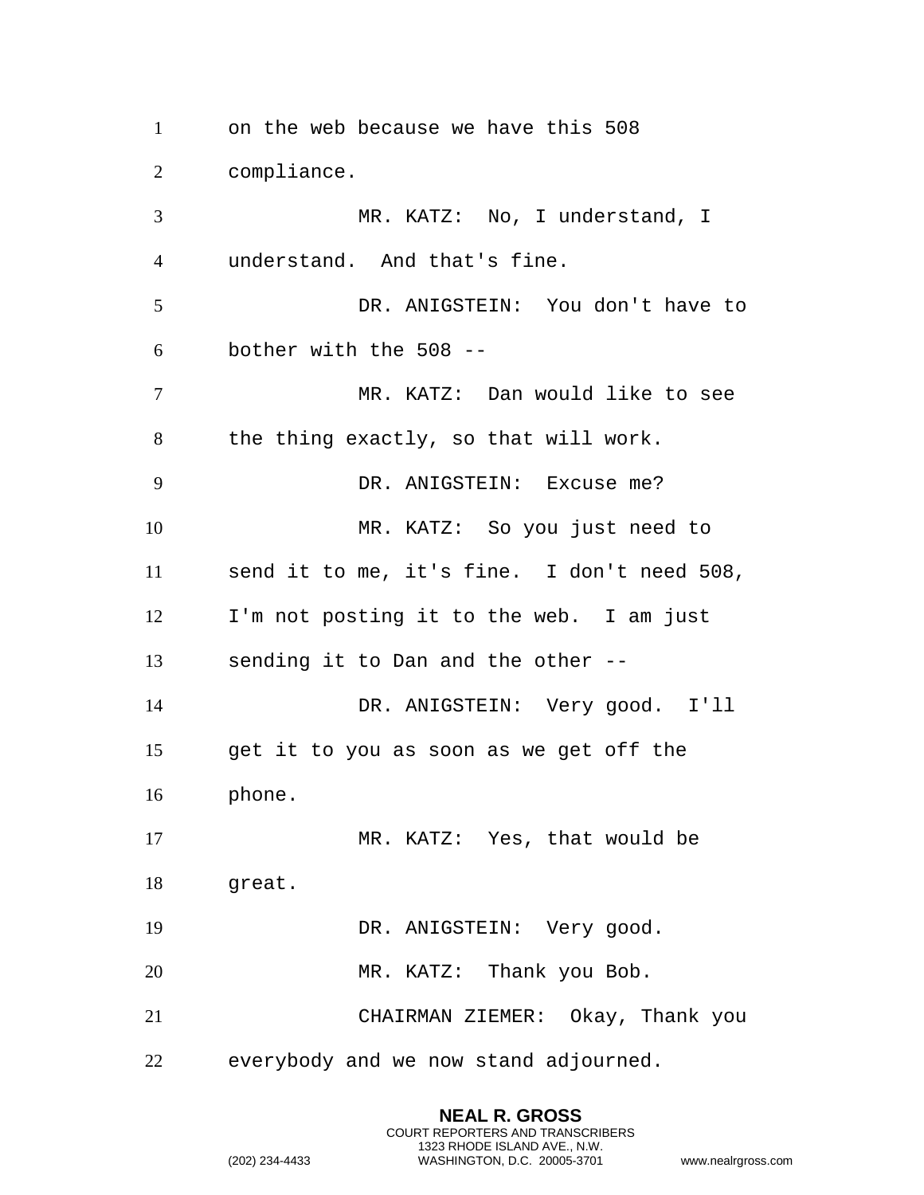on the web because we have this 508 compliance.

MR. KATZ: No, I understand, I understand. And that's fine.

DR. ANIGSTEIN: You don't have to bother with the 508 --

MR. KATZ: Dan would like to see the thing exactly, so that will work.

DR. ANIGSTEIN: Excuse me?

MR. KATZ: So you just need to send it to me, it's fine. I don't need 508, I'm not posting it to the web. I am just sending it to Dan and the other --

DR. ANIGSTEIN: Very good. I'll get it to you as soon as we get off the phone.

MR. KATZ: Yes, that would be great.

DR. ANIGSTEIN: Very good.

MR. KATZ: Thank you Bob.

CHAIRMAN ZIEMER: Okay, Thank you everybody and we now stand adjourned.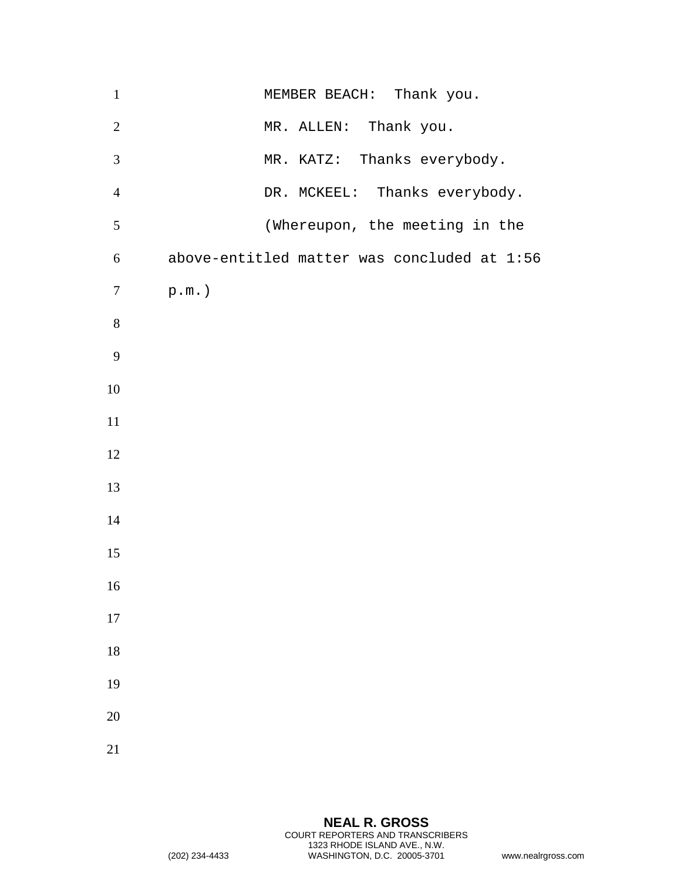MEMBER BEACH: Thank you.

MR. ALLEN: Thank you.

MR. KATZ: Thanks everybody.

DR. MCKEEL: Thanks everybody.

(Whereupon, the meeting in the above-entitled matter was concluded at 1:56 p.m.)